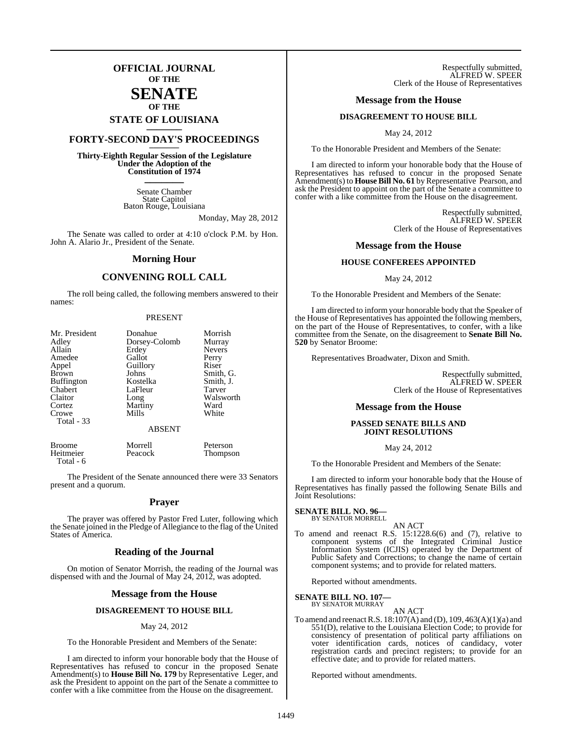# OFFICIAL JOURNAL OF THE SENATE OF THE STATE OF LOUISIANA

## FORTY-SECOND DAY'S PROCEEDINGS

**Thirty-Eighth Regular Session of the Legislature Under the Adoption of the Constitution of 1974**

Senate Chamber
State Capitol
Baton Rouge, Louisiana

Monday, May 28, 2012

The Senate was called to order at 4:10 o'clock P.M. by Hon. John A. Alario Jr., President of the Senate.

## Morning Hour

## CONVENING ROLL CALL

The roll being called, the following members answered to their names:

PRESENT

| | | |
|---|---|---|
| Mr. President | Donahue | Morrish |
| Adley | Dorsey-Colomb | Murray |
| Allain | Erdey | Nevers |
| Amedee | Gallot | Perry |
| Appel | Guillory | Riser |
| Brown | Johns | Smith, G. |
| Buffington | Kostelka | Smith, J. |
| Chabert | LaFleur | Tarver |
| Claitor | Long | Walsworth |
| Cortez | Martiny | Ward |
| Crowe | Mills | White |
| Total - 33 | | |

ABSENT

| | | |
|---|---|---|
| Broome | Morrell | Peterson |
| Heitmeier | Peacock | Thompson |
| Total - 6 | | |

The President of the Senate announced there were 33 Senators present and a quorum.

## Prayer

The prayer was offered by Pastor Fred Luter, following which the Senate joined in the Pledge of Allegiance to the flag of the United States of America.

## Reading of the Journal

On motion of Senator Morrish, the reading of the Journal was dispensed with and the Journal of May 24, 2012, was adopted.

## Message from the House

### DISAGREEMENT TO HOUSE BILL

May 24, 2012

To the Honorable President and Members of the Senate:

I am directed to inform your honorable body that the House of Representatives has refused to concur in the proposed Senate Amendment(s) to **House Bill No. 179** by Representative Leger, and ask the President to appoint on the part of the Senate a committee to confer with a like committee from the House on the disagreement.

Respectfully submitted,
ALFRED W. SPEER
Clerk of the House of Representatives

## Message from the House

### DISAGREEMENT TO HOUSE BILL

May 24, 2012

To the Honorable President and Members of the Senate:

I am directed to inform your honorable body that the House of Representatives has refused to concur in the proposed Senate Amendment(s) to **House Bill No. 61** by Representative Pearson, and ask the President to appoint on the part of the Senate a committee to confer with a like committee from the House on the disagreement.

Respectfully submitted,
ALFRED W. SPEER
Clerk of the House of Representatives

## Message from the House

### HOUSE CONFEREES APPOINTED

May 24, 2012

To the Honorable President and Members of the Senate:

I am directed to inform your honorable body that the Speaker of the House of Representatives has appointed the following members, on the part of the House of Representatives, to confer, with a like committee from the Senate, on the disagreement to **Senate Bill No. 520** by Senator Broome:

Representatives Broadwater, Dixon and Smith.

Respectfully submitted,
ALFRED W. SPEER
Clerk of the House of Representatives

## Message from the House

### PASSED SENATE BILLS AND JOINT RESOLUTIONS

May 24, 2012

To the Honorable President and Members of the Senate:

I am directed to inform your honorable body that the House of Representatives has finally passed the following Senate Bills and Joint Resolutions:

**SENATE BILL NO. 96—**
BY SENATOR MORRELL

AN ACT

To amend and reenact R.S. 15:1228.6(6) and (7), relative to component systems of the Integrated Criminal Justice Information System (ICJIS) operated by the Department of Public Safety and Corrections; to change the name of certain component systems; and to provide for related matters.

Reported without amendments.

**SENATE BILL NO. 107—**
BY SENATOR MURRAY

AN ACT

To amend and reenact R.S. 18:107(A) and (D), 109, 463(A)(1)(a) and 551(D), relative to the Louisiana Election Code; to provide for consistency of presentation of political party affiliations on voter identification cards, notices of candidacy, voter registration cards and precinct registers; to provide for an effective date; and to provide for related matters.

Reported without amendments.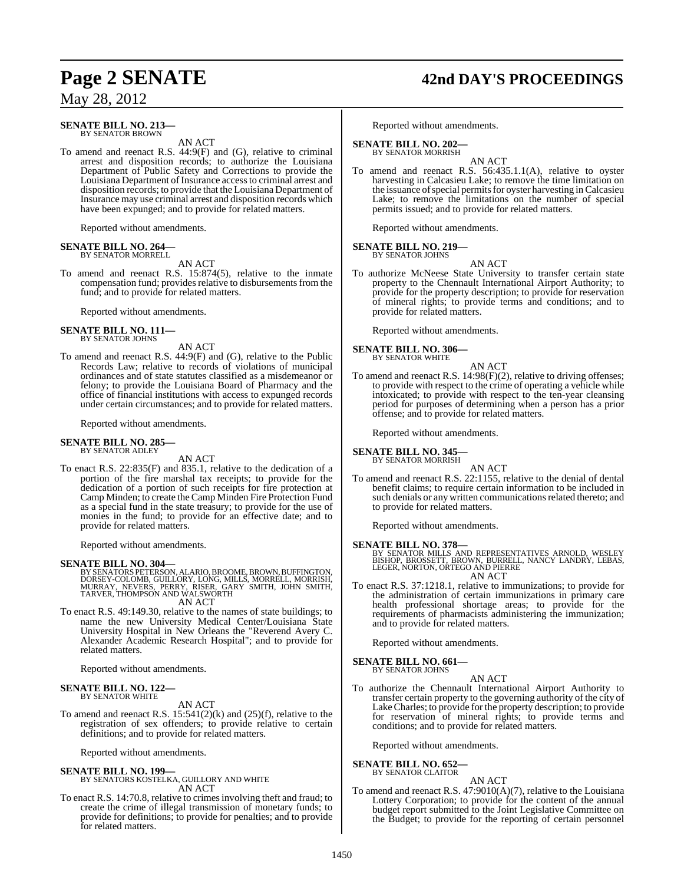**SENATE BILL NO. 213—**
BY SENATOR BROWN

AN ACT

To amend and reenact R.S. 44:9(F) and (G), relative to criminal arrest and disposition records; to authorize the Louisiana Department of Public Safety and Corrections to provide the Louisiana Department of Insurance access to criminal arrest and disposition records; to provide that the Louisiana Department of Insurance may use criminal arrest and disposition records which have been expunged; and to provide for related matters.

Reported without amendments.

**SENATE BILL NO. 264—**
BY SENATOR MORRELL

AN ACT

To amend and reenact R.S. 15:874(5), relative to the inmate compensation fund; provides relative to disbursements from the fund; and to provide for related matters.

Reported without amendments.

**SENATE BILL NO. 111—**
BY SENATOR JOHNS

AN ACT

To amend and reenact R.S. 44:9(F) and (G), relative to the Public Records Law; relative to records of violations of municipal ordinances and of state statutes classified as a misdemeanor or felony; to provide the Louisiana Board of Pharmacy and the office of financial institutions with access to expunged records under certain circumstances; and to provide for related matters.

Reported without amendments.

**SENATE BILL NO. 285—**
BY SENATOR ADLEY

AN ACT

To enact R.S. 22:835(F) and 835.1, relative to the dedication of a portion of the fire marshal tax receipts; to provide for the dedication of a portion of such receipts for fire protection at Camp Minden; to create the Camp Minden Fire Protection Fund as a special fund in the state treasury; to provide for the use of monies in the fund; to provide for an effective date; and to provide for related matters.

Reported without amendments.

**SENATE BILL NO. 304—**
BY SENATORS PETERSON, ALARIO, BROOME, BROWN, BUFFINGTON, DORSEY-COLOMB, GUILLORY, LONG, MILLS, MORRELL, MORRISH, MURRAY, NEVERS, PERRY, RISER, GARY SMITH, JOHN SMITH, TARVER, THOMPSON AND WALSWORTH

AN ACT

To enact R.S. 49:149.30, relative to the names of state buildings; to name the new University Medical Center/Louisiana State University Hospital in New Orleans the "Reverend Avery C. Alexander Academic Research Hospital"; and to provide for related matters.

Reported without amendments.

**SENATE BILL NO. 122—**
BY SENATOR WHITE

AN ACT

To amend and reenact R.S. 15:541(2)(k) and (25)(f), relative to the registration of sex offenders; to provide relative to certain definitions; and to provide for related matters.

Reported without amendments.

**SENATE BILL NO. 199—**
BY SENATORS KOSTELKA, GUILLORY AND WHITE

AN ACT

To enact R.S. 14:70.8, relative to crimes involving theft and fraud; to create the crime of illegal transmission of monetary funds; to provide for definitions; to provide for penalties; and to provide for related matters.

Reported without amendments.

**SENATE BILL NO. 202—**
BY SENATOR MORRISH

AN ACT

To amend and reenact R.S. 56:435.1.1(A), relative to oyster harvesting in Calcasieu Lake; to remove the time limitation on the issuance of special permits for oyster harvesting in Calcasieu Lake; to remove the limitations on the number of special permits issued; and to provide for related matters.

Reported without amendments.

**SENATE BILL NO. 219—**
BY SENATOR JOHNS

AN ACT

To authorize McNeese State University to transfer certain state property to the Chennault International Airport Authority; to provide for the property description; to provide for reservation of mineral rights; to provide terms and conditions; and to provide for related matters.

Reported without amendments.

**SENATE BILL NO. 306—**
BY SENATOR WHITE

AN ACT

To amend and reenact R.S. 14:98(F)(2), relative to driving offenses; to provide with respect to the crime of operating a vehicle while intoxicated; to provide with respect to the ten-year cleansing period for purposes of determining when a person has a prior offense; and to provide for related matters.

Reported without amendments.

**SENATE BILL NO. 345—**
BY SENATOR MORRISH

AN ACT

To amend and reenact R.S. 22:1155, relative to the denial of dental benefit claims; to require certain information to be included in such denials or any written communications related thereto; and to provide for related matters.

Reported without amendments.

**SENATE BILL NO. 378—**
BY SENATOR MILLS AND REPRESENTATIVES ARNOLD, WESLEY BISHOP, BROSSETT, BROWN, BURRELL, NANCY LANDRY, LEBAS, LEGER, NORTON, ORTEGO AND PIERRE

AN ACT

To enact R.S. 37:1218.1, relative to immunizations; to provide for the administration of certain immunizations in primary care health professional shortage areas; to provide for the requirements of pharmacists administering the immunization; and to provide for related matters.

Reported without amendments.

**SENATE BILL NO. 661—**
BY SENATOR JOHNS

AN ACT

To authorize the Chennault International Airport Authority to transfer certain property to the governing authority of the city of Lake Charles; to provide for the property description; to provide for reservation of mineral rights; to provide terms and conditions; and to provide for related matters.

Reported without amendments.

**SENATE BILL NO. 652—**
BY SENATOR CLAITOR

AN ACT

To amend and reenact R.S. 47:9010(A)(7), relative to the Louisiana Lottery Corporation; to provide for the content of the annual budget report submitted to the Joint Legislative Committee on the Budget; to provide for the reporting of certain personnel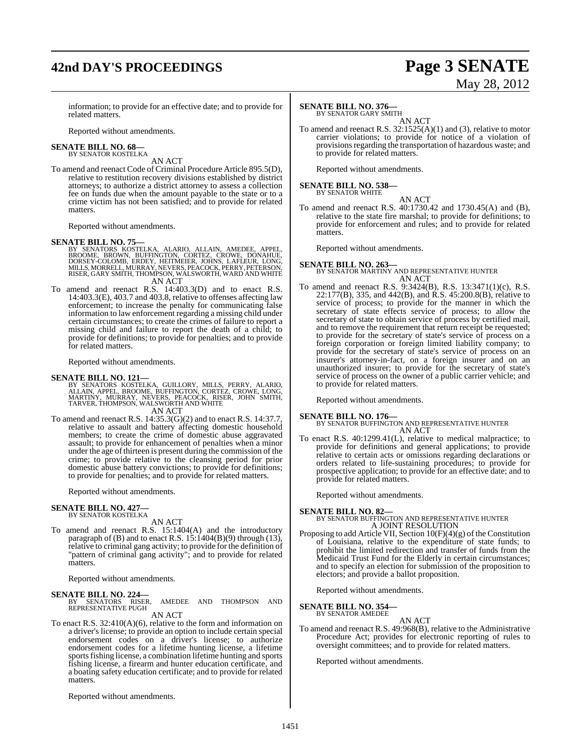information; to provide for an effective date; and to provide for related matters.

Reported without amendments.

**SENATE BILL NO. 68—**
BY SENATOR KOSTELKA

AN ACT

To amend and reenact Code of Criminal Procedure Article 895.5(D), relative to restitution recovery divisions established by district attorneys; to authorize a district attorney to assess a collection fee on funds due when the amount payable to the state or to a crime victim has not been satisfied; and to provide for related matters.

Reported without amendments.

**SENATE BILL NO. 75—**
BY SENATORS KOSTELKA, ALARIO, ALLAIN, AMEDEE, APPEL, BROOME, BROWN, BUFFINGTON, CORTEZ, CROWE, DONAHUE, DORSEY-COLOMB, ERDEY, HEITMEIER, JOHNS, LAFLEUR, LONG, MILLS, MORRELL, MURRAY, NEVERS, PEACOCK, PERRY, PETERSON, RISER, GARY SMITH, THOMPSON, WALSWORTH, WARD AND WHITE

AN ACT

To amend and reenact R.S. 14:403.3(D) and to enact R.S. 14:403.3(E), 403.7 and 403.8, relative to offenses affecting law enforcement; to increase the penalty for communicating false information to law enforcement regarding a missing child under certain circumstances; to create the crimes of failure to report a missing child and failure to report the death of a child; to provide for definitions; to provide for penalties; and to provide for related matters.

Reported without amendments.

**SENATE BILL NO. 121—**
BY SENATORS KOSTELKA, GUILLORY, MILLS, PERRY, ALARIO, ALLAIN, APPEL, BROOME, BUFFINGTON, CORTEZ, CROWE, LONG, MARTINY, MURRAY, NEVERS, PEACOCK, RISER, JOHN SMITH, TARVER, THOMPSON, WALSWORTH AND WHITE

AN ACT

To amend and reenact R.S. 14:35.3(G)(2) and to enact R.S. 14:37.7, relative to assault and battery affecting domestic household members; to create the crime of domestic abuse aggravated assault; to provide for enhancement of penalties when a minor under the age of thirteen is present during the commission of the crime; to provide relative to the cleansing period for prior domestic abuse battery convictions; to provide for definitions; to provide for penalties; and to provide for related matters.

Reported without amendments.

**SENATE BILL NO. 427—**
BY SENATOR KOSTELKA

AN ACT

To amend and reenact R.S. 15:1404(A) and the introductory paragraph of (B) and to enact R.S. 15:1404(B)(9) through (13), relative to criminal gang activity; to provide for the definition of "pattern of criminal gang activity"; and to provide for related matters.

Reported without amendments.

**SENATE BILL NO. 224—**
BY SENATORS RISER, AMEDEE AND THOMPSON AND REPRESENTATIVE PUGH

AN ACT

To enact R.S. 32:410(A)(6), relative to the form and information on a driver's license; to provide an option to include certain special endorsement codes on a driver's license; to authorize endorsement codes for a lifetime hunting license, a lifetime sports fishing license, a combination lifetime hunting and sports fishing license, a firearm and hunter education certificate, and a boating safety education certificate; and to provide for related matters.

Reported without amendments.

**SENATE BILL NO. 376—**
BY SENATOR GARY SMITH

AN ACT

To amend and reenact R.S. 32:1525(A)(1) and (3), relative to motor carrier violations; to provide for notice of a violation of provisions regarding the transportation of hazardous waste; and to provide for related matters.

Reported without amendments.

**SENATE BILL NO. 538—**
BY SENATOR WHITE

AN ACT

To amend and reenact R.S. 40:1730.42 and 1730.45(A) and (B), relative to the state fire marshal; to provide for definitions; to provide for enforcement and rules; and to provide for related matters.

Reported without amendments.

**SENATE BILL NO. 263—**
BY SENATOR MARTINY AND REPRESENTATIVE HUNTER

AN ACT

To amend and reenact R.S. 9:3424(B), R.S. 13:3471(1)(c), R.S. 22:177(B), 335, and 442(B), and R.S. 45:200.8(B), relative to service of process; to provide for the manner in which the secretary of state effects service of process; to allow the secretary of state to obtain service of process by certified mail, and to remove the requirement that return receipt be requested; to provide for the secretary of state's service of process on a foreign corporation or foreign limited liability company; to provide for the secretary of state's service of process on an insurer's attorney-in-fact, on a foreign insurer and on an unauthorized insurer; to provide for the secretary of state's service of process on the owner of a public carrier vehicle; and to provide for related matters.

Reported without amendments.

**SENATE BILL NO. 176—**
BY SENATOR BUFFINGTON AND REPRESENTATIVE HUNTER

AN ACT

To enact R.S. 40:1299.41(L), relative to medical malpractice; to provide for definitions and general applications; to provide relative to certain acts or omissions regarding declarations or orders related to life-sustaining procedures; to provide for prospective application; to provide for an effective date; and to provide for related matters.

Reported without amendments.

**SENATE BILL NO. 82—**
BY SENATOR BUFFINGTON AND REPRESENTATIVE HUNTER

A JOINT RESOLUTION

Proposing to add Article VII, Section 10(F)(4)(g) of the Constitution of Louisiana, relative to the expenditure of state funds; to prohibit the limited redirection and transfer of funds from the Medicaid Trust Fund for the Elderly in certain circumstances; and to specify an election for submission of the proposition to electors; and provide a ballot proposition.

Reported without amendments.

**SENATE BILL NO. 354—**
BY SENATOR AMEDEE

AN ACT

To amend and reenact R.S. 49:968(B), relative to the Administrative Procedure Act; provides for electronic reporting of rules to oversight committees; and to provide for related matters.

Reported without amendments.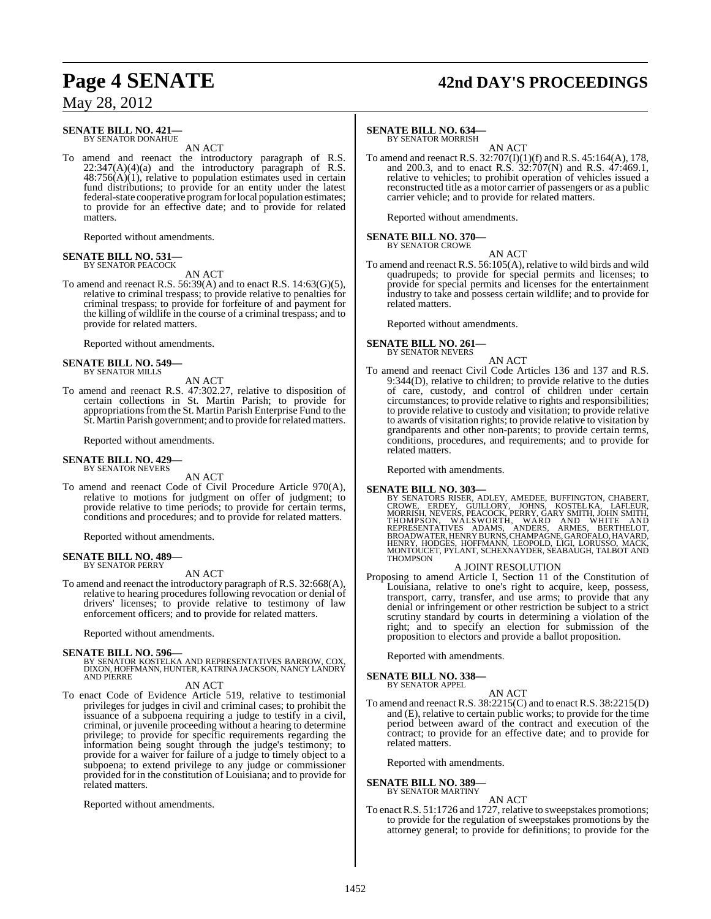**SENATE BILL NO. 421—**
BY SENATOR DONAHUE

AN ACT

To amend and reenact the introductory paragraph of R.S. 22:347(A)(4)(a) and the introductory paragraph of R.S. 48:756(A)(1), relative to population estimates used in certain fund distributions; to provide for an entity under the latest federal-state cooperative program for local population estimates; to provide for an effective date; and to provide for related matters.

Reported without amendments.

**SENATE BILL NO. 531—**
BY SENATOR PEACOCK

AN ACT

To amend and reenact R.S. 56:39(A) and to enact R.S. 14:63(G)(5), relative to criminal trespass; to provide relative to penalties for criminal trespass; to provide for forfeiture of and payment for the killing of wildlife in the course of a criminal trespass; and to provide for related matters.

Reported without amendments.

**SENATE BILL NO. 549—**
BY SENATOR MILLS

AN ACT

To amend and reenact R.S. 47:302.27, relative to disposition of certain collections in St. Martin Parish; to provide for appropriations from the St. Martin Parish Enterprise Fund to the St. Martin Parish government; and to provide for related matters.

Reported without amendments.

**SENATE BILL NO. 429—**
BY SENATOR NEVERS

AN ACT

To amend and reenact Code of Civil Procedure Article 970(A), relative to motions for judgment on offer of judgment; to provide relative to time periods; to provide for certain terms, conditions and procedures; and to provide for related matters.

Reported without amendments.

**SENATE BILL NO. 489—**
BY SENATOR PERRY

AN ACT

To amend and reenact the introductory paragraph of R.S. 32:668(A), relative to hearing procedures following revocation or denial of drivers' licenses; to provide relative to testimony of law enforcement officers; and to provide for related matters.

Reported without amendments.

**SENATE BILL NO. 596—**
BY SENATOR KOSTELKA AND REPRESENTATIVES BARROW, COX, DIXON, HOFFMANN, HUNTER, KATRINA JACKSON, NANCY LANDRY AND PIERRE

AN ACT

To enact Code of Evidence Article 519, relative to testimonial privileges for judges in civil and criminal cases; to prohibit the issuance of a subpoena requiring a judge to testify in a civil, criminal, or juvenile proceeding without a hearing to determine privilege; to provide for specific requirements regarding the information being sought through the judge's testimony; to provide for a waiver for failure of a judge to timely object to a subpoena; to extend privilege to any judge or commissioner provided for in the constitution of Louisiana; and to provide for related matters.

Reported without amendments.

**SENATE BILL NO. 634—**
BY SENATOR MORRISH

AN ACT

To amend and reenact R.S. 32:707(I)(1)(f) and R.S. 45:164(A), 178, and 200.3, and to enact R.S. 32:707(N) and R.S. 47:469.1, relative to vehicles; to prohibit operation of vehicles issued a reconstructed title as a motor carrier of passengers or as a public carrier vehicle; and to provide for related matters.

Reported without amendments.

**SENATE BILL NO. 370—**
BY SENATOR CROWE

AN ACT

To amend and reenact R.S. 56:105(A), relative to wild birds and wild quadrupeds; to provide for special permits and licenses; to provide for special permits and licenses for the entertainment industry to take and possess certain wildlife; and to provide for related matters.

Reported without amendments.

**SENATE BILL NO. 261—**
BY SENATOR NEVERS

AN ACT

To amend and reenact Civil Code Articles 136 and 137 and R.S. 9:344(D), relative to children; to provide relative to the duties of care, custody, and control of children under certain circumstances; to provide relative to rights and responsibilities; to provide relative to custody and visitation; to provide relative to awards of visitation rights; to provide relative to visitation by grandparents and other non-parents; to provide certain terms, conditions, procedures, and requirements; and to provide for related matters.

Reported with amendments.

**SENATE BILL NO. 303—**
BY SENATORS RISER, ADLEY, AMEDEE, BUFFINGTON, CHABERT, CROWE, ERDEY, GUILLORY, JOHNS, KOSTELKA, LAFLEUR, MORRISH, NEVERS, PEACOCK, PERRY, GARY SMITH, JOHN SMITH, THOMPSON, WALSWORTH, WARD AND WHITE AND REPRESENTATIVES ADAMS, ANDERS, ARMES, BERTHELOT, BROADWATER, HENRY BURNS, CHAMPAGNE, GAROFALO, HAVARD, HENRY, HODGES, HOFFMANN, LEOPOLD, LIGI, LORUSSO, MACK, MONTOUCET, PYLANT, SCHEXNAYDER, SEABAUGH, TALBOT AND THOMPSON

A JOINT RESOLUTION

Proposing to amend Article I, Section 11 of the Constitution of Louisiana, relative to one's right to acquire, keep, possess, transport, carry, transfer, and use arms; to provide that any denial or infringement or other restriction be subject to a strict scrutiny standard by courts in determining a violation of the right; and to specify an election for submission of the proposition to electors and provide a ballot proposition.

Reported with amendments.

**SENATE BILL NO. 338—**
BY SENATOR APPEL

AN ACT

To amend and reenact R.S. 38:2215(C) and to enact R.S. 38:2215(D) and (E), relative to certain public works; to provide for the time period between award of the contract and execution of the contract; to provide for an effective date; and to provide for related matters.

Reported with amendments.

**SENATE BILL NO. 389—**
BY SENATOR MARTINY

AN ACT

To enact R.S. 51:1726 and 1727, relative to sweepstakes promotions; to provide for the regulation of sweepstakes promotions by the attorney general; to provide for definitions; to provide for the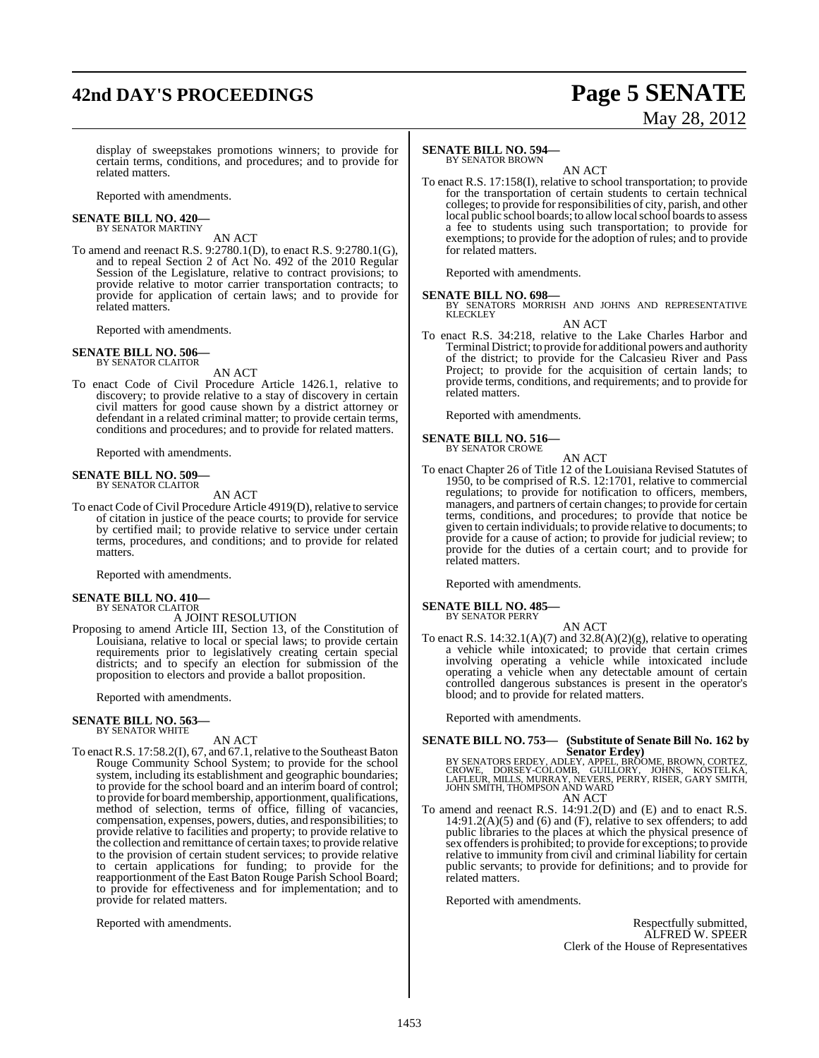display of sweepstakes promotions winners; to provide for certain terms, conditions, and procedures; and to provide for related matters.

Reported with amendments.

**SENATE BILL NO. 420—**
BY SENATOR MARTINY

AN ACT

To amend and reenact R.S. 9:2780.1(D), to enact R.S. 9:2780.1(G), and to repeal Section 2 of Act No. 492 of the 2010 Regular Session of the Legislature, relative to contract provisions; to provide relative to motor carrier transportation contracts; to provide for application of certain laws; and to provide for related matters.

Reported with amendments.

**SENATE BILL NO. 506—**
BY SENATOR CLAITOR

AN ACT

To enact Code of Civil Procedure Article 1426.1, relative to discovery; to provide relative to a stay of discovery in certain civil matters for good cause shown by a district attorney or defendant in a related criminal matter; to provide certain terms, conditions and procedures; and to provide for related matters.

Reported with amendments.

**SENATE BILL NO. 509—**
BY SENATOR CLAITOR

AN ACT

To enact Code of Civil Procedure Article 4919(D), relative to service of citation in justice of the peace courts; to provide for service by certified mail; to provide relative to service under certain terms, procedures, and conditions; and to provide for related matters.

Reported with amendments.

**SENATE BILL NO. 410—**
BY SENATOR CLAITOR

A JOINT RESOLUTION

Proposing to amend Article III, Section 13, of the Constitution of Louisiana, relative to local or special laws; to provide certain requirements prior to legislatively creating certain special districts; and to specify an election for submission of the proposition to electors and provide a ballot proposition.

Reported with amendments.

**SENATE BILL NO. 563—**
BY SENATOR WHITE

AN ACT

To enact R.S. 17:58.2(I), 67, and 67.1, relative to the Southeast Baton Rouge Community School System; to provide for the school system, including its establishment and geographic boundaries; to provide for the school board and an interim board of control; to provide for board membership, apportionment, qualifications, method of selection, terms of office, filling of vacancies, compensation, expenses, powers, duties, and responsibilities; to provide relative to facilities and property; to provide relative to the collection and remittance of certain taxes; to provide relative to the provision of certain student services; to provide relative to certain applications for funding; to provide for the reapportionment of the East Baton Rouge Parish School Board; to provide for effectiveness and for implementation; and to provide for related matters.

Reported with amendments.

**SENATE BILL NO. 594—**
BY SENATOR BROWN

AN ACT

To enact R.S. 17:158(I), relative to school transportation; to provide for the transportation of certain students to certain technical colleges; to provide for responsibilities of city, parish, and other local public school boards; to allow local school boards to assess a fee to students using such transportation; to provide for exemptions; to provide for the adoption of rules; and to provide for related matters.

Reported with amendments.

**SENATE BILL NO. 698—**
BY SENATORS MORRISH AND JOHNS AND REPRESENTATIVE KLECKLEY

AN ACT

To enact R.S. 34:218, relative to the Lake Charles Harbor and Terminal District; to provide for additional powers and authority of the district; to provide for the Calcasieu River and Pass Project; to provide for the acquisition of certain lands; to provide terms, conditions, and requirements; and to provide for related matters.

Reported with amendments.

**SENATE BILL NO. 516—**
BY SENATOR CROWE

AN ACT

To enact Chapter 26 of Title 12 of the Louisiana Revised Statutes of 1950, to be comprised of R.S. 12:1701, relative to commercial regulations; to provide for notification to officers, members, managers, and partners of certain changes; to provide for certain terms, conditions, and procedures; to provide that notice be given to certain individuals; to provide relative to documents; to provide for a cause of action; to provide for judicial review; to provide for the duties of a certain court; and to provide for related matters.

Reported with amendments.

**SENATE BILL NO. 485—**
BY SENATOR PERRY

AN ACT

To enact R.S. 14:32.1(A)(7) and 32.8(A)(2)(g), relative to operating a vehicle while intoxicated; to provide that certain crimes involving operating a vehicle while intoxicated include operating a vehicle when any detectable amount of certain controlled dangerous substances is present in the operator's blood; and to provide for related matters.

Reported with amendments.

**SENATE BILL NO. 753— (Substitute of Senate Bill No. 162 by Senator Erdey)**
BY SENATORS ERDEY, ADLEY, APPEL, BROOME, BROWN, CORTEZ, CROWE, DORSEY-COLOMB, GUILLORY, JOHNS, KOSTELKA, LAFLEUR, MILLS, MURRAY, NEVERS, PERRY, RISER, GARY SMITH, JOHN SMITH, THOMPSON AND WARD

AN ACT

To amend and reenact R.S. 14:91.2(D) and (E) and to enact R.S. 14:91.2(A)(5) and (6) and (F), relative to sex offenders; to add public libraries to the places at which the physical presence of sex offenders is prohibited; to provide for exceptions; to provide relative to immunity from civil and criminal liability for certain public servants; to provide for definitions; and to provide for related matters.

Reported with amendments.

Respectfully submitted,
ALFRED W. SPEER
Clerk of the House of Representatives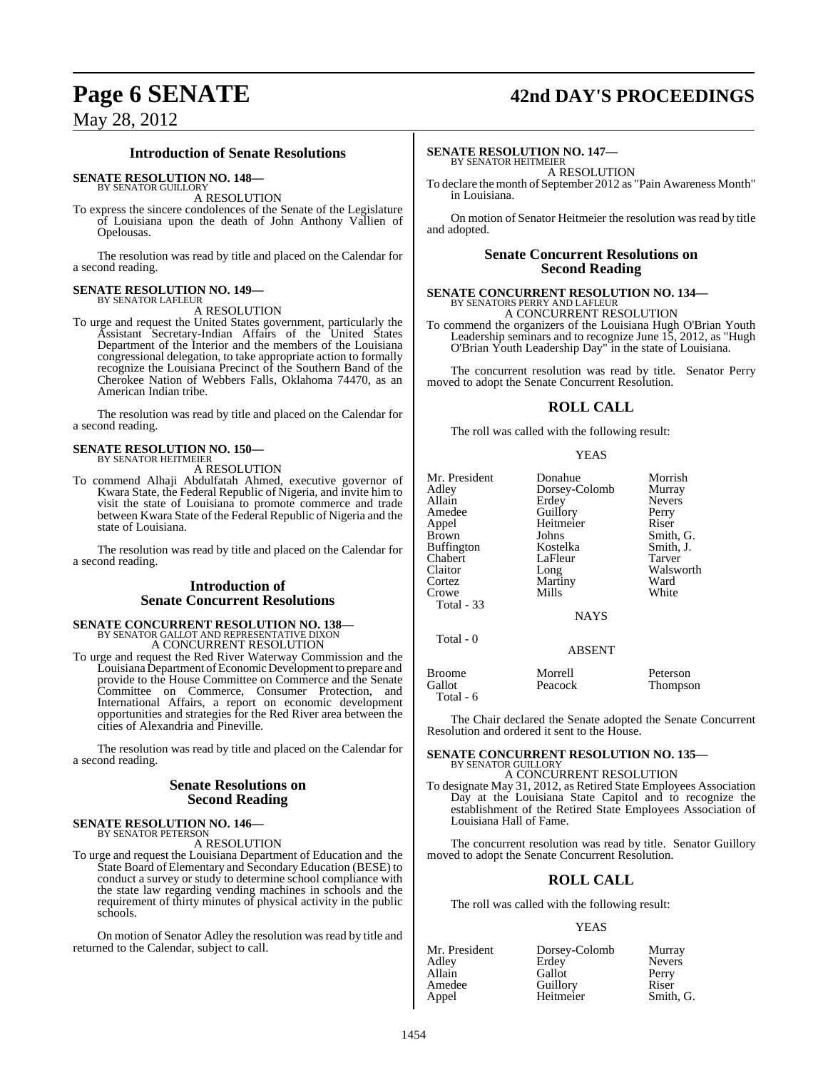## Introduction of Senate Resolutions

**SENATE RESOLUTION NO. 148—**
BY SENATOR GUILLORY
A RESOLUTION

To express the sincere condolences of the Senate of the Legislature of Louisiana upon the death of John Anthony Vallien of Opelousas.

The resolution was read by title and placed on the Calendar for a second reading.

**SENATE RESOLUTION NO. 149—**
BY SENATOR LAFLEUR
A RESOLUTION

To urge and request the United States government, particularly the Assistant Secretary-Indian Affairs of the United States Department of the Interior and the members of the Louisiana congressional delegation, to take appropriate action to formally recognize the Louisiana Precinct of the Southern Band of the Cherokee Nation of Webbers Falls, Oklahoma 74470, as an American Indian tribe.

The resolution was read by title and placed on the Calendar for a second reading.

**SENATE RESOLUTION NO. 150—**
BY SENATOR HEITMEIER
A RESOLUTION

To commend Alhaji Abdulfatah Ahmed, executive governor of Kwara State, the Federal Republic of Nigeria, and invite him to visit the state of Louisiana to promote commerce and trade between Kwara State of the Federal Republic of Nigeria and the state of Louisiana.

The resolution was read by title and placed on the Calendar for a second reading.

## Introduction of Senate Concurrent Resolutions

**SENATE CONCURRENT RESOLUTION NO. 138—**
BY SENATOR GALLOT AND REPRESENTATIVE DIXON
A CONCURRENT RESOLUTION

To urge and request the Red River Waterway Commission and the Louisiana Department of Economic Development to prepare and provide to the House Committee on Commerce and the Senate Committee on Commerce, Consumer Protection, and International Affairs, a report on economic development opportunities and strategies for the Red River area between the cities of Alexandria and Pineville.

The resolution was read by title and placed on the Calendar for a second reading.

## Senate Resolutions on Second Reading

**SENATE RESOLUTION NO. 146—**
BY SENATOR PETERSON
A RESOLUTION

To urge and request the Louisiana Department of Education and the State Board of Elementary and Secondary Education (BESE) to conduct a survey or study to determine school compliance with the state law regarding vending machines in schools and the requirement of thirty minutes of physical activity in the public schools.

On motion of Senator Adley the resolution was read by title and returned to the Calendar, subject to call.

**SENATE RESOLUTION NO. 147—**
BY SENATOR HEITMEIER
A RESOLUTION

To declare the month of September 2012 as "Pain Awareness Month" in Louisiana.

On motion of Senator Heitmeier the resolution was read by title and adopted.

## Senate Concurrent Resolutions on Second Reading

**SENATE CONCURRENT RESOLUTION NO. 134—**
BY SENATORS PERRY AND LAFLEUR
A CONCURRENT RESOLUTION

To commend the organizers of the Louisiana Hugh O'Brian Youth Leadership seminars and to recognize June 15, 2012, as "Hugh O'Brian Youth Leadership Day" in the state of Louisiana.

The concurrent resolution was read by title. Senator Perry moved to adopt the Senate Concurrent Resolution.

### ROLL CALL

The roll was called with the following result:

YEAS

| | | |
|---|---|---|
| Mr. President | Donahue | Morrish |
| Adley | Dorsey-Colomb | Murray |
| Allain | Erdey | Nevers |
| Amedee | Guillory | Perry |
| Appel | Heitmeier | Riser |
| Brown | Johns | Smith, G. |
| Buffington | Kostelka | Smith, J. |
| Chabert | LaFleur | Tarver |
| Claitor | Long | Walsworth |
| Cortez | Martiny | Ward |
| Crowe | Mills | White |

Total - 33

NAYS

Total - 0

ABSENT

| | | |
|---|---|---|
| Broome | Morrell | Peterson |
| Gallot | Peacock | Thompson |

Total - 6

The Chair declared the Senate adopted the Senate Concurrent Resolution and ordered it sent to the House.

**SENATE CONCURRENT RESOLUTION NO. 135—**
BY SENATOR GUILLORY
A CONCURRENT RESOLUTION

To designate May 31, 2012, as Retired State Employees Association Day at the Louisiana State Capitol and to recognize the establishment of the Retired State Employees Association of Louisiana Hall of Fame.

The concurrent resolution was read by title. Senator Guillory moved to adopt the Senate Concurrent Resolution.

### ROLL CALL

The roll was called with the following result:

YEAS

| | | |
|---|---|---|
| Mr. President | Dorsey-Colomb | Murray |
| Adley | Erdey | Nevers |
| Allain | Gallot | Perry |
| Amedee | Guillory | Riser |
| Appel | Heitmeier | Smith, G. |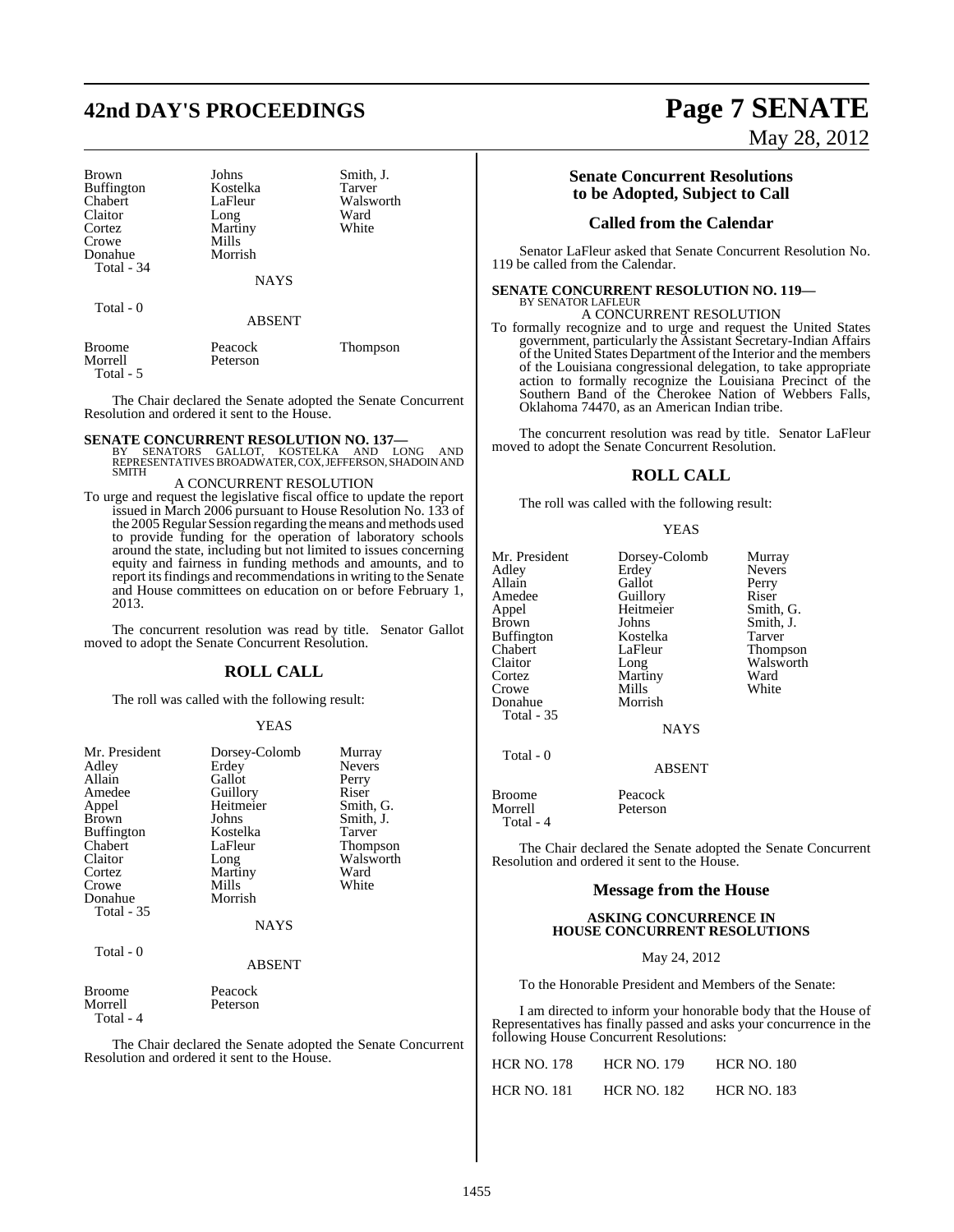| | | |
|---|---|---|
| Brown | Johns | Smith, J. |
| Buffington | Kostelka | Tarver |
| Chabert | LaFleur | Walsworth |
| Claitor | Long | Ward |
| Cortez | Martiny | White |
| Crowe | Mills | |
| Donahue | Morrish | |
| Total - 34 | | |

NAYS

Total - 0

ABSENT

| | | |
|---|---|---|
| Broome | Peacock | Thompson |
| Morrell | Peterson | |
| Total - 5 | | |

The Chair declared the Senate adopted the Senate Concurrent Resolution and ordered it sent to the House.

**SENATE CONCURRENT RESOLUTION NO. 137—**
BY SENATORS GALLOT, KOSTELKA AND LONG AND REPRESENTATIVES BROADWATER, COX, JEFFERSON, SHADOIN AND SMITH

A CONCURRENT RESOLUTION

To urge and request the legislative fiscal office to update the report issued in March 2006 pursuant to House Resolution No. 133 of the 2005 Regular Session regarding the means and methods used to provide funding for the operation of laboratory schools around the state, including but not limited to issues concerning equity and fairness in funding methods and amounts, and to report its findings and recommendations in writing to the Senate and House committees on education on or before February 1, 2013.

The concurrent resolution was read by title. Senator Gallot moved to adopt the Senate Concurrent Resolution.

## ROLL CALL

The roll was called with the following result:

YEAS

| | | |
|---|---|---|
| Mr. President | Dorsey-Colomb | Murray |
| Adley | Erdey | Nevers |
| Allain | Gallot | Perry |
| Amedee | Guillory | Riser |
| Appel | Heitmeier | Smith, G. |
| Brown | Johns | Smith, J. |
| Buffington | Kostelka | Tarver |
| Chabert | LaFleur | Thompson |
| Claitor | Long | Walsworth |
| Cortez | Martiny | Ward |
| Crowe | Mills | White |
| Donahue | Morrish | |
| Total - 35 | | |

NAYS

Total - 0

ABSENT

| | |
|---|---|
| Broome | Peacock |
| Morrell | Peterson |
| Total - 4 | |

The Chair declared the Senate adopted the Senate Concurrent Resolution and ordered it sent to the House.

## Senate Concurrent Resolutions to be Adopted, Subject to Call

## Called from the Calendar

Senator LaFleur asked that Senate Concurrent Resolution No. 119 be called from the Calendar.

**SENATE CONCURRENT RESOLUTION NO. 119—**
BY SENATOR LAFLEUR

A CONCURRENT RESOLUTION

To formally recognize and to urge and request the United States government, particularly the Assistant Secretary-Indian Affairs of the United States Department of the Interior and the members of the Louisiana congressional delegation, to take appropriate action to formally recognize the Louisiana Precinct of the Southern Band of the Cherokee Nation of Webbers Falls, Oklahoma 74470, as an American Indian tribe.

The concurrent resolution was read by title. Senator LaFleur moved to adopt the Senate Concurrent Resolution.

## ROLL CALL

The roll was called with the following result:

YEAS

| | | |
|---|---|---|
| Mr. President | Dorsey-Colomb | Murray |
| Adley | Erdey | Nevers |
| Allain | Gallot | Perry |
| Amedee | Guillory | Riser |
| Appel | Heitmeier | Smith, G. |
| Brown | Johns | Smith, J. |
| Buffington | Kostelka | Tarver |
| Chabert | LaFleur | Thompson |
| Claitor | Long | Walsworth |
| Cortez | Martiny | Ward |
| Crowe | Mills | White |
| Donahue | Morrish | |
| Total - 35 | | |

NAYS

Total - 0

ABSENT

| | |
|---|---|
| Broome | Peacock |
| Morrell | Peterson |
| Total - 4 | |

The Chair declared the Senate adopted the Senate Concurrent Resolution and ordered it sent to the House.

## Message from the House

### ASKING CONCURRENCE IN HOUSE CONCURRENT RESOLUTIONS

May 24, 2012

To the Honorable President and Members of the Senate:

I am directed to inform your honorable body that the House of Representatives has finally passed and asks your concurrence in the following House Concurrent Resolutions:

| | | |
|---|---|---|
| HCR NO. 178 | HCR NO. 179 | HCR NO. 180 |
| HCR NO. 181 | HCR NO. 182 | HCR NO. 183 |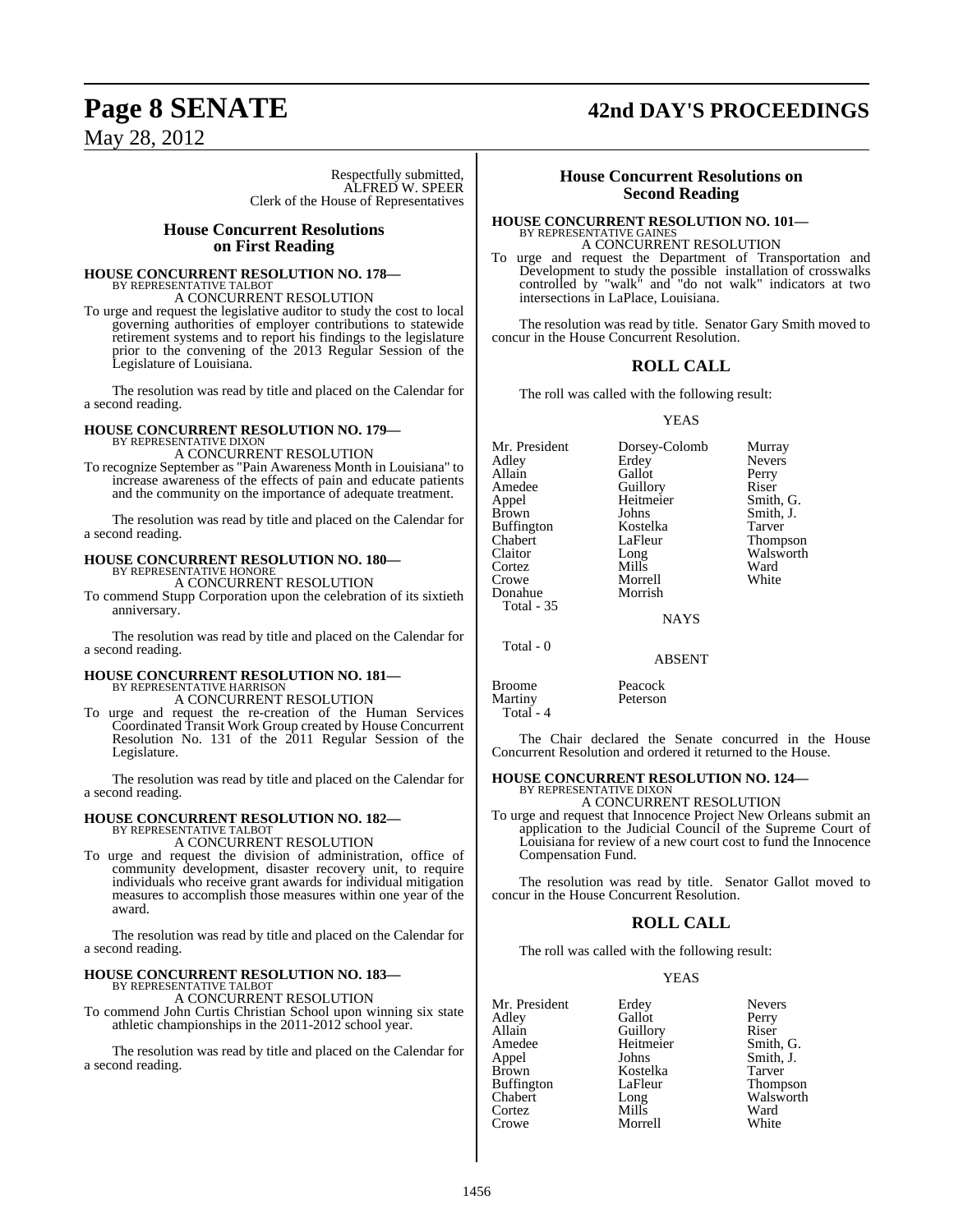Respectfully submitted,
ALFRED W. SPEER
Clerk of the House of Representatives

## House Concurrent Resolutions on First Reading

**HOUSE CONCURRENT RESOLUTION NO. 178—**
BY REPRESENTATIVE TALBOT
A CONCURRENT RESOLUTION

To urge and request the legislative auditor to study the cost to local governing authorities of employer contributions to statewide retirement systems and to report his findings to the legislature prior to the convening of the 2013 Regular Session of the Legislature of Louisiana.

The resolution was read by title and placed on the Calendar for a second reading.

**HOUSE CONCURRENT RESOLUTION NO. 179—**
BY REPRESENTATIVE DIXON
A CONCURRENT RESOLUTION

To recognize September as "Pain Awareness Month in Louisiana" to increase awareness of the effects of pain and educate patients and the community on the importance of adequate treatment.

The resolution was read by title and placed on the Calendar for a second reading.

**HOUSE CONCURRENT RESOLUTION NO. 180—**
BY REPRESENTATIVE HONORE
A CONCURRENT RESOLUTION

To commend Stupp Corporation upon the celebration of its sixtieth anniversary.

The resolution was read by title and placed on the Calendar for a second reading.

**HOUSE CONCURRENT RESOLUTION NO. 181—**
BY REPRESENTATIVE HARRISON
A CONCURRENT RESOLUTION

To urge and request the re-creation of the Human Services Coordinated Transit Work Group created by House Concurrent Resolution No. 131 of the 2011 Regular Session of the Legislature.

The resolution was read by title and placed on the Calendar for a second reading.

**HOUSE CONCURRENT RESOLUTION NO. 182—**
BY REPRESENTATIVE TALBOT
A CONCURRENT RESOLUTION

To urge and request the division of administration, office of community development, disaster recovery unit, to require individuals who receive grant awards for individual mitigation measures to accomplish those measures within one year of the award.

The resolution was read by title and placed on the Calendar for a second reading.

**HOUSE CONCURRENT RESOLUTION NO. 183—**
BY REPRESENTATIVE TALBOT
A CONCURRENT RESOLUTION

To commend John Curtis Christian School upon winning six state athletic championships in the 2011-2012 school year.

The resolution was read by title and placed on the Calendar for a second reading.

## House Concurrent Resolutions on Second Reading

**HOUSE CONCURRENT RESOLUTION NO. 101—**
BY REPRESENTATIVE GAINES
A CONCURRENT RESOLUTION

To urge and request the Department of Transportation and Development to study the possible installation of crosswalks controlled by "walk" and "do not walk" indicators at two intersections in LaPlace, Louisiana.

The resolution was read by title. Senator Gary Smith moved to concur in the House Concurrent Resolution.

### ROLL CALL

The roll was called with the following result:

YEAS

| | | |
|---|---|---|
| Mr. President | Dorsey-Colomb | Murray |
| Adley | Erdey | Nevers |
| Allain | Gallot | Perry |
| Amedee | Guillory | Riser |
| Appel | Heitmeier | Smith, G. |
| Brown | Johns | Smith, J. |
| Buffington | Kostelka | Tarver |
| Chabert | LaFleur | Thompson |
| Claitor | Long | Walsworth |
| Cortez | Mills | Ward |
| Crowe | Morrell | White |
| Donahue | Morrish | |

Total - 35

NAYS

Total - 0

ABSENT

| | |
|---|---|
| Broome | Peacock |
| Martiny | Peterson |

Total - 4

The Chair declared the Senate concurred in the House Concurrent Resolution and ordered it returned to the House.

**HOUSE CONCURRENT RESOLUTION NO. 124—**
BY REPRESENTATIVE DIXON
A CONCURRENT RESOLUTION

To urge and request that Innocence Project New Orleans submit an application to the Judicial Council of the Supreme Court of Louisiana for review of a new court cost to fund the Innocence Compensation Fund.

The resolution was read by title. Senator Gallot moved to concur in the House Concurrent Resolution.

### ROLL CALL

The roll was called with the following result:

YEAS

| | | |
|---|---|---|
| Mr. President | Erdey | Nevers |
| Adley | Gallot | Perry |
| Allain | Guillory | Riser |
| Amedee | Heitmeier | Smith, G. |
| Appel | Johns | Smith, J. |
| Brown | Kostelka | Tarver |
| Buffington | LaFleur | Thompson |
| Chabert | Long | Walsworth |
| Cortez | Mills | Ward |
| Crowe | Morrell | White |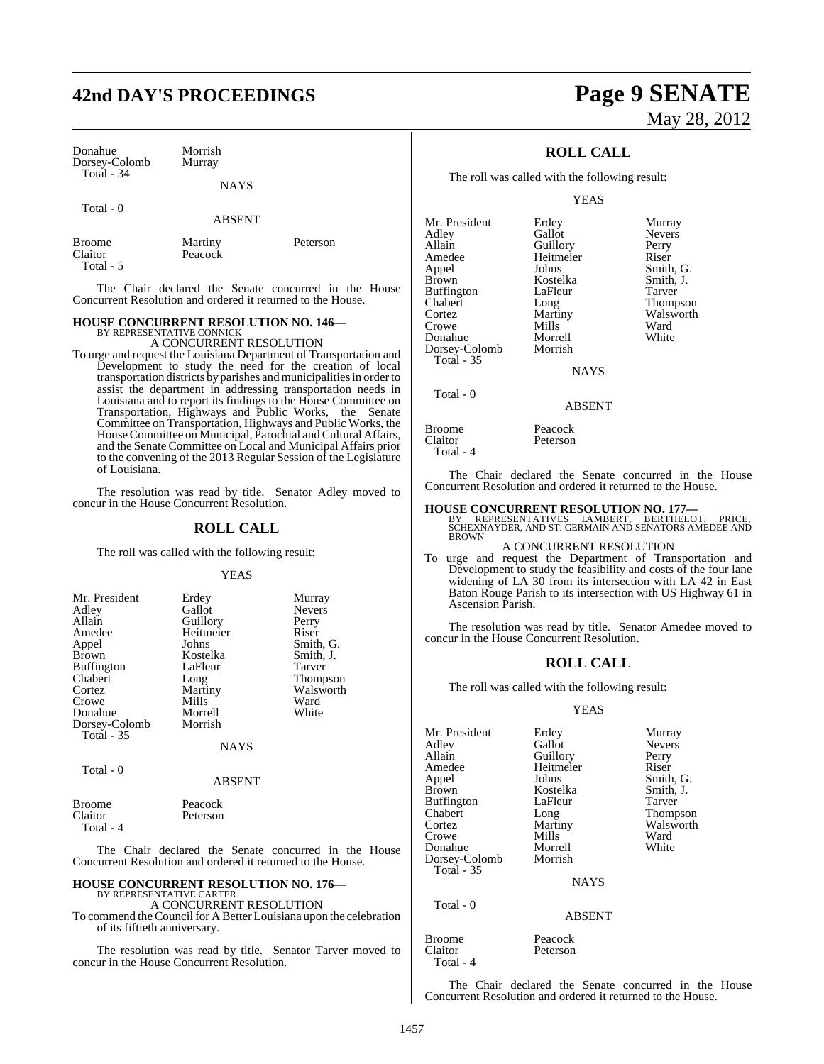| | | |
|---|---|---|
| Donahue | Morrish | |
| Dorsey-Colomb | Murray | |
| Total - 34 | | |

NAYS

Total - 0

ABSENT

| | | |
|---|---|---|
| Broome | Martiny | Peterson |
| Claitor | Peacock | |
| Total - 5 | | |

The Chair declared the Senate concurred in the House Concurrent Resolution and ordered it returned to the House.

**HOUSE CONCURRENT RESOLUTION NO. 146—**
BY REPRESENTATIVE CONNICK

A CONCURRENT RESOLUTION

To urge and request the Louisiana Department of Transportation and Development to study the need for the creation of local transportation districts by parishes and municipalities in order to assist the department in addressing transportation needs in Louisiana and to report its findings to the House Committee on Transportation, Highways and Public Works, the Senate Committee on Transportation, Highways and Public Works, the House Committee on Municipal, Parochial and Cultural Affairs, and the Senate Committee on Local and Municipal Affairs prior to the convening of the 2013 Regular Session of the Legislature of Louisiana.

The resolution was read by title. Senator Adley moved to concur in the House Concurrent Resolution.

## ROLL CALL

The roll was called with the following result:

YEAS

| | | |
|---|---|---|
| Mr. President | Erdey | Murray |
| Adley | Gallot | Nevers |
| Allain | Guillory | Perry |
| Amedee | Heitmeier | Riser |
| Appel | Johns | Smith, G. |
| Brown | Kostelka | Smith, J. |
| Buffington | LaFleur | Tarver |
| Chabert | Long | Thompson |
| Cortez | Martiny | Walsworth |
| Crowe | Mills | Ward |
| Donahue | Morrell | White |
| Dorsey-Colomb | Morrish | |
| Total - 35 | | |

NAYS

Total - 0

ABSENT

| | |
|---|---|
| Broome | Peacock |
| Claitor | Peterson |
| Total - 4 | |

The Chair declared the Senate concurred in the House Concurrent Resolution and ordered it returned to the House.

**HOUSE CONCURRENT RESOLUTION NO. 176—**
BY REPRESENTATIVE CARTER

A CONCURRENT RESOLUTION

To commend the Council for A Better Louisiana upon the celebration of its fiftieth anniversary.

The resolution was read by title. Senator Tarver moved to concur in the House Concurrent Resolution.

## ROLL CALL

The roll was called with the following result:

YEAS

| | | |
|---|---|---|
| Mr. President | Erdey | Murray |
| Adley | Gallot | Nevers |
| Allain | Guillory | Perry |
| Amedee | Heitmeier | Riser |
| Appel | Johns | Smith, G. |
| Brown | Kostelka | Smith, J. |
| Buffington | LaFleur | Tarver |
| Chabert | Long | Thompson |
| Cortez | Martiny | Walsworth |
| Crowe | Mills | Ward |
| Donahue | Morrell | White |
| Dorsey-Colomb | Morrish | |
| Total - 35 | | |

NAYS

Total - 0

ABSENT

| | |
|---|---|
| Broome | Peacock |
| Claitor | Peterson |
| Total - 4 | |

The Chair declared the Senate concurred in the House Concurrent Resolution and ordered it returned to the House.

**HOUSE CONCURRENT RESOLUTION NO. 177—**
BY REPRESENTATIVES LAMBERT, BERTHELOT, PRICE, SCHEXNAYDER, AND ST. GERMAIN AND SENATORS AMEDEE AND BROWN

A CONCURRENT RESOLUTION

To urge and request the Department of Transportation and Development to study the feasibility and costs of the four lane widening of LA 30 from its intersection with LA 42 in East Baton Rouge Parish to its intersection with US Highway 61 in Ascension Parish.

The resolution was read by title. Senator Amedee moved to concur in the House Concurrent Resolution.

## ROLL CALL

The roll was called with the following result:

YEAS

| | | |
|---|---|---|
| Mr. President | Erdey | Murray |
| Adley | Gallot | Nevers |
| Allain | Guillory | Perry |
| Amedee | Heitmeier | Riser |
| Appel | Johns | Smith, G. |
| Brown | Kostelka | Smith, J. |
| Buffington | LaFleur | Tarver |
| Chabert | Long | Thompson |
| Cortez | Martiny | Walsworth |
| Crowe | Mills | Ward |
| Donahue | Morrell | White |
| Dorsey-Colomb | Morrish | |
| Total - 35 | | |

NAYS

Total - 0

ABSENT

| | |
|---|---|
| Broome | Peacock |
| Claitor | Peterson |
| Total - 4 | |

The Chair declared the Senate concurred in the House Concurrent Resolution and ordered it returned to the House.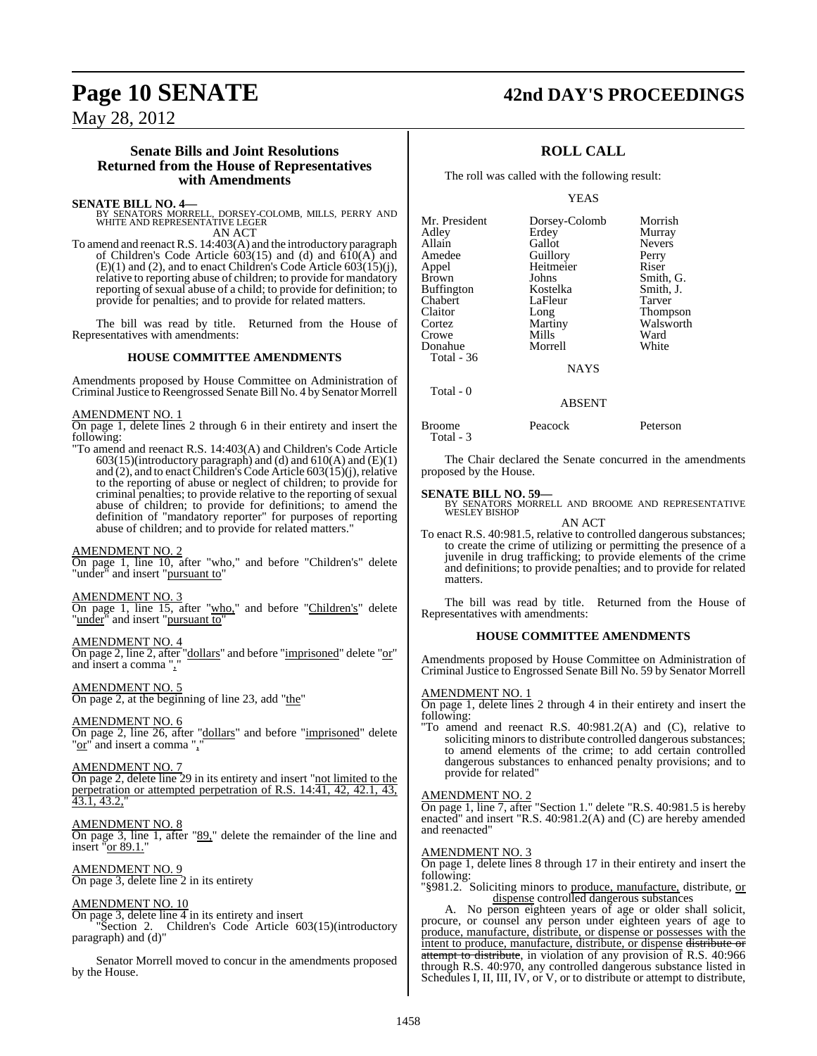## Senate Bills and Joint Resolutions Returned from the House of Representatives with Amendments

**SENATE BILL NO. 4—**
BY SENATORS MORRELL, DORSEY-COLOMB, MILLS, PERRY AND WHITE AND REPRESENTATIVE LEGER

AN ACT

To amend and reenact R.S. 14:403(A) and the introductory paragraph of Children's Code Article 603(15) and (d) and 610(A) and (E)(1) and (2), and to enact Children's Code Article 603(15)(j), relative to reporting abuse of children; to provide for mandatory reporting of sexual abuse of a child; to provide for definition; to provide for penalties; and to provide for related matters.

The bill was read by title. Returned from the House of Representatives with amendments:

### HOUSE COMMITTEE AMENDMENTS

Amendments proposed by House Committee on Administration of Criminal Justice to Reengrossed Senate Bill No. 4 by Senator Morrell

AMENDMENT NO. 1

On page 1, delete lines 2 through 6 in their entirety and insert the following:

"To amend and reenact R.S. 14:403(A) and Children's Code Article 603(15)(introductory paragraph) and (d) and 610(A) and (E)(1) and (2), and to enact Children's Code Article 603(15)(j), relative to the reporting of abuse or neglect of children; to provide for criminal penalties; to provide relative to the reporting of sexual abuse of children; to provide for definitions; to amend the definition of "mandatory reporter" for purposes of reporting abuse of children; and to provide for related matters."

AMENDMENT NO. 2

On page 1, line 10, after "who," and before "Children's" delete "under" and insert "pursuant to"

AMENDMENT NO. 3

On page 1, line 15, after "who," and before "Children's" delete "under" and insert "pursuant to"

AMENDMENT NO. 4

On page 2, line 2, after "dollars" and before "imprisoned" delete "or" and insert a comma ","

AMENDMENT NO. 5

On page 2, at the beginning of line 23, add "the"

AMENDMENT NO. 6

On page 2, line 26, after "dollars" and before "imprisoned" delete "or" and insert a comma ","

AMENDMENT NO. 7

On page 2, delete line 29 in its entirety and insert "not limited to the perpetration or attempted perpetration of R.S. 14:41, 42, 42.1, 43, 43.1, 43.2,"

AMENDMENT NO. 8

On page 3, line 1, after "89," delete the remainder of the line and insert "or 89.1."

AMENDMENT NO. 9

On page 3, delete line 2 in its entirety

AMENDMENT NO. 10

On page 3, delete line 4 in its entirety and insert

"Section 2. Children's Code Article 603(15)(introductory paragraph) and (d)"

Senator Morrell moved to concur in the amendments proposed by the House.

### ROLL CALL

The roll was called with the following result:

YEAS

| | | |
|---|---|---|
| Mr. President | Dorsey-Colomb | Morrish |
| Adley | Erdey | Murray |
| Allain | Gallot | Nevers |
| Amedee | Guillory | Perry |
| Appel | Heitmeier | Riser |
| Brown | Johns | Smith, G. |
| Buffington | Kostelka | Smith, J. |
| Chabert | LaFleur | Tarver |
| Claitor | Long | Thompson |
| Cortez | Martiny | Walsworth |
| Crowe | Mills | Ward |
| Donahue | Morrell | White |
| Total - 36 | | |

NAYS

Total - 0

ABSENT

| | | |
|---|---|---|
| Broome | Peacock | Peterson |
| Total - 3 | | |

The Chair declared the Senate concurred in the amendments proposed by the House.

**SENATE BILL NO. 59—**
BY SENATORS MORRELL AND BROOME AND REPRESENTATIVE WESLEY BISHOP

AN ACT

To enact R.S. 40:981.5, relative to controlled dangerous substances; to create the crime of utilizing or permitting the presence of a juvenile in drug trafficking; to provide elements of the crime and definitions; to provide penalties; and to provide for related matters.

The bill was read by title. Returned from the House of Representatives with amendments:

### HOUSE COMMITTEE AMENDMENTS

Amendments proposed by House Committee on Administration of Criminal Justice to Engrossed Senate Bill No. 59 by Senator Morrell

AMENDMENT NO. 1

On page 1, delete lines 2 through 4 in their entirety and insert the following:

"To amend and reenact R.S. 40:981.2(A) and (C), relative to soliciting minors to distribute controlled dangerous substances; to amend elements of the crime; to add certain controlled dangerous substances to enhanced penalty provisions; and to provide for related"

AMENDMENT NO. 2

On page 1, line 7, after "Section 1." delete "R.S. 40:981.5 is hereby enacted" and insert "R.S. 40:981.2(A) and (C) are hereby amended and reenacted"

AMENDMENT NO. 3

On page 1, delete lines 8 through 17 in their entirety and insert the following:

"§981.2. Soliciting minors to produce, manufacture, distribute, or dispense controlled dangerous substances

A. No person eighteen years of age or older shall solicit, procure, or counsel any person under eighteen years of age to produce, manufacture, distribute, or dispense or possesses with the intent to produce, manufacture, distribute, or dispense ~~distribute or attempt to distribute~~, in violation of any provision of R.S. 40:966 through R.S. 40:970, any controlled dangerous substance listed in Schedules I, II, III, IV, or V, or to distribute or attempt to distribute,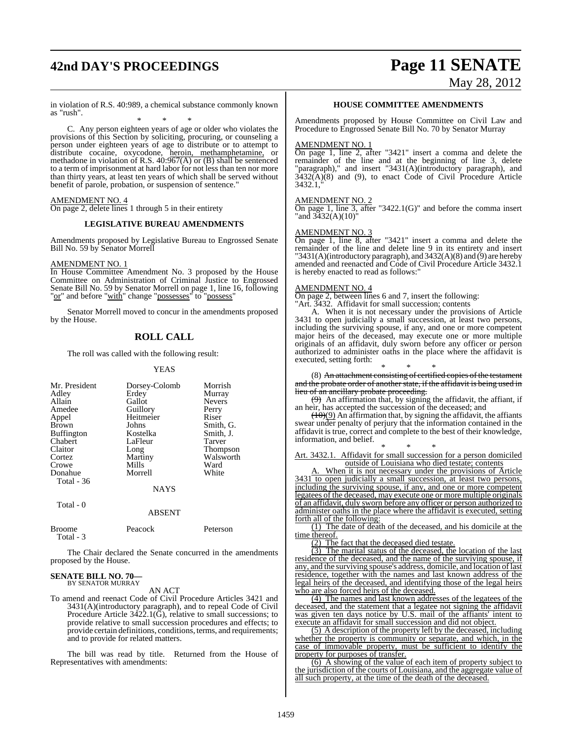in violation of R.S. 40:989, a chemical substance commonly known as "rush".

\* \* \*

C. Any person eighteen years of age or older who violates the provisions of this Section by soliciting, procuring, or counseling a person under eighteen years of age to distribute or to attempt to distribute cocaine, oxycodone, heroin, methamphetamine, or methadone in violation of R.S. 40:967(A) or (B) shall be sentenced to a term of imprisonment at hard labor for not less than ten nor more than thirty years, at least ten years of which shall be served without benefit of parole, probation, or suspension of sentence."

AMENDMENT NO. 4

On page 2, delete lines 1 through 5 in their entirety

**LEGISLATIVE BUREAU AMENDMENTS**

Amendments proposed by Legislative Bureau to Engrossed Senate Bill No. 59 by Senator Morrell

AMENDMENT NO. 1

In House Committee Amendment No. 3 proposed by the House Committee on Administration of Criminal Justice to Engrossed Senate Bill No. 59 by Senator Morrell on page 1, line 16, following "or" and before "with" change "possesses" to "possess"

Senator Morrell moved to concur in the amendments proposed by the House.

## ROLL CALL

The roll was called with the following result:

YEAS

| | | |
|---|---|---|
| Mr. President | Dorsey-Colomb | Morrish |
| Adley | Erdey | Murray |
| Allain | Gallot | Nevers |
| Amedee | Guillory | Perry |
| Appel | Heitmeier | Riser |
| Brown | Johns | Smith, G. |
| Buffington | Kostelka | Smith, J. |
| Chabert | LaFleur | Tarver |
| Claitor | Long | Thompson |
| Cortez | Martiny | Walsworth |
| Crowe | Mills | Ward |
| Donahue | Morrell | White |

Total - 36

NAYS

Total - 0

ABSENT

| | | |
|---|---|---|
| Broome | Peacock | Peterson |

Total - 3

The Chair declared the Senate concurred in the amendments proposed by the House.

**SENATE BILL NO. 70—**
BY SENATOR MURRAY

AN ACT

To amend and reenact Code of Civil Procedure Articles 3421 and 3431(A)(introductory paragraph), and to repeal Code of Civil Procedure Article 3422.1(G), relative to small successions; to provide relative to small succession procedures and effects; to provide certain definitions, conditions, terms, and requirements; and to provide for related matters.

The bill was read by title. Returned from the House of Representatives with amendments:

**HOUSE COMMITTEE AMENDMENTS**

Amendments proposed by House Committee on Civil Law and Procedure to Engrossed Senate Bill No. 70 by Senator Murray

AMENDMENT NO. 1

On page 1, line 2, after "3421" insert a comma and delete the remainder of the line and at the beginning of line 3, delete "paragraph)," and insert "3431(A)(introductory paragraph), and 3432(A)(8) and (9), to enact Code of Civil Procedure Article 3432.1,"

AMENDMENT NO. 2

On page 1, line 3, after "3422.1(G)" and before the comma insert "and 3432(A)(10)"

AMENDMENT NO. 3

On page 1, line 8, after "3421" insert a comma and delete the remainder of the line and delete line 9 in its entirety and insert "3431(A)(introductory paragraph), and 3432(A)(8) and (9) are hereby amended and reenacted and Code of Civil Procedure Article 3432.1 is hereby enacted to read as follows:"

AMENDMENT NO. 4

On page 2, between lines 6 and 7, insert the following:

"Art. 3432. Affidavit for small succession; contents

A. When it is not necessary under the provisions of Article 3431 to open judicially a small succession, at least two persons, including the surviving spouse, if any, and one or more competent major heirs of the deceased, may execute one or more multiple originals of an affidavit, duly sworn before any officer or person authorized to administer oaths in the place where the affidavit is executed, setting forth:

\* \* \*

(8) ~~An attachment consisting of certified copies of the testament and the probate order of another state, if the affidavit is being used in lieu of an ancillary probate proceeding.~~

~~(9)~~ An affirmation that, by signing the affidavit, the affiant, if an heir, has accepted the succession of the deceased; and

~~(10)~~(9) An affirmation that, by signing the affidavit, the affiants swear under penalty of perjury that the information contained in the affidavit is true, correct and complete to the best of their knowledge, information, and belief.

\* \* \*

Art. 3432.1. Affidavit for small succession for a person domiciled outside of Louisiana who died testate; contents

A. When it is not necessary under the provisions of Article 3431 to open judicially a small succession, at least two persons, including the surviving spouse, if any, and one or more competent legatees of the deceased, may execute one or more multiple originals of an affidavit, duly sworn before any officer or person authorized to administer oaths in the place where the affidavit is executed, setting forth all of the following:

(1) The date of death of the deceased, and his domicile at the time thereof.

(2) The fact that the deceased died testate.

(3) The marital status of the deceased, the location of the last residence of the deceased, and the name of the surviving spouse, if any, and the surviving spouse's address, domicile, and location of last residence, together with the names and last known address of the legal heirs of the deceased, and identifying those of the legal heirs who are also forced heirs of the deceased.

(4) The names and last known addresses of the legatees of the deceased, and the statement that a legatee not signing the affidavit was given ten days notice by U.S. mail of the affiants' intent to execute an affidavit for small succession and did not object.

(5) A description of the property left by the deceased, including whether the property is community or separate, and which, in the case of immovable property, must be sufficient to identify the property for purposes of transfer.

(6) A showing of the value of each item of property subject to the jurisdiction of the courts of Louisiana, and the aggregate value of all such property, at the time of the death of the deceased.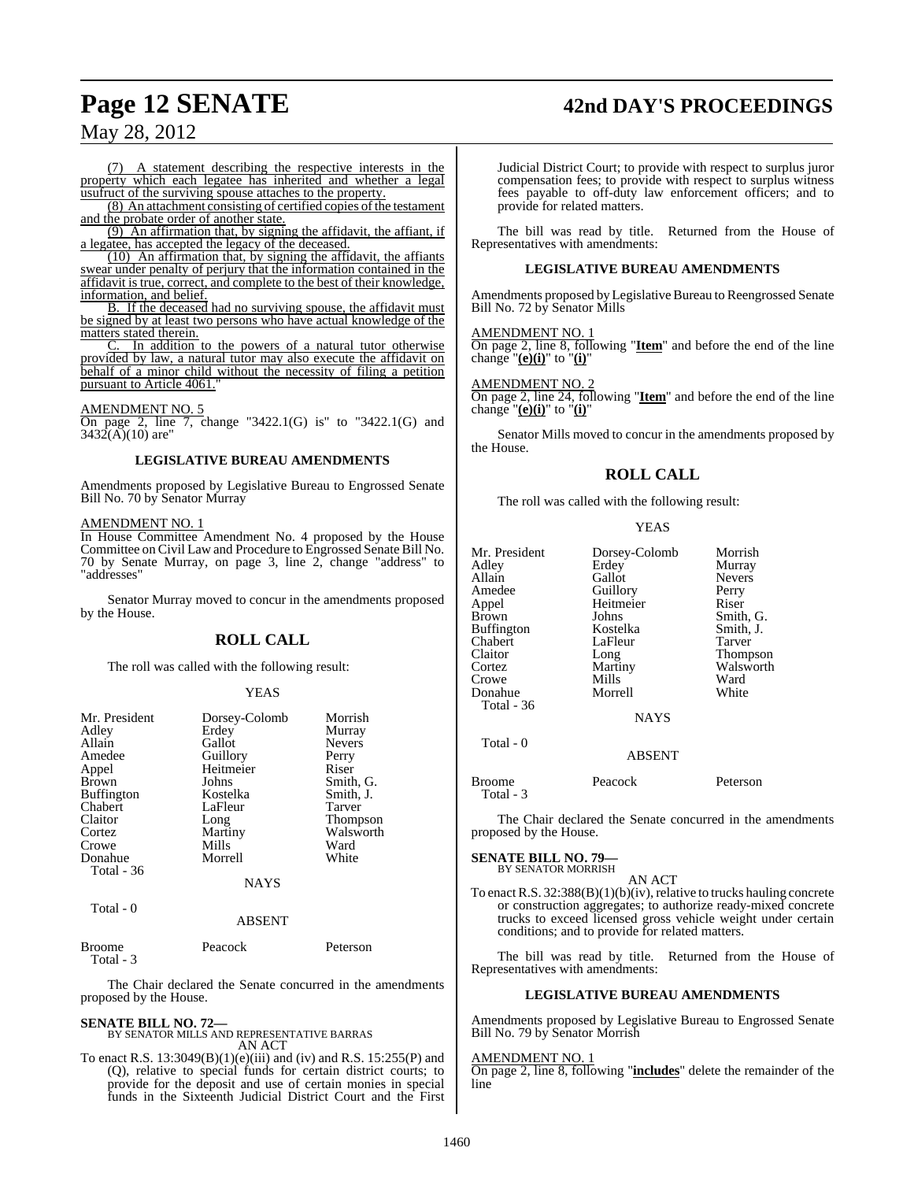(7) A statement describing the respective interests in the property which each legatee has inherited and whether a legal usufruct of the surviving spouse attaches to the property.

(8) An attachment consisting of certified copies of the testament and the probate order of another state.

(9) An affirmation that, by signing the affidavit, the affiant, if a legatee, has accepted the legacy of the deceased.

(10) An affirmation that, by signing the affidavit, the affiants swear under penalty of perjury that the information contained in the affidavit is true, correct, and complete to the best of their knowledge, information, and belief.

B. If the deceased had no surviving spouse, the affidavit must be signed by at least two persons who have actual knowledge of the matters stated therein.

C. In addition to the powers of a natural tutor otherwise provided by law, a natural tutor may also execute the affidavit on behalf of a minor child without the necessity of filing a petition pursuant to Article 4061."

AMENDMENT NO. 5

On page 2, line 7, change "3422.1(G) is" to "3422.1(G) and 3432(A)(10) are"

### LEGISLATIVE BUREAU AMENDMENTS

Amendments proposed by Legislative Bureau to Engrossed Senate Bill No. 70 by Senator Murray

AMENDMENT NO. 1

In House Committee Amendment No. 4 proposed by the House Committee on Civil Law and Procedure to Engrossed Senate Bill No. 70 by Senate Murray, on page 3, line 2, change "address" to "addresses"

Senator Murray moved to concur in the amendments proposed by the House.

## ROLL CALL

The roll was called with the following result:

YEAS

| | | |
|---|---|---|
| Mr. President | Dorsey-Colomb | Morrish |
| Adley | Erdey | Murray |
| Allain | Gallot | Nevers |
| Amedee | Guillory | Perry |
| Appel | Heitmeier | Riser |
| Brown | Johns | Smith, G. |
| Buffington | Kostelka | Smith, J. |
| Chabert | LaFleur | Tarver |
| Claitor | Long | Thompson |
| Cortez | Martiny | Walsworth |
| Crowe | Mills | Ward |
| Donahue | Morrell | White |

Total - 36

NAYS

Total - 0

ABSENT

| | | |
|---|---|---|
| Broome | Peacock | Peterson |

Total - 3

The Chair declared the Senate concurred in the amendments proposed by the House.

**SENATE BILL NO. 72—**
BY SENATOR MILLS AND REPRESENTATIVE BARRAS

AN ACT

To enact R.S. 13:3049(B)(1)(e)(iii) and (iv) and R.S. 15:255(P) and (Q), relative to special funds for certain district courts; to provide for the deposit and use of certain monies in special funds in the Sixteenth Judicial District Court and the First Judicial District Court; to provide with respect to surplus juror compensation fees; to provide with respect to surplus witness fees payable to off-duty law enforcement officers; and to provide for related matters.

The bill was read by title. Returned from the House of Representatives with amendments:

### LEGISLATIVE BUREAU AMENDMENTS

Amendments proposed by Legislative Bureau to Reengrossed Senate Bill No. 72 by Senator Mills

AMENDMENT NO. 1

On page 2, line 8, following "**Item**" and before the end of the line change "**(e)(i)**" to "**(i)**"

AMENDMENT NO. 2

On page 2, line 24, following "**Item**" and before the end of the line change "**(e)(i)**" to "**(i)**"

Senator Mills moved to concur in the amendments proposed by the House.

## ROLL CALL

The roll was called with the following result:

YEAS

| | | |
|---|---|---|
| Mr. President | Dorsey-Colomb | Morrish |
| Adley | Erdey | Murray |
| Allain | Gallot | Nevers |
| Amedee | Guillory | Perry |
| Appel | Heitmeier | Riser |
| Brown | Johns | Smith, G. |
| Buffington | Kostelka | Smith, J. |
| Chabert | LaFleur | Tarver |
| Claitor | Long | Thompson |
| Cortez | Martiny | Walsworth |
| Crowe | Mills | Ward |
| Donahue | Morrell | White |

Total - 36

NAYS

Total - 0

ABSENT

| | | |
|---|---|---|
| Broome | Peacock | Peterson |

Total - 3

The Chair declared the Senate concurred in the amendments proposed by the House.

**SENATE BILL NO. 79—**
BY SENATOR MORRISH

AN ACT

To enact R.S. 32:388(B)(1)(b)(iv), relative to trucks hauling concrete or construction aggregates; to authorize ready-mixed concrete trucks to exceed licensed gross vehicle weight under certain conditions; and to provide for related matters.

The bill was read by title. Returned from the House of Representatives with amendments:

### LEGISLATIVE BUREAU AMENDMENTS

Amendments proposed by Legislative Bureau to Engrossed Senate Bill No. 79 by Senator Morrish

AMENDMENT NO. 1

On page 2, line 8, following "**includes**" delete the remainder of the line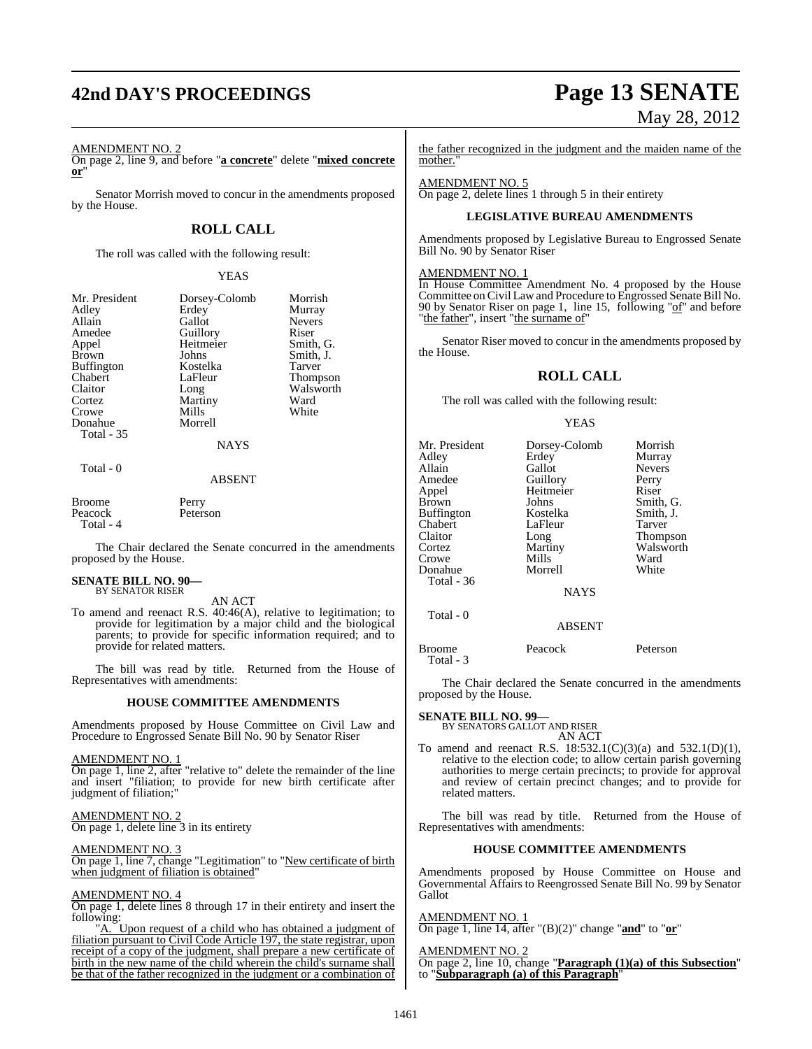AMENDMENT NO. 2

On page 2, line 9, and before "**a concrete**" delete "**mixed concrete or**"

Senator Morrish moved to concur in the amendments proposed by the House.

## ROLL CALL

The roll was called with the following result:

YEAS

| | | |
|---|---|---|
| Mr. President | Dorsey-Colomb | Morrish |
| Adley | Erdey | Murray |
| Allain | Gallot | Nevers |
| Amedee | Guillory | Riser |
| Appel | Heitmeier | Smith, G. |
| Brown | Johns | Smith, J. |
| Buffington | Kostelka | Tarver |
| Chabert | LaFleur | Thompson |
| Claitor | Long | Walsworth |
| Cortez | Martiny | Ward |
| Crowe | Mills | White |
| Donahue | Morrell | |

Total - 35

NAYS

Total - 0

ABSENT

| | |
|---|---|
| Broome | Perry |
| Peacock | Peterson |

Total - 4

The Chair declared the Senate concurred in the amendments proposed by the House.

**SENATE BILL NO. 90—**
BY SENATOR RISER

AN ACT

To amend and reenact R.S. 40:46(A), relative to legitimation; to provide for legitimation by a major child and the biological parents; to provide for specific information required; and to provide for related matters.

The bill was read by title. Returned from the House of Representatives with amendments:

### HOUSE COMMITTEE AMENDMENTS

Amendments proposed by House Committee on Civil Law and Procedure to Engrossed Senate Bill No. 90 by Senator Riser

AMENDMENT NO. 1

On page 1, line 2, after "relative to" delete the remainder of the line and insert "filiation; to provide for new birth certificate after judgment of filiation;"

AMENDMENT NO. 2

On page 1, delete line 3 in its entirety

AMENDMENT NO. 3

On page 1, line 7, change "Legitimation" to "New certificate of birth when judgment of filiation is obtained"

AMENDMENT NO. 4

On page 1, delete lines 8 through 17 in their entirety and insert the following:

"A. Upon request of a child who has obtained a judgment of filiation pursuant to Civil Code Article 197, the state registrar, upon receipt of a copy of the judgment, shall prepare a new certificate of birth in the new name of the child wherein the child's surname shall be that of the father recognized in the judgment or a combination of the father recognized in the judgment and the maiden name of the mother."

AMENDMENT NO. 5

On page 2, delete lines 1 through 5 in their entirety

### LEGISLATIVE BUREAU AMENDMENTS

Amendments proposed by Legislative Bureau to Engrossed Senate Bill No. 90 by Senator Riser

AMENDMENT NO. 1

In House Committee Amendment No. 4 proposed by the House Committee on Civil Law and Procedure to Engrossed Senate Bill No. 90 by Senator Riser on page 1, line 15, following "of" and before "the father", insert "the surname of"

Senator Riser moved to concur in the amendments proposed by the House.

## ROLL CALL

The roll was called with the following result:

YEAS

| | | |
|---|---|---|
| Mr. President | Dorsey-Colomb | Morrish |
| Adley | Erdey | Murray |
| Allain | Gallot | Nevers |
| Amedee | Guillory | Perry |
| Appel | Heitmeier | Riser |
| Brown | Johns | Smith, G. |
| Buffington | Kostelka | Smith, J. |
| Chabert | LaFleur | Tarver |
| Claitor | Long | Thompson |
| Cortez | Martiny | Walsworth |
| Crowe | Mills | Ward |
| Donahue | Morrell | White |

Total - 36

NAYS

Total - 0

ABSENT

| | | |
|---|---|---|
| Broome | Peacock | Peterson |

Total - 3

The Chair declared the Senate concurred in the amendments proposed by the House.

**SENATE BILL NO. 99—**
BY SENATORS GALLOT AND RISER

AN ACT

To amend and reenact R.S. 18:532.1(C)(3)(a) and 532.1(D)(1), relative to the election code; to allow certain parish governing authorities to merge certain precincts; to provide for approval and review of certain precinct changes; and to provide for related matters.

The bill was read by title. Returned from the House of Representatives with amendments:

### HOUSE COMMITTEE AMENDMENTS

Amendments proposed by House Committee on House and Governmental Affairs to Reengrossed Senate Bill No. 99 by Senator Gallot

AMENDMENT NO. 1

On page 1, line 14, after "(B)(2)" change "**and**" to "**or**"

AMENDMENT NO. 2

On page 2, line 10, change "**Paragraph (1)(a) of this Subsection**" to "**Subparagraph (a) of this Paragraph**"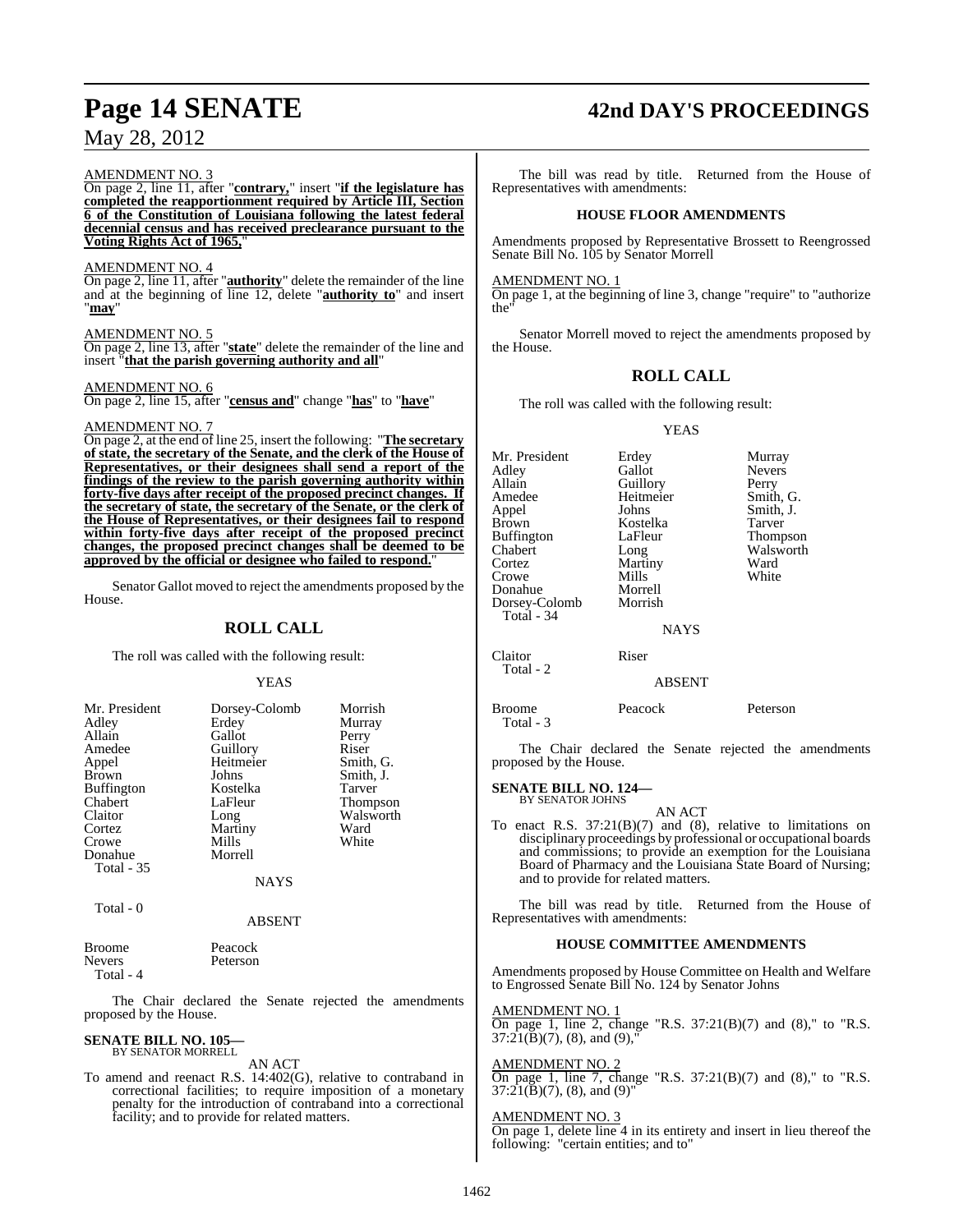AMENDMENT NO. 3

On page 2, line 11, after "**contrary,**" insert "**if the legislature has completed the reapportionment required by Article III, Section 6 of the Constitution of Louisiana following the latest federal decennial census and has received preclearance pursuant to the Voting Rights Act of 1965,**"

AMENDMENT NO. 4

On page 2, line 11, after "**authority**" delete the remainder of the line and at the beginning of line 12, delete "**authority to**" and insert "**may**"

AMENDMENT NO. 5

On page 2, line 13, after "**state**" delete the remainder of the line and insert "**that the parish governing authority and all**"

AMENDMENT NO. 6

On page 2, line 15, after "**census and**" change "**has**" to "**have**"

AMENDMENT NO. 7

On page 2, at the end of line 25, insert the following: "**The secretary of state, the secretary of the Senate, and the clerk of the House of Representatives, or their designees shall send a report of the findings of the review to the parish governing authority within forty-five days after receipt of the proposed precinct changes. If the secretary of state, the secretary of the Senate, or the clerk of the House of Representatives, or their designees fail to respond within forty-five days after receipt of the proposed precinct changes, the proposed precinct changes shall be deemed to be approved by the official or designee who failed to respond.**"

Senator Gallot moved to reject the amendments proposed by the House.

## ROLL CALL

The roll was called with the following result:

YEAS

| | | |
|---|---|---|
| Mr. President | Dorsey-Colomb | Morrish |
| Adley | Erdey | Murray |
| Allain | Gallot | Perry |
| Amedee | Guillory | Riser |
| Appel | Heitmeier | Smith, G. |
| Brown | Johns | Smith, J. |
| Buffington | Kostelka | Tarver |
| Chabert | LaFleur | Thompson |
| Claitor | Long | Walsworth |
| Cortez | Martiny | Ward |
| Crowe | Mills | White |
| Donahue | Morrell | |
| Total - 35 | | |

NAYS

Total - 0

ABSENT

| | |
|---|---|
| Broome | Peacock |
| Nevers | Peterson |
| Total - 4 | |

The Chair declared the Senate rejected the amendments proposed by the House.

### SENATE BILL NO. 105—
BY SENATOR MORRELL

AN ACT

To amend and reenact R.S. 14:402(G), relative to contraband in correctional facilities; to require imposition of a monetary penalty for the introduction of contraband into a correctional facility; and to provide for related matters.

The bill was read by title. Returned from the House of Representatives with amendments:

#### HOUSE FLOOR AMENDMENTS

Amendments proposed by Representative Brossett to Reengrossed Senate Bill No. 105 by Senator Morrell

AMENDMENT NO. 1

On page 1, at the beginning of line 3, change "require" to "authorize the"

Senator Morrell moved to reject the amendments proposed by the House.

## ROLL CALL

The roll was called with the following result:

YEAS

| | | |
|---|---|---|
| Mr. President | Erdey | Murray |
| Adley | Gallot | Nevers |
| Allain | Guillory | Perry |
| Amedee | Heitmeier | Smith, G. |
| Appel | Johns | Smith, J. |
| Brown | Kostelka | Tarver |
| Buffington | LaFleur | Thompson |
| Chabert | Long | Walsworth |
| Cortez | Martiny | Ward |
| Crowe | Mills | White |
| Donahue | Morrell | |
| Dorsey-Colomb | Morrish | |
| Total - 34 | | |

NAYS

| | |
|---|---|
| Claitor | Riser |
| Total - 2 | |

ABSENT

| | | |
|---|---|---|
| Broome | Peacock | Peterson |
| Total - 3 | | |

The Chair declared the Senate rejected the amendments proposed by the House.

### SENATE BILL NO. 124—
BY SENATOR JOHNS

AN ACT

To enact R.S. 37:21(B)(7) and (8), relative to limitations on disciplinary proceedings by professional or occupational boards and commissions; to provide an exemption for the Louisiana Board of Pharmacy and the Louisiana State Board of Nursing; and to provide for related matters.

The bill was read by title. Returned from the House of Representatives with amendments:

#### HOUSE COMMITTEE AMENDMENTS

Amendments proposed by House Committee on Health and Welfare to Engrossed Senate Bill No. 124 by Senator Johns

AMENDMENT NO. 1

On page 1, line 2, change "R.S. 37:21(B)(7) and (8)," to "R.S. 37:21(B)(7), (8), and (9),"

AMENDMENT NO. 2

On page 1, line 7, change "R.S. 37:21(B)(7) and (8)," to "R.S. 37:21(B)(7), (8), and (9)"

AMENDMENT NO. 3

On page 1, delete line 4 in its entirety and insert in lieu thereof the following: "certain entities; and to"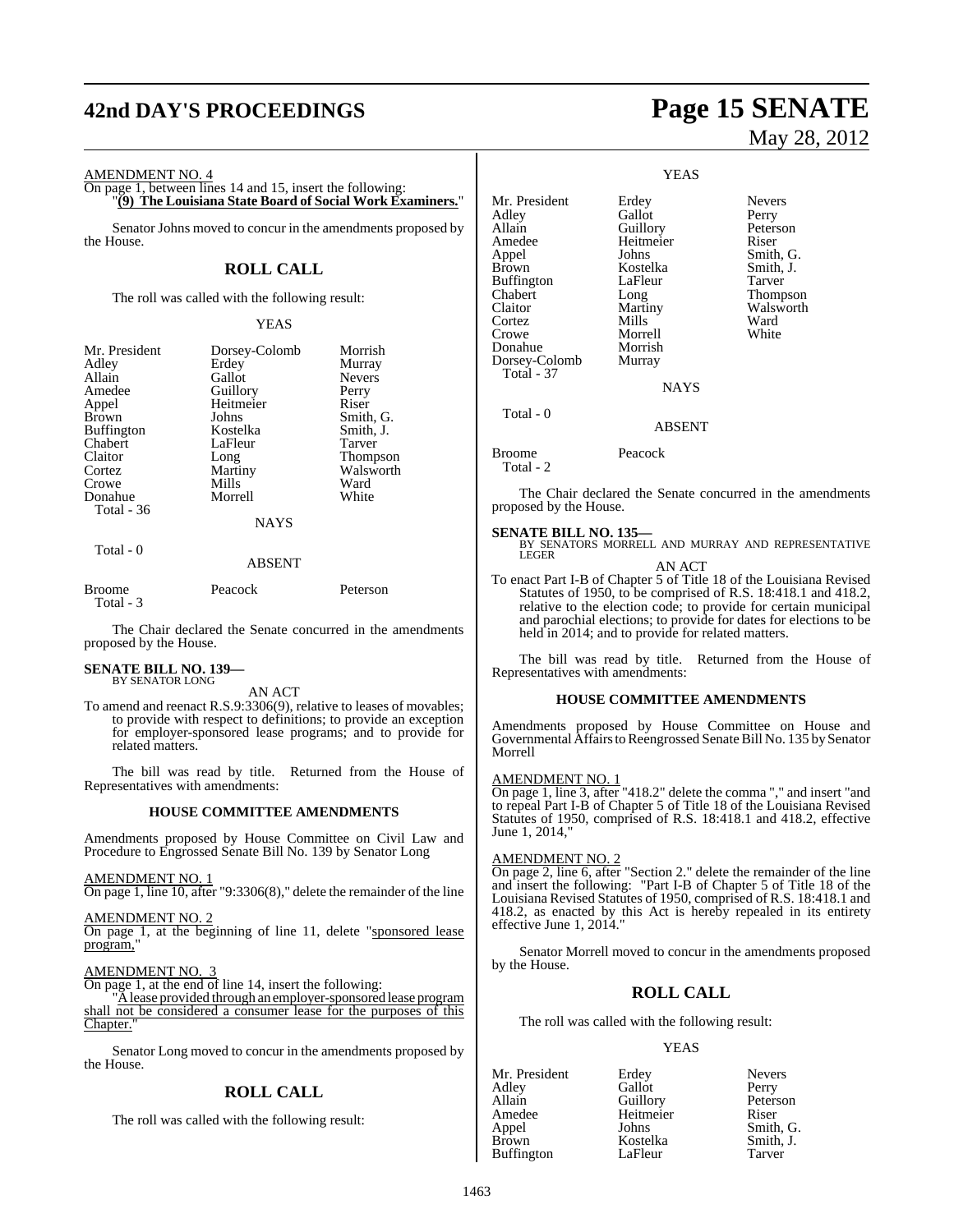AMENDMENT NO. 4

On page 1, between lines 14 and 15, insert the following:
"**(9) The Louisiana State Board of Social Work Examiners.**"

Senator Johns moved to concur in the amendments proposed by the House.

## ROLL CALL

The roll was called with the following result:

YEAS

| | | |
|---|---|---|
| Mr. President | Dorsey-Colomb | Morrish |
| Adley | Erdey | Murray |
| Allain | Gallot | Nevers |
| Amedee | Guillory | Perry |
| Appel | Heitmeier | Riser |
| Brown | Johns | Smith, G. |
| Buffington | Kostelka | Smith, J. |
| Chabert | LaFleur | Tarver |
| Claitor | Long | Thompson |
| Cortez | Martiny | Walsworth |
| Crowe | Mills | Ward |
| Donahue | Morrell | White |

Total - 36

NAYS

Total - 0

ABSENT

| | | |
|---|---|---|
| Broome | Peacock | Peterson |

Total - 3

The Chair declared the Senate concurred in the amendments proposed by the House.

**SENATE BILL NO. 139—**
BY SENATOR LONG

AN ACT

To amend and reenact R.S.9:3306(9), relative to leases of movables; to provide with respect to definitions; to provide an exception for employer-sponsored lease programs; and to provide for related matters.

The bill was read by title. Returned from the House of Representatives with amendments:

### HOUSE COMMITTEE AMENDMENTS

Amendments proposed by House Committee on Civil Law and Procedure to Engrossed Senate Bill No. 139 by Senator Long

AMENDMENT NO. 1

On page 1, line 10, after "9:3306(8)," delete the remainder of the line

AMENDMENT NO. 2

On page 1, at the beginning of line 11, delete "sponsored lease program,"

AMENDMENT NO. 3

On page 1, at the end of line 14, insert the following:

"A lease provided through an employer-sponsored lease program shall not be considered a consumer lease for the purposes of this Chapter."

Senator Long moved to concur in the amendments proposed by the House.

## ROLL CALL

The roll was called with the following result:

YEAS

| | | |
|---|---|---|
| Mr. President | Erdey | Nevers |
| Adley | Gallot | Perry |
| Allain | Guillory | Peterson |
| Amedee | Heitmeier | Riser |
| Appel | Johns | Smith, G. |
| Brown | Kostelka | Smith, J. |
| Buffington | LaFleur | Tarver |
| Chabert | Long | Thompson |
| Claitor | Martiny | Walsworth |
| Cortez | Mills | Ward |
| Crowe | Morrell | White |
| Donahue | Morrish | |
| Dorsey-Colomb | Murray | |

Total - 37

NAYS

Total - 0

ABSENT

| | |
|---|---|
| Broome | Peacock |

Total - 2

The Chair declared the Senate concurred in the amendments proposed by the House.

**SENATE BILL NO. 135—**
BY SENATORS MORRELL AND MURRAY AND REPRESENTATIVE LEGER

AN ACT

To enact Part I-B of Chapter 5 of Title 18 of the Louisiana Revised Statutes of 1950, to be comprised of R.S. 18:418.1 and 418.2, relative to the election code; to provide for certain municipal and parochial elections; to provide for dates for elections to be held in 2014; and to provide for related matters.

The bill was read by title. Returned from the House of Representatives with amendments:

### HOUSE COMMITTEE AMENDMENTS

Amendments proposed by House Committee on House and Governmental Affairs to Reengrossed Senate Bill No. 135 by Senator Morrell

AMENDMENT NO. 1

On page 1, line 3, after "418.2" delete the comma "," and insert "and to repeal Part I-B of Chapter 5 of Title 18 of the Louisiana Revised Statutes of 1950, comprised of R.S. 18:418.1 and 418.2, effective June 1, 2014,"

AMENDMENT NO. 2

On page 2, line 6, after "Section 2." delete the remainder of the line and insert the following: "Part I-B of Chapter 5 of Title 18 of the Louisiana Revised Statutes of 1950, comprised of R.S. 18:418.1 and 418.2, as enacted by this Act is hereby repealed in its entirety effective June 1, 2014."

Senator Morrell moved to concur in the amendments proposed by the House.

## ROLL CALL

The roll was called with the following result:

YEAS

| | | |
|---|---|---|
| Mr. President | Erdey | Nevers |
| Adley | Gallot | Perry |
| Allain | Guillory | Peterson |
| Amedee | Heitmeier | Riser |
| Appel | Johns | Smith, G. |
| Brown | Kostelka | Smith, J. |
| Buffington | LaFleur | Tarver |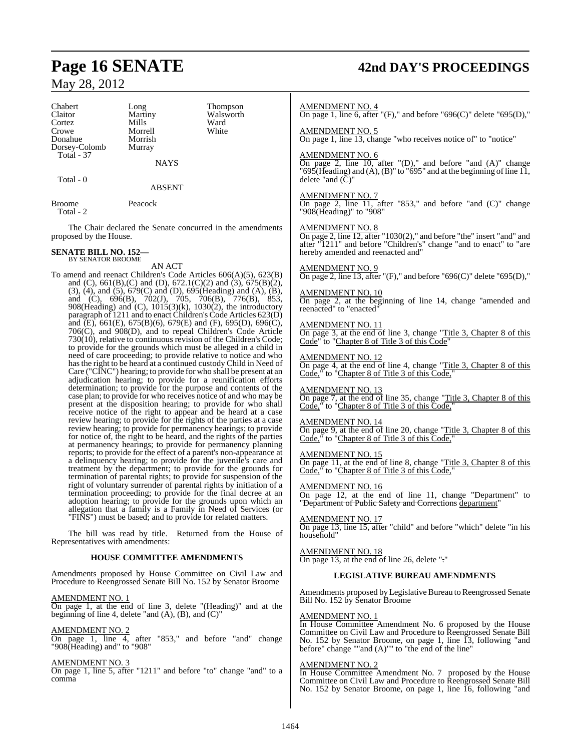| Chabert | Long | Thompson |
|---|---|---|
| Claitor | Martiny | Walsworth |
| Cortez | Mills | Ward |
| Crowe | Morrell | White |
| Donahue | Morrish | |
| Dorsey-Colomb | Murray | |

Total - 37

NAYS

Total - 0

ABSENT

Broome Peacock

Total - 2

The Chair declared the Senate concurred in the amendments proposed by the House.

**SENATE BILL NO. 152—**
BY SENATOR BROOME

AN ACT

To amend and reenact Children's Code Articles 606(A)(5), 623(B) and (C), 661(B),(C) and (D), 672.1(C)(2) and (3), 675(B)(2), (3), (4), and (5), 679(C) and (D), 695(Heading) and (A), (B), and (C), 696(B), 702(J), 705, 706(B), 776(B), 853, 908(Heading) and (C), 1015(3)(k), 1030(2), the introductory paragraph of 1211 and to enact Children's Code Articles 623(D) and (E), 661(E), 675(B)(6), 679(E) and (F), 695(D), 696(C), 706(C), and 908(D), and to repeal Children's Code Article 730(10), relative to continuous revision of the Children's Code; to provide for the grounds which must be alleged in a child in need of care proceeding; to provide relative to notice and who has the right to be heard at a continued custody Child in Need of Care ("CINC") hearing; to provide for who shall be present at an adjudication hearing; to provide for a reunification efforts determination; to provide for the purpose and contents of the case plan; to provide for who receives notice of and who may be present at the disposition hearing; to provide for who shall receive notice of the right to appear and be heard at a case review hearing; to provide for the rights of the parties at a case review hearing; to provide for permanency hearings; to provide for notice of, the right to be heard, and the rights of the parties at permanency hearings; to provide for permanency planning reports; to provide for the effect of a parent's non-appearance at a delinquency hearing; to provide for the juvenile's care and treatment by the department; to provide for the grounds for termination of parental rights; to provide for suspension of the right of voluntary surrender of parental rights by initiation of a termination proceeding; to provide for the final decree at an adoption hearing; to provide for the grounds upon which an allegation that a family is a Family in Need of Services (or "FINS") must be based; and to provide for related matters.

The bill was read by title. Returned from the House of Representatives with amendments:

### HOUSE COMMITTEE AMENDMENTS

Amendments proposed by House Committee on Civil Law and Procedure to Reengrossed Senate Bill No. 152 by Senator Broome

AMENDMENT NO. 1
On page 1, at the end of line 3, delete "(Heading)" and at the beginning of line 4, delete "and (A), (B), and (C)"

AMENDMENT NO. 2
On page 1, line 4, after "853," and before "and" change "908(Heading) and" to "908"

AMENDMENT NO. 3
On page 1, line 5, after "1211" and before "to" change "and" to a comma

AMENDMENT NO. 4
On page 1, line 6, after "(F)," and before "696(C)" delete "695(D),"

AMENDMENT NO. 5
On page 1, line 13, change "who receives notice of" to "notice"

AMENDMENT NO. 6
On page 2, line 10, after "(D)," and before "and (A)" change "695(Heading) and (A), (B)" to "695" and at the beginning of line 11, delete "and (C)"

AMENDMENT NO. 7
On page 2, line 11, after "853," and before "and (C)" change "908(Heading)" to "908"

AMENDMENT NO. 8
On page 2, line 12, after "1030(2)," and before "the" insert "and" and after "1211" and before "Children's" change "and to enact" to "are hereby amended and reenacted and"

AMENDMENT NO. 9
On page 2, line 13, after "(F)," and before "696(C)" delete "695(D),"

AMENDMENT NO. 10
On page 2, at the beginning of line 14, change "amended and reenacted" to "enacted"

AMENDMENT NO. 11
On page 3, at the end of line 3, change "Title 3, Chapter 8 of this Code" to "Chapter 8 of Title 3 of this Code"

AMENDMENT NO. 12
On page 4, at the end of line 4, change "Title 3, Chapter 8 of this Code," to "Chapter 8 of Title 3 of this Code,"

AMENDMENT NO. 13
On page 7, at the end of line 35, change "Title 3, Chapter 8 of this Code," to "Chapter 8 of Title 3 of this Code,"

AMENDMENT NO. 14
On page 9, at the end of line 20, change "Title 3, Chapter 8 of this Code," to "Chapter 8 of Title 3 of this Code,"

AMENDMENT NO. 15
On page 11, at the end of line 8, change "Title 3, Chapter 8 of this Code," to "Chapter 8 of Title 3 of this Code,"

AMENDMENT NO. 16
On page 12, at the end of line 11, change "Department" to "~~Department of Public Safety and Corrections~~ department"

AMENDMENT NO. 17
On page 13, line 15, after "child" and before "which" delete "in his household"

AMENDMENT NO. 18
On page 13, at the end of line 26, delete ":"

### LEGISLATIVE BUREAU AMENDMENTS

Amendments proposed by Legislative Bureau to Reengrossed Senate Bill No. 152 by Senator Broome

AMENDMENT NO. 1
In House Committee Amendment No. 6 proposed by the House Committee on Civil Law and Procedure to Reengrossed Senate Bill No. 152 by Senator Broome, on page 1, line 13, following "and before" change ""and (A)"" to "the end of the line"

AMENDMENT NO. 2
In House Committee Amendment No. 7 proposed by the House Committee on Civil Law and Procedure to Reengrossed Senate Bill No. 152 by Senator Broome, on page 1, line 16, following "and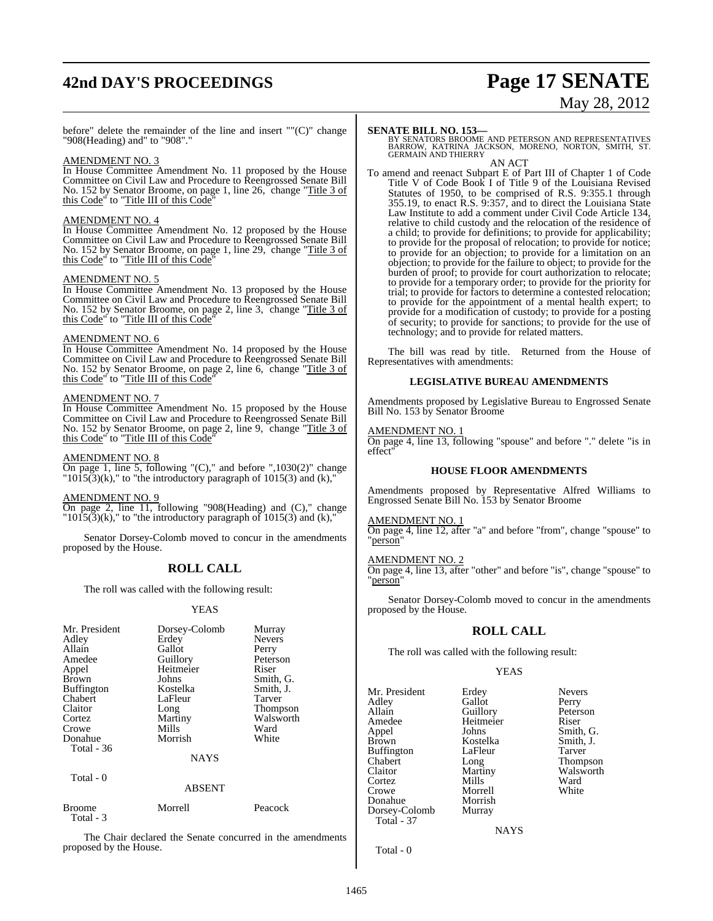before" delete the remainder of the line and insert ""(C)" change "908(Heading) and" to "908"."

AMENDMENT NO. 3

In House Committee Amendment No. 11 proposed by the House Committee on Civil Law and Procedure to Reengrossed Senate Bill No. 152 by Senator Broome, on page 1, line 26, change "Title 3 of this Code" to "Title III of this Code"

AMENDMENT NO. 4

In House Committee Amendment No. 12 proposed by the House Committee on Civil Law and Procedure to Reengrossed Senate Bill No. 152 by Senator Broome, on page 1, line 29, change "Title 3 of this Code" to "Title III of this Code"

AMENDMENT NO. 5

In House Committee Amendment No. 13 proposed by the House Committee on Civil Law and Procedure to Reengrossed Senate Bill No. 152 by Senator Broome, on page 2, line 3, change "Title 3 of this Code" to "Title III of this Code"

AMENDMENT NO. 6

In House Committee Amendment No. 14 proposed by the House Committee on Civil Law and Procedure to Reengrossed Senate Bill No. 152 by Senator Broome, on page 2, line 6, change "Title 3 of this Code" to "Title III of this Code"

AMENDMENT NO. 7

In House Committee Amendment No. 15 proposed by the House Committee on Civil Law and Procedure to Reengrossed Senate Bill No. 152 by Senator Broome, on page 2, line 9, change "Title 3 of this Code" to "Title III of this Code"

AMENDMENT NO. 8

On page 1, line 5, following "(C)," and before ",1030(2)" change "1015(3)(k)," to "the introductory paragraph of 1015(3) and (k),"

AMENDMENT NO. 9

On page 2, line 11, following "908(Heading) and (C)," change "1015(3)(k)," to "the introductory paragraph of 1015(3) and (k),"

Senator Dorsey-Colomb moved to concur in the amendments proposed by the House.

## ROLL CALL

The roll was called with the following result:

YEAS

| | | |
|---|---|---|
| Mr. President | Dorsey-Colomb | Murray |
| Adley | Erdey | Nevers |
| Allain | Gallot | Perry |
| Amedee | Guillory | Peterson |
| Appel | Heitmeier | Riser |
| Brown | Johns | Smith, G. |
| Buffington | Kostelka | Smith, J. |
| Chabert | LaFleur | Tarver |
| Claitor | Long | Thompson |
| Cortez | Martiny | Walsworth |
| Crowe | Mills | Ward |
| Donahue | Morrish | White |

Total - 36

NAYS

Total - 0

ABSENT

| | | |
|---|---|---|
| Broome | Morrell | Peacock |

Total - 3

The Chair declared the Senate concurred in the amendments proposed by the House.

**SENATE BILL NO. 153—**
BY SENATORS BROOME AND PETERSON AND REPRESENTATIVES BARROW, KATRINA JACKSON, MORENO, NORTON, SMITH, ST. GERMAIN AND THIERRY

AN ACT

To amend and reenact Subpart E of Part III of Chapter 1 of Code Title V of Code Book I of Title 9 of the Louisiana Revised Statutes of 1950, to be comprised of R.S. 9:355.1 through 355.19, to enact R.S. 9:357, and to direct the Louisiana State Law Institute to add a comment under Civil Code Article 134, relative to child custody and the relocation of the residence of a child; to provide for definitions; to provide for applicability; to provide for the proposal of relocation; to provide for notice; to provide for an objection; to provide for a limitation on an objection; to provide for the failure to object; to provide for the burden of proof; to provide for court authorization to relocate; to provide for a temporary order; to provide for the priority for trial; to provide for factors to determine a contested relocation; to provide for the appointment of a mental health expert; to provide for a modification of custody; to provide for a posting of security; to provide for sanctions; to provide for the use of technology; and to provide for related matters.

The bill was read by title. Returned from the House of Representatives with amendments:

### LEGISLATIVE BUREAU AMENDMENTS

Amendments proposed by Legislative Bureau to Engrossed Senate Bill No. 153 by Senator Broome

AMENDMENT NO. 1

On page 4, line 13, following "spouse" and before "." delete "is in effect"

### HOUSE FLOOR AMENDMENTS

Amendments proposed by Representative Alfred Williams to Engrossed Senate Bill No. 153 by Senator Broome

AMENDMENT NO. 1

On page 4, line 12, after "a" and before "from", change "spouse" to "person"

AMENDMENT NO. 2

On page 4, line 13, after "other" and before "is", change "spouse" to "person"

Senator Dorsey-Colomb moved to concur in the amendments proposed by the House.

## ROLL CALL

The roll was called with the following result:

YEAS

| | | |
|---|---|---|
| Mr. President | Erdey | Nevers |
| Adley | Gallot | Perry |
| Allain | Guillory | Peterson |
| Amedee | Heitmeier | Riser |
| Appel | Johns | Smith, G. |
| Brown | Kostelka | Smith, J. |
| Buffington | LaFleur | Tarver |
| Chabert | Long | Thompson |
| Claitor | Martiny | Walsworth |
| Cortez | Mills | Ward |
| Crowe | Morrell | White |
| Donahue | Morrish | |
| Dorsey-Colomb | Murray | |

Total - 37

NAYS

Total - 0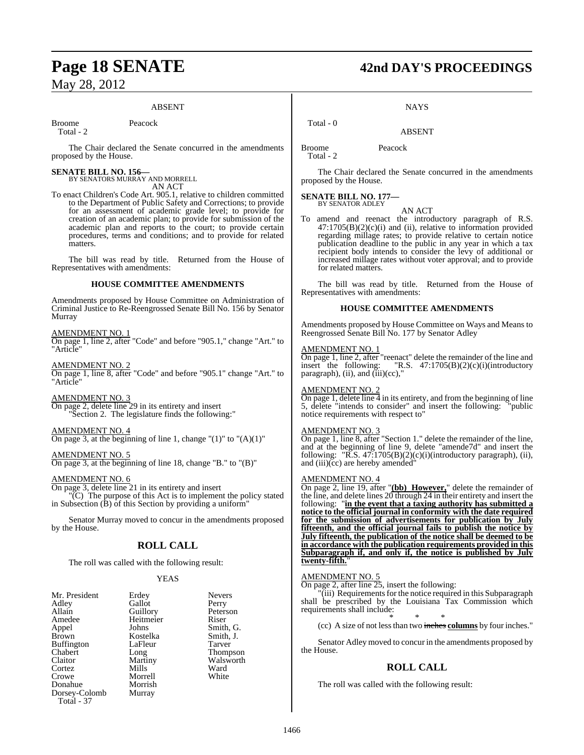### ABSENT

Broome Peacock
Total - 2

The Chair declared the Senate concurred in the amendments proposed by the House.

**SENATE BILL NO. 156—**
BY SENATORS MURRAY AND MORRELL
AN ACT

To enact Children's Code Art. 905.1, relative to children committed to the Department of Public Safety and Corrections; to provide for an assessment of academic grade level; to provide for creation of an academic plan; to provide for submission of the academic plan and reports to the court; to provide certain procedures, terms and conditions; and to provide for related matters.

The bill was read by title. Returned from the House of Representatives with amendments:

### HOUSE COMMITTEE AMENDMENTS

Amendments proposed by House Committee on Administration of Criminal Justice to Re-Reengrossed Senate Bill No. 156 by Senator Murray

AMENDMENT NO. 1
On page 1, line 2, after "Code" and before "905.1," change "Art." to "Article"

AMENDMENT NO. 2
On page 1, line 8, after "Code" and before "905.1" change "Art." to "Article"

AMENDMENT NO. 3
On page 2, delete line 29 in its entirety and insert
"Section 2. The legislature finds the following:"

AMENDMENT NO. 4
On page 3, at the beginning of line 1, change "(1)" to "(A)(1)"

AMENDMENT NO. 5
On page 3, at the beginning of line 18, change "B." to "(B)"

AMENDMENT NO. 6
On page 3, delete line 21 in its entirety and insert
"(C) The purpose of this Act is to implement the policy stated in Subsection (B) of this Section by providing a uniform"

Senator Murray moved to concur in the amendments proposed by the House.

## ROLL CALL

The roll was called with the following result:

### YEAS

| | | |
|---|---|---|
| Mr. President | Erdey | Nevers |
| Adley | Gallot | Perry |
| Allain | Guillory | Peterson |
| Amedee | Heitmeier | Riser |
| Appel | Johns | Smith, G. |
| Brown | Kostelka | Smith, J. |
| Buffington | LaFleur | Tarver |
| Chabert | Long | Thompson |
| Claitor | Martiny | Walsworth |
| Cortez | Mills | Ward |
| Crowe | Morrell | White |
| Donahue | Morrish | |
| Dorsey-Colomb | Murray | |

Total - 37

### NAYS

Total - 0

### ABSENT

Broome Peacock
Total - 2

The Chair declared the Senate concurred in the amendments proposed by the House.

**SENATE BILL NO. 177—**
BY SENATOR ADLEY
AN ACT

To amend and reenact the introductory paragraph of R.S. 47:1705(B)(2)(c)(i) and (ii), relative to information provided regarding millage rates; to provide relative to certain notice publication deadline to the public in any year in which a tax recipient body intends to consider the levy of additional or increased millage rates without voter approval; and to provide for related matters.

The bill was read by title. Returned from the House of Representatives with amendments:

### HOUSE COMMITTEE AMENDMENTS

Amendments proposed by House Committee on Ways and Means to Reengrossed Senate Bill No. 177 by Senator Adley

AMENDMENT NO. 1
On page 1, line 2, after "reenact" delete the remainder of the line and insert the following: "R.S. 47:1705(B)(2)(c)(i)(introductory paragraph), (ii), and (iii)(cc),"

AMENDMENT NO. 2
On page 1, delete line 4 in its entirety, and from the beginning of line 5, delete "intends to consider" and insert the following: "public notice requirements with respect to"

AMENDMENT NO. 3
On page 1, line 8, after "Section 1." delete the remainder of the line, and at the beginning of line 9, delete "amende7d" and insert the following: "R.S. 47:1705(B)(2)(c)(i)(introductory paragraph), (ii), and (iii)(cc) are hereby amended"

AMENDMENT NO. 4
On page 2, line 19, after "**(bb) However,**" delete the remainder of the line, and delete lines 20 through 24 in their entirety and insert the following: "**in the event that a taxing authority has submitted a notice to the official journal in conformity with the date required for the submission of advertisements for publication by July fifteenth, and the official journal fails to publish the notice by July fifteenth, the publication of the notice shall be deemed to be in accordance with the publication requirements provided in this Subparagraph if, and only if, the notice is published by July twenty-fifth.**"

AMENDMENT NO. 5
On page 2, after line 25, insert the following:
"(iii) Requirements for the notice required in this Subparagraph shall be prescribed by the Louisiana Tax Commission which requirements shall include:

\* \* \*

(cc) A size of not less than two ~~inches~~ **columns** by four inches."

Senator Adley moved to concur in the amendments proposed by the House.

## ROLL CALL

The roll was called with the following result: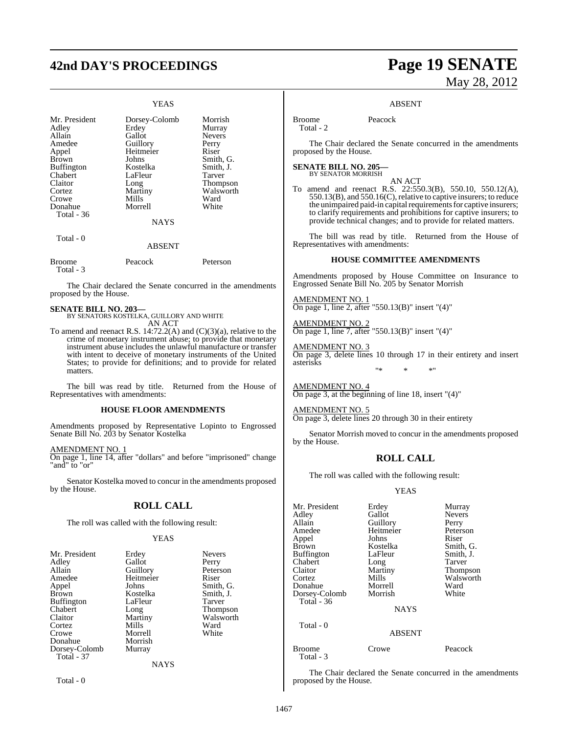YEAS

| | | |
|---|---|---|
| Mr. President | Dorsey-Colomb | Morrish |
| Adley | Erdey | Murray |
| Allain | Gallot | Nevers |
| Amedee | Guillory | Perry |
| Appel | Heitmeier | Riser |
| Brown | Johns | Smith, G. |
| Buffington | Kostelka | Smith, J. |
| Chabert | LaFleur | Tarver |
| Claitor | Long | Thompson |
| Cortez | Martiny | Walsworth |
| Crowe | Mills | Ward |
| Donahue | Morrell | White |

Total - 36

NAYS

Total - 0

ABSENT

| | | |
|---|---|---|
| Broome | Peacock | Peterson |

Total - 3

The Chair declared the Senate concurred in the amendments proposed by the House.

**SENATE BILL NO. 203—**
BY SENATORS KOSTELKA, GUILLORY AND WHITE
AN ACT

To amend and reenact R.S. 14:72.2(A) and (C)(3)(a), relative to the crime of monetary instrument abuse; to provide that monetary instrument abuse includes the unlawful manufacture or transfer with intent to deceive of monetary instruments of the United States; to provide for definitions; and to provide for related matters.

The bill was read by title. Returned from the House of Representatives with amendments:

## HOUSE FLOOR AMENDMENTS

Amendments proposed by Representative Lopinto to Engrossed Senate Bill No. 203 by Senator Kostelka

AMENDMENT NO. 1
On page 1, line 14, after "dollars" and before "imprisoned" change "and" to "or"

Senator Kostelka moved to concur in the amendments proposed by the House.

## ROLL CALL

The roll was called with the following result:

YEAS

| | | |
|---|---|---|
| Mr. President | Erdey | Nevers |
| Adley | Gallot | Perry |
| Allain | Guillory | Peterson |
| Amedee | Heitmeier | Riser |
| Appel | Johns | Smith, G. |
| Brown | Kostelka | Smith, J. |
| Buffington | LaFleur | Tarver |
| Chabert | Long | Thompson |
| Claitor | Martiny | Walsworth |
| Cortez | Mills | Ward |
| Crowe | Morrell | White |
| Donahue | Morrish | |
| Dorsey-Colomb | Murray | |

Total - 37

NAYS

Total - 0

ABSENT

| | |
|---|---|
| Broome | Peacock |

Total - 2

The Chair declared the Senate concurred in the amendments proposed by the House.

**SENATE BILL NO. 205—**
BY SENATOR MORRISH
AN ACT

To amend and reenact R.S. 22:550.3(B), 550.10, 550.12(A), 550.13(B), and 550.16(C), relative to captive insurers; to reduce the unimpaired paid-in capital requirements for captive insurers; to clarify requirements and prohibitions for captive insurers; to provide technical changes; and to provide for related matters.

The bill was read by title. Returned from the House of Representatives with amendments:

## HOUSE COMMITTEE AMENDMENTS

Amendments proposed by House Committee on Insurance to Engrossed Senate Bill No. 205 by Senator Morrish

AMENDMENT NO. 1
On page 1, line 2, after "550.13(B)" insert "(4)"

AMENDMENT NO. 2
On page 1, line 7, after "550.13(B)" insert "(4)"

AMENDMENT NO. 3
On page 3, delete lines 10 through 17 in their entirety and insert asterisks

"* * *"

AMENDMENT NO. 4
On page 3, at the beginning of line 18, insert "(4)"

AMENDMENT NO. 5
On page 3, delete lines 20 through 30 in their entirety

Senator Morrish moved to concur in the amendments proposed by the House.

## ROLL CALL

The roll was called with the following result:

YEAS

| | | |
|---|---|---|
| Mr. President | Erdey | Murray |
| Adley | Gallot | Nevers |
| Allain | Guillory | Perry |
| Amedee | Heitmeier | Peterson |
| Appel | Johns | Riser |
| Brown | Kostelka | Smith, G. |
| Buffington | LaFleur | Smith, J. |
| Chabert | Long | Tarver |
| Claitor | Martiny | Thompson |
| Cortez | Mills | Walsworth |
| Donahue | Morrell | Ward |
| Dorsey-Colomb | Morrish | White |

Total - 36

NAYS

Total - 0

ABSENT

| | | |
|---|---|---|
| Broome | Crowe | Peacock |

Total - 3

The Chair declared the Senate concurred in the amendments proposed by the House.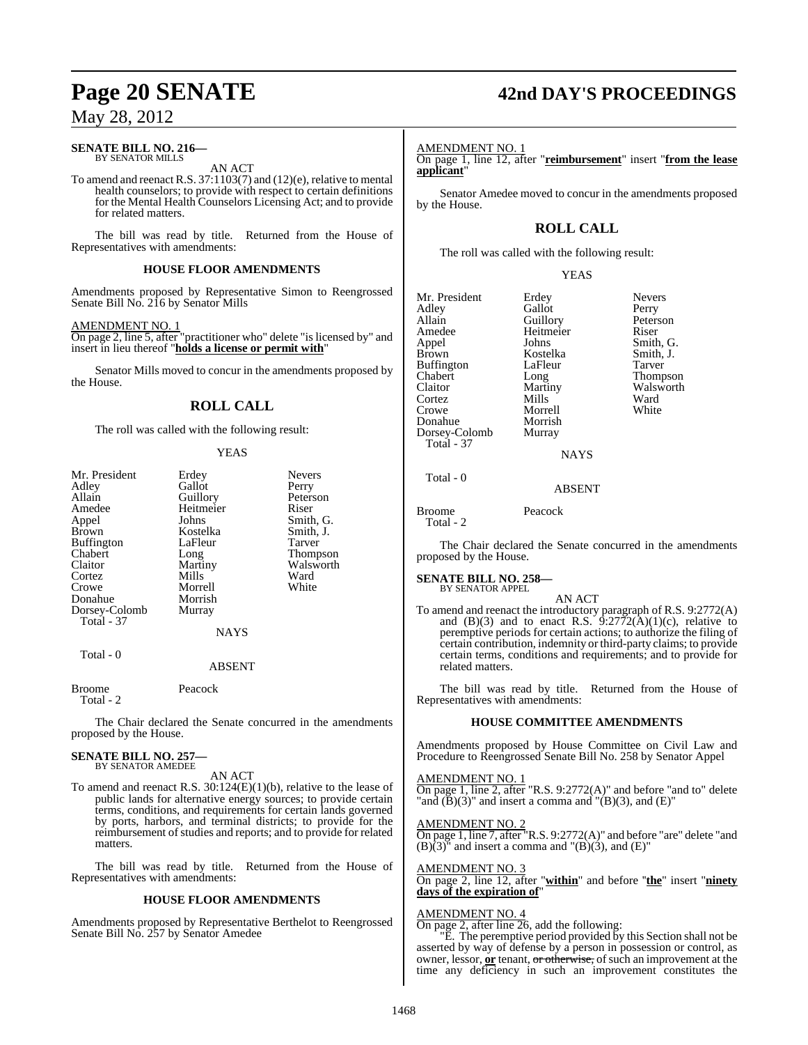**SENATE BILL NO. 216—**
BY SENATOR MILLS

AN ACT

To amend and reenact R.S. 37:1103(7) and (12)(e), relative to mental health counselors; to provide with respect to certain definitions for the Mental Health Counselors Licensing Act; and to provide for related matters.

The bill was read by title. Returned from the House of Representatives with amendments:

**HOUSE FLOOR AMENDMENTS**

Amendments proposed by Representative Simon to Reengrossed Senate Bill No. 216 by Senator Mills

AMENDMENT NO. 1

On page 2, line 5, after "practitioner who" delete "is licensed by" and insert in lieu thereof "**holds a license or permit with**"

Senator Mills moved to concur in the amendments proposed by the House.

## ROLL CALL

The roll was called with the following result:

YEAS

| | | |
|---|---|---|
| Mr. President | Erdey | Nevers |
| Adley | Gallot | Perry |
| Allain | Guillory | Peterson |
| Amedee | Heitmeier | Riser |
| Appel | Johns | Smith, G. |
| Brown | Kostelka | Smith, J. |
| Buffington | LaFleur | Tarver |
| Chabert | Long | Thompson |
| Claitor | Martiny | Walsworth |
| Cortez | Mills | Ward |
| Crowe | Morrell | White |
| Donahue | Morrish | |
| Dorsey-Colomb | Murray | |
| Total - 37 | | |

NAYS

Total - 0

ABSENT

Broome Peacock
Total - 2

The Chair declared the Senate concurred in the amendments proposed by the House.

**SENATE BILL NO. 257—**
BY SENATOR AMEDEE

AN ACT

To amend and reenact R.S. 30:124(E)(1)(b), relative to the lease of public lands for alternative energy sources; to provide certain terms, conditions, and requirements for certain lands governed by ports, harbors, and terminal districts; to provide for the reimbursement of studies and reports; and to provide for related matters.

The bill was read by title. Returned from the House of Representatives with amendments:

**HOUSE FLOOR AMENDMENTS**

Amendments proposed by Representative Berthelot to Reengrossed Senate Bill No. 257 by Senator Amedee

AMENDMENT NO. 1

On page 1, line 12, after "**reimbursement**" insert "**from the lease applicant**"

Senator Amedee moved to concur in the amendments proposed by the House.

## ROLL CALL

The roll was called with the following result:

YEAS

| | | |
|---|---|---|
| Mr. President | Erdey | Nevers |
| Adley | Gallot | Perry |
| Allain | Guillory | Peterson |
| Amedee | Heitmeier | Riser |
| Appel | Johns | Smith, G. |
| Brown | Kostelka | Smith, J. |
| Buffington | LaFleur | Tarver |
| Chabert | Long | Thompson |
| Claitor | Martiny | Walsworth |
| Cortez | Mills | Ward |
| Crowe | Morrell | White |
| Donahue | Morrish | |
| Dorsey-Colomb | Murray | |
| Total - 37 | | |

NAYS

Total - 0

ABSENT

Broome Peacock
Total - 2

The Chair declared the Senate concurred in the amendments proposed by the House.

**SENATE BILL NO. 258—**
BY SENATOR APPEL

AN ACT

To amend and reenact the introductory paragraph of R.S. 9:2772(A) and (B)(3) and to enact R.S. 9:2772(A)(1)(c), relative to peremptive periods for certain actions; to authorize the filing of certain contribution, indemnity or third-party claims; to provide certain terms, conditions and requirements; and to provide for related matters.

The bill was read by title. Returned from the House of Representatives with amendments:

**HOUSE COMMITTEE AMENDMENTS**

Amendments proposed by House Committee on Civil Law and Procedure to Reengrossed Senate Bill No. 258 by Senator Appel

AMENDMENT NO. 1

On page 1, line 2, after "R.S. 9:2772(A)" and before "and to" delete "and (B)(3)" and insert a comma and "(B)(3), and (E)"

AMENDMENT NO. 2

On page 1, line 7, after "R.S. 9:2772(A)" and before "are" delete "and (B)(3)" and insert a comma and "(B)(3), and (E)"

AMENDMENT NO. 3

On page 2, line 12, after "**within**" and before "**the**" insert "**ninety days of the expiration of**"

AMENDMENT NO. 4

On page 2, after line 26, add the following:

"E. The peremptive period provided by this Section shall not be asserted by way of defense by a person in possession or control, as owner, lessor, **or** tenant, ~~or otherwise,~~ of such an improvement at the time any deficiency in such an improvement constitutes the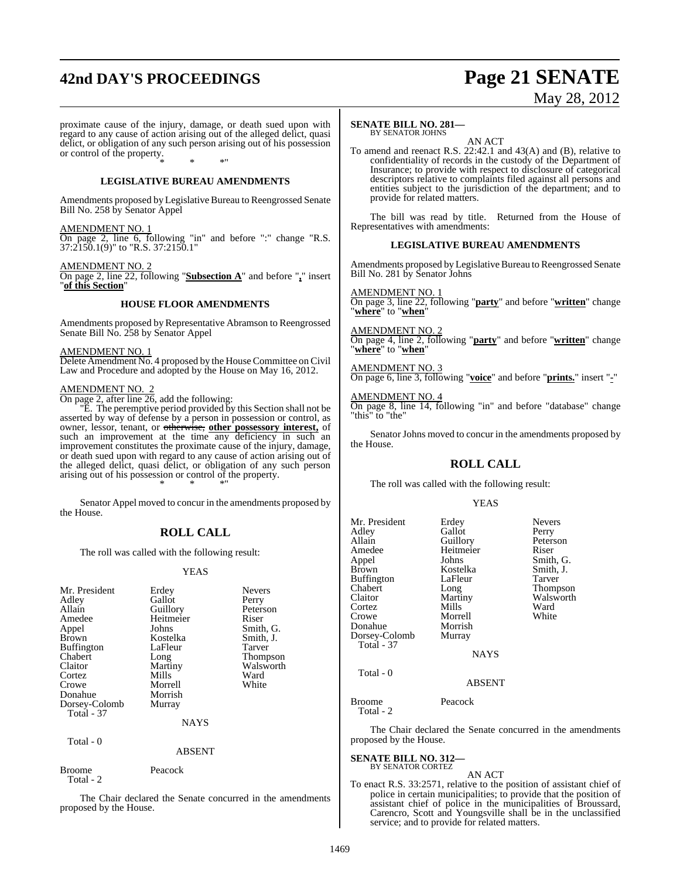proximate cause of the injury, damage, or death sued upon with regard to any cause of action arising out of the alleged delict, quasi delict, or obligation of any such person arising out of his possession or control of the property.

\* \* \*"

### LEGISLATIVE BUREAU AMENDMENTS

Amendments proposed by Legislative Bureau to Reengrossed Senate Bill No. 258 by Senator Appel

AMENDMENT NO. 1

On page 2, line 6, following "in" and before ":" change "R.S. 37:2150.1(9)" to "R.S. 37:2150.1"

AMENDMENT NO. 2

On page 2, line 22, following "**Subsection A**" and before "**,**" insert "**of this Section**"

### HOUSE FLOOR AMENDMENTS

Amendments proposed by Representative Abramson to Reengrossed Senate Bill No. 258 by Senator Appel

AMENDMENT NO. 1

Delete Amendment No. 4 proposed by the House Committee on Civil Law and Procedure and adopted by the House on May 16, 2012.

AMENDMENT NO. 2

On page 2, after line 26, add the following:

"E. The peremptive period provided by this Section shall not be asserted by way of defense by a person in possession or control, as owner, lessor, tenant, or ~~otherwise,~~ **other possessory interest,** of such an improvement at the time any deficiency in such an improvement constitutes the proximate cause of the injury, damage, or death sued upon with regard to any cause of action arising out of the alleged delict, quasi delict, or obligation of any such person arising out of his possession or control of the property.

\* \* \*"

Senator Appel moved to concur in the amendments proposed by the House.

## ROLL CALL

The roll was called with the following result:

YEAS

| | | |
|---|---|---|
| Mr. President | Erdey | Nevers |
| Adley | Gallot | Perry |
| Allain | Guillory | Peterson |
| Amedee | Heitmeier | Riser |
| Appel | Johns | Smith, G. |
| Brown | Kostelka | Smith, J. |
| Buffington | LaFleur | Tarver |
| Chabert | Long | Thompson |
| Claitor | Martiny | Walsworth |
| Cortez | Mills | Ward |
| Crowe | Morrell | White |
| Donahue | Morrish | |
| Dorsey-Colomb | Murray | |
| Total - 37 | | |

NAYS

Total - 0

ABSENT

| | |
|---|---|
| Broome | Peacock |
| Total - 2 | |

The Chair declared the Senate concurred in the amendments proposed by the House.

**SENATE BILL NO. 281—**
BY SENATOR JOHNS

AN ACT

To amend and reenact R.S. 22:42.1 and 43(A) and (B), relative to confidentiality of records in the custody of the Department of Insurance; to provide with respect to disclosure of categorical descriptors relative to complaints filed against all persons and entities subject to the jurisdiction of the department; and to provide for related matters.

The bill was read by title. Returned from the House of Representatives with amendments:

### LEGISLATIVE BUREAU AMENDMENTS

Amendments proposed by Legislative Bureau to Reengrossed Senate Bill No. 281 by Senator Johns

AMENDMENT NO. 1

On page 3, line 22, following "**party**" and before "**written**" change "**where**" to "**when**"

AMENDMENT NO. 2

On page 4, line 2, following "**party**" and before "**written**" change "**where**" to "**when**"

AMENDMENT NO. 3

On page 6, line 3, following "**voice**" and before "**prints.**" insert "**-**"

AMENDMENT NO. 4

On page 8, line 14, following "in" and before "database" change "this" to "the"

Senator Johns moved to concur in the amendments proposed by the House.

## ROLL CALL

The roll was called with the following result:

YEAS

| | | |
|---|---|---|
| Mr. President | Erdey | Nevers |
| Adley | Gallot | Perry |
| Allain | Guillory | Peterson |
| Amedee | Heitmeier | Riser |
| Appel | Johns | Smith, G. |
| Brown | Kostelka | Smith, J. |
| Buffington | LaFleur | Tarver |
| Chabert | Long | Thompson |
| Claitor | Martiny | Walsworth |
| Cortez | Mills | Ward |
| Crowe | Morrell | White |
| Donahue | Morrish | |
| Dorsey-Colomb | Murray | |
| Total - 37 | | |

NAYS

Total - 0

ABSENT

| | |
|---|---|
| Broome | Peacock |
| Total - 2 | |

The Chair declared the Senate concurred in the amendments proposed by the House.

**SENATE BILL NO. 312—**
BY SENATOR CORTEZ

AN ACT

To enact R.S. 33:2571, relative to the position of assistant chief of police in certain municipalities; to provide that the position of assistant chief of police in the municipalities of Broussard, Carencro, Scott and Youngsville shall be in the unclassified service; and to provide for related matters.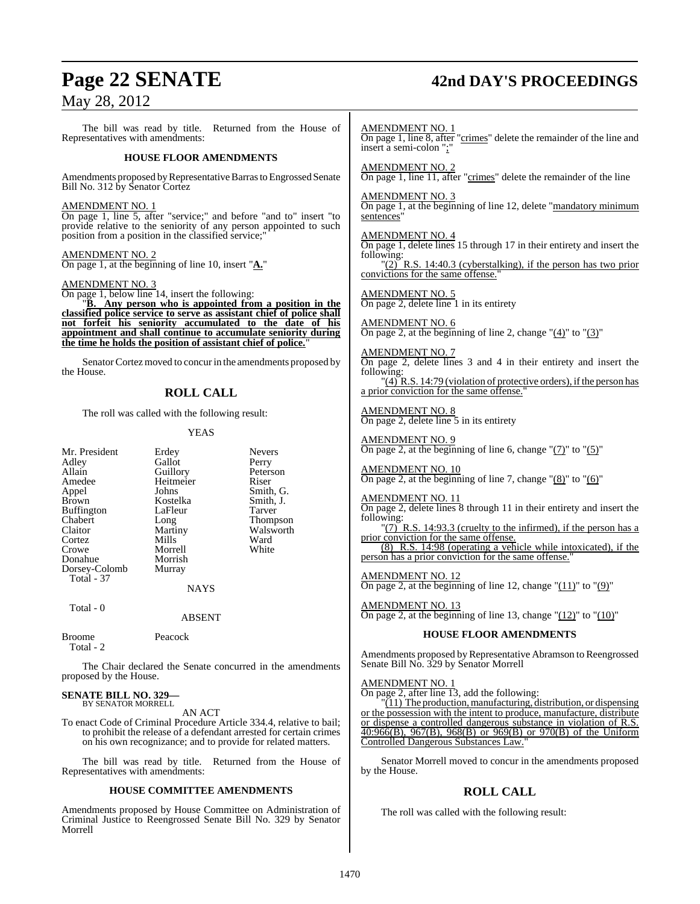The bill was read by title. Returned from the House of Representatives with amendments:

**HOUSE FLOOR AMENDMENTS**

Amendments proposed by Representative Barras to Engrossed Senate Bill No. 312 by Senator Cortez

AMENDMENT NO. 1

On page 1, line 5, after "service;" and before "and to" insert "to provide relative to the seniority of any person appointed to such position from a position in the classified service;"

AMENDMENT NO. 2

On page 1, at the beginning of line 10, insert "**A.**"

AMENDMENT NO. 3

On page 1, below line 14, insert the following:

"**B. Any person who is appointed from a position in the classified police service to serve as assistant chief of police shall not forfeit his seniority accumulated to the date of his appointment and shall continue to accumulate seniority during the time he holds the position of assistant chief of police.**"

Senator Cortez moved to concur in the amendments proposed by the House.

## ROLL CALL

The roll was called with the following result:

YEAS

| | | |
|---|---|---|
| Mr. President | Erdey | Nevers |
| Adley | Gallot | Perry |
| Allain | Guillory | Peterson |
| Amedee | Heitmeier | Riser |
| Appel | Johns | Smith, G. |
| Brown | Kostelka | Smith, J. |
| Buffington | LaFleur | Tarver |
| Chabert | Long | Thompson |
| Claitor | Martiny | Walsworth |
| Cortez | Mills | Ward |
| Crowe | Morrell | White |
| Donahue | Morrish | |
| Dorsey-Colomb | Murray | |
| Total - 37 | | |

NAYS

Total - 0

ABSENT

| | |
|---|---|
| Broome | Peacock |
| Total - 2 | |

The Chair declared the Senate concurred in the amendments proposed by the House.

**SENATE BILL NO. 329—**
BY SENATOR MORRELL

AN ACT

To enact Code of Criminal Procedure Article 334.4, relative to bail; to prohibit the release of a defendant arrested for certain crimes on his own recognizance; and to provide for related matters.

The bill was read by title. Returned from the House of Representatives with amendments:

**HOUSE COMMITTEE AMENDMENTS**

Amendments proposed by House Committee on Administration of Criminal Justice to Reengrossed Senate Bill No. 329 by Senator Morrell

AMENDMENT NO. 1

On page 1, line 8, after "crimes" delete the remainder of the line and insert a semi-colon ";"

AMENDMENT NO. 2

On page 1, line 11, after "crimes" delete the remainder of the line

AMENDMENT NO. 3

On page 1, at the beginning of line 12, delete "mandatory minimum sentences"

AMENDMENT NO. 4

On page 1, delete lines 15 through 17 in their entirety and insert the following:

"(2) R.S. 14:40.3 (cyberstalking), if the person has two prior convictions for the same offense."

AMENDMENT NO. 5

On page 2, delete line 1 in its entirety

AMENDMENT NO. 6

On page 2, at the beginning of line 2, change "(4)" to "(3)"

AMENDMENT NO. 7

On page 2, delete lines 3 and 4 in their entirety and insert the following:

"(4) R.S. 14:79 (violation of protective orders), if the person has a prior conviction for the same offense."

AMENDMENT NO. 8

On page 2, delete line 5 in its entirety

AMENDMENT NO. 9

On page 2, at the beginning of line 6, change "(7)" to "(5)"

AMENDMENT NO. 10

On page 2, at the beginning of line 7, change "(8)" to "(6)"

AMENDMENT NO. 11

On page 2, delete lines 8 through 11 in their entirety and insert the following:

"(7) R.S. 14:93.3 (cruelty to the infirmed), if the person has a prior conviction for the same offense.

(8) R.S. 14:98 (operating a vehicle while intoxicated), if the person has a prior conviction for the same offense."

AMENDMENT NO. 12

On page 2, at the beginning of line 12, change "(11)" to "(9)"

AMENDMENT NO. 13

On page 2, at the beginning of line 13, change "(12)" to "(10)"

**HOUSE FLOOR AMENDMENTS**

Amendments proposed by Representative Abramson to Reengrossed Senate Bill No. 329 by Senator Morrell

AMENDMENT NO. 1

On page 2, after line 13, add the following:

"(11) The production, manufacturing, distribution, or dispensing or the possession with the intent to produce, manufacture, distribute or dispense a controlled dangerous substance in violation of R.S. 40:966(B), 967(B), 968(B) or 969(B) or 970(B) of the Uniform Controlled Dangerous Substances Law."

Senator Morrell moved to concur in the amendments proposed by the House.

## ROLL CALL

The roll was called with the following result: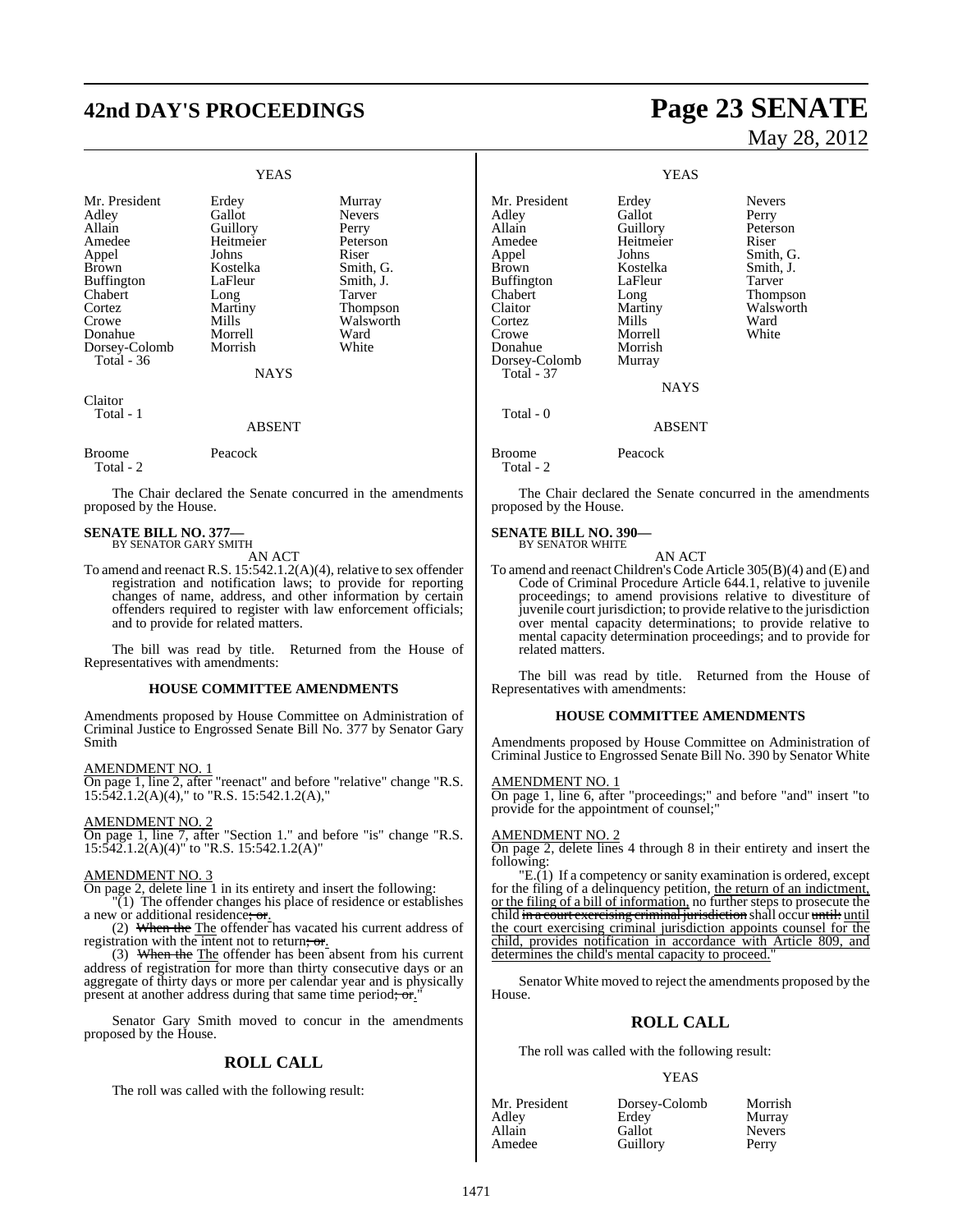YEAS

| | | |
|---|---|---|
| Mr. President | Erdey | Murray |
| Adley | Gallot | Nevers |
| Allain | Guillory | Perry |
| Amedee | Heitmeier | Peterson |
| Appel | Johns | Riser |
| Brown | Kostelka | Smith, G. |
| Buffington | LaFleur | Smith, J. |
| Chabert | Long | Tarver |
| Cortez | Martiny | Thompson |
| Crowe | Mills | Walsworth |
| Donahue | Morrell | Ward |
| Dorsey-Colomb | Morrish | White |

Total - 36

NAYS

Claitor

Total - 1

ABSENT

Broome Peacock

Total - 2

The Chair declared the Senate concurred in the amendments proposed by the House.

**SENATE BILL NO. 377—**
BY SENATOR GARY SMITH

AN ACT

To amend and reenact R.S. 15:542.1.2(A)(4), relative to sex offender registration and notification laws; to provide for reporting changes of name, address, and other information by certain offenders required to register with law enforcement officials; and to provide for related matters.

The bill was read by title. Returned from the House of Representatives with amendments:

**HOUSE COMMITTEE AMENDMENTS**

Amendments proposed by House Committee on Administration of Criminal Justice to Engrossed Senate Bill No. 377 by Senator Gary Smith

AMENDMENT NO. 1

On page 1, line 2, after "reenact" and before "relative" change "R.S. 15:542.1.2(A)(4)," to "R.S. 15:542.1.2(A),"

AMENDMENT NO. 2

On page 1, line 7, after "Section 1." and before "is" change "R.S. 15:542.1.2(A)(4)" to "R.S. 15:542.1.2(A)"

AMENDMENT NO. 3

On page 2, delete line 1 in its entirety and insert the following:

"(1) The offender changes his place of residence or establishes a new or additional residence; or.

(2) When the The offender has vacated his current address of registration with the intent not to return; or.

(3) When the The offender has been absent from his current address of registration for more than thirty consecutive days or an aggregate of thirty days or more per calendar year and is physically present at another address during that same time period; or."

Senator Gary Smith moved to concur in the amendments proposed by the House.

**ROLL CALL**

The roll was called with the following result:

YEAS

| | | |
|---|---|---|
| Mr. President | Erdey | Nevers |
| Adley | Gallot | Perry |
| Allain | Guillory | Peterson |
| Amedee | Heitmeier | Riser |
| Appel | Johns | Smith, G. |
| Brown | Kostelka | Smith, J. |
| Buffington | LaFleur | Tarver |
| Chabert | Long | Thompson |
| Claitor | Martiny | Walsworth |
| Cortez | Mills | Ward |
| Crowe | Morrell | White |
| Donahue | Morrish | |
| Dorsey-Colomb | Murray | |

Total - 37

NAYS

Total - 0

ABSENT

Broome Peacock

Total - 2

The Chair declared the Senate concurred in the amendments proposed by the House.

**SENATE BILL NO. 390—**
BY SENATOR WHITE

AN ACT

To amend and reenact Children's Code Article 305(B)(4) and (E) and Code of Criminal Procedure Article 644.1, relative to juvenile proceedings; to amend provisions relative to divestiture of juvenile court jurisdiction; to provide relative to the jurisdiction over mental capacity determinations; to provide relative to mental capacity determination proceedings; and to provide for related matters.

The bill was read by title. Returned from the House of Representatives with amendments:

**HOUSE COMMITTEE AMENDMENTS**

Amendments proposed by House Committee on Administration of Criminal Justice to Engrossed Senate Bill No. 390 by Senator White

AMENDMENT NO. 1

On page 1, line 6, after "proceedings;" and before "and" insert "to provide for the appointment of counsel;"

AMENDMENT NO. 2

On page 2, delete lines 4 through 8 in their entirety and insert the following:

"E.(1) If a competency or sanity examination is ordered, except for the filing of a delinquency petition, the return of an indictment, or the filing of a bill of information, no further steps to prosecute the child in a court exercising criminal jurisdiction shall occur until: until the court exercising criminal jurisdiction appoints counsel for the child, provides notification in accordance with Article 809, and determines the child's mental capacity to proceed."

Senator White moved to reject the amendments proposed by the House.

**ROLL CALL**

The roll was called with the following result:

YEAS

| | | |
|---|---|---|
| Mr. President | Dorsey-Colomb | Morrish |
| Adley | Erdey | Murray |
| Allain | Gallot | Nevers |
| Amedee | Guillory | Perry |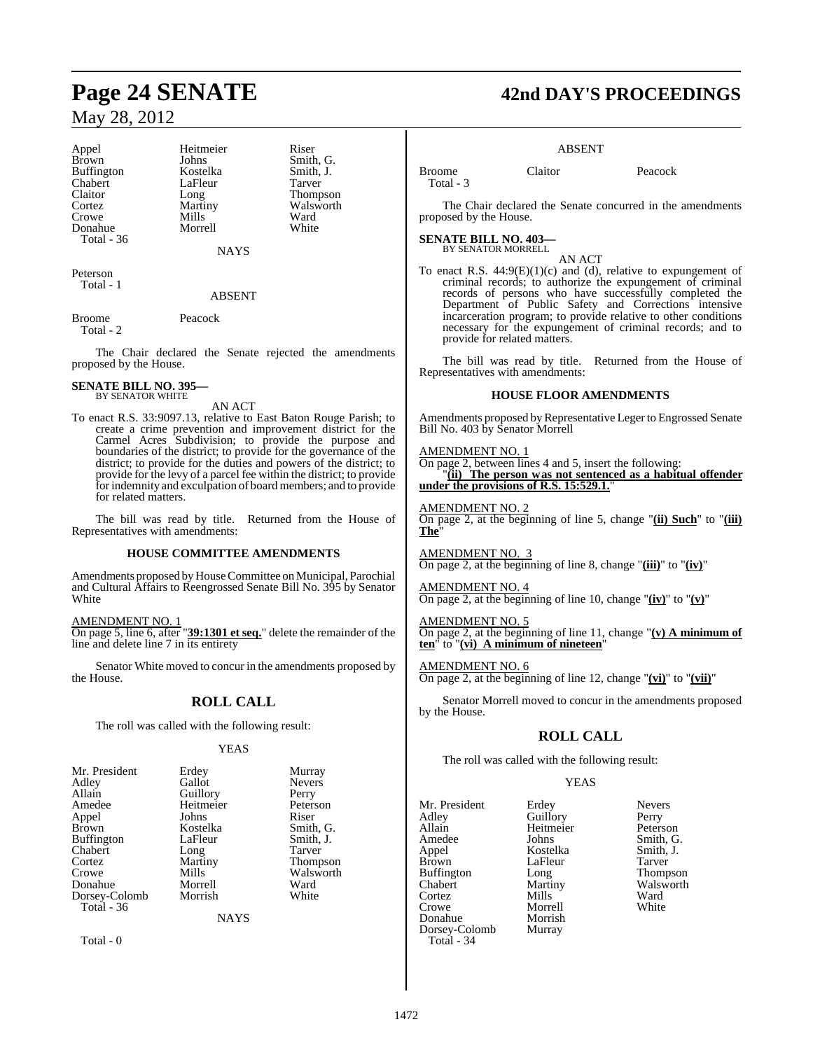| | | |
|---|---|---|
| Appel | Heitmeier | Riser |
| Brown | Johns | Smith, G. |
| Buffington | Kostelka | Smith, J. |
| Chabert | LaFleur | Tarver |
| Claitor | Long | Thompson |
| Cortez | Martiny | Walsworth |
| Crowe | Mills | Ward |
| Donahue | Morrell | White |
| Total - 36 | | |

NAYS

Peterson
Total - 1

ABSENT

Broome Peacock
Total - 2

The Chair declared the Senate rejected the amendments proposed by the House.

**SENATE BILL NO. 395—**
BY SENATOR WHITE

AN ACT

To enact R.S. 33:9097.13, relative to East Baton Rouge Parish; to create a crime prevention and improvement district for the Carmel Acres Subdivision; to provide the purpose and boundaries of the district; to provide for the governance of the district; to provide for the duties and powers of the district; to provide for the levy of a parcel fee within the district; to provide for indemnity and exculpation of board members; and to provide for related matters.

The bill was read by title. Returned from the House of Representatives with amendments:

**HOUSE COMMITTEE AMENDMENTS**

Amendments proposed by House Committee on Municipal, Parochial and Cultural Affairs to Reengrossed Senate Bill No. 395 by Senator White

AMENDMENT NO. 1
On page 5, line 6, after "**39:1301 et seq.**" delete the remainder of the line and delete line 7 in its entirety

Senator White moved to concur in the amendments proposed by the House.

## ROLL CALL

The roll was called with the following result:

YEAS

| | | |
|---|---|---|
| Mr. President | Erdey | Murray |
| Adley | Gallot | Nevers |
| Allain | Guillory | Perry |
| Amedee | Heitmeier | Peterson |
| Appel | Johns | Riser |
| Brown | Kostelka | Smith, G. |
| Buffington | LaFleur | Smith, J. |
| Chabert | Long | Tarver |
| Cortez | Martiny | Thompson |
| Crowe | Mills | Walsworth |
| Donahue | Morrell | Ward |
| Dorsey-Colomb | Morrish | White |
| Total - 36 | | |

NAYS

Total - 0

ABSENT

Broome Claitor Peacock
Total - 3

The Chair declared the Senate concurred in the amendments proposed by the House.

**SENATE BILL NO. 403—**
BY SENATOR MORRELL

AN ACT

To enact R.S. 44:9(E)(1)(c) and (d), relative to expungement of criminal records; to authorize the expungement of criminal records of persons who have successfully completed the Department of Public Safety and Corrections intensive incarceration program; to provide relative to other conditions necessary for the expungement of criminal records; and to provide for related matters.

The bill was read by title. Returned from the House of Representatives with amendments:

**HOUSE FLOOR AMENDMENTS**

Amendments proposed by Representative Leger to Engrossed Senate Bill No. 403 by Senator Morrell

AMENDMENT NO. 1
On page 2, between lines 4 and 5, insert the following:
"**(ii) The person was not sentenced as a habitual offender under the provisions of R.S. 15:529.1.**"

AMENDMENT NO. 2
On page 2, at the beginning of line 5, change "**(ii) Such**" to "**(iii) The**"

AMENDMENT NO. 3
On page 2, at the beginning of line 8, change "**(iii)**" to "**(iv)**"

AMENDMENT NO. 4
On page 2, at the beginning of line 10, change "**(iv)**" to "**(v)**"

AMENDMENT NO. 5
On page 2, at the beginning of line 11, change "**(v) A minimum of ten**" to "**(vi) A minimum of nineteen**"

AMENDMENT NO. 6
On page 2, at the beginning of line 12, change "**(vi)**" to "**(vii)**"

Senator Morrell moved to concur in the amendments proposed by the House.

## ROLL CALL

The roll was called with the following result:

YEAS

| | | |
|---|---|---|
| Mr. President | Erdey | Nevers |
| Adley | Guillory | Perry |
| Allain | Heitmeier | Peterson |
| Amedee | Johns | Smith, G. |
| Appel | Kostelka | Smith, J. |
| Brown | LaFleur | Tarver |
| Buffington | Long | Thompson |
| Chabert | Martiny | Walsworth |
| Cortez | Mills | Ward |
| Crowe | Morrell | White |
| Donahue | Morrish | |
| Dorsey-Colomb | Murray | |
| Total - 34 | | |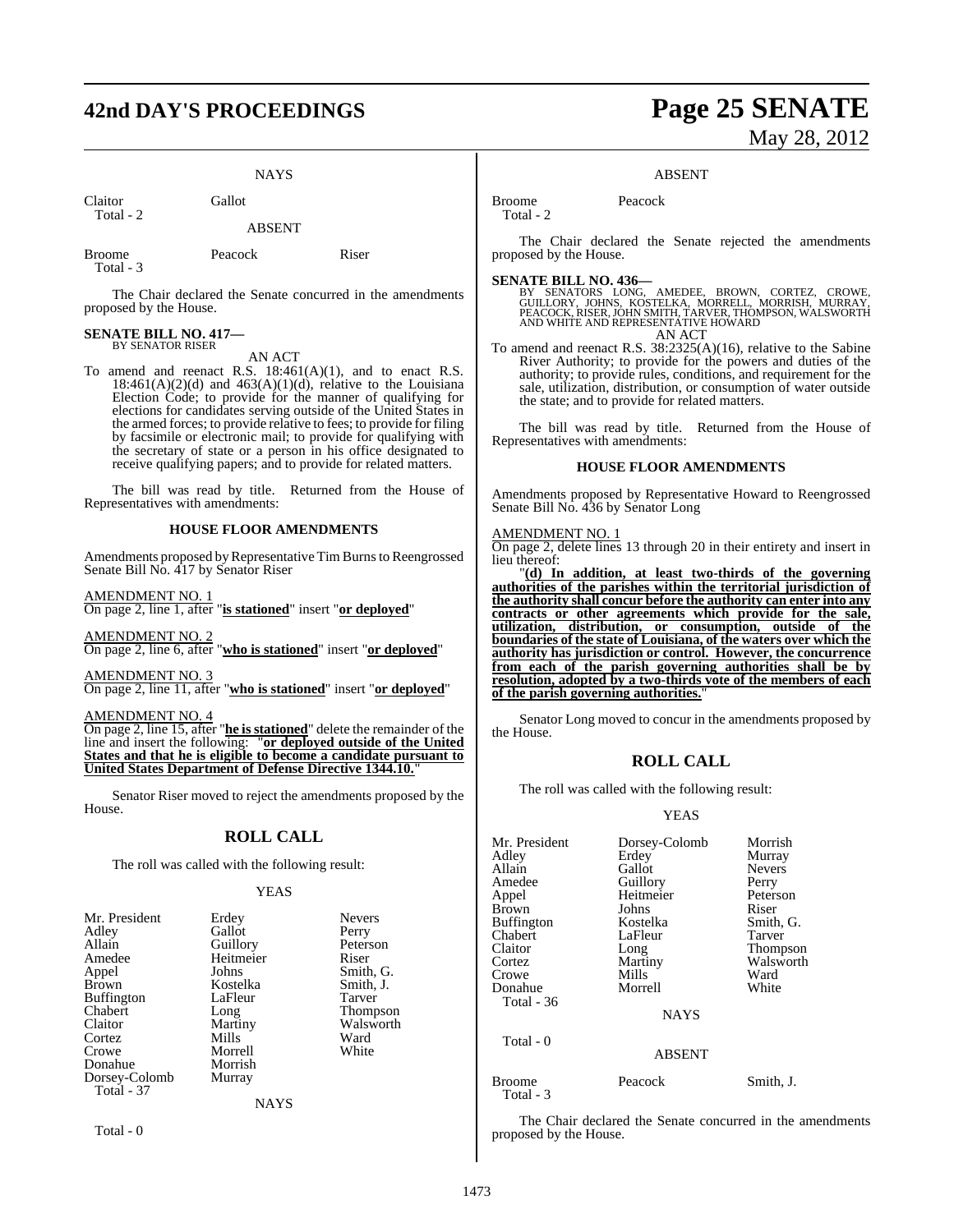NAYS

| | |
|---|---|
| Claitor | Gallot |
| Total - 2 | |

ABSENT

| | | |
|---|---|---|
| Broome | Peacock | Riser |
| Total - 3 | | |

The Chair declared the Senate concurred in the amendments proposed by the House.

**SENATE BILL NO. 417—**
BY SENATOR RISER

AN ACT

To amend and reenact R.S. 18:461(A)(1), and to enact R.S. 18:461(A)(2)(d) and 463(A)(1)(d), relative to the Louisiana Election Code; to provide for the manner of qualifying for elections for candidates serving outside of the United States in the armed forces; to provide relative to fees; to provide for filing by facsimile or electronic mail; to provide for qualifying with the secretary of state or a person in his office designated to receive qualifying papers; and to provide for related matters.

The bill was read by title. Returned from the House of Representatives with amendments:

**HOUSE FLOOR AMENDMENTS**

Amendments proposed by Representative Tim Burns to Reengrossed Senate Bill No. 417 by Senator Riser

AMENDMENT NO. 1
On page 2, line 1, after "**is stationed**" insert "**or deployed**"

AMENDMENT NO. 2
On page 2, line 6, after "**who is stationed**" insert "**or deployed**"

AMENDMENT NO. 3
On page 2, line 11, after "**who is stationed**" insert "**or deployed**"

AMENDMENT NO. 4
On page 2, line 15, after "**he is stationed**" delete the remainder of the line and insert the following: "**or deployed outside of the United States and that he is eligible to become a candidate pursuant to United States Department of Defense Directive 1344.10.**"

Senator Riser moved to reject the amendments proposed by the House.

**ROLL CALL**

The roll was called with the following result:

YEAS

| | | |
|---|---|---|
| Mr. President | Erdey | Nevers |
| Adley | Gallot | Perry |
| Allain | Guillory | Peterson |
| Amedee | Heitmeier | Riser |
| Appel | Johns | Smith, G. |
| Brown | Kostelka | Smith, J. |
| Buffington | LaFleur | Tarver |
| Chabert | Long | Thompson |
| Claitor | Martiny | Walsworth |
| Cortez | Mills | Ward |
| Crowe | Morrell | White |
| Donahue | Morrish | |
| Dorsey-Colomb | Murray | |
| Total - 37 | | |

NAYS

Total - 0

ABSENT

| | |
|---|---|
| Broome | Peacock |
| Total - 2 | |

The Chair declared the Senate rejected the amendments proposed by the House.

**SENATE BILL NO. 436—**
BY SENATORS LONG, AMEDEE, BROWN, CORTEZ, CROWE, GUILLORY, JOHNS, KOSTELKA, MORRELL, MORRISH, MURRAY, PEACOCK, RISER, JOHN SMITH, TARVER, THOMPSON, WALSWORTH AND WHITE AND REPRESENTATIVE HOWARD

AN ACT

To amend and reenact R.S. 38:2325(A)(16), relative to the Sabine River Authority; to provide for the powers and duties of the authority; to provide rules, conditions, and requirement for the sale, utilization, distribution, or consumption of water outside the state; and to provide for related matters.

The bill was read by title. Returned from the House of Representatives with amendments:

**HOUSE FLOOR AMENDMENTS**

Amendments proposed by Representative Howard to Reengrossed Senate Bill No. 436 by Senator Long

AMENDMENT NO. 1
On page 2, delete lines 13 through 20 in their entirety and insert in lieu thereof:

"**(d) In addition, at least two-thirds of the governing authorities of the parishes within the territorial jurisdiction of the authority shall concur before the authority can enter into any contracts or other agreements which provide for the sale, utilization, distribution, or consumption, outside of the boundaries of the state of Louisiana, of the waters over which the authority has jurisdiction or control. However, the concurrence from each of the parish governing authorities shall be by resolution, adopted by a two-thirds vote of the members of each of the parish governing authorities.**"

Senator Long moved to concur in the amendments proposed by the House.

**ROLL CALL**

The roll was called with the following result:

YEAS

| | | |
|---|---|---|
| Mr. President | Dorsey-Colomb | Morrish |
| Adley | Erdey | Murray |
| Allain | Gallot | Nevers |
| Amedee | Guillory | Perry |
| Appel | Heitmeier | Peterson |
| Brown | Johns | Riser |
| Buffington | Kostelka | Smith, G. |
| Chabert | LaFleur | Tarver |
| Claitor | Long | Thompson |
| Cortez | Martiny | Walsworth |
| Crowe | Mills | Ward |
| Donahue | Morrell | White |
| Total - 36 | | |

NAYS

Total - 0

ABSENT

| | | |
|---|---|---|
| Broome | Peacock | Smith, J. |
| Total - 3 | | |

The Chair declared the Senate concurred in the amendments proposed by the House.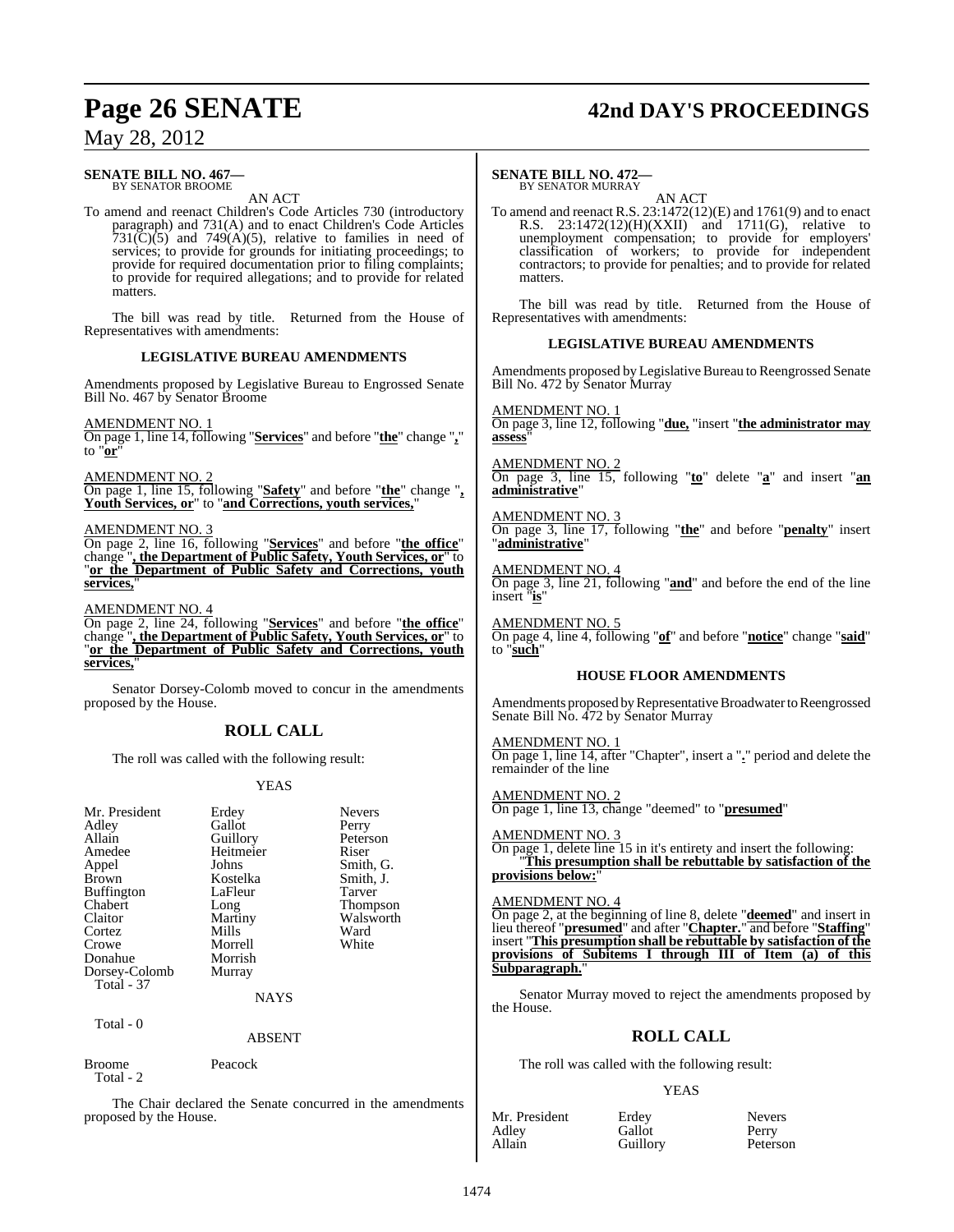**SENATE BILL NO. 467—**
BY SENATOR BROOME

AN ACT

To amend and reenact Children's Code Articles 730 (introductory paragraph) and 731(A) and to enact Children's Code Articles 731(C)(5) and 749(A)(5), relative to families in need of services; to provide for grounds for initiating proceedings; to provide for required documentation prior to filing complaints; to provide for required allegations; and to provide for related matters.

The bill was read by title. Returned from the House of Representatives with amendments:

**LEGISLATIVE BUREAU AMENDMENTS**

Amendments proposed by Legislative Bureau to Engrossed Senate Bill No. 467 by Senator Broome

AMENDMENT NO. 1
On page 1, line 14, following "**Services**" and before "**the**" change "**,**" to "**or**"

AMENDMENT NO. 2
On page 1, line 15, following "**Safety**" and before "**the**" change "**, Youth Services, or**" to "**and Corrections, youth services,**"

AMENDMENT NO. 3
On page 2, line 16, following "**Services**" and before "**the office**" change "**, the Department of Public Safety, Youth Services, or**" to "**or the Department of Public Safety and Corrections, youth services,**"

AMENDMENT NO. 4
On page 2, line 24, following "**Services**" and before "**the office**" change "**, the Department of Public Safety, Youth Services, or**" to "**or the Department of Public Safety and Corrections, youth services,**"

Senator Dorsey-Colomb moved to concur in the amendments proposed by the House.

## ROLL CALL

The roll was called with the following result:

YEAS

| | | |
|---|---|---|
| Mr. President | Erdey | Nevers |
| Adley | Gallot | Perry |
| Allain | Guillory | Peterson |
| Amedee | Heitmeier | Riser |
| Appel | Johns | Smith, G. |
| Brown | Kostelka | Smith, J. |
| Buffington | LaFleur | Tarver |
| Chabert | Long | Thompson |
| Claitor | Martiny | Walsworth |
| Cortez | Mills | Ward |
| Crowe | Morrell | White |
| Donahue | Morrish | |
| Dorsey-Colomb | Murray | |

Total - 37

NAYS

Total - 0

ABSENT

| | |
|---|---|
| Broome | Peacock |

Total - 2

The Chair declared the Senate concurred in the amendments proposed by the House.

**SENATE BILL NO. 472—**
BY SENATOR MURRAY

AN ACT

To amend and reenact R.S. 23:1472(12)(E) and 1761(9) and to enact R.S. 23:1472(12)(H)(XXII) and 1711(G), relative to unemployment compensation; to provide for employers' classification of workers; to provide for independent contractors; to provide for penalties; and to provide for related matters.

The bill was read by title. Returned from the House of Representatives with amendments:

**LEGISLATIVE BUREAU AMENDMENTS**

Amendments proposed by Legislative Bureau to Reengrossed Senate Bill No. 472 by Senator Murray

AMENDMENT NO. 1
On page 3, line 12, following "**due,**" insert "**the administrator may assess**"

AMENDMENT NO. 2
On page 3, line 15, following "**to**" delete "**a**" and insert "**an administrative**"

AMENDMENT NO. 3
On page 3, line 17, following "**the**" and before "**penalty**" insert "**administrative**"

AMENDMENT NO. 4
On page 3, line 21, following "**and**" and before the end of the line insert "**is**"

AMENDMENT NO. 5
On page 4, line 4, following "**of**" and before "**notice**" change "**said**" to "**such**"

**HOUSE FLOOR AMENDMENTS**

Amendments proposed by Representative Broadwater to Reengrossed Senate Bill No. 472 by Senator Murray

AMENDMENT NO. 1
On page 1, line 14, after "Chapter", insert a "**.**" period and delete the remainder of the line

AMENDMENT NO. 2
On page 1, line 13, change "deemed" to "**presumed**"

AMENDMENT NO. 3
On page 1, delete line 15 in it's entirety and insert the following:
"**This presumption shall be rebuttable by satisfaction of the provisions below:**"

AMENDMENT NO. 4
On page 2, at the beginning of line 8, delete "**deemed**" and insert in lieu thereof "**presumed**" and after "**Chapter.**" and before "**Staffing**" insert "**This presumption shall be rebuttable by satisfaction of the provisions of Subitems I through III of Item (a) of this Subparagraph.**"

Senator Murray moved to reject the amendments proposed by the House.

## ROLL CALL

The roll was called with the following result:

YEAS

| | | |
|---|---|---|
| Mr. President | Erdey | Nevers |
| Adley | Gallot | Perry |
| Allain | Guillory | Peterson |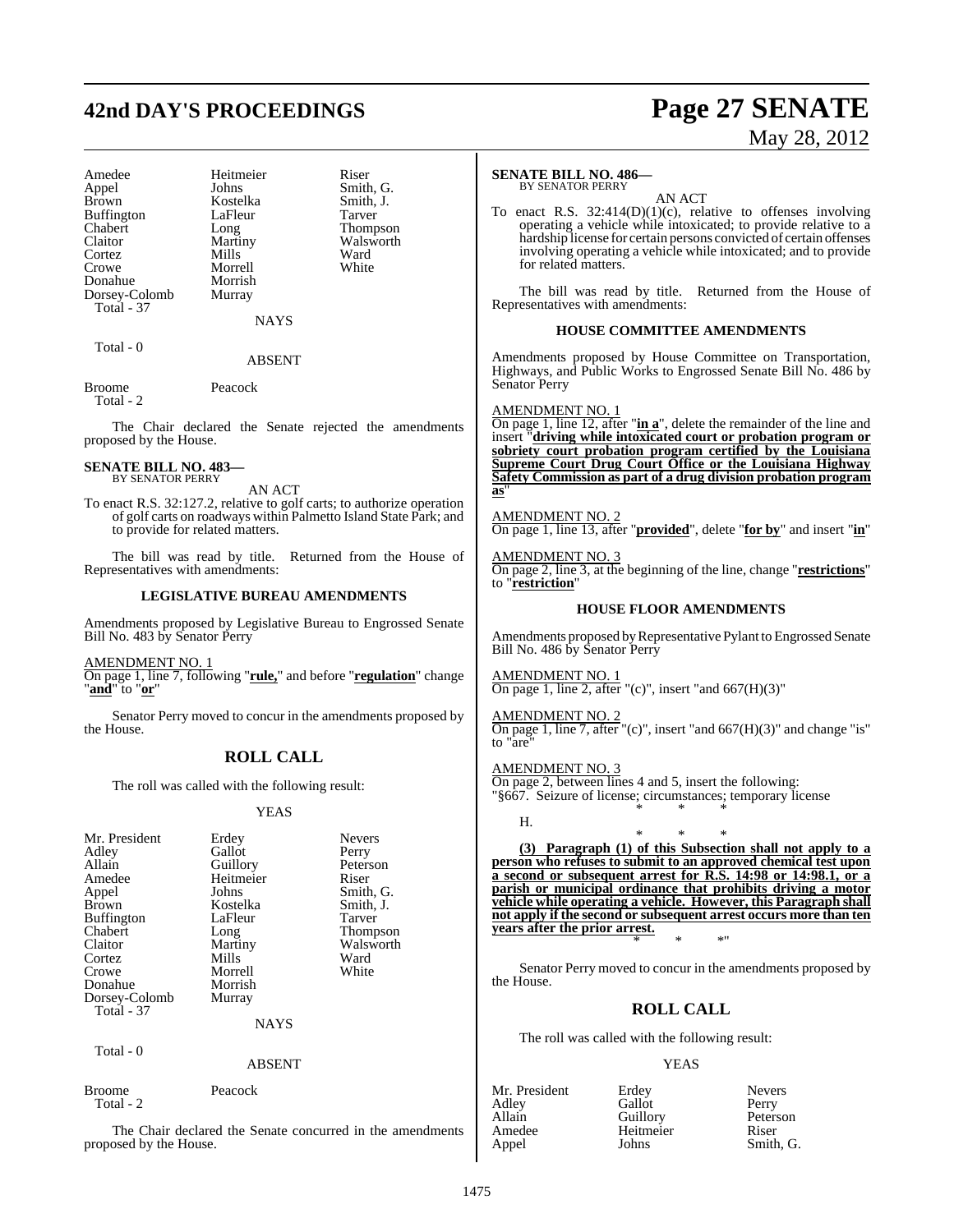| | | |
|---|---|---|
| Amedee | Heitmeier | Riser |
| Appel | Johns | Smith, G. |
| Brown | Kostelka | Smith, J. |
| Buffington | LaFleur | Tarver |
| Chabert | Long | Thompson |
| Claitor | Martiny | Walsworth |
| Cortez | Mills | Ward |
| Crowe | Morrell | White |
| Donahue | Morrish | |
| Dorsey-Colomb | Murray | |
| Total - 37 | | |

NAYS

Total - 0

ABSENT

| | |
|---|---|
| Broome | Peacock |
| Total - 2 | |

The Chair declared the Senate rejected the amendments proposed by the House.

**SENATE BILL NO. 483—**
BY SENATOR PERRY

AN ACT

To enact R.S. 32:127.2, relative to golf carts; to authorize operation of golf carts on roadways within Palmetto Island State Park; and to provide for related matters.

The bill was read by title. Returned from the House of Representatives with amendments:

### LEGISLATIVE BUREAU AMENDMENTS

Amendments proposed by Legislative Bureau to Engrossed Senate Bill No. 483 by Senator Perry

AMENDMENT NO. 1
On page 1, line 7, following "**rule,**" and before "**regulation**" change "**and**" to "**or**"

Senator Perry moved to concur in the amendments proposed by the House.

## ROLL CALL

The roll was called with the following result:

YEAS

| | | |
|---|---|---|
| Mr. President | Erdey | Nevers |
| Adley | Gallot | Perry |
| Allain | Guillory | Peterson |
| Amedee | Heitmeier | Riser |
| Appel | Johns | Smith, G. |
| Brown | Kostelka | Smith, J. |
| Buffington | LaFleur | Tarver |
| Chabert | Long | Thompson |
| Claitor | Martiny | Walsworth |
| Cortez | Mills | Ward |
| Crowe | Morrell | White |
| Donahue | Morrish | |
| Dorsey-Colomb | Murray | |
| Total - 37 | | |

NAYS

Total - 0

ABSENT

| | |
|---|---|
| Broome | Peacock |
| Total - 2 | |

The Chair declared the Senate concurred in the amendments proposed by the House.

**SENATE BILL NO. 486—**
BY SENATOR PERRY

AN ACT

To enact R.S. 32:414(D)(1)(c), relative to offenses involving operating a vehicle while intoxicated; to provide relative to a hardship license for certain persons convicted of certain offenses involving operating a vehicle while intoxicated; and to provide for related matters.

The bill was read by title. Returned from the House of Representatives with amendments:

### HOUSE COMMITTEE AMENDMENTS

Amendments proposed by House Committee on Transportation, Highways, and Public Works to Engrossed Senate Bill No. 486 by Senator Perry

AMENDMENT NO. 1
On page 1, line 12, after "**in a**", delete the remainder of the line and insert "**driving while intoxicated court or probation program or sobriety court probation program certified by the Louisiana Supreme Court Drug Court Office or the Louisiana Highway Safety Commission as part of a drug division probation program as**"

AMENDMENT NO. 2
On page 1, line 13, after "**provided**", delete "**for by**" and insert "**in**"

AMENDMENT NO. 3
On page 2, line 3, at the beginning of the line, change "**restrictions**" to "**restriction**"

### HOUSE FLOOR AMENDMENTS

Amendments proposed by Representative Pylant to Engrossed Senate Bill No. 486 by Senator Perry

AMENDMENT NO. 1
On page 1, line 2, after "(c)", insert "and 667(H)(3)"

AMENDMENT NO. 2
On page 1, line 7, after "(c)", insert "and 667(H)(3)" and change "is" to "are"

AMENDMENT NO. 3
On page 2, between lines 4 and 5, insert the following:
"§667. Seizure of license; circumstances; temporary license

\* \* \*

H.

\* \* \*

**(3) Paragraph (1) of this Subsection shall not apply to a person who refuses to submit to an approved chemical test upon a second or subsequent arrest for R.S. 14:98 or 14:98.1, or a parish or municipal ordinance that prohibits driving a motor vehicle while operating a vehicle. However, this Paragraph shall not apply if the second or subsequent arrest occurs more than ten years after the prior arrest.**

\* \* \*"

Senator Perry moved to concur in the amendments proposed by the House.

## ROLL CALL

The roll was called with the following result:

YEAS

| | | |
|---|---|---|
| Mr. President | Erdey | Nevers |
| Adley | Gallot | Perry |
| Allain | Guillory | Peterson |
| Amedee | Heitmeier | Riser |
| Appel | Johns | Smith, G. |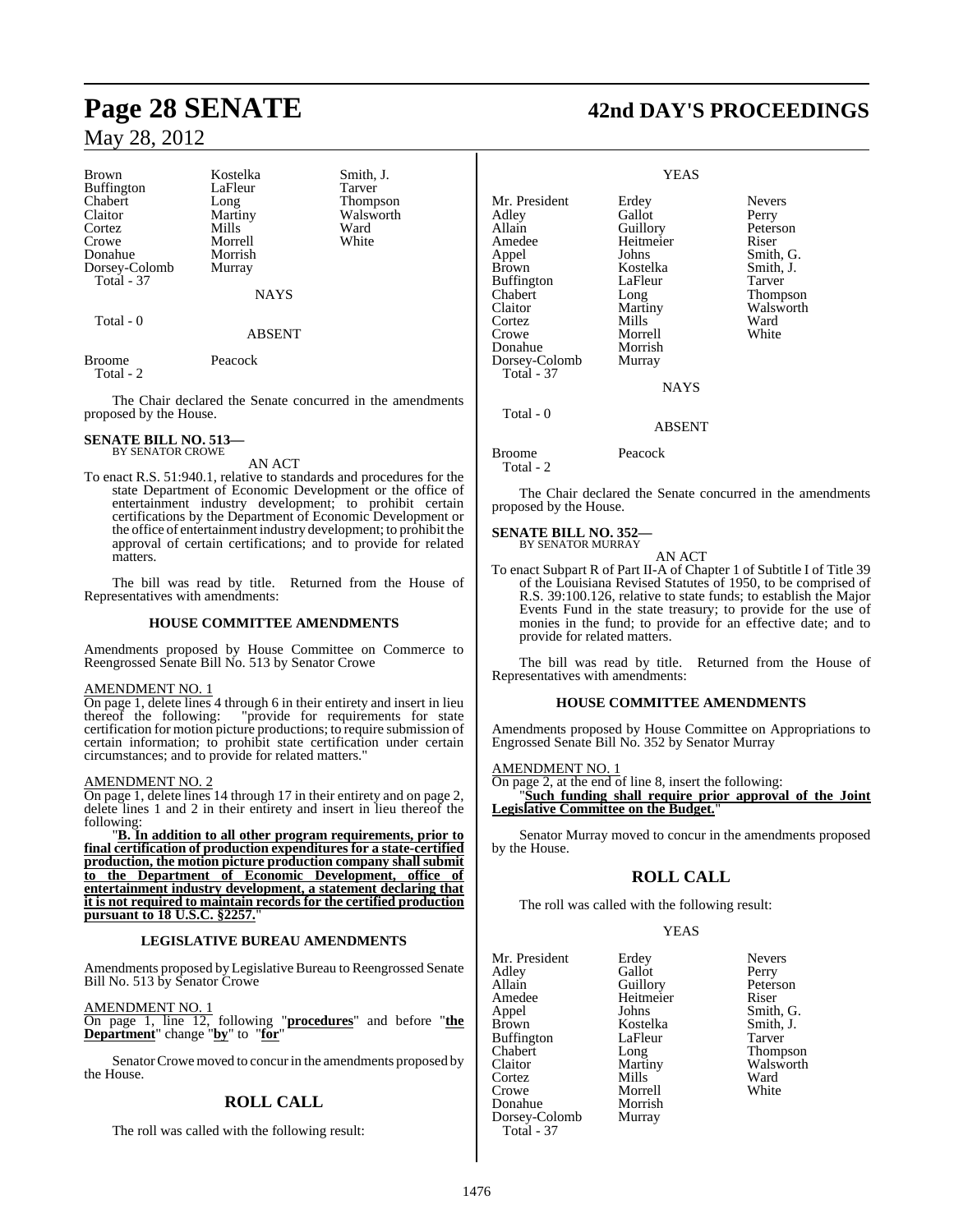| Brown | Kostelka | Smith, J. |
|---|---|---|
| Buffington | LaFleur | Tarver |
| Chabert | Long | Thompson |
| Claitor | Martiny | Walsworth |
| Cortez | Mills | Ward |
| Crowe | Morrell | White |
| Donahue | Morrish | |
| Dorsey-Colomb | Murray | |
| Total - 37 | | |

NAYS

Total - 0

ABSENT

| Broome | Peacock |
|---|---|
| Total - 2 | |

The Chair declared the Senate concurred in the amendments proposed by the House.

**SENATE BILL NO. 513—**
BY SENATOR CROWE

AN ACT

To enact R.S. 51:940.1, relative to standards and procedures for the state Department of Economic Development or the office of entertainment industry development; to prohibit certain certifications by the Department of Economic Development or the office of entertainment industry development; to prohibit the approval of certain certifications; and to provide for related matters.

The bill was read by title. Returned from the House of Representatives with amendments:

**HOUSE COMMITTEE AMENDMENTS**

Amendments proposed by House Committee on Commerce to Reengrossed Senate Bill No. 513 by Senator Crowe

AMENDMENT NO. 1

On page 1, delete lines 4 through 6 in their entirety and insert in lieu thereof the following: "provide for requirements for state certification for motion picture productions; to require submission of certain information; to prohibit state certification under certain circumstances; and to provide for related matters."

AMENDMENT NO. 2

On page 1, delete lines 14 through 17 in their entirety and on page 2, delete lines 1 and 2 in their entirety and insert in lieu thereof the following:

"**B. In addition to all other program requirements, prior to final certification of production expenditures for a state-certified production, the motion picture production company shall submit to the Department of Economic Development, office of entertainment industry development, a statement declaring that it is not required to maintain records for the certified production pursuant to 18 U.S.C. §2257.**"

**LEGISLATIVE BUREAU AMENDMENTS**

Amendments proposed by Legislative Bureau to Reengrossed Senate Bill No. 513 by Senator Crowe

AMENDMENT NO. 1

On page 1, line 12, following "**procedures**" and before "**the Department**" change "**by**" to "**for**"

Senator Crowe moved to concur in the amendments proposed by the House.

## ROLL CALL

The roll was called with the following result:

YEAS

| Mr. President | Erdey | Nevers |
|---|---|---|
| Adley | Gallot | Perry |
| Allain | Guillory | Peterson |
| Amedee | Heitmeier | Riser |
| Appel | Johns | Smith, G. |
| Brown | Kostelka | Smith, J. |
| Buffington | LaFleur | Tarver |
| Chabert | Long | Thompson |
| Claitor | Martiny | Walsworth |
| Cortez | Mills | Ward |
| Crowe | Morrell | White |
| Donahue | Morrish | |
| Dorsey-Colomb | Murray | |
| Total - 37 | | |

NAYS

Total - 0

ABSENT

| Broome | Peacock |
|---|---|
| Total - 2 | |

The Chair declared the Senate concurred in the amendments proposed by the House.

**SENATE BILL NO. 352—**
BY SENATOR MURRAY

AN ACT

To enact Subpart R of Part II-A of Chapter 1 of Subtitle I of Title 39 of the Louisiana Revised Statutes of 1950, to be comprised of R.S. 39:100.126, relative to state funds; to establish the Major Events Fund in the state treasury; to provide for the use of monies in the fund; to provide for an effective date; and to provide for related matters.

The bill was read by title. Returned from the House of Representatives with amendments:

**HOUSE COMMITTEE AMENDMENTS**

Amendments proposed by House Committee on Appropriations to Engrossed Senate Bill No. 352 by Senator Murray

AMENDMENT NO. 1

On page 2, at the end of line 8, insert the following:

"**Such funding shall require prior approval of the Joint Legislative Committee on the Budget.**"

Senator Murray moved to concur in the amendments proposed by the House.

## ROLL CALL

The roll was called with the following result:

YEAS

| Mr. President | Erdey | Nevers |
|---|---|---|
| Adley | Gallot | Perry |
| Allain | Guillory | Peterson |
| Amedee | Heitmeier | Riser |
| Appel | Johns | Smith, G. |
| Brown | Kostelka | Smith, J. |
| Buffington | LaFleur | Tarver |
| Chabert | Long | Thompson |
| Claitor | Martiny | Walsworth |
| Cortez | Mills | Ward |
| Crowe | Morrell | White |
| Donahue | Morrish | |
| Dorsey-Colomb | Murray | |
| Total - 37 | | |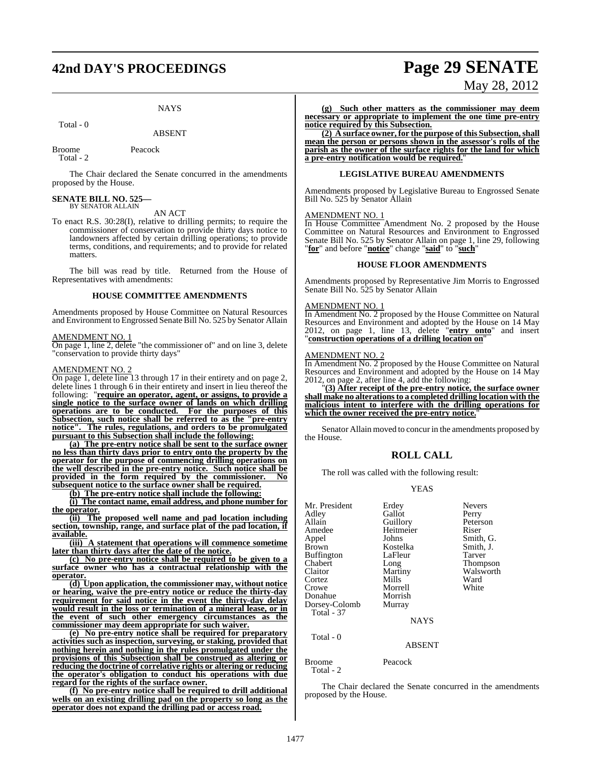NAYS

Total - 0

ABSENT

Broome Peacock
Total - 2

The Chair declared the Senate concurred in the amendments proposed by the House.

**SENATE BILL NO. 525—**
BY SENATOR ALLAIN

AN ACT

To enact R.S. 30:28(I), relative to drilling permits; to require the commissioner of conservation to provide thirty days notice to landowners affected by certain drilling operations; to provide terms, conditions, and requirements; and to provide for related matters.

The bill was read by title. Returned from the House of Representatives with amendments:

### HOUSE COMMITTEE AMENDMENTS

Amendments proposed by House Committee on Natural Resources and Environment to Engrossed Senate Bill No. 525 by Senator Allain

AMENDMENT NO. 1

On page 1, line 2, delete "the commissioner of" and on line 3, delete "conservation to provide thirty days"

AMENDMENT NO. 2

On page 1, delete line 13 through 17 in their entirety and on page 2, delete lines 1 through 6 in their entirety and insert in lieu thereof the following: "**require an operator, agent, or assigns, to provide a single notice to the surface owner of lands on which drilling operations are to be conducted. For the purposes of this Subsection, such notice shall be referred to as the "pre-entry notice". The rules, regulations, and orders to be promulgated pursuant to this Subsection shall include the following:**

**(a) The pre-entry notice shall be sent to the surface owner no less than thirty days prior to entry onto the property by the operator for the purpose of commencing drilling operations on the well described in the pre-entry notice. Such notice shall be provided in the form required by the commissioner. No subsequent notice to the surface owner shall be required.**

**(b) The pre-entry notice shall include the following:**

**(i) The contact name, email address, and phone number for the operator.**

**(ii) The proposed well name and pad location including section, township, range, and surface plat of the pad location, if available.**

**(iii) A statement that operations will commence sometime later than thirty days after the date of the notice.**

**(c) No pre-entry notice shall be required to be given to a surface owner who has a contractual relationship with the operator.**

**(d) Upon application, the commissioner may, without notice or hearing, waive the pre-entry notice or reduce the thirty-day requirement for said notice in the event the thirty-day delay would result in the loss or termination of a mineral lease, or in the event of such other emergency circumstances as the commissioner may deem appropriate for such waiver.**

**(e) No pre-entry notice shall be required for preparatory activities such as inspection, surveying, or staking, provided that nothing herein and nothing in the rules promulgated under the provisions of this Subsection shall be construed as altering or reducing the doctrine of correlative rights or altering or reducing the operator's obligation to conduct his operations with due regard for the rights of the surface owner.**

**(f) No pre-entry notice shall be required to drill additional wells on an existing drilling pad on the property so long as the operator does not expand the drilling pad or access road.**

**(g) Such other matters as the commissioner may deem necessary or appropriate to implement the one time pre-entry notice required by this Subsection.**

**(2) A surface owner, for the purpose of this Subsection, shall mean the person or persons shown in the assessor's rolls of the parish as the owner of the surface rights for the land for which a pre-entry notification would be required.**"

### LEGISLATIVE BUREAU AMENDMENTS

Amendments proposed by Legislative Bureau to Engrossed Senate Bill No. 525 by Senator Allain

AMENDMENT NO. 1

In House Committee Amendment No. 2 proposed by the House Committee on Natural Resources and Environment to Engrossed Senate Bill No. 525 by Senator Allain on page 1, line 29, following "**for**" and before "**notice**" change "**said**" to "**such**"

### HOUSE FLOOR AMENDMENTS

Amendments proposed by Representative Jim Morris to Engrossed Senate Bill No. 525 by Senator Allain

AMENDMENT NO. 1

In Amendment No. 2 proposed by the House Committee on Natural Resources and Environment and adopted by the House on 14 May 2012, on page 1, line 13, delete "**entry onto**" and insert "**construction operations of a drilling location on**"

AMENDMENT NO. 2

In Amendment No. 2 proposed by the House Committee on Natural Resources and Environment and adopted by the House on 14 May 2012, on page 2, after line 4, add the following:

"**(3) After receipt of the pre-entry notice, the surface owner shall make no alterations to a completed drilling location with the malicious intent to interfere with the drilling operations for which the owner received the pre-entry notice.**"

Senator Allain moved to concur in the amendments proposed by the House.

## ROLL CALL

The roll was called with the following result:

YEAS

| | | |
|---|---|---|
| Mr. President | Erdey | Nevers |
| Adley | Gallot | Perry |
| Allain | Guillory | Peterson |
| Amedee | Heitmeier | Riser |
| Appel | Johns | Smith, G. |
| Brown | Kostelka | Smith, J. |
| Buffington | LaFleur | Tarver |
| Chabert | Long | Thompson |
| Claitor | Martiny | Walsworth |
| Cortez | Mills | Ward |
| Crowe | Morrell | White |
| Donahue | Morrish | |
| Dorsey-Colomb | Murray | |
| Total - 37 | | |

NAYS

Total - 0

ABSENT

Broome Peacock
Total - 2

The Chair declared the Senate concurred in the amendments proposed by the House.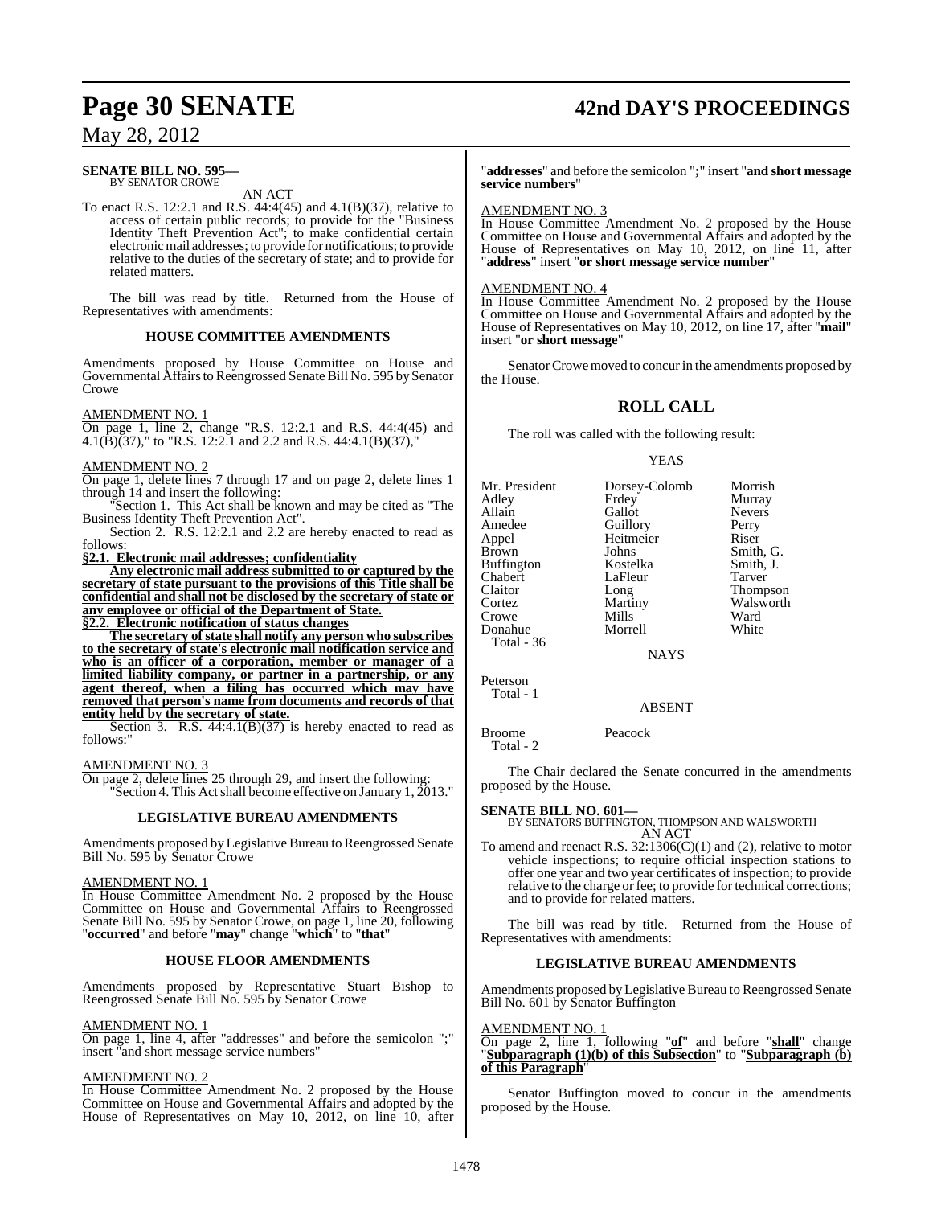**SENATE BILL NO. 595—**
BY SENATOR CROWE

AN ACT

To enact R.S. 12:2.1 and R.S. 44:4(45) and 4.1(B)(37), relative to access of certain public records; to provide for the "Business Identity Theft Prevention Act"; to make confidential certain electronic mail addresses; to provide for notifications; to provide relative to the duties of the secretary of state; and to provide for related matters.

The bill was read by title. Returned from the House of Representatives with amendments:

### HOUSE COMMITTEE AMENDMENTS

Amendments proposed by House Committee on House and Governmental Affairs to Reengrossed Senate Bill No. 595 by Senator Crowe

AMENDMENT NO. 1

On page 1, line 2, change "R.S. 12:2.1 and R.S. 44:4(45) and 4.1(B)(37)," to "R.S. 12:2.1 and 2.2 and R.S. 44:4.1(B)(37),"

AMENDMENT NO. 2

On page 1, delete lines 7 through 17 and on page 2, delete lines 1 through 14 and insert the following:

"Section 1. This Act shall be known and may be cited as "The Business Identity Theft Prevention Act".

Section 2. R.S. 12:2.1 and 2.2 are hereby enacted to read as follows:

**§2.1. Electronic mail addresses; confidentiality**

**Any electronic mail address submitted to or captured by the secretary of state pursuant to the provisions of this Title shall be confidential and shall not be disclosed by the secretary of state or any employee or official of the Department of State.**

**§2.2. Electronic notification of status changes**

**The secretary of state shall notify any person who subscribes to the secretary of state's electronic mail notification service and who is an officer of a corporation, member or manager of a limited liability company, or partner in a partnership, or any agent thereof, when a filing has occurred which may have removed that person's name from documents and records of that entity held by the secretary of state.**

Section 3. R.S. 44:4.1(B)(37) is hereby enacted to read as follows:"

AMENDMENT NO. 3

On page 2, delete lines 25 through 29, and insert the following:

"Section 4. This Act shall become effective on January 1, 2013."

### LEGISLATIVE BUREAU AMENDMENTS

Amendments proposed by Legislative Bureau to Reengrossed Senate Bill No. 595 by Senator Crowe

AMENDMENT NO. 1

In House Committee Amendment No. 2 proposed by the House Committee on House and Governmental Affairs to Reengrossed Senate Bill No. 595 by Senator Crowe, on page 1, line 20, following "**occurred**" and before "**may**" change "**which**" to "**that**"

### HOUSE FLOOR AMENDMENTS

Amendments proposed by Representative Stuart Bishop to Reengrossed Senate Bill No. 595 by Senator Crowe

AMENDMENT NO. 1

On page 1, line 4, after "addresses" and before the semicolon ";" insert "and short message service numbers"

AMENDMENT NO. 2

In House Committee Amendment No. 2 proposed by the House Committee on House and Governmental Affairs and adopted by the House of Representatives on May 10, 2012, on line 10, after "**addresses**" and before the semicolon "**;**" insert "**and short message service numbers**"

AMENDMENT NO. 3

In House Committee Amendment No. 2 proposed by the House Committee on House and Governmental Affairs and adopted by the House of Representatives on May 10, 2012, on line 11, after "**address**" insert "**or short message service number**"

AMENDMENT NO. 4

In House Committee Amendment No. 2 proposed by the House Committee on House and Governmental Affairs and adopted by the House of Representatives on May 10, 2012, on line 17, after "**mail**" insert "**or short message**"

Senator Crowe moved to concur in the amendments proposed by the House.

## ROLL CALL

The roll was called with the following result:

YEAS

| | | |
|---|---|---|
| Mr. President | Dorsey-Colomb | Morrish |
| Adley | Erdey | Murray |
| Allain | Gallot | Nevers |
| Amedee | Guillory | Perry |
| Appel | Heitmeier | Riser |
| Brown | Johns | Smith, G. |
| Buffington | Kostelka | Smith, J. |
| Chabert | LaFleur | Tarver |
| Claitor | Long | Thompson |
| Cortez | Martiny | Walsworth |
| Crowe | Mills | Ward |
| Donahue | Morrell | White |
| Total - 36 | | |

NAYS

Peterson
Total - 1

ABSENT

| | |
|---|---|
| Broome | Peacock |
| Total - 2 | |

The Chair declared the Senate concurred in the amendments proposed by the House.

**SENATE BILL NO. 601—**
BY SENATORS BUFFINGTON, THOMPSON AND WALSWORTH

AN ACT

To amend and reenact R.S. 32:1306(C)(1) and (2), relative to motor vehicle inspections; to require official inspection stations to offer one year and two year certificates of inspection; to provide relative to the charge or fee; to provide for technical corrections; and to provide for related matters.

The bill was read by title. Returned from the House of Representatives with amendments:

### LEGISLATIVE BUREAU AMENDMENTS

Amendments proposed by Legislative Bureau to Reengrossed Senate Bill No. 601 by Senator Buffington

AMENDMENT NO. 1

On page 2, line 1, following "**of**" and before "**shall**" change "**Subparagraph (1)(b) of this Subsection**" to "**Subparagraph (b) of this Paragraph**"

Senator Buffington moved to concur in the amendments proposed by the House.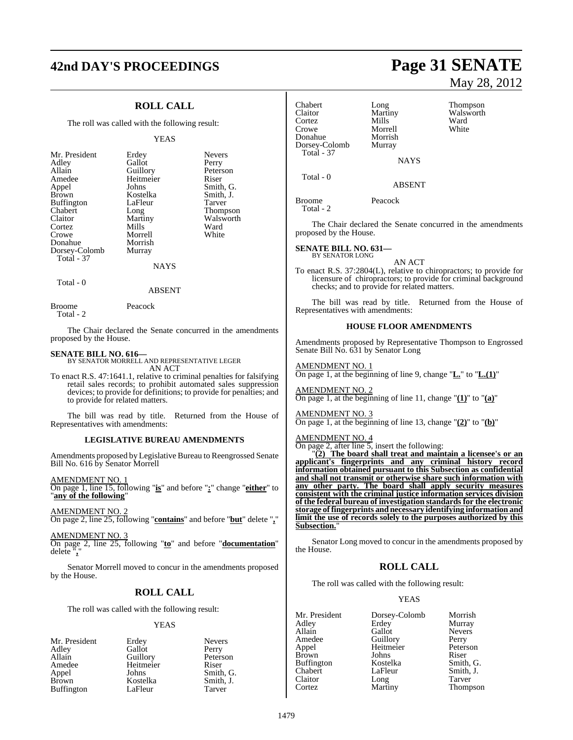## ROLL CALL

The roll was called with the following result:

YEAS

| | | |
|---|---|---|
| Mr. President | Erdey | Nevers |
| Adley | Gallot | Perry |
| Allain | Guillory | Peterson |
| Amedee | Heitmeier | Riser |
| Appel | Johns | Smith, G. |
| Brown | Kostelka | Smith, J. |
| Buffington | LaFleur | Tarver |
| Chabert | Long | Thompson |
| Claitor | Martiny | Walsworth |
| Cortez | Mills | Ward |
| Crowe | Morrell | White |
| Donahue | Morrish | |
| Dorsey-Colomb | Murray | |
| Total - 37 | | |

NAYS

Total - 0

ABSENT

| | |
|---|---|
| Broome | Peacock |
| Total - 2 | |

The Chair declared the Senate concurred in the amendments proposed by the House.

**SENATE BILL NO. 616—**
BY SENATOR MORRELL AND REPRESENTATIVE LEGER

AN ACT

To enact R.S. 47:1641.1, relative to criminal penalties for falsifying retail sales records; to prohibit automated sales suppression devices; to provide for definitions; to provide for penalties; and to provide for related matters.

The bill was read by title. Returned from the House of Representatives with amendments:

### LEGISLATIVE BUREAU AMENDMENTS

Amendments proposed by Legislative Bureau to Reengrossed Senate Bill No. 616 by Senator Morrell

AMENDMENT NO. 1
On page 1, line 15, following "**is**" and before "**:**" change "**either**" to "**any of the following**"

AMENDMENT NO. 2
On page 2, line 25, following "**contains**" and before "**but**" delete "**,**"

AMENDMENT NO. 3
On page 2, line 25, following "**to**" and before "**documentation**" delete "**,**"

Senator Morrell moved to concur in the amendments proposed by the House.

## ROLL CALL

The roll was called with the following result:

YEAS

| | | |
|---|---|---|
| Mr. President | Erdey | Nevers |
| Adley | Gallot | Perry |
| Allain | Guillory | Peterson |
| Amedee | Heitmeier | Riser |
| Appel | Johns | Smith, G. |
| Brown | Kostelka | Smith, J. |
| Buffington | LaFleur | Tarver |
| Chabert | Long | Thompson |
| Claitor | Martiny | Walsworth |
| Cortez | Mills | Ward |
| Crowe | Morrell | White |
| Donahue | Morrish | |
| Dorsey-Colomb | Murray | |
| Total - 37 | | |

NAYS

Total - 0

ABSENT

| | |
|---|---|
| Broome | Peacock |
| Total - 2 | |

The Chair declared the Senate concurred in the amendments proposed by the House.

**SENATE BILL NO. 631—**
BY SENATOR LONG

AN ACT

To enact R.S. 37:2804(L), relative to chiropractors; to provide for licensure of chiropractors; to provide for criminal background checks; and to provide for related matters.

The bill was read by title. Returned from the House of Representatives with amendments:

### HOUSE FLOOR AMENDMENTS

Amendments proposed by Representative Thompson to Engrossed Senate Bill No. 631 by Senator Long

AMENDMENT NO. 1
On page 1, at the beginning of line 9, change "**L.**" to "**L.(1)**"

AMENDMENT NO. 2
On page 1, at the beginning of line 11, change "**(1)**" to "**(a)**"

AMENDMENT NO. 3
On page 1, at the beginning of line 13, change "**(2)**" to "**(b)**"

AMENDMENT NO. 4
On page 2, after line 5, insert the following:

"**(2) The board shall treat and maintain a licensee's or an applicant's fingerprints and any criminal history record information obtained pursuant to this Subsection as confidential and shall not transmit or otherwise share such information with any other party. The board shall apply security measures consistent with the criminal justice information services division of the federal bureau of investigation standards for the electronic storage of fingerprints and necessary identifying information and limit the use of records solely to the purposes authorized by this Subsection.**"

Senator Long moved to concur in the amendments proposed by the House.

## ROLL CALL

The roll was called with the following result:

YEAS

| | | |
|---|---|---|
| Mr. President | Dorsey-Colomb | Morrish |
| Adley | Erdey | Murray |
| Allain | Gallot | Nevers |
| Amedee | Guillory | Perry |
| Appel | Heitmeier | Peterson |
| Brown | Johns | Riser |
| Buffington | Kostelka | Smith, G. |
| Chabert | LaFleur | Smith, J. |
| Claitor | Long | Tarver |
| Cortez | Martiny | Thompson |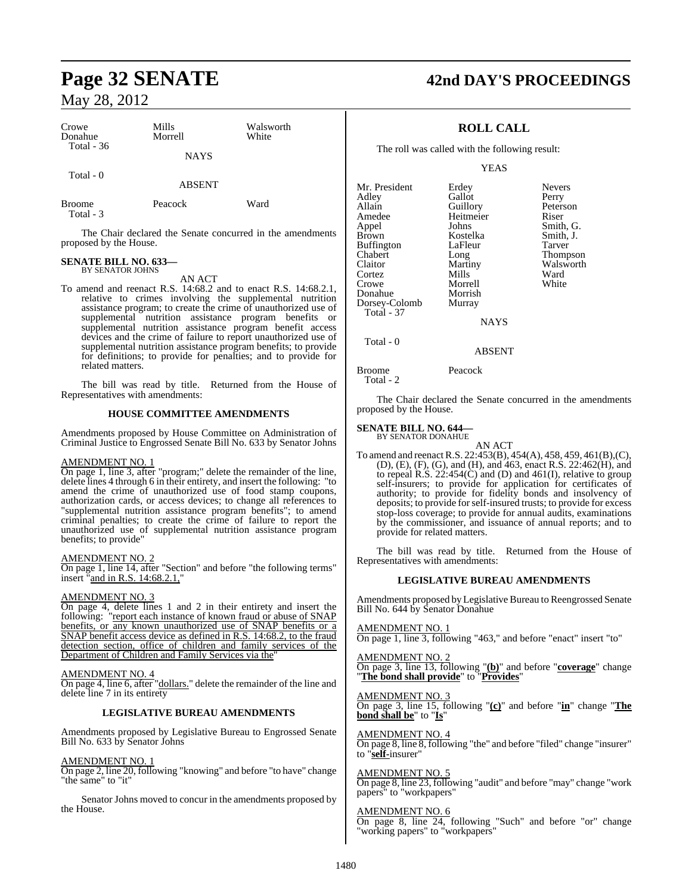| Crowe | Mills | Walsworth |
|---|---|---|
| Donahue | Morrell | White |
| Total - 36 | | |

NAYS

Total - 0

ABSENT

| Broome | Peacock | Ward |
|---|---|---|
| Total - 3 | | |

The Chair declared the Senate concurred in the amendments proposed by the House.

**SENATE BILL NO. 633—**
BY SENATOR JOHNS

AN ACT

To amend and reenact R.S. 14:68.2 and to enact R.S. 14:68.2.1, relative to crimes involving the supplemental nutrition assistance program; to create the crime of unauthorized use of supplemental nutrition assistance program benefits or supplemental nutrition assistance program benefit access devices and the crime of failure to report unauthorized use of supplemental nutrition assistance program benefits; to provide for definitions; to provide for penalties; and to provide for related matters.

The bill was read by title. Returned from the House of Representatives with amendments:

**HOUSE COMMITTEE AMENDMENTS**

Amendments proposed by House Committee on Administration of Criminal Justice to Engrossed Senate Bill No. 633 by Senator Johns

AMENDMENT NO. 1

On page 1, line 3, after "program;" delete the remainder of the line, delete lines 4 through 6 in their entirety, and insert the following: "to amend the crime of unauthorized use of food stamp coupons, authorization cards, or access devices; to change all references to "supplemental nutrition assistance program benefits"; to amend criminal penalties; to create the crime of failure to report the unauthorized use of supplemental nutrition assistance program benefits; to provide"

AMENDMENT NO. 2

On page 1, line 14, after "Section" and before "the following terms" insert "and in R.S. 14:68.2.1,"

AMENDMENT NO. 3

On page 4, delete lines 1 and 2 in their entirety and insert the following: "report each instance of known fraud or abuse of SNAP benefits, or any known unauthorized use of SNAP benefits or a SNAP benefit access device as defined in R.S. 14:68.2, to the fraud detection section, office of children and family services of the Department of Children and Family Services via the"

AMENDMENT NO. 4

On page 4, line 6, after "dollars." delete the remainder of the line and delete line 7 in its entirety

**LEGISLATIVE BUREAU AMENDMENTS**

Amendments proposed by Legislative Bureau to Engrossed Senate Bill No. 633 by Senator Johns

AMENDMENT NO. 1

On page 2, line 20, following "knowing" and before "to have" change "the same" to "it"

Senator Johns moved to concur in the amendments proposed by the House.

**ROLL CALL**

The roll was called with the following result:

YEAS

| Mr. President | Erdey | Nevers |
|---|---|---|
| Adley | Gallot | Perry |
| Allain | Guillory | Peterson |
| Amedee | Heitmeier | Riser |
| Appel | Johns | Smith, G. |
| Brown | Kostelka | Smith, J. |
| Buffington | LaFleur | Tarver |
| Chabert | Long | Thompson |
| Claitor | Martiny | Walsworth |
| Cortez | Mills | Ward |
| Crowe | Morrell | White |
| Donahue | Morrish | |
| Dorsey-Colomb | Murray | |
| Total - 37 | | |

NAYS

Total - 0

ABSENT

| Broome | Peacock |
|---|---|
| Total - 2 | |

The Chair declared the Senate concurred in the amendments proposed by the House.

**SENATE BILL NO. 644—**
BY SENATOR DONAHUE

AN ACT

To amend and reenact R.S. 22:453(B), 454(A), 458, 459, 461(B),(C), (D), (E), (F), (G), and (H), and 463, enact R.S. 22:462(H), and to repeal R.S. 22:454(C) and (D) and 461(I), relative to group self-insurers; to provide for application for certificates of authority; to provide for fidelity bonds and insolvency of deposits; to provide for self-insured trusts; to provide for excess stop-loss coverage; to provide for annual audits, examinations by the commissioner, and issuance of annual reports; and to provide for related matters.

The bill was read by title. Returned from the House of Representatives with amendments:

**LEGISLATIVE BUREAU AMENDMENTS**

Amendments proposed by Legislative Bureau to Reengrossed Senate Bill No. 644 by Senator Donahue

AMENDMENT NO. 1

On page 1, line 3, following "463," and before "enact" insert "to"

AMENDMENT NO. 2

On page 3, line 13, following "**(b)**" and before "**coverage**" change "**The bond shall provide**" to "**Provides**"

AMENDMENT NO. 3

On page 3, line 15, following "**(c)**" and before "**in**" change "**The bond shall be**" to "**Is**"

AMENDMENT NO. 4

On page 8, line 8, following "the" and before "filed" change "insurer" to "**self-**insurer"

AMENDMENT NO. 5

On page 8, line 23, following "audit" and before "may" change "work papers" to "workpapers"

AMENDMENT NO. 6

On page 8, line 24, following "Such" and before "or" change "working papers" to "workpapers"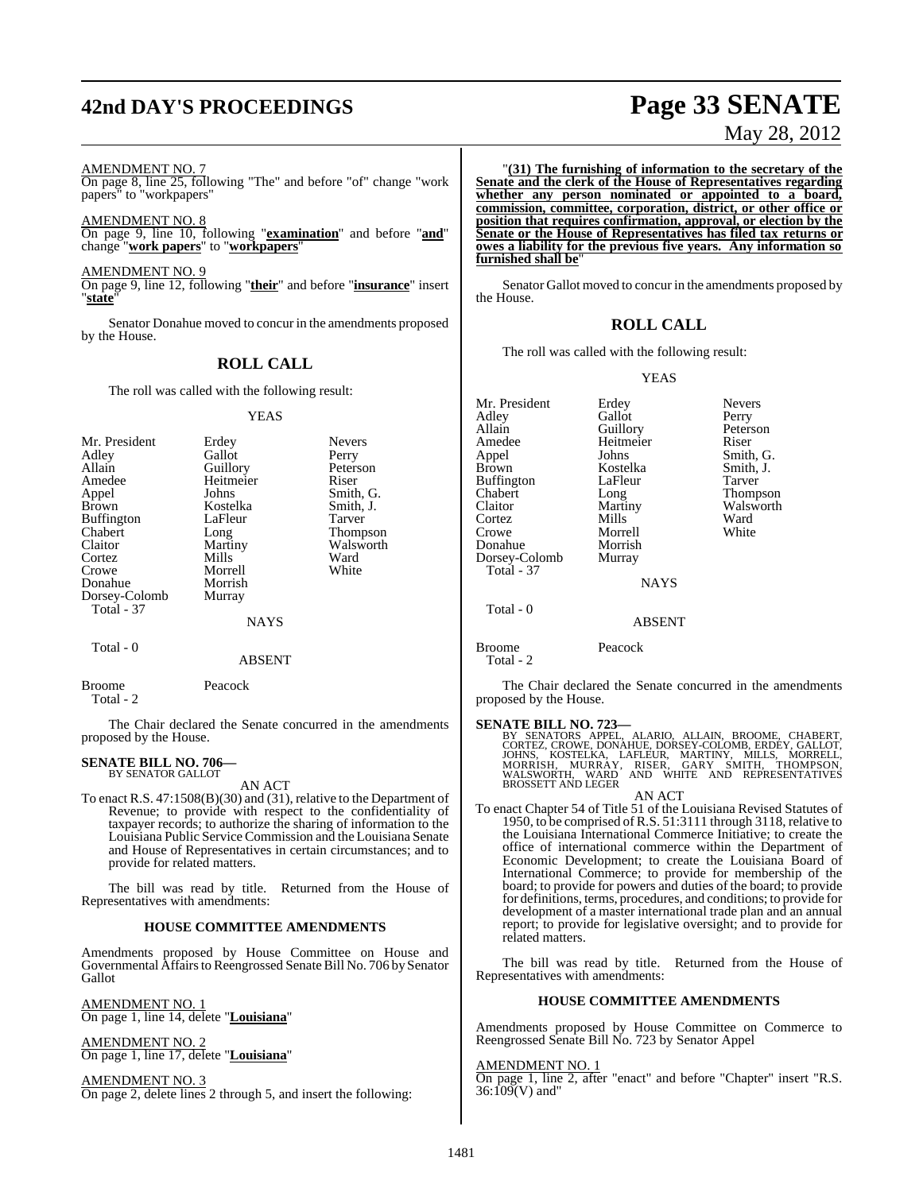AMENDMENT NO. 7

On page 8, line 25, following "The" and before "of" change "work papers" to "workpapers"

AMENDMENT NO. 8

On page 9, line 10, following "**examination**" and before "**and**" change "**work papers**" to "**workpapers**"

AMENDMENT NO. 9

On page 9, line 12, following "**their**" and before "**insurance**" insert "**state**"

Senator Donahue moved to concur in the amendments proposed by the House.

## ROLL CALL

The roll was called with the following result:

YEAS

| | | |
|---|---|---|
| Mr. President | Erdey | Nevers |
| Adley | Gallot | Perry |
| Allain | Guillory | Peterson |
| Amedee | Heitmeier | Riser |
| Appel | Johns | Smith, G. |
| Brown | Kostelka | Smith, J. |
| Buffington | LaFleur | Tarver |
| Chabert | Long | Thompson |
| Claitor | Martiny | Walsworth |
| Cortez | Mills | Ward |
| Crowe | Morrell | White |
| Donahue | Morrish | |
| Dorsey-Colomb | Murray | |
| Total - 37 | | |

NAYS

Total - 0

ABSENT

Broome Peacock
Total - 2

The Chair declared the Senate concurred in the amendments proposed by the House.

**SENATE BILL NO. 706—**
BY SENATOR GALLOT

AN ACT

To enact R.S. 47:1508(B)(30) and (31), relative to the Department of Revenue; to provide with respect to the confidentiality of taxpayer records; to authorize the sharing of information to the Louisiana Public Service Commission and the Louisiana Senate and House of Representatives in certain circumstances; and to provide for related matters.

The bill was read by title. Returned from the House of Representatives with amendments:

### HOUSE COMMITTEE AMENDMENTS

Amendments proposed by House Committee on House and Governmental Affairs to Reengrossed Senate Bill No. 706 by Senator Gallot

AMENDMENT NO. 1

On page 1, line 14, delete "**Louisiana**"

AMENDMENT NO. 2

On page 1, line 17, delete "**Louisiana**"

AMENDMENT NO. 3

On page 2, delete lines 2 through 5, and insert the following:

"**(31) The furnishing of information to the secretary of the Senate and the clerk of the House of Representatives regarding whether any person nominated or appointed to a board, commission, committee, corporation, district, or other office or position that requires confirmation, approval, or election by the Senate or the House of Representatives has filed tax returns or owes a liability for the previous five years. Any information so furnished shall be**"

Senator Gallot moved to concur in the amendments proposed by the House.

## ROLL CALL

The roll was called with the following result:

YEAS

| | | |
|---|---|---|
| Mr. President | Erdey | Nevers |
| Adley | Gallot | Perry |
| Allain | Guillory | Peterson |
| Amedee | Heitmeier | Riser |
| Appel | Johns | Smith, G. |
| Brown | Kostelka | Smith, J. |
| Buffington | LaFleur | Tarver |
| Chabert | Long | Thompson |
| Claitor | Martiny | Walsworth |
| Cortez | Mills | Ward |
| Crowe | Morrell | White |
| Donahue | Morrish | |
| Dorsey-Colomb | Murray | |
| Total - 37 | | |

NAYS

Total - 0

ABSENT

Broome Peacock
Total - 2

The Chair declared the Senate concurred in the amendments proposed by the House.

**SENATE BILL NO. 723—**
BY SENATORS APPEL, ALARIO, ALLAIN, BROOME, CHABERT, CORTEZ, CROWE, DONAHUE, DORSEY-COLOMB, ERDEY, GALLOT, JOHNS, KOSTELKA, LAFLEUR, MARTINY, MILLS, MORRELL, MORRISH, MURRAY, RISER, GARY SMITH, THOMPSON, WALSWORTH, WARD AND WHITE AND REPRESENTATIVES BROSSETT AND LEGER

AN ACT

To enact Chapter 54 of Title 51 of the Louisiana Revised Statutes of 1950, to be comprised of R.S. 51:3111 through 3118, relative to the Louisiana International Commerce Initiative; to create the office of international commerce within the Department of Economic Development; to create the Louisiana Board of International Commerce; to provide for membership of the board; to provide for powers and duties of the board; to provide for definitions, terms, procedures, and conditions; to provide for development of a master international trade plan and an annual report; to provide for legislative oversight; and to provide for related matters.

The bill was read by title. Returned from the House of Representatives with amendments:

### HOUSE COMMITTEE AMENDMENTS

Amendments proposed by House Committee on Commerce to Reengrossed Senate Bill No. 723 by Senator Appel

AMENDMENT NO. 1

On page 1, line 2, after "enact" and before "Chapter" insert "R.S. 36:109(V) and"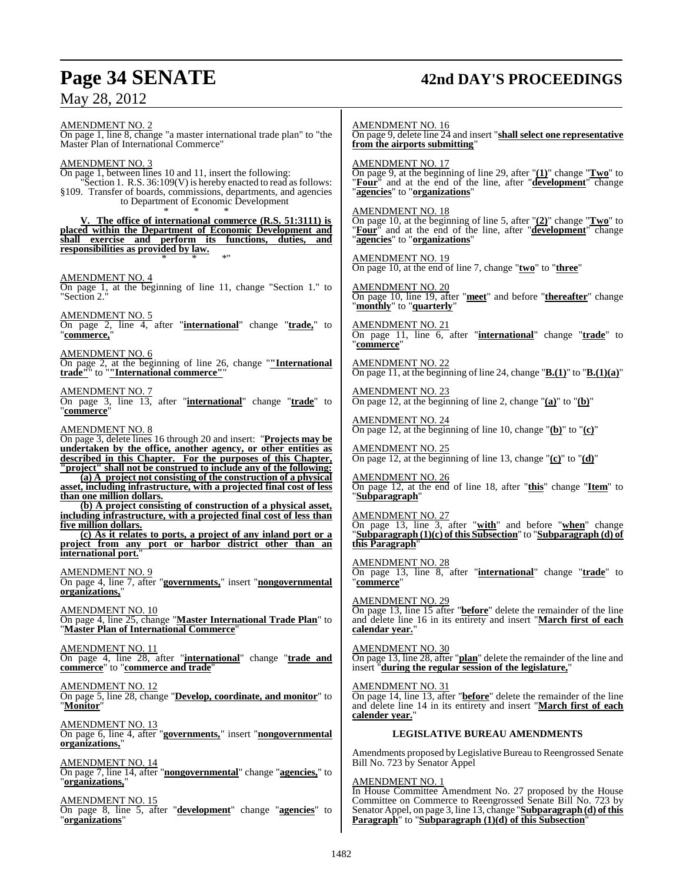AMENDMENT NO. 2

On page 1, line 8, change "a master international trade plan" to "the Master Plan of International Commerce"

AMENDMENT NO. 3

On page 1, between lines 10 and 11, insert the following:

"Section 1. R.S. 36:109(V) is hereby enacted to read as follows:

§109. Transfer of boards, commissions, departments, and agencies to Department of Economic Development

\* \* \*

**V. The office of international commerce (R.S. 51:3111) is placed within the Department of Economic Development and shall exercise and perform its functions, duties, and responsibilities as provided by law.**

\* \* \*"

AMENDMENT NO. 4

On page 1, at the beginning of line 11, change "Section 1." to "Section 2."

AMENDMENT NO. 5

On page 2, line 4, after "**international**" change "**trade,**" to "**commerce,**"

AMENDMENT NO. 6

On page 2, at the beginning of line 26, change "**"International trade"**" to "**"International commerce"**"

AMENDMENT NO. 7

On page 3, line 13, after "**international**" change "**trade**" to "**commerce**"

AMENDMENT NO. 8

On page 3, delete lines 16 through 20 and insert: "**Projects may be undertaken by the office, another agency, or other entities as described in this Chapter. For the purposes of this Chapter, "project" shall not be construed to include any of the following:**

**(a) A project not consisting of the construction of a physical asset, including infrastructure, with a projected final cost of less than one million dollars.**

**(b) A project consisting of construction of a physical asset, including infrastructure, with a projected final cost of less than five million dollars.**

**(c) As it relates to ports, a project of any inland port or a project from any port or harbor district other than an international port.**"

AMENDMENT NO. 9

On page 4, line 7, after "**governments,**" insert "**nongovernmental organizations,**"

AMENDMENT NO. 10

On page 4, line 25, change "**Master International Trade Plan**" to "**Master Plan of International Commerce**"

AMENDMENT NO. 11

On page 4, line 28, after "**international**" change "**trade and commerce**" to "**commerce and trade**"

AMENDMENT NO. 12

On page 5, line 28, change "**Develop, coordinate, and monitor**" to "**Monitor**"

AMENDMENT NO. 13

On page 6, line 4, after "**governments,**" insert "**nongovernmental organizations,**"

AMENDMENT NO. 14

On page 7, line 14, after "**nongovernmental**" change "**agencies,**" to "**organizations,**"

AMENDMENT NO. 15

On page 8, line 5, after "**development**" change "**agencies**" to "**organizations**"

AMENDMENT NO. 16

On page 9, delete line 24 and insert "**shall select one representative from the airports submitting**"

AMENDMENT NO. 17

On page 9, at the beginning of line 29, after "**(1)**" change "**Two**" to "**Four**" and at the end of the line, after "**development**" change "**agencies**" to "**organizations**"

AMENDMENT NO. 18

On page 10, at the beginning of line 5, after "**(2)**" change "**Two**" to "**Four**" and at the end of the line, after "**development**" change "**agencies**" to "**organizations**"

AMENDMENT NO. 19

On page 10, at the end of line 7, change "**two**" to "**three**"

AMENDMENT NO. 20

On page 10, line 19, after "**meet**" and before "**thereafter**" change "**monthly**" to "**quarterly**"

AMENDMENT NO. 21

On page 11, line 6, after "**international**" change "**trade**" to "**commerce**"

AMENDMENT NO. 22

On page 11, at the beginning of line 24, change "**B.(1)**" to "**B.(1)(a)**"

AMENDMENT NO. 23

On page 12, at the beginning of line 2, change "**(a)**" to "**(b)**"

AMENDMENT NO. 24

On page 12, at the beginning of line 10, change "**(b)**" to "**(c)**"

AMENDMENT NO. 25

On page 12, at the beginning of line 13, change "**(c)**" to "**(d)**"

AMENDMENT NO. 26

On page 12, at the end of line 18, after "**this**" change "**Item**" to "**Subparagraph**"

AMENDMENT NO. 27

On page 13, line 3, after "**with**" and before "**when**" change "**Subparagraph (1)(c) of this Subsection**" to "**Subparagraph (d) of this Paragraph**"

AMENDMENT NO. 28

On page 13, line 8, after "**international**" change "**trade**" to "**commerce**"

AMENDMENT NO. 29

On page 13, line 15 after "**before**" delete the remainder of the line and delete line 16 in its entirety and insert "**March first of each calendar year.**"

AMENDMENT NO. 30

On page 13, line 28, after "**plan**" delete the remainder of the line and insert "**during the regular session of the legislature,**"

AMENDMENT NO. 31

On page 14, line 13, after "**before**" delete the remainder of the line and delete line 14 in its entirety and insert "**March first of each calender year.**"

**LEGISLATIVE BUREAU AMENDMENTS**

Amendments proposed by Legislative Bureau to Reengrossed Senate Bill No. 723 by Senator Appel

AMENDMENT NO. 1

In House Committee Amendment No. 27 proposed by the House Committee on Commerce to Reengrossed Senate Bill No. 723 by Senator Appel, on page 3, line 13, change "**Subparagraph (d) of this Paragraph**" to "**Subparagraph (1)(d) of this Subsection**"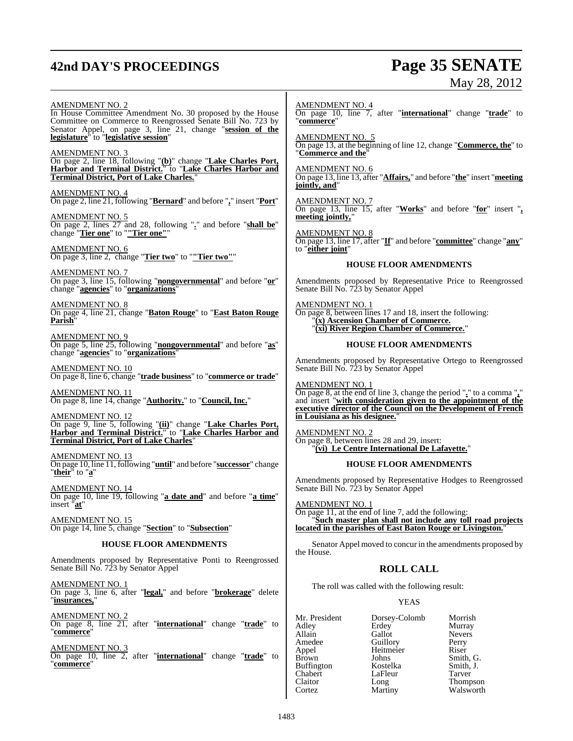AMENDMENT NO. 2

In House Committee Amendment No. 30 proposed by the House Committee on Commerce to Reengrossed Senate Bill No. 723 by Senator Appel, on page 3, line 21, change "**session of the legislature**" to "**legislative session**"

AMENDMENT NO. 3

On page 2, line 18, following "**(b)**" change "**Lake Charles Port, Harbor and Terminal District.**" to "**Lake Charles Harbor and Terminal District, Port of Lake Charles.**"

AMENDMENT NO. 4

On page 2, line 21, following "**Bernard**" and before "**,**" insert "**Port**"

AMENDMENT NO. 5

On page 2, lines 27 and 28, following "**.**" and before "**shall be**" change "**Tier one**" to "**"Tier one"**"

AMENDMENT NO. 6

On page 3, line 2, change "**Tier two**" to "**"Tier two"**"

AMENDMENT NO. 7

On page 3, line 15, following "**nongovernmental**" and before "**or**" change "**agencies**" to "**organizations**"

AMENDMENT NO. 8

On page 4, line 21, change "**Baton Rouge**" to "**East Baton Rouge Parish**"

AMENDMENT NO. 9

On page 5, line 25, following "**nongovernmental**" and before "**as**" change "**agencies**" to "**organizations**"

AMENDMENT NO. 10

On page 8, line 6, change "**trade business**" to "**commerce or trade**"

AMENDMENT NO. 11

On page 8, line 14, change "**Authority.**" to "**Council, Inc.**"

AMENDMENT NO. 12

On page 9, line 5, following "**(ii)**" change "**Lake Charles Port, Harbor and Terminal District.**" to "**Lake Charles Harbor and Terminal District, Port of Lake Charles**"

AMENDMENT NO. 13

On page 10, line 11, following "**until**" and before "**successor**" change "**their**" to "**a**"

AMENDMENT NO. 14

On page 10, line 19, following "**a date and**" and before "**a time**" insert "**at**"

AMENDMENT NO. 15

On page 14, line 5, change "**Section**" to "**Subsection**"

### HOUSE FLOOR AMENDMENTS

Amendments proposed by Representative Ponti to Reengrossed Senate Bill No. 723 by Senator Appel

AMENDMENT NO. 1

On page 3, line 6, after "**legal,**" and before "**brokerage**" delete "**insurances,**"

AMENDMENT NO. 2

On page 8, line 21, after "**international**" change "**trade**" to "**commerce**"

AMENDMENT NO. 3

On page 10, line 2, after "**international**" change "**trade**" to "**commerce**"

AMENDMENT NO. 4

On page 10, line 7, after "**international**" change "**trade**" to "**commerce**"

AMENDMENT NO. 5

On page 13, at the beginning of line 12, change "**Commerce, the**" to "**Commerce and the**"

AMENDMENT NO. 6

On page 13, line 13, after "**Affairs,**" and before "**the**" insert "**meeting jointly, and**"

AMENDMENT NO. 7

On page 13, line 15, after "**Works**" and before "**for**" insert "**, meeting jointly,**"

AMENDMENT NO. 8

On page 13, line 17, after "**If**" and before "**committee**" change "**any**" to "**either joint**"

### HOUSE FLOOR AMENDMENTS

Amendments proposed by Representative Price to Reengrossed Senate Bill No. 723 by Senator Appel

AMENDMENT NO. 1

On page 8, between lines 17 and 18, insert the following:

"**(x) Ascension Chamber of Commerce.**

"**(xi) River Region Chamber of Commerce.**"

### HOUSE FLOOR AMENDMENTS

Amendments proposed by Representative Ortego to Reengrossed Senate Bill No. 723 by Senator Appel

AMENDMENT NO. 1

On page 8, at the end of line 3, change the period "**.**" to a comma "**,**" and insert "**with consideration given to the appointment of the executive director of the Council on the Development of French in Louisiana as his designee.**"

AMENDMENT NO. 2

On page 8, between lines 28 and 29, insert:

"**(vi) Le Centre International De Lafayette.**"

### HOUSE FLOOR AMENDMENTS

Amendments proposed by Representative Hodges to Reengrossed Senate Bill No. 723 by Senator Appel

AMENDMENT NO. 1

On page 11, at the end of line 7, add the following:

"**Such master plan shall not include any toll road projects located in the parishes of East Baton Rouge or Livingston.**"

Senator Appel moved to concur in the amendments proposed by the House.

## ROLL CALL

The roll was called with the following result:

YEAS

| | | |
|---|---|---|
| Mr. President | Dorsey-Colomb | Morrish |
| Adley | Erdey | Murray |
| Allain | Gallot | Nevers |
| Amedee | Guillory | Perry |
| Appel | Heitmeier | Riser |
| Brown | Johns | Smith, G. |
| Buffington | Kostelka | Smith, J. |
| Chabert | LaFleur | Tarver |
| Claitor | Long | Thompson |
| Cortez | Martiny | Walsworth |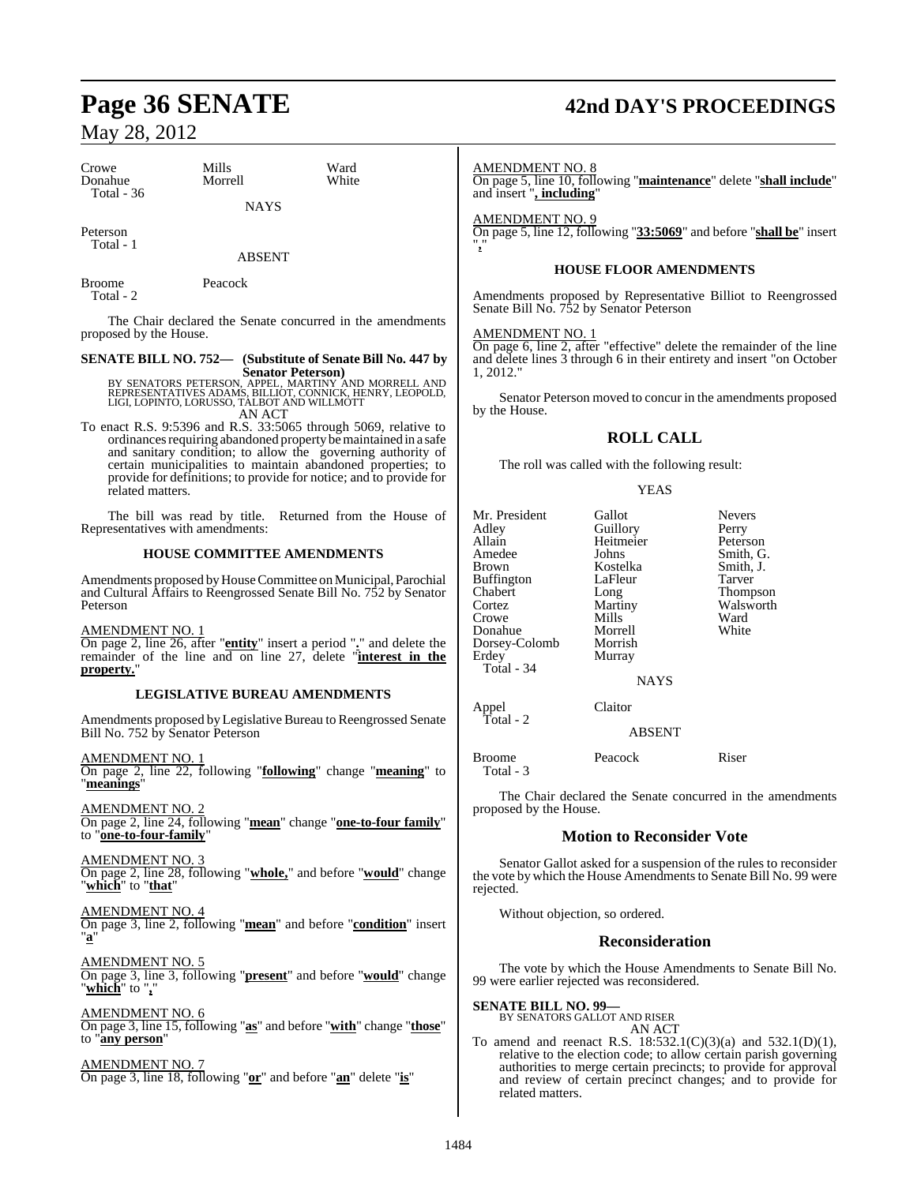| Crowe | Mills | Ward |
|---|---|---|
| Donahue | Morrell | White |
| Total - 36 | | |

NAYS

Peterson
Total - 1

ABSENT

Broome Peacock
Total - 2

The Chair declared the Senate concurred in the amendments proposed by the House.

**SENATE BILL NO. 752— (Substitute of Senate Bill No. 447 by Senator Peterson)**
BY SENATORS PETERSON, APPEL, MARTINY AND MORRELL AND REPRESENTATIVES ADAMS, BILLIOT, CONNICK, HENRY, LEOPOLD, LIGI, LOPINTO, LORUSSO, TALBOT AND WILLMOTT

AN ACT

To enact R.S. 9:5396 and R.S. 33:5065 through 5069, relative to ordinances requiring abandoned property be maintained in a safe and sanitary condition; to allow the governing authority of certain municipalities to maintain abandoned properties; to provide for definitions; to provide for notice; and to provide for related matters.

The bill was read by title. Returned from the House of Representatives with amendments:

### HOUSE COMMITTEE AMENDMENTS

Amendments proposed by House Committee on Municipal, Parochial and Cultural Affairs to Reengrossed Senate Bill No. 752 by Senator Peterson

AMENDMENT NO. 1
On page 2, line 26, after "**entity**" insert a period "**.**" and delete the remainder of the line and on line 27, delete "**interest in the property.**"

### LEGISLATIVE BUREAU AMENDMENTS

Amendments proposed by Legislative Bureau to Reengrossed Senate Bill No. 752 by Senator Peterson

AMENDMENT NO. 1
On page 2, line 22, following "**following**" change "**meaning**" to "**meanings**"

AMENDMENT NO. 2
On page 2, line 24, following "**mean**" change "**one-to-four family**" to "**one-to-four-family**"

AMENDMENT NO. 3
On page 2, line 28, following "**whole,**" and before "**would**" change "**which**" to "**that**"

AMENDMENT NO. 4
On page 3, line 2, following "**mean**" and before "**condition**" insert "**a**"

AMENDMENT NO. 5
On page 3, line 3, following "**present**" and before "**would**" change "**which**" to "**,**"

AMENDMENT NO. 6
On page 3, line 15, following "**as**" and before "**with**" change "**those**" to "**any person**"

AMENDMENT NO. 7
On page 3, line 18, following "**or**" and before "**an**" delete "**is**"

AMENDMENT NO. 8
On page 5, line 10, following "**maintenance**" delete "**shall include**" and insert "**, including**"

AMENDMENT NO. 9
On page 5, line 12, following "**33:5069**" and before "**shall be**" insert "**,**"

### HOUSE FLOOR AMENDMENTS

Amendments proposed by Representative Billiot to Reengrossed Senate Bill No. 752 by Senator Peterson

AMENDMENT NO. 1
On page 6, line 2, after "effective" delete the remainder of the line and delete lines 3 through 6 in their entirety and insert "on October 1, 2012."

Senator Peterson moved to concur in the amendments proposed by the House.

## ROLL CALL

The roll was called with the following result:

YEAS

| Mr. President | Gallot | Nevers |
|---|---|---|
| Adley | Guillory | Perry |
| Allain | Heitmeier | Peterson |
| Amedee | Johns | Smith, G. |
| Brown | Kostelka | Smith, J. |
| Buffington | LaFleur | Tarver |
| Chabert | Long | Thompson |
| Cortez | Martiny | Walsworth |
| Crowe | Mills | Ward |
| Donahue | Morrell | White |
| Dorsey-Colomb | Morrish | |
| Erdey | Murray | |
| Total - 34 | | |

NAYS

Appel Claitor
Total - 2

ABSENT

Broome Peacock Riser
Total - 3

The Chair declared the Senate concurred in the amendments proposed by the House.

## Motion to Reconsider Vote

Senator Gallot asked for a suspension of the rules to reconsider the vote by which the House Amendments to Senate Bill No. 99 were rejected.

Without objection, so ordered.

## Reconsideration

The vote by which the House Amendments to Senate Bill No. 99 were earlier rejected was reconsidered.

**SENATE BILL NO. 99—**
BY SENATORS GALLOT AND RISER

AN ACT

To amend and reenact R.S. 18:532.1(C)(3)(a) and 532.1(D)(1), relative to the election code; to allow certain parish governing authorities to merge certain precincts; to provide for approval and review of certain precinct changes; and to provide for related matters.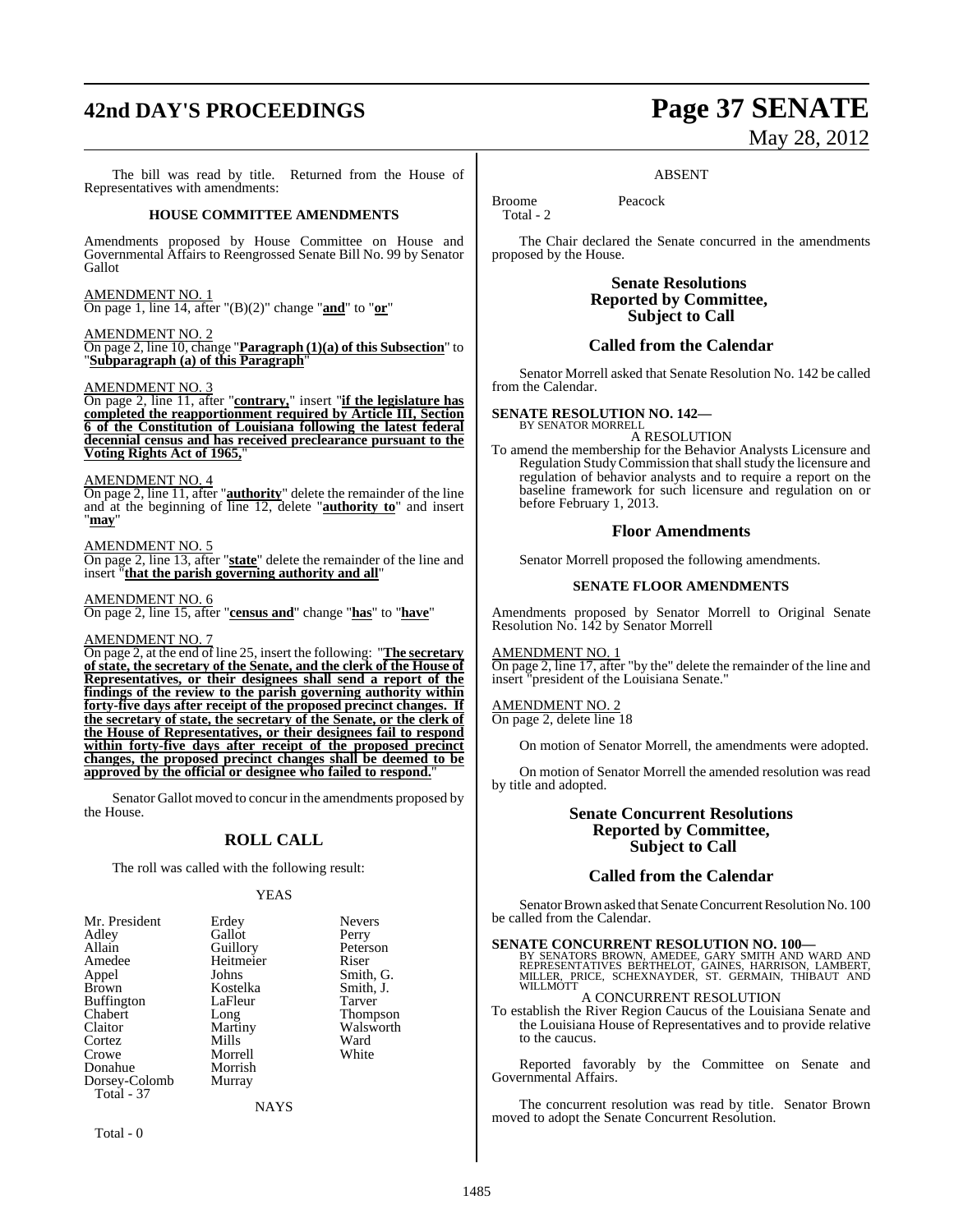The bill was read by title. Returned from the House of Representatives with amendments:

### HOUSE COMMITTEE AMENDMENTS

Amendments proposed by House Committee on House and Governmental Affairs to Reengrossed Senate Bill No. 99 by Senator Gallot

AMENDMENT NO. 1
On page 1, line 14, after "(B)(2)" change "**and**" to "**or**"

AMENDMENT NO. 2
On page 2, line 10, change "**Paragraph (1)(a) of this Subsection**" to "**Subparagraph (a) of this Paragraph**"

AMENDMENT NO. 3
On page 2, line 11, after "**contrary,**" insert "**if the legislature has completed the reapportionment required by Article III, Section 6 of the Constitution of Louisiana following the latest federal decennial census and has received preclearance pursuant to the Voting Rights Act of 1965,**"

AMENDMENT NO. 4
On page 2, line 11, after "**authority**" delete the remainder of the line and at the beginning of line 12, delete "**authority to**" and insert "**may**"

AMENDMENT NO. 5
On page 2, line 13, after "**state**" delete the remainder of the line and insert "**that the parish governing authority and all**"

AMENDMENT NO. 6
On page 2, line 15, after "**census and**" change "**has**" to "**have**"

AMENDMENT NO. 7
On page 2, at the end of line 25, insert the following: "**The secretary of state, the secretary of the Senate, and the clerk of the House of Representatives, or their designees shall send a report of the findings of the review to the parish governing authority within forty-five days after receipt of the proposed precinct changes. If the secretary of state, the secretary of the Senate, or the clerk of the House of Representatives, or their designees fail to respond within forty-five days after receipt of the proposed precinct changes, the proposed precinct changes shall be deemed to be approved by the official or designee who failed to respond.**"

Senator Gallot moved to concur in the amendments proposed by the House.

## ROLL CALL

The roll was called with the following result:

YEAS

| | | |
|---|---|---|
| Mr. President | Erdey | Nevers |
| Adley | Gallot | Perry |
| Allain | Guillory | Peterson |
| Amedee | Heitmeier | Riser |
| Appel | Johns | Smith, G. |
| Brown | Kostelka | Smith, J. |
| Buffington | LaFleur | Tarver |
| Chabert | Long | Thompson |
| Claitor | Martiny | Walsworth |
| Cortez | Mills | Ward |
| Crowe | Morrell | White |
| Donahue | Morrish | |
| Dorsey-Colomb | Murray | |
| Total - 37 | | |

NAYS

Total - 0

ABSENT

| | |
|---|---|
| Broome | Peacock |
| Total - 2 | |

The Chair declared the Senate concurred in the amendments proposed by the House.

## Senate Resolutions Reported by Committee, Subject to Call

## Called from the Calendar

Senator Morrell asked that Senate Resolution No. 142 be called from the Calendar.

**SENATE RESOLUTION NO. 142—**
BY SENATOR MORRELL
A RESOLUTION
To amend the membership for the Behavior Analysts Licensure and Regulation Study Commission that shall study the licensure and regulation of behavior analysts and to require a report on the baseline framework for such licensure and regulation on or before February 1, 2013.

## Floor Amendments

Senator Morrell proposed the following amendments.

### SENATE FLOOR AMENDMENTS

Amendments proposed by Senator Morrell to Original Senate Resolution No. 142 by Senator Morrell

AMENDMENT NO. 1
On page 2, line 17, after "by the" delete the remainder of the line and insert "president of the Louisiana Senate."

AMENDMENT NO. 2
On page 2, delete line 18

On motion of Senator Morrell, the amendments were adopted.

On motion of Senator Morrell the amended resolution was read by title and adopted.

## Senate Concurrent Resolutions Reported by Committee, Subject to Call

## Called from the Calendar

Senator Brown asked that Senate Concurrent Resolution No. 100 be called from the Calendar.

**SENATE CONCURRENT RESOLUTION NO. 100—**
BY SENATORS BROWN, AMEDEE, GARY SMITH AND WARD AND REPRESENTATIVES BERTHELOT, GAINES, HARRISON, LAMBERT, MILLER, PRICE, SCHEXNAYDER, ST. GERMAIN, THIBAUT AND WILLMOTT
A CONCURRENT RESOLUTION
To establish the River Region Caucus of the Louisiana Senate and the Louisiana House of Representatives and to provide relative to the caucus.

Reported favorably by the Committee on Senate and Governmental Affairs.

The concurrent resolution was read by title. Senator Brown moved to adopt the Senate Concurrent Resolution.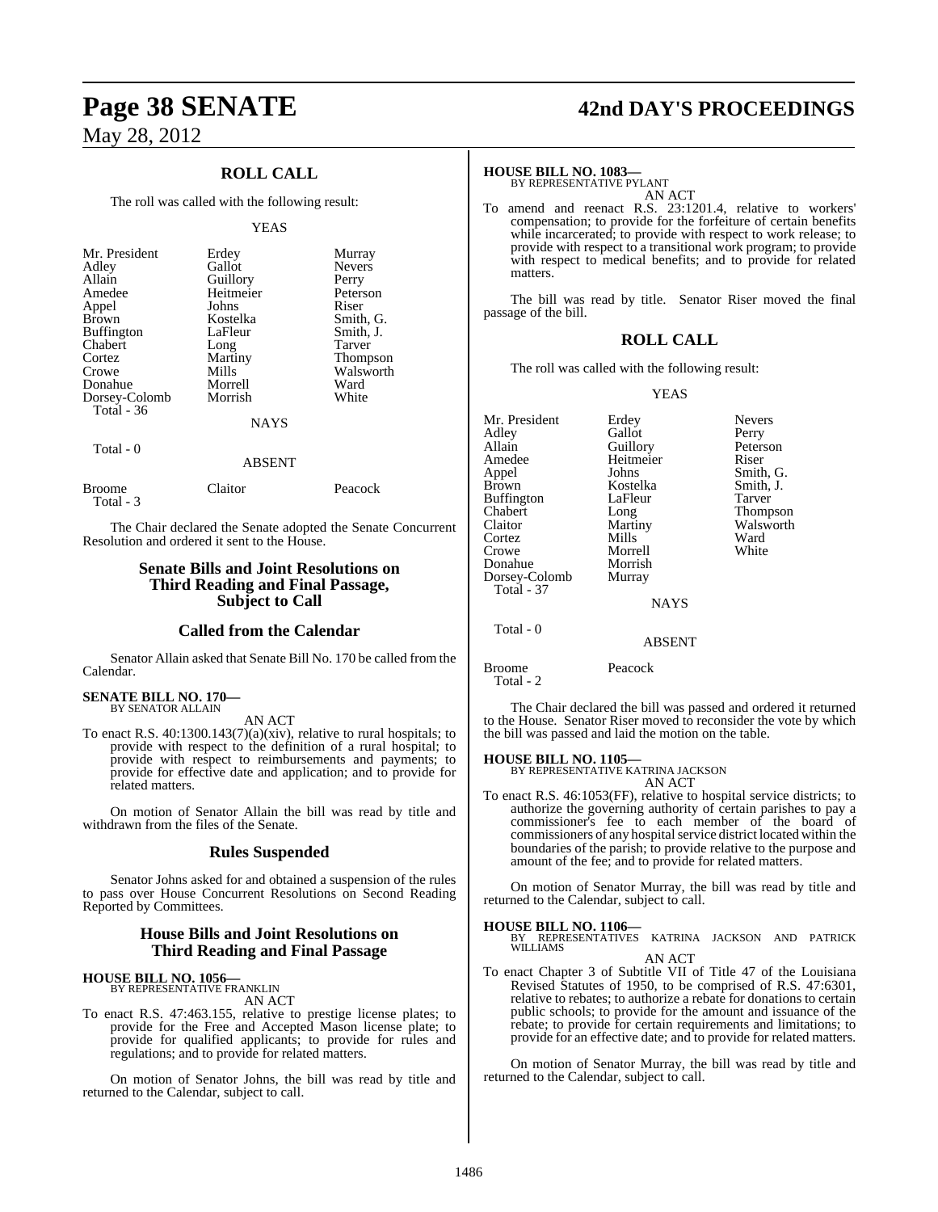## ROLL CALL

The roll was called with the following result:

YEAS

| | | |
|---|---|---|
| Mr. President | Erdey | Murray |
| Adley | Gallot | Nevers |
| Allain | Guillory | Perry |
| Amedee | Heitmeier | Peterson |
| Appel | Johns | Riser |
| Brown | Kostelka | Smith, G. |
| Buffington | LaFleur | Smith, J. |
| Chabert | Long | Tarver |
| Cortez | Martiny | Thompson |
| Crowe | Mills | Walsworth |
| Donahue | Morrell | Ward |
| Dorsey-Colomb | Morrish | White |
| Total - 36 | | |

NAYS

Total - 0

ABSENT

| | | |
|---|---|---|
| Broome | Claitor | Peacock |
| Total - 3 | | |

The Chair declared the Senate adopted the Senate Concurrent Resolution and ordered it sent to the House.

## Senate Bills and Joint Resolutions on Third Reading and Final Passage, Subject to Call

## Called from the Calendar

Senator Allain asked that Senate Bill No. 170 be called from the Calendar.

**SENATE BILL NO. 170—**
BY SENATOR ALLAIN

AN ACT

To enact R.S. 40:1300.143(7)(a)(xiv), relative to rural hospitals; to provide with respect to the definition of a rural hospital; to provide with respect to reimbursements and payments; to provide for effective date and application; and to provide for related matters.

On motion of Senator Allain the bill was read by title and withdrawn from the files of the Senate.

## Rules Suspended

Senator Johns asked for and obtained a suspension of the rules to pass over House Concurrent Resolutions on Second Reading Reported by Committees.

## House Bills and Joint Resolutions on Third Reading and Final Passage

**HOUSE BILL NO. 1056—**
BY REPRESENTATIVE FRANKLIN

AN ACT

To enact R.S. 47:463.155, relative to prestige license plates; to provide for the Free and Accepted Mason license plate; to provide for qualified applicants; to provide for rules and regulations; and to provide for related matters.

On motion of Senator Johns, the bill was read by title and returned to the Calendar, subject to call.

**HOUSE BILL NO. 1083—**
BY REPRESENTATIVE PYLANT

AN ACT

To amend and reenact R.S. 23:1201.4, relative to workers' compensation; to provide for the forfeiture of certain benefits while incarcerated; to provide with respect to work release; to provide with respect to a transitional work program; to provide with respect to medical benefits; and to provide for related matters.

The bill was read by title. Senator Riser moved the final passage of the bill.

## ROLL CALL

The roll was called with the following result:

YEAS

| | | |
|---|---|---|
| Mr. President | Erdey | Nevers |
| Adley | Gallot | Perry |
| Allain | Guillory | Peterson |
| Amedee | Heitmeier | Riser |
| Appel | Johns | Smith, G. |
| Brown | Kostelka | Smith, J. |
| Buffington | LaFleur | Tarver |
| Chabert | Long | Thompson |
| Claitor | Martiny | Walsworth |
| Cortez | Mills | Ward |
| Crowe | Morrell | White |
| Donahue | Morrish | |
| Dorsey-Colomb | Murray | |
| Total - 37 | | |

NAYS

Total - 0

ABSENT

| | |
|---|---|
| Broome | Peacock |
| Total - 2 | |

The Chair declared the bill was passed and ordered it returned to the House. Senator Riser moved to reconsider the vote by which the bill was passed and laid the motion on the table.

**HOUSE BILL NO. 1105—**
BY REPRESENTATIVE KATRINA JACKSON

AN ACT

To enact R.S. 46:1053(FF), relative to hospital service districts; to authorize the governing authority of certain parishes to pay a commissioner's fee to each member of the board of commissioners of any hospital service district located within the boundaries of the parish; to provide relative to the purpose and amount of the fee; and to provide for related matters.

On motion of Senator Murray, the bill was read by title and returned to the Calendar, subject to call.

**HOUSE BILL NO. 1106—**
BY REPRESENTATIVES KATRINA JACKSON AND PATRICK WILLIAMS

AN ACT

To enact Chapter 3 of Subtitle VII of Title 47 of the Louisiana Revised Statutes of 1950, to be comprised of R.S. 47:6301, relative to rebates; to authorize a rebate for donations to certain public schools; to provide for the amount and issuance of the rebate; to provide for certain requirements and limitations; to provide for an effective date; and to provide for related matters.

On motion of Senator Murray, the bill was read by title and returned to the Calendar, subject to call.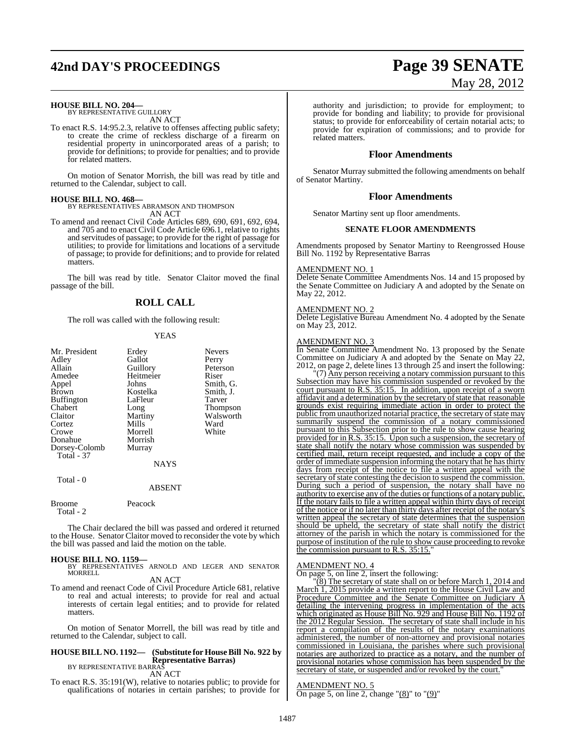**HOUSE BILL NO. 204—**
BY REPRESENTATIVE GUILLORY
AN ACT

To enact R.S. 14:95.2.3, relative to offenses affecting public safety; to create the crime of reckless discharge of a firearm on residential property in unincorporated areas of a parish; to provide for definitions; to provide for penalties; and to provide for related matters.

On motion of Senator Morrish, the bill was read by title and returned to the Calendar, subject to call.

**HOUSE BILL NO. 468—**
BY REPRESENTATIVES ABRAMSON AND THOMPSON
AN ACT

To amend and reenact Civil Code Articles 689, 690, 691, 692, 694, and 705 and to enact Civil Code Article 696.1, relative to rights and servitudes of passage; to provide for the right of passage for utilities; to provide for limitations and locations of a servitude of passage; to provide for definitions; and to provide for related matters.

The bill was read by title. Senator Claitor moved the final passage of the bill.

## ROLL CALL

The roll was called with the following result:

YEAS

| | | |
|---|---|---|
| Mr. President | Erdey | Nevers |
| Adley | Gallot | Perry |
| Allain | Guillory | Peterson |
| Amedee | Heitmeier | Riser |
| Appel | Johns | Smith, G. |
| Brown | Kostelka | Smith, J. |
| Buffington | LaFleur | Tarver |
| Chabert | Long | Thompson |
| Claitor | Martiny | Walsworth |
| Cortez | Mills | Ward |
| Crowe | Morrell | White |
| Donahue | Morrish | |
| Dorsey-Colomb | Murray | |
| Total - 37 | | |

NAYS

Total - 0

ABSENT

| | |
|---|---|
| Broome | Peacock |
| Total - 2 | |

The Chair declared the bill was passed and ordered it returned to the House. Senator Claitor moved to reconsider the vote by which the bill was passed and laid the motion on the table.

**HOUSE BILL NO. 1159—**
BY REPRESENTATIVES ARNOLD AND LEGER AND SENATOR MORRELL
AN ACT

To amend and reenact Code of Civil Procedure Article 681, relative to real and actual interests; to provide for real and actual interests of certain legal entities; and to provide for related matters.

On motion of Senator Morrell, the bill was read by title and returned to the Calendar, subject to call.

**HOUSE BILL NO. 1192— (Substitute for House Bill No. 922 by Representative Barras)**
BY REPRESENTATIVE BARRAS
AN ACT

To enact R.S. 35:191(W), relative to notaries public; to provide for qualifications of notaries in certain parishes; to provide for authority and jurisdiction; to provide for employment; to provide for bonding and liability; to provide for provisional status; to provide for enforceability of certain notarial acts; to provide for expiration of commissions; and to provide for related matters.

## Floor Amendments

Senator Murray submitted the following amendments on behalf of Senator Martiny.

## Floor Amendments

Senator Martiny sent up floor amendments.

### SENATE FLOOR AMENDMENTS

Amendments proposed by Senator Martiny to Reengrossed House Bill No. 1192 by Representative Barras

AMENDMENT NO. 1
Delete Senate Committee Amendments Nos. 14 and 15 proposed by the Senate Committee on Judiciary A and adopted by the Senate on May 22, 2012.

AMENDMENT NO. 2
Delete Legislative Bureau Amendment No. 4 adopted by the Senate on May 23, 2012.

AMENDMENT NO. 3
In Senate Committee Amendment No. 13 proposed by the Senate Committee on Judiciary A and adopted by the Senate on May 22, 2012, on page 2, delete lines 13 through 25 and insert the following:

"(7) Any person receiving a notary commission pursuant to this Subsection may have his commission suspended or revoked by the court pursuant to R.S. 35:15. In addition, upon receipt of a sworn affidavit and a determination by the secretary of state that reasonable grounds exist requiring immediate action in order to protect the public from unauthorized notarial practice, the secretary of state may summarily suspend the commission of a notary commissioned pursuant to this Subsection prior to the rule to show cause hearing provided for in R.S. 35:15. Upon such a suspension, the secretary of state shall notify the notary whose commission was suspended by certified mail, return receipt requested, and include a copy of the order of immediate suspension informing the notary that he has thirty days from receipt of the notice to file a written appeal with the secretary of state contesting the decision to suspend the commission. During such a period of suspension, the notary shall have no authority to exercise any of the duties or functions of a notary public. If the notary fails to file a written appeal within thirty days of receipt of the notice or if no later than thirty days after receipt of the notary's written appeal the secretary of state determines that the suspension should be upheld, the secretary of state shall notify the district attorney of the parish in which the notary is commissioned for the purpose of institution of the rule to show cause proceeding to revoke the commission pursuant to R.S. 35:15."

AMENDMENT NO. 4
On page 5, on line 2, insert the following:

"(8) The secretary of state shall on or before March 1, 2014 and March 1, 2015 provide a written report to the House Civil Law and Procedure Committee and the Senate Committee on Judiciary A detailing the intervening progress in implementation of the acts which originated as House Bill No. 929 and House Bill No. 1192 of the 2012 Regular Session. The secretary of state shall include in his report a compilation of the results of the notary examinations administered, the number of non-attorney and provisional notaries commissioned in Louisiana, the parishes where such provisional notaries are authorized to practice as a notary, and the number of provisional notaries whose commission has been suspended by the secretary of state, or suspended and/or revoked by the court."

AMENDMENT NO. 5
On page 5, on line 2, change "(8)" to "(9)"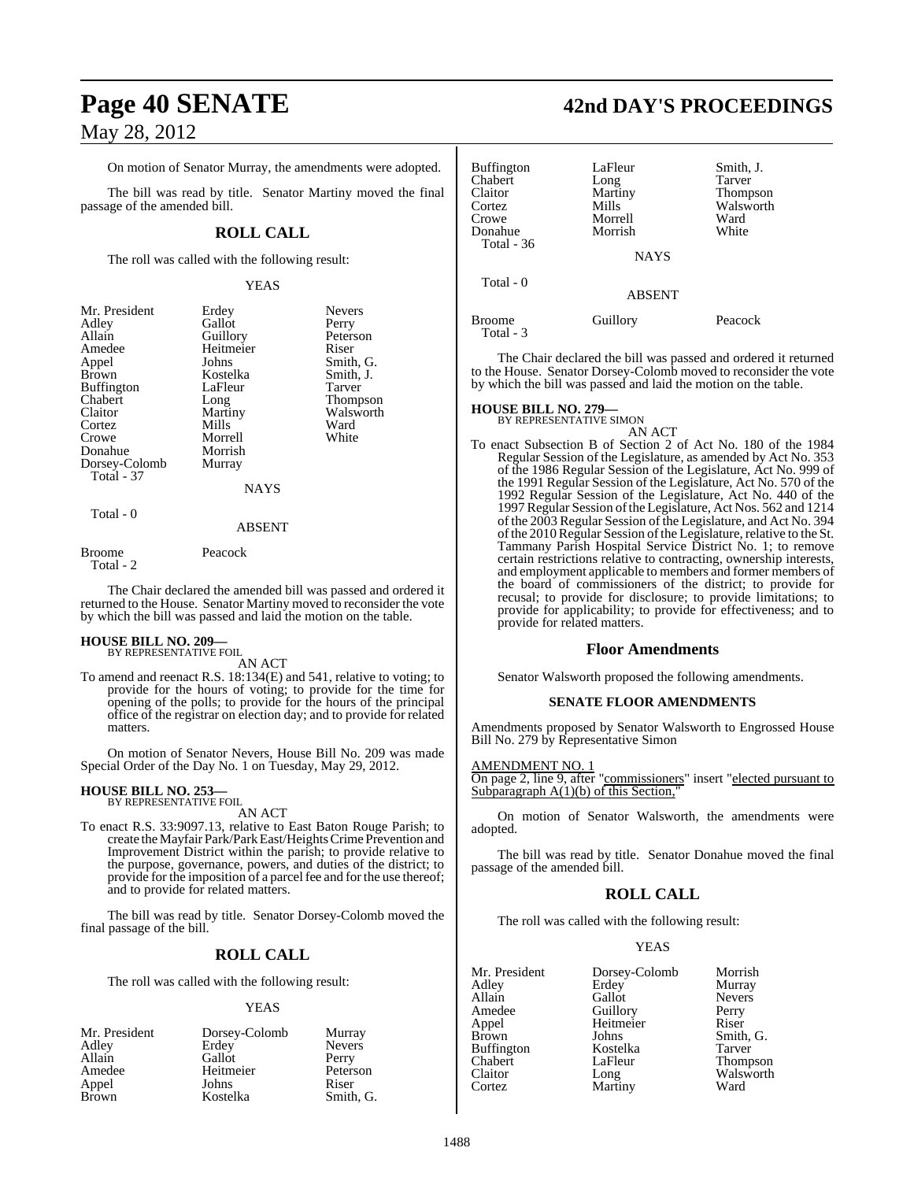On motion of Senator Murray, the amendments were adopted.

The bill was read by title. Senator Martiny moved the final passage of the amended bill.

## ROLL CALL

The roll was called with the following result:

YEAS

| | | |
|---|---|---|
| Mr. President | Erdey | Nevers |
| Adley | Gallot | Perry |
| Allain | Guillory | Peterson |
| Amedee | Heitmeier | Riser |
| Appel | Johns | Smith, G. |
| Brown | Kostelka | Smith, J. |
| Buffington | LaFleur | Tarver |
| Chabert | Long | Thompson |
| Claitor | Martiny | Walsworth |
| Cortez | Mills | Ward |
| Crowe | Morrell | White |
| Donahue | Morrish | |
| Dorsey-Colomb | Murray | |

Total - 37

NAYS

Total - 0

ABSENT

| | |
|---|---|
| Broome | Peacock |

Total - 2

The Chair declared the amended bill was passed and ordered it returned to the House. Senator Martiny moved to reconsider the vote by which the bill was passed and laid the motion on the table.

**HOUSE BILL NO. 209—**
BY REPRESENTATIVE FOIL

AN ACT

To amend and reenact R.S. 18:134(E) and 541, relative to voting; to provide for the hours of voting; to provide for the time for opening of the polls; to provide for the hours of the principal office of the registrar on election day; and to provide for related matters.

On motion of Senator Nevers, House Bill No. 209 was made Special Order of the Day No. 1 on Tuesday, May 29, 2012.

**HOUSE BILL NO. 253—**
BY REPRESENTATIVE FOIL

AN ACT

To enact R.S. 33:9097.13, relative to East Baton Rouge Parish; to create the Mayfair Park/Park East/Heights Crime Prevention and Improvement District within the parish; to provide relative to the purpose, governance, powers, and duties of the district; to provide for the imposition of a parcel fee and for the use thereof; and to provide for related matters.

The bill was read by title. Senator Dorsey-Colomb moved the final passage of the bill.

## ROLL CALL

The roll was called with the following result:

YEAS

| | | |
|---|---|---|
| Mr. President | Dorsey-Colomb | Murray |
| Adley | Erdey | Nevers |
| Allain | Gallot | Perry |
| Amedee | Heitmeier | Peterson |
| Appel | Johns | Riser |
| Brown | Kostelka | Smith, G. |
| Buffington | LaFleur | Smith, J. |
| Chabert | Long | Tarver |
| Claitor | Martiny | Thompson |
| Cortez | Mills | Walsworth |
| Crowe | Morrell | Ward |
| Donahue | Morrish | White |

Total - 36

NAYS

Total - 0

ABSENT

| | | |
|---|---|---|
| Broome | Guillory | Peacock |

Total - 3

The Chair declared the bill was passed and ordered it returned to the House. Senator Dorsey-Colomb moved to reconsider the vote by which the bill was passed and laid the motion on the table.

**HOUSE BILL NO. 279—**
BY REPRESENTATIVE SIMON

AN ACT

To enact Subsection B of Section 2 of Act No. 180 of the 1984 Regular Session of the Legislature, as amended by Act No. 353 of the 1986 Regular Session of the Legislature, Act No. 999 of the 1991 Regular Session of the Legislature, Act No. 570 of the 1992 Regular Session of the Legislature, Act No. 440 of the 1997 Regular Session of the Legislature, Act Nos. 562 and 1214 of the 2003 Regular Session of the Legislature, and Act No. 394 of the 2010 Regular Session of the Legislature, relative to the St. Tammany Parish Hospital Service District No. 1; to remove certain restrictions relative to contracting, ownership interests, and employment applicable to members and former members of the board of commissioners of the district; to provide for recusal; to provide for disclosure; to provide limitations; to provide for applicability; to provide for effectiveness; and to provide for related matters.

## Floor Amendments

Senator Walsworth proposed the following amendments.

**SENATE FLOOR AMENDMENTS**

Amendments proposed by Senator Walsworth to Engrossed House Bill No. 279 by Representative Simon

AMENDMENT NO. 1

On page 2, line 9, after "commissioners" insert "elected pursuant to Subparagraph A(1)(b) of this Section,"

On motion of Senator Walsworth, the amendments were adopted.

The bill was read by title. Senator Donahue moved the final passage of the amended bill.

## ROLL CALL

The roll was called with the following result:

YEAS

| | | |
|---|---|---|
| Mr. President | Dorsey-Colomb | Morrish |
| Adley | Erdey | Murray |
| Allain | Gallot | Nevers |
| Amedee | Guillory | Perry |
| Appel | Heitmeier | Riser |
| Brown | Johns | Smith, G. |
| Buffington | Kostelka | Tarver |
| Chabert | LaFleur | Thompson |
| Claitor | Long | Walsworth |
| Cortez | Martiny | Ward |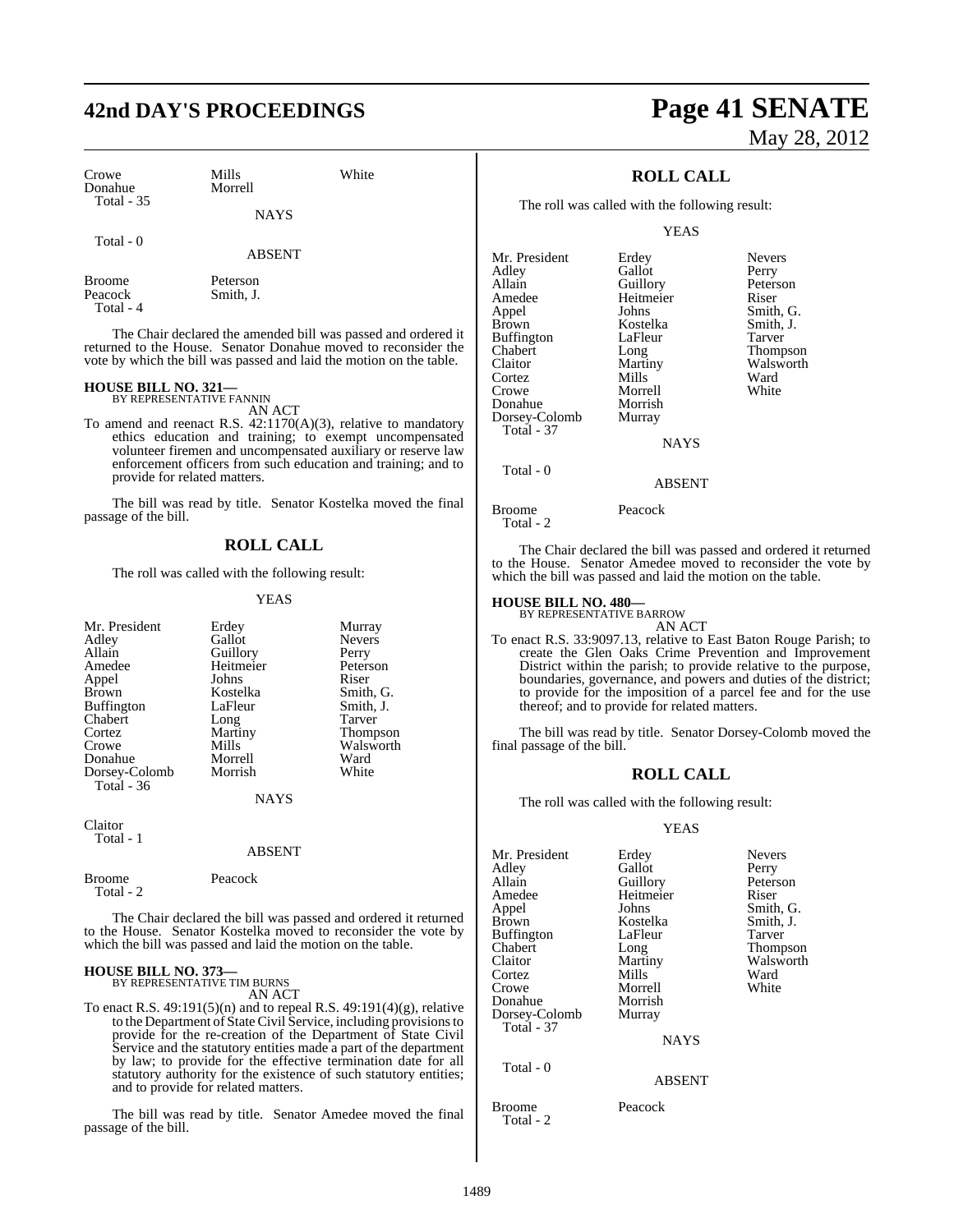| Crowe | Mills | White |
|---|---|---|
| Donahue | Morrell | |
| Total - 35 | | |

NAYS

Total - 0

ABSENT

| Broome | Peterson |
|---|---|
| Peacock | Smith, J. |
| Total - 4 | |

The Chair declared the amended bill was passed and ordered it returned to the House. Senator Donahue moved to reconsider the vote by which the bill was passed and laid the motion on the table.

**HOUSE BILL NO. 321—**
BY REPRESENTATIVE FANNIN

AN ACT

To amend and reenact R.S. 42:1170(A)(3), relative to mandatory ethics education and training; to exempt uncompensated volunteer firemen and uncompensated auxiliary or reserve law enforcement officers from such education and training; and to provide for related matters.

The bill was read by title. Senator Kostelka moved the final passage of the bill.

## ROLL CALL

The roll was called with the following result:

YEAS

| Mr. President | Erdey | Murray |
|---|---|---|
| Adley | Gallot | Nevers |
| Allain | Guillory | Perry |
| Amedee | Heitmeier | Peterson |
| Appel | Johns | Riser |
| Brown | Kostelka | Smith, G. |
| Buffington | LaFleur | Smith, J. |
| Chabert | Long | Tarver |
| Cortez | Martiny | Thompson |
| Crowe | Mills | Walsworth |
| Donahue | Morrell | Ward |
| Dorsey-Colomb | Morrish | White |
| Total - 36 | | |

NAYS

Claitor
Total - 1

ABSENT

| Broome | Peacock |
|---|---|
| Total - 2 | |

The Chair declared the bill was passed and ordered it returned to the House. Senator Kostelka moved to reconsider the vote by which the bill was passed and laid the motion on the table.

**HOUSE BILL NO. 373—**
BY REPRESENTATIVE TIM BURNS

AN ACT

To enact R.S. 49:191(5)(n) and to repeal R.S. 49:191(4)(g), relative to the Department of State Civil Service, including provisions to provide for the re-creation of the Department of State Civil Service and the statutory entities made a part of the department by law; to provide for the effective termination date for all statutory authority for the existence of such statutory entities; and to provide for related matters.

The bill was read by title. Senator Amedee moved the final passage of the bill.

## ROLL CALL

The roll was called with the following result:

YEAS

| Mr. President | Erdey | Nevers |
|---|---|---|
| Adley | Gallot | Perry |
| Allain | Guillory | Peterson |
| Amedee | Heitmeier | Riser |
| Appel | Johns | Smith, G. |
| Brown | Kostelka | Smith, J. |
| Buffington | LaFleur | Tarver |
| Chabert | Long | Thompson |
| Claitor | Martiny | Walsworth |
| Cortez | Mills | Ward |
| Crowe | Morrell | White |
| Donahue | Morrish | |
| Dorsey-Colomb | Murray | |
| Total - 37 | | |

NAYS

Total - 0

ABSENT

| Broome | Peacock |
|---|---|
| Total - 2 | |

The Chair declared the bill was passed and ordered it returned to the House. Senator Amedee moved to reconsider the vote by which the bill was passed and laid the motion on the table.

**HOUSE BILL NO. 480—**
BY REPRESENTATIVE BARROW

AN ACT

To enact R.S. 33:9097.13, relative to East Baton Rouge Parish; to create the Glen Oaks Crime Prevention and Improvement District within the parish; to provide relative to the purpose, boundaries, governance, and powers and duties of the district; to provide for the imposition of a parcel fee and for the use thereof; and to provide for related matters.

The bill was read by title. Senator Dorsey-Colomb moved the final passage of the bill.

## ROLL CALL

The roll was called with the following result:

YEAS

| Mr. President | Erdey | Nevers |
|---|---|---|
| Adley | Gallot | Perry |
| Allain | Guillory | Peterson |
| Amedee | Heitmeier | Riser |
| Appel | Johns | Smith, G. |
| Brown | Kostelka | Smith, J. |
| Buffington | LaFleur | Tarver |
| Chabert | Long | Thompson |
| Claitor | Martiny | Walsworth |
| Cortez | Mills | Ward |
| Crowe | Morrell | White |
| Donahue | Morrish | |
| Dorsey-Colomb | Murray | |
| Total - 37 | | |

NAYS

Total - 0

ABSENT

| Broome | Peacock |
|---|---|
| Total - 2 | |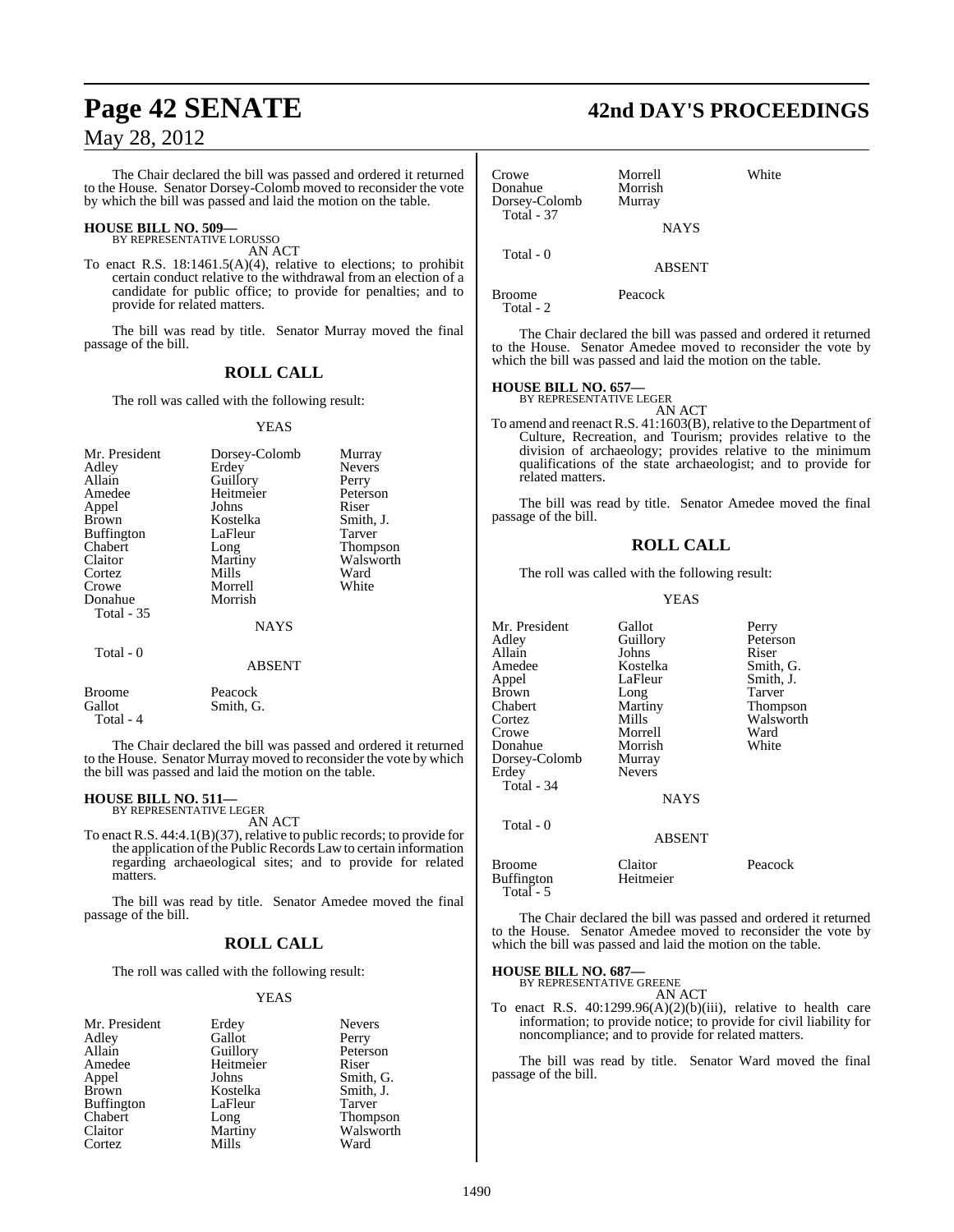The Chair declared the bill was passed and ordered it returned to the House. Senator Dorsey-Colomb moved to reconsider the vote by which the bill was passed and laid the motion on the table.

**HOUSE BILL NO. 509—**
BY REPRESENTATIVE LORUSSO
AN ACT

To enact R.S. 18:1461.5(A)(4), relative to elections; to prohibit certain conduct relative to the withdrawal from an election of a candidate for public office; to provide for penalties; and to provide for related matters.

The bill was read by title. Senator Murray moved the final passage of the bill.

## ROLL CALL

The roll was called with the following result:

YEAS

| | | |
|---|---|---|
| Mr. President | Dorsey-Colomb | Murray |
| Adley | Erdey | Nevers |
| Allain | Guillory | Perry |
| Amedee | Heitmeier | Peterson |
| Appel | Johns | Riser |
| Brown | Kostelka | Smith, J. |
| Buffington | LaFleur | Tarver |
| Chabert | Long | Thompson |
| Claitor | Martiny | Walsworth |
| Cortez | Mills | Ward |
| Crowe | Morrell | White |
| Donahue | Morrish | |

Total - 35

NAYS

Total - 0

ABSENT

| | |
|---|---|
| Broome | Peacock |
| Gallot | Smith, G. |

Total - 4

The Chair declared the bill was passed and ordered it returned to the House. Senator Murray moved to reconsider the vote by which the bill was passed and laid the motion on the table.

**HOUSE BILL NO. 511—**
BY REPRESENTATIVE LEGER
AN ACT

To enact R.S. 44:4.1(B)(37), relative to public records; to provide for the application of the Public Records Law to certain information regarding archaeological sites; and to provide for related matters.

The bill was read by title. Senator Amedee moved the final passage of the bill.

## ROLL CALL

The roll was called with the following result:

YEAS

| | | |
|---|---|---|
| Mr. President | Erdey | Nevers |
| Adley | Gallot | Perry |
| Allain | Guillory | Peterson |
| Amedee | Heitmeier | Riser |
| Appel | Johns | Smith, G. |
| Brown | Kostelka | Smith, J. |
| Buffington | LaFleur | Tarver |
| Chabert | Long | Thompson |
| Claitor | Martiny | Walsworth |
| Cortez | Mills | Ward |
| Crowe | Morrell | White |
| Donahue | Morrish | |
| Dorsey-Colomb | Murray | |

Total - 37

NAYS

Total - 0

ABSENT

| | |
|---|---|
| Broome | Peacock |

Total - 2

The Chair declared the bill was passed and ordered it returned to the House. Senator Amedee moved to reconsider the vote by which the bill was passed and laid the motion on the table.

**HOUSE BILL NO. 657—**
BY REPRESENTATIVE LEGER
AN ACT

To amend and reenact R.S. 41:1603(B), relative to the Department of Culture, Recreation, and Tourism; provides relative to the division of archaeology; provides relative to the minimum qualifications of the state archaeologist; and to provide for related matters.

The bill was read by title. Senator Amedee moved the final passage of the bill.

## ROLL CALL

The roll was called with the following result:

YEAS

| | | |
|---|---|---|
| Mr. President | Gallot | Perry |
| Adley | Guillory | Peterson |
| Allain | Johns | Riser |
| Amedee | Kostelka | Smith, G. |
| Appel | LaFleur | Smith, J. |
| Brown | Long | Tarver |
| Chabert | Martiny | Thompson |
| Cortez | Mills | Walsworth |
| Crowe | Morrell | Ward |
| Donahue | Morrish | White |
| Dorsey-Colomb | Murray | |
| Erdey | Nevers | |

Total - 34

NAYS

Total - 0

ABSENT

| | | |
|---|---|---|
| Broome | Claitor | Peacock |
| Buffington | Heitmeier | |

Total - 5

The Chair declared the bill was passed and ordered it returned to the House. Senator Amedee moved to reconsider the vote by which the bill was passed and laid the motion on the table.

**HOUSE BILL NO. 687—**
BY REPRESENTATIVE GREENE
AN ACT

To enact R.S. 40:1299.96(A)(2)(b)(iii), relative to health care information; to provide notice; to provide for civil liability for noncompliance; and to provide for related matters.

The bill was read by title. Senator Ward moved the final passage of the bill.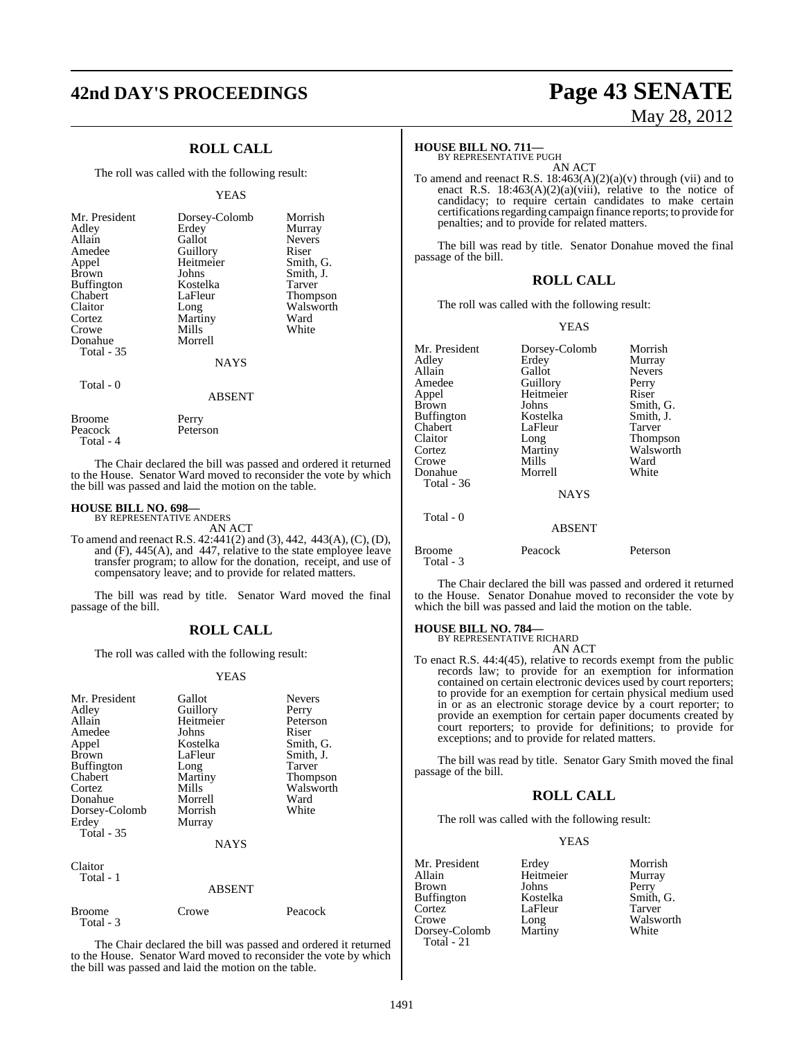## ROLL CALL

The roll was called with the following result:

YEAS

| | | |
|---|---|---|
| Mr. President | Dorsey-Colomb | Morrish |
| Adley | Erdey | Murray |
| Allain | Gallot | Nevers |
| Amedee | Guillory | Riser |
| Appel | Heitmeier | Smith, G. |
| Brown | Johns | Smith, J. |
| Buffington | Kostelka | Tarver |
| Chabert | LaFleur | Thompson |
| Claitor | Long | Walsworth |
| Cortez | Martiny | Ward |
| Crowe | Mills | White |
| Donahue | Morrell | |

Total - 35

NAYS

Total - 0

ABSENT

| | |
|---|---|
| Broome | Perry |
| Peacock | Peterson |

Total - 4

The Chair declared the bill was passed and ordered it returned to the House. Senator Ward moved to reconsider the vote by which the bill was passed and laid the motion on the table.

### HOUSE BILL NO. 698—
BY REPRESENTATIVE ANDERS

AN ACT

To amend and reenact R.S. 42:441(2) and (3), 442, 443(A), (C), (D), and (F), 445(A), and 447, relative to the state employee leave transfer program; to allow for the donation, receipt, and use of compensatory leave; and to provide for related matters.

The bill was read by title. Senator Ward moved the final passage of the bill.

## ROLL CALL

The roll was called with the following result:

YEAS

| | | |
|---|---|---|
| Mr. President | Gallot | Nevers |
| Adley | Guillory | Perry |
| Allain | Heitmeier | Peterson |
| Amedee | Johns | Riser |
| Appel | Kostelka | Smith, G. |
| Brown | LaFleur | Smith, J. |
| Buffington | Long | Tarver |
| Chabert | Martiny | Thompson |
| Cortez | Mills | Walsworth |
| Donahue | Morrell | Ward |
| Dorsey-Colomb | Morrish | White |
| Erdey | Murray | |

Total - 35

NAYS

Claitor

Total - 1

ABSENT

| | | |
|---|---|---|
| Broome | Crowe | Peacock |

Total - 3

The Chair declared the bill was passed and ordered it returned to the House. Senator Ward moved to reconsider the vote by which the bill was passed and laid the motion on the table.

### HOUSE BILL NO. 711—
BY REPRESENTATIVE PUGH

AN ACT

To amend and reenact R.S. 18:463(A)(2)(a)(v) through (vii) and to enact R.S. 18:463(A)(2)(a)(viii), relative to the notice of candidacy; to require certain candidates to make certain certifications regarding campaign finance reports; to provide for penalties; and to provide for related matters.

The bill was read by title. Senator Donahue moved the final passage of the bill.

## ROLL CALL

The roll was called with the following result:

YEAS

| | | |
|---|---|---|
| Mr. President | Dorsey-Colomb | Morrish |
| Adley | Erdey | Murray |
| Allain | Gallot | Nevers |
| Amedee | Guillory | Perry |
| Appel | Heitmeier | Riser |
| Brown | Johns | Smith, G. |
| Buffington | Kostelka | Smith, J. |
| Chabert | LaFleur | Tarver |
| Claitor | Long | Thompson |
| Cortez | Martiny | Walsworth |
| Crowe | Mills | Ward |
| Donahue | Morrell | White |

Total - 36

NAYS

Total - 0

ABSENT

| | | |
|---|---|---|
| Broome | Peacock | Peterson |

Total - 3

The Chair declared the bill was passed and ordered it returned to the House. Senator Donahue moved to reconsider the vote by which the bill was passed and laid the motion on the table.

### HOUSE BILL NO. 784—
BY REPRESENTATIVE RICHARD

AN ACT

To enact R.S. 44:4(45), relative to records exempt from the public records law; to provide for an exemption for information contained on certain electronic devices used by court reporters; to provide for an exemption for certain physical medium used in or as an electronic storage device by a court reporter; to provide an exemption for certain paper documents created by court reporters; to provide for definitions; to provide for exceptions; and to provide for related matters.

The bill was read by title. Senator Gary Smith moved the final passage of the bill.

## ROLL CALL

The roll was called with the following result:

YEAS

| | | |
|---|---|---|
| Mr. President | Erdey | Morrish |
| Allain | Heitmeier | Murray |
| Brown | Johns | Perry |
| Buffington | Kostelka | Smith, G. |
| Cortez | LaFleur | Tarver |
| Crowe | Long | Walsworth |
| Dorsey-Colomb | Martiny | White |

Total - 21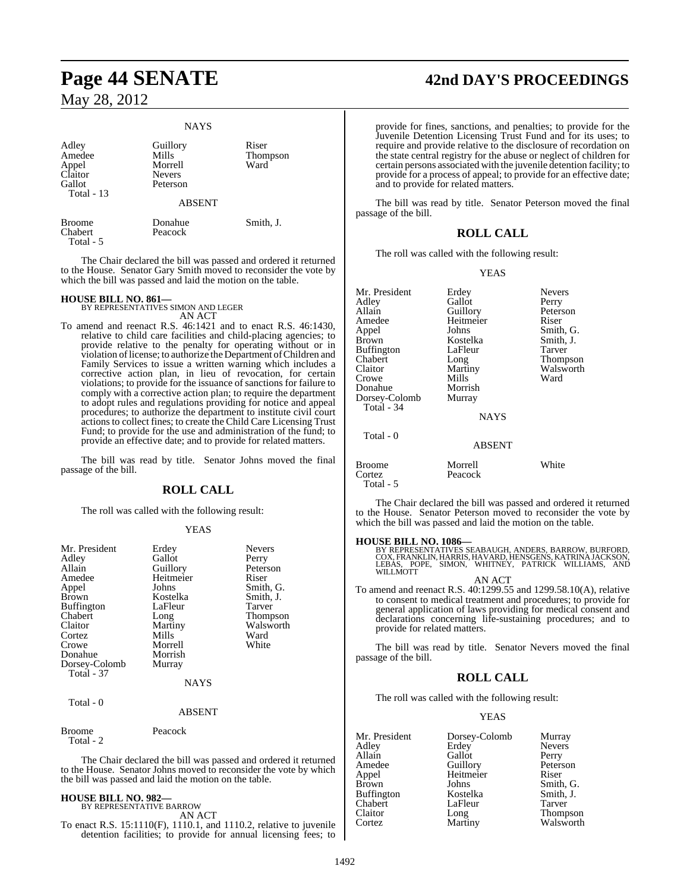NAYS

| | | |
|---|---|---|
| Adley | Guillory | Riser |
| Amedee | Mills | Thompson |
| Appel | Morrell | Ward |
| Claitor | Nevers | |
| Gallot | Peterson | |
| Total - 13 | | |

ABSENT

| | | |
|---|---|---|
| Broome | Donahue | Smith, J. |
| Chabert | Peacock | |
| Total - 5 | | |

The Chair declared the bill was passed and ordered it returned to the House. Senator Gary Smith moved to reconsider the vote by which the bill was passed and laid the motion on the table.

**HOUSE BILL NO. 861—**
BY REPRESENTATIVES SIMON AND LEGER
AN ACT

To amend and reenact R.S. 46:1421 and to enact R.S. 46:1430, relative to child care facilities and child-placing agencies; to provide relative to the penalty for operating without or in violation of license; to authorize the Department of Children and Family Services to issue a written warning which includes a corrective action plan, in lieu of revocation, for certain violations; to provide for the issuance of sanctions for failure to comply with a corrective action plan; to require the department to adopt rules and regulations providing for notice and appeal procedures; to authorize the department to institute civil court actions to collect fines; to create the Child Care Licensing Trust Fund; to provide for the use and administration of the fund; to provide an effective date; and to provide for related matters.

The bill was read by title. Senator Johns moved the final passage of the bill.

## ROLL CALL

The roll was called with the following result:

YEAS

| | | |
|---|---|---|
| Mr. President | Erdey | Nevers |
| Adley | Gallot | Perry |
| Allain | Guillory | Peterson |
| Amedee | Heitmeier | Riser |
| Appel | Johns | Smith, G. |
| Brown | Kostelka | Smith, J. |
| Buffington | LaFleur | Tarver |
| Chabert | Long | Thompson |
| Claitor | Martiny | Walsworth |
| Cortez | Mills | Ward |
| Crowe | Morrell | White |
| Donahue | Morrish | |
| Dorsey-Colomb | Murray | |
| Total - 37 | | |

NAYS

Total - 0

ABSENT

| | |
|---|---|
| Broome | Peacock |
| Total - 2 | |

The Chair declared the bill was passed and ordered it returned to the House. Senator Johns moved to reconsider the vote by which the bill was passed and laid the motion on the table.

**HOUSE BILL NO. 982—**
BY REPRESENTATIVE BARROW
AN ACT

To enact R.S. 15:1110(F), 1110.1, and 1110.2, relative to juvenile detention facilities; to provide for annual licensing fees; to provide for fines, sanctions, and penalties; to provide for the Juvenile Detention Licensing Trust Fund and for its uses; to require and provide relative to the disclosure of recordation on the state central registry for the abuse or neglect of children for certain persons associated with the juvenile detention facility; to provide for a process of appeal; to provide for an effective date; and to provide for related matters.

The bill was read by title. Senator Peterson moved the final passage of the bill.

## ROLL CALL

The roll was called with the following result:

YEAS

| | | |
|---|---|---|
| Mr. President | Erdey | Nevers |
| Adley | Gallot | Perry |
| Allain | Guillory | Peterson |
| Amedee | Heitmeier | Riser |
| Appel | Johns | Smith, G. |
| Brown | Kostelka | Smith, J. |
| Buffington | LaFleur | Tarver |
| Chabert | Long | Thompson |
| Claitor | Martiny | Walsworth |
| Crowe | Mills | Ward |
| Donahue | Morrish | |
| Dorsey-Colomb | Murray | |
| Total - 34 | | |

NAYS

Total - 0

ABSENT

| | | |
|---|---|---|
| Broome | Morrell | White |
| Cortez | Peacock | |
| Total - 5 | | |

The Chair declared the bill was passed and ordered it returned to the House. Senator Peterson moved to reconsider the vote by which the bill was passed and laid the motion on the table.

**HOUSE BILL NO. 1086—**
BY REPRESENTATIVES SEABAUGH, ANDERS, BARROW, BURFORD, COX, FRANKLIN, HARRIS, HAVARD, HENSGENS, KATRINA JACKSON, LEBAS, POPE, SIMON, WHITNEY, PATRICK WILLIAMS, AND WILLMOTT
AN ACT

To amend and reenact R.S. 40:1299.55 and 1299.58.10(A), relative to consent to medical treatment and procedures; to provide for general application of laws providing for medical consent and declarations concerning life-sustaining procedures; and to provide for related matters.

The bill was read by title. Senator Nevers moved the final passage of the bill.

## ROLL CALL

The roll was called with the following result:

YEAS

| | | |
|---|---|---|
| Mr. President | Dorsey-Colomb | Murray |
| Adley | Erdey | Nevers |
| Allain | Gallot | Perry |
| Amedee | Guillory | Peterson |
| Appel | Heitmeier | Riser |
| Brown | Johns | Smith, G. |
| Buffington | Kostelka | Smith, J. |
| Chabert | LaFleur | Tarver |
| Claitor | Long | Thompson |
| Cortez | Martiny | Walsworth |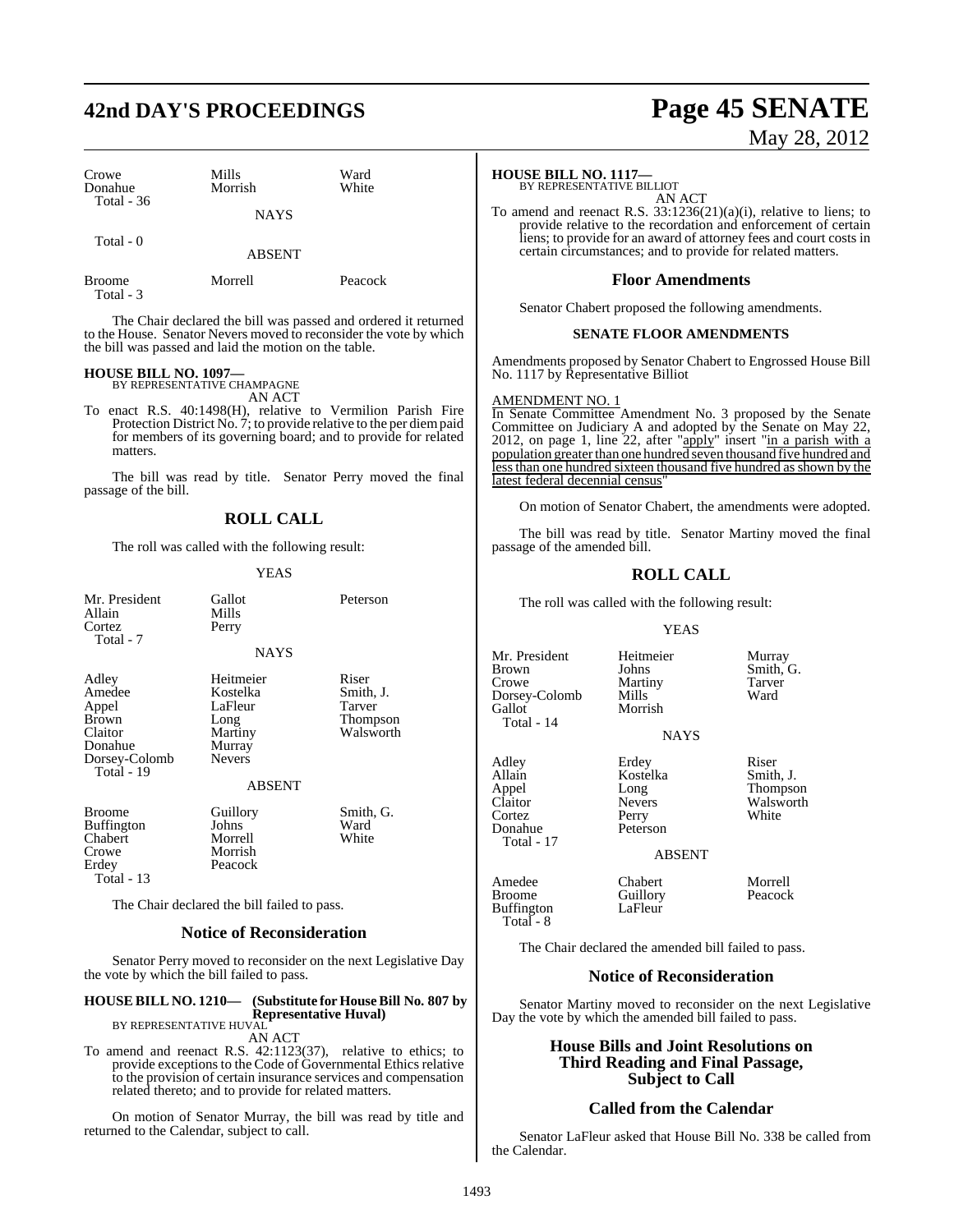| | | |
|---|---|---|
| Crowe | Mills | Ward |
| Donahue | Morrish | White |
| Total - 36 | | |

NAYS

Total - 0

ABSENT

| | | |
|---|---|---|
| Broome | Morrell | Peacock |
| Total - 3 | | |

The Chair declared the bill was passed and ordered it returned to the House. Senator Nevers moved to reconsider the vote by which the bill was passed and laid the motion on the table.

**HOUSE BILL NO. 1097—**
BY REPRESENTATIVE CHAMPAGNE
AN ACT

To enact R.S. 40:1498(H), relative to Vermilion Parish Fire Protection District No. 7; to provide relative to the per diem paid for members of its governing board; and to provide for related matters.

The bill was read by title. Senator Perry moved the final passage of the bill.

## ROLL CALL

The roll was called with the following result:

YEAS

| | | |
|---|---|---|
| Mr. President | Gallot | Peterson |
| Allain | Mills | |
| Cortez | Perry | |
| Total - 7 | | |

NAYS

| | | |
|---|---|---|
| Adley | Heitmeier | Riser |
| Amedee | Kostelka | Smith, J. |
| Appel | LaFleur | Tarver |
| Brown | Long | Thompson |
| Claitor | Martiny | Walsworth |
| Donahue | Murray | |
| Dorsey-Colomb | Nevers | |
| Total - 19 | | |

ABSENT

| | | |
|---|---|---|
| Broome | Guillory | Smith, G. |
| Buffington | Johns | Ward |
| Chabert | Morrell | White |
| Crowe | Morrish | |
| Erdey | Peacock | |
| Total - 13 | | |

The Chair declared the bill failed to pass.

### Notice of Reconsideration

Senator Perry moved to reconsider on the next Legislative Day the vote by which the bill failed to pass.

**HOUSE BILL NO. 1210— (Substitute for House Bill No. 807 by Representative Huval)**
BY REPRESENTATIVE HUVAL
AN ACT

To amend and reenact R.S. 42:1123(37), relative to ethics; to provide exceptions to the Code of Governmental Ethics relative to the provision of certain insurance services and compensation related thereto; and to provide for related matters.

On motion of Senator Murray, the bill was read by title and returned to the Calendar, subject to call.

**HOUSE BILL NO. 1117—**
BY REPRESENTATIVE BILLIOT
AN ACT

To amend and reenact R.S. 33:1236(21)(a)(i), relative to liens; to provide relative to the recordation and enforcement of certain liens; to provide for an award of attorney fees and court costs in certain circumstances; and to provide for related matters.

### Floor Amendments

Senator Chabert proposed the following amendments.

#### SENATE FLOOR AMENDMENTS

Amendments proposed by Senator Chabert to Engrossed House Bill No. 1117 by Representative Billiot

AMENDMENT NO. 1

In Senate Committee Amendment No. 3 proposed by the Senate Committee on Judiciary A and adopted by the Senate on May 22, 2012, on page 1, line 22, after "apply" insert "in a parish with a population greater than one hundred seven thousand five hundred and less than one hundred sixteen thousand five hundred as shown by the latest federal decennial census"

On motion of Senator Chabert, the amendments were adopted.

The bill was read by title. Senator Martiny moved the final passage of the amended bill.

## ROLL CALL

The roll was called with the following result:

YEAS

| | | |
|---|---|---|
| Mr. President | Heitmeier | Murray |
| Brown | Johns | Smith, G. |
| Crowe | Martiny | Tarver |
| Dorsey-Colomb | Mills | Ward |
| Gallot | Morrish | |
| Total - 14 | | |

NAYS

| | | |
|---|---|---|
| Adley | Erdey | Riser |
| Allain | Kostelka | Smith, J. |
| Appel | Long | Thompson |
| Claitor | Nevers | Walsworth |
| Cortez | Perry | White |
| Donahue | Peterson | |
| Total - 17 | | |

ABSENT

| | | |
|---|---|---|
| Amedee | Chabert | Morrell |
| Broome | Guillory | Peacock |
| Buffington | LaFleur | |
| Total - 8 | | |

The Chair declared the amended bill failed to pass.

### Notice of Reconsideration

Senator Martiny moved to reconsider on the next Legislative Day the vote by which the amended bill failed to pass.

### House Bills and Joint Resolutions on Third Reading and Final Passage, Subject to Call

### Called from the Calendar

Senator LaFleur asked that House Bill No. 338 be called from the Calendar.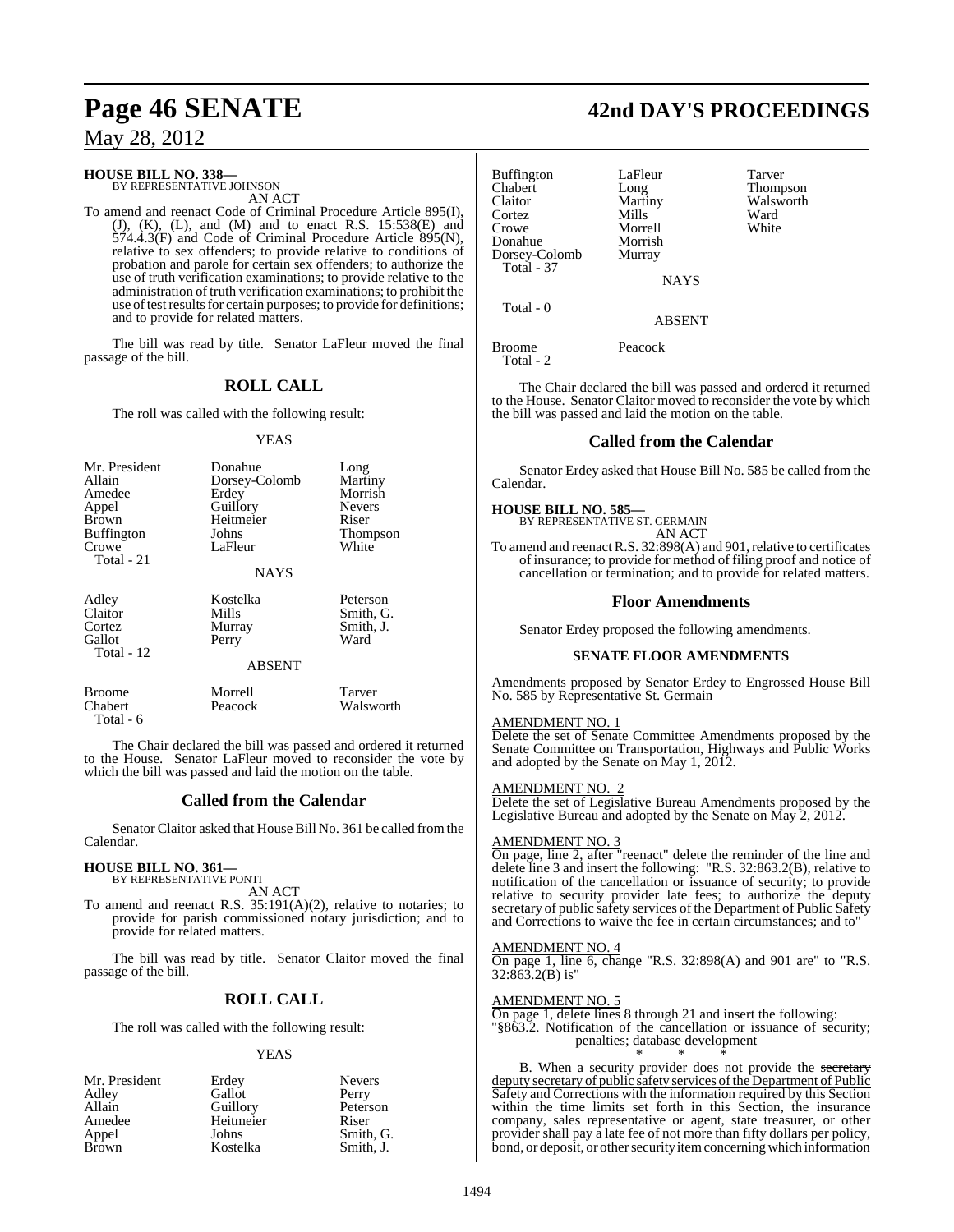**HOUSE BILL NO. 338—**
BY REPRESENTATIVE JOHNSON

AN ACT

To amend and reenact Code of Criminal Procedure Article 895(I), (J), (K), (L), and (M) and to enact R.S. 15:538(E) and 574.4.3(F) and Code of Criminal Procedure Article 895(N), relative to sex offenders; to provide relative to conditions of probation and parole for certain sex offenders; to authorize the use of truth verification examinations; to provide relative to the administration of truth verification examinations; to prohibit the use of test results for certain purposes; to provide for definitions; and to provide for related matters.

The bill was read by title. Senator LaFleur moved the final passage of the bill.

## ROLL CALL

The roll was called with the following result:

YEAS

| | | |
|---|---|---|
| Mr. President | Donahue | Long |
| Allain | Dorsey-Colomb | Martiny |
| Amedee | Erdey | Morrish |
| Appel | Guillory | Nevers |
| Brown | Heitmeier | Riser |
| Buffington | Johns | Thompson |
| Crowe | LaFleur | White |
| Total - 21 | | |

NAYS

| | | |
|---|---|---|
| Adley | Kostelka | Peterson |
| Claitor | Mills | Smith, G. |
| Cortez | Murray | Smith, J. |
| Gallot | Perry | Ward |
| Total - 12 | | |

ABSENT

| | | |
|---|---|---|
| Broome | Morrell | Tarver |
| Chabert | Peacock | Walsworth |
| Total - 6 | | |

The Chair declared the bill was passed and ordered it returned to the House. Senator LaFleur moved to reconsider the vote by which the bill was passed and laid the motion on the table.

## Called from the Calendar

Senator Claitor asked that House Bill No. 361 be called from the Calendar.

**HOUSE BILL NO. 361—**
BY REPRESENTATIVE PONTI

AN ACT

To amend and reenact R.S. 35:191(A)(2), relative to notaries; to provide for parish commissioned notary jurisdiction; and to provide for related matters.

The bill was read by title. Senator Claitor moved the final passage of the bill.

## ROLL CALL

The roll was called with the following result:

YEAS

| | | |
|---|---|---|
| Mr. President | Erdey | Nevers |
| Adley | Gallot | Perry |
| Allain | Guillory | Peterson |
| Amedee | Heitmeier | Riser |
| Appel | Johns | Smith, G. |
| Brown | Kostelka | Smith, J. |
| Buffington | LaFleur | Tarver |
| Chabert | Long | Thompson |
| Claitor | Martiny | Walsworth |
| Cortez | Mills | Ward |
| Crowe | Morrell | White |
| Donahue | Morrish | |
| Dorsey-Colomb | Murray | |
| Total - 37 | | |

NAYS

Total - 0

ABSENT

| | |
|---|---|
| Broome | Peacock |
| Total - 2 | |

The Chair declared the bill was passed and ordered it returned to the House. Senator Claitor moved to reconsider the vote by which the bill was passed and laid the motion on the table.

## Called from the Calendar

Senator Erdey asked that House Bill No. 585 be called from the Calendar.

**HOUSE BILL NO. 585—**
BY REPRESENTATIVE ST. GERMAIN

AN ACT

To amend and reenact R.S. 32:898(A) and 901, relative to certificates of insurance; to provide for method of filing proof and notice of cancellation or termination; and to provide for related matters.

## Floor Amendments

Senator Erdey proposed the following amendments.

### SENATE FLOOR AMENDMENTS

Amendments proposed by Senator Erdey to Engrossed House Bill No. 585 by Representative St. Germain

AMENDMENT NO. 1

Delete the set of Senate Committee Amendments proposed by the Senate Committee on Transportation, Highways and Public Works and adopted by the Senate on May 1, 2012.

AMENDMENT NO. 2

Delete the set of Legislative Bureau Amendments proposed by the Legislative Bureau and adopted by the Senate on May 2, 2012.

AMENDMENT NO. 3

On page, line 2, after "reenact" delete the reminder of the line and delete line 3 and insert the following: "R.S. 32:863.2(B), relative to notification of the cancellation or issuance of security; to provide relative to security provider late fees; to authorize the deputy secretary of public safety services of the Department of Public Safety and Corrections to waive the fee in certain circumstances; and to"

AMENDMENT NO. 4

On page 1, line 6, change "R.S. 32:898(A) and 901 are" to "R.S. 32:863.2(B) is"

AMENDMENT NO. 5

On page 1, delete lines 8 through 21 and insert the following:

"§863.2. Notification of the cancellation or issuance of security; penalties; database development

\* \* \*

B. When a security provider does not provide the ~~secretary~~ deputy secretary of public safety services of the Department of Public Safety and Corrections with the information required by this Section within the time limits set forth in this Section, the insurance company, sales representative or agent, state treasurer, or other provider shall pay a late fee of not more than fifty dollars per policy, bond, or deposit, or other security item concerning which information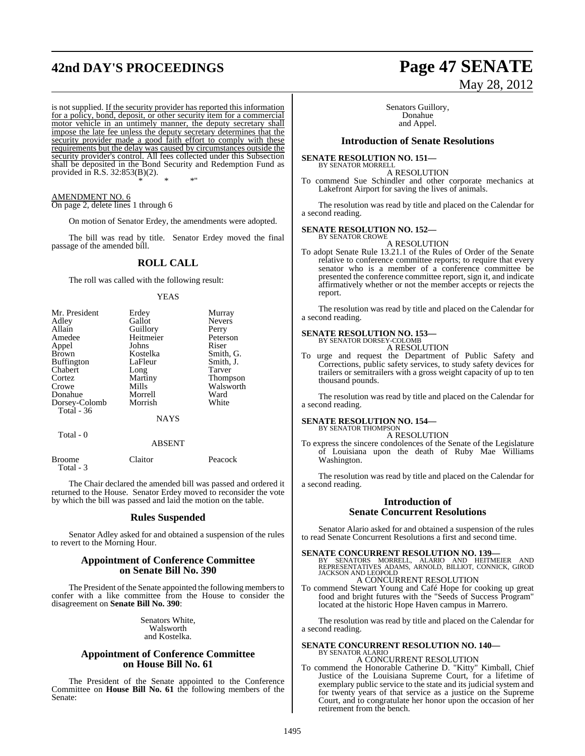is not supplied. If the security provider has reported this information for a policy, bond, deposit, or other security item for a commercial motor vehicle in an untimely manner, the deputy secretary shall impose the late fee unless the deputy secretary determines that the security provider made a good faith effort to comply with these requirements but the delay was caused by circumstances outside the security provider's control. All fees collected under this Subsection shall be deposited in the Bond Security and Redemption Fund as provided in R.S. 32:853(B)(2).

\* \* \*"

AMENDMENT NO. 6

On page 2, delete lines 1 through 6

On motion of Senator Erdey, the amendments were adopted.

The bill was read by title. Senator Erdey moved the final passage of the amended bill.

## ROLL CALL

The roll was called with the following result:

YEAS

| | | |
|---|---|---|
| Mr. President | Erdey | Murray |
| Adley | Gallot | Nevers |
| Allain | Guillory | Perry |
| Amedee | Heitmeier | Peterson |
| Appel | Johns | Riser |
| Brown | Kostelka | Smith, G. |
| Buffington | LaFleur | Smith, J. |
| Chabert | Long | Tarver |
| Cortez | Martiny | Thompson |
| Crowe | Mills | Walsworth |
| Donahue | Morrell | Ward |
| Dorsey-Colomb | Morrish | White |

Total - 36

NAYS

Total - 0

ABSENT

| | | |
|---|---|---|
| Broome | Claitor | Peacock |

Total - 3

The Chair declared the amended bill was passed and ordered it returned to the House. Senator Erdey moved to reconsider the vote by which the bill was passed and laid the motion on the table.

## Rules Suspended

Senator Adley asked for and obtained a suspension of the rules to revert to the Morning Hour.

## Appointment of Conference Committee on Senate Bill No. 390

The President of the Senate appointed the following members to confer with a like committee from the House to consider the disagreement on **Senate Bill No. 390**:

Senators White,
Walsworth
and Kostelka.

## Appointment of Conference Committee on House Bill No. 61

The President of the Senate appointed to the Conference Committee on **House Bill No. 61** the following members of the Senate:

Senators Guillory,
Donahue
and Appel.

## Introduction of Senate Resolutions

**SENATE RESOLUTION NO. 151—**
BY SENATOR MORRELL

A RESOLUTION

To commend Sue Schindler and other corporate mechanics at Lakefront Airport for saving the lives of animals.

The resolution was read by title and placed on the Calendar for a second reading.

**SENATE RESOLUTION NO. 152—**
BY SENATOR CROWE

A RESOLUTION

To adopt Senate Rule 13.21.1 of the Rules of Order of the Senate relative to conference committee reports; to require that every senator who is a member of a conference committee be presented the conference committee report, sign it, and indicate affirmatively whether or not the member accepts or rejects the report.

The resolution was read by title and placed on the Calendar for a second reading.

**SENATE RESOLUTION NO. 153—**
BY SENATOR DORSEY-COLOMB

A RESOLUTION

To urge and request the Department of Public Safety and Corrections, public safety services, to study safety devices for trailers or semitrailers with a gross weight capacity of up to ten thousand pounds.

The resolution was read by title and placed on the Calendar for a second reading.

**SENATE RESOLUTION NO. 154—**
BY SENATOR THOMPSON

A RESOLUTION

To express the sincere condolences of the Senate of the Legislature of Louisiana upon the death of Ruby Mae Williams Washington.

The resolution was read by title and placed on the Calendar for a second reading.

## Introduction of Senate Concurrent Resolutions

Senator Alario asked for and obtained a suspension of the rules to read Senate Concurrent Resolutions a first and second time.

**SENATE CONCURRENT RESOLUTION NO. 139—**
BY SENATORS MORRELL, ALARIO AND HEITMEIER AND REPRESENTATIVES ADAMS, ARNOLD, BILLIOT, CONNICK, GIROD JACKSON AND LEOPOLD

A CONCURRENT RESOLUTION

To commend Stewart Young and Café Hope for cooking up great food and bright futures with the "Seeds of Success Program" located at the historic Hope Haven campus in Marrero.

The resolution was read by title and placed on the Calendar for a second reading.

**SENATE CONCURRENT RESOLUTION NO. 140—**
BY SENATOR ALARIO

A CONCURRENT RESOLUTION

To commend the Honorable Catherine D. "Kitty" Kimball, Chief Justice of the Louisiana Supreme Court, for a lifetime of exemplary public service to the state and its judicial system and for twenty years of that service as a justice on the Supreme Court, and to congratulate her honor upon the occasion of her retirement from the bench.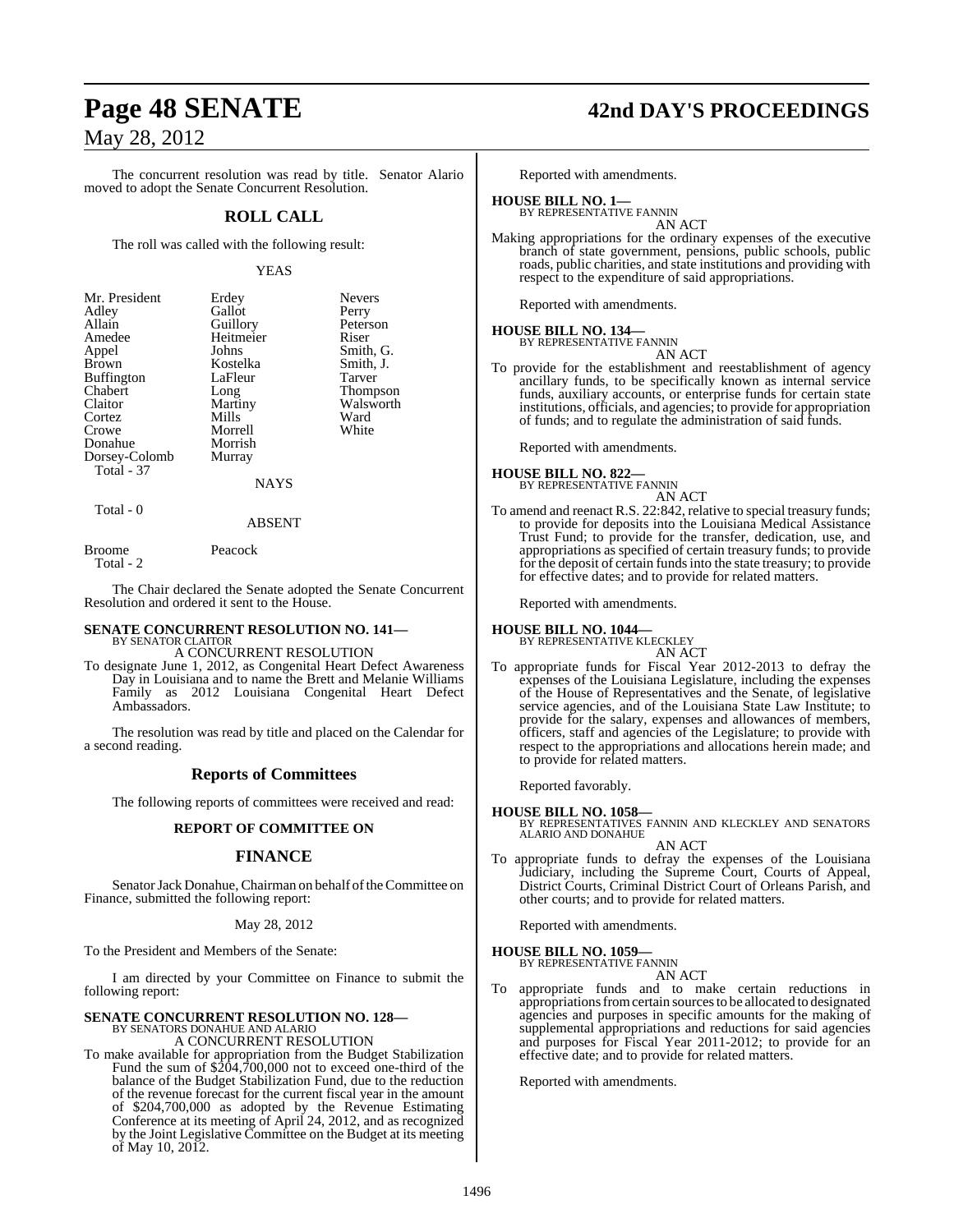The concurrent resolution was read by title. Senator Alario moved to adopt the Senate Concurrent Resolution.

## ROLL CALL

The roll was called with the following result:

YEAS

| | | |
|---|---|---|
| Mr. President | Erdey | Nevers |
| Adley | Gallot | Perry |
| Allain | Guillory | Peterson |
| Amedee | Heitmeier | Riser |
| Appel | Johns | Smith, G. |
| Brown | Kostelka | Smith, J. |
| Buffington | LaFleur | Tarver |
| Chabert | Long | Thompson |
| Claitor | Martiny | Walsworth |
| Cortez | Mills | Ward |
| Crowe | Morrell | White |
| Donahue | Morrish | |
| Dorsey-Colomb | Murray | |
| Total - 37 | | |

NAYS

Total - 0

ABSENT

| | |
|---|---|
| Broome | Peacock |
| Total - 2 | |

The Chair declared the Senate adopted the Senate Concurrent Resolution and ordered it sent to the House.

**SENATE CONCURRENT RESOLUTION NO. 141—**
BY SENATOR CLAITOR
A CONCURRENT RESOLUTION

To designate June 1, 2012, as Congenital Heart Defect Awareness Day in Louisiana and to name the Brett and Melanie Williams Family as 2012 Louisiana Congenital Heart Defect Ambassadors.

The resolution was read by title and placed on the Calendar for a second reading.

## Reports of Committees

The following reports of committees were received and read:

### REPORT OF COMMITTEE ON

## FINANCE

Senator Jack Donahue, Chairman on behalf of the Committee on Finance, submitted the following report:

May 28, 2012

To the President and Members of the Senate:

I am directed by your Committee on Finance to submit the following report:

**SENATE CONCURRENT RESOLUTION NO. 128—**
BY SENATORS DONAHUE AND ALARIO
A CONCURRENT RESOLUTION

To make available for appropriation from the Budget Stabilization Fund the sum of $204,700,000 not to exceed one-third of the balance of the Budget Stabilization Fund, due to the reduction of the revenue forecast for the current fiscal year in the amount of $204,700,000 as adopted by the Revenue Estimating Conference at its meeting of April 24, 2012, and as recognized by the Joint Legislative Committee on the Budget at its meeting of May 10, 2012.

Reported with amendments.

**HOUSE BILL NO. 1—**
BY REPRESENTATIVE FANNIN
AN ACT

Making appropriations for the ordinary expenses of the executive branch of state government, pensions, public schools, public roads, public charities, and state institutions and providing with respect to the expenditure of said appropriations.

Reported with amendments.

**HOUSE BILL NO. 134—**
BY REPRESENTATIVE FANNIN
AN ACT

To provide for the establishment and reestablishment of agency ancillary funds, to be specifically known as internal service funds, auxiliary accounts, or enterprise funds for certain state institutions, officials, and agencies; to provide for appropriation of funds; and to regulate the administration of said funds.

Reported with amendments.

**HOUSE BILL NO. 822—**
BY REPRESENTATIVE FANNIN
AN ACT

To amend and reenact R.S. 22:842, relative to special treasury funds; to provide for deposits into the Louisiana Medical Assistance Trust Fund; to provide for the transfer, dedication, use, and appropriations as specified of certain treasury funds; to provide for the deposit of certain funds into the state treasury; to provide for effective dates; and to provide for related matters.

Reported with amendments.

**HOUSE BILL NO. 1044—**
BY REPRESENTATIVE KLECKLEY
AN ACT

To appropriate funds for Fiscal Year 2012-2013 to defray the expenses of the Louisiana Legislature, including the expenses of the House of Representatives and the Senate, of legislative service agencies, and of the Louisiana State Law Institute; to provide for the salary, expenses and allowances of members, officers, staff and agencies of the Legislature; to provide with respect to the appropriations and allocations herein made; and to provide for related matters.

Reported favorably.

**HOUSE BILL NO. 1058—**
BY REPRESENTATIVES FANNIN AND KLECKLEY AND SENATORS ALARIO AND DONAHUE
AN ACT

To appropriate funds to defray the expenses of the Louisiana Judiciary, including the Supreme Court, Courts of Appeal, District Courts, Criminal District Court of Orleans Parish, and other courts; and to provide for related matters.

Reported with amendments.

**HOUSE BILL NO. 1059—**
BY REPRESENTATIVE FANNIN
AN ACT

To appropriate funds and to make certain reductions in appropriations from certain sources to be allocated to designated agencies and purposes in specific amounts for the making of supplemental appropriations and reductions for said agencies and purposes for Fiscal Year 2011-2012; to provide for an effective date; and to provide for related matters.

Reported with amendments.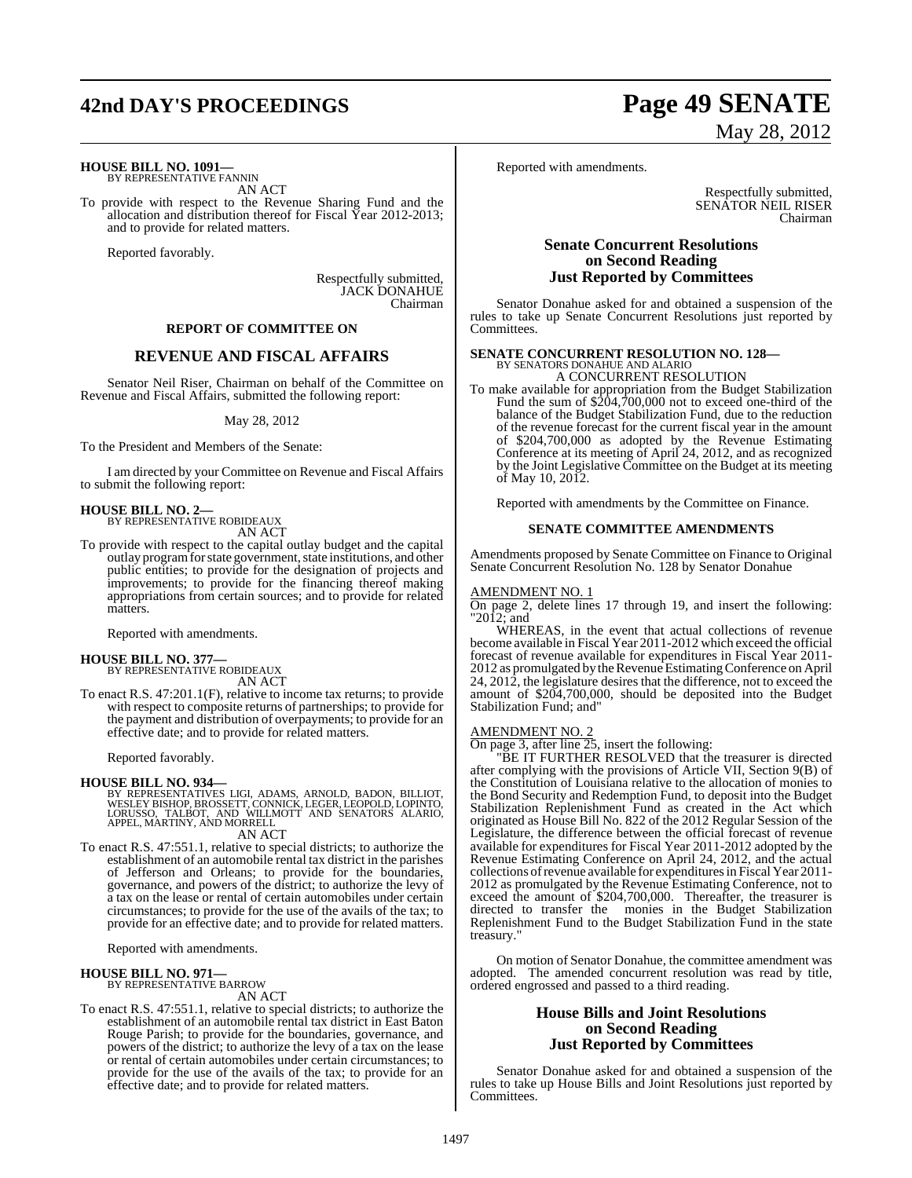**HOUSE BILL NO. 1091—**
BY REPRESENTATIVE FANNIN

AN ACT

To provide with respect to the Revenue Sharing Fund and the allocation and distribution thereof for Fiscal Year 2012-2013; and to provide for related matters.

Reported favorably.

Respectfully submitted,
JACK DONAHUE
Chairman

## REPORT OF COMMITTEE ON

## REVENUE AND FISCAL AFFAIRS

Senator Neil Riser, Chairman on behalf of the Committee on Revenue and Fiscal Affairs, submitted the following report:

May 28, 2012

To the President and Members of the Senate:

I am directed by your Committee on Revenue and Fiscal Affairs to submit the following report:

**HOUSE BILL NO. 2—**
BY REPRESENTATIVE ROBIDEAUX

AN ACT

To provide with respect to the capital outlay budget and the capital outlay program for state government, state institutions, and other public entities; to provide for the designation of projects and improvements; to provide for the financing thereof making appropriations from certain sources; and to provide for related matters.

Reported with amendments.

**HOUSE BILL NO. 377—**
BY REPRESENTATIVE ROBIDEAUX

AN ACT

To enact R.S. 47:201.1(F), relative to income tax returns; to provide with respect to composite returns of partnerships; to provide for the payment and distribution of overpayments; to provide for an effective date; and to provide for related matters.

Reported favorably.

**HOUSE BILL NO. 934—**
BY REPRESENTATIVES LIGI, ADAMS, ARNOLD, BADON, BILLIOT, WESLEY BISHOP, BROSSETT, CONNICK, LEGER, LEOPOLD, LOPINTO, LORUSSO, TALBOT, AND WILLMOTT AND SENATORS ALARIO, APPEL, MARTINY, AND MORRELL

AN ACT

To enact R.S. 47:551.1, relative to special districts; to authorize the establishment of an automobile rental tax district in the parishes of Jefferson and Orleans; to provide for the boundaries, governance, and powers of the district; to authorize the levy of a tax on the lease or rental of certain automobiles under certain circumstances; to provide for the use of the avails of the tax; to provide for an effective date; and to provide for related matters.

Reported with amendments.

**HOUSE BILL NO. 971—**
BY REPRESENTATIVE BARROW

AN ACT

To enact R.S. 47:551.1, relative to special districts; to authorize the establishment of an automobile rental tax district in East Baton Rouge Parish; to provide for the boundaries, governance, and powers of the district; to authorize the levy of a tax on the lease or rental of certain automobiles under certain circumstances; to provide for the use of the avails of the tax; to provide for an effective date; and to provide for related matters.

Reported with amendments.

Respectfully submitted,
SENATOR NEIL RISER
Chairman

## Senate Concurrent Resolutions on Second Reading Just Reported by Committees

Senator Donahue asked for and obtained a suspension of the rules to take up Senate Concurrent Resolutions just reported by Committees.

**SENATE CONCURRENT RESOLUTION NO. 128—**
BY SENATORS DONAHUE AND ALARIO

A CONCURRENT RESOLUTION

To make available for appropriation from the Budget Stabilization Fund the sum of $204,700,000 not to exceed one-third of the balance of the Budget Stabilization Fund, due to the reduction of the revenue forecast for the current fiscal year in the amount of $204,700,000 as adopted by the Revenue Estimating Conference at its meeting of April 24, 2012, and as recognized by the Joint Legislative Committee on the Budget at its meeting of May 10, 2012.

Reported with amendments by the Committee on Finance.

### SENATE COMMITTEE AMENDMENTS

Amendments proposed by Senate Committee on Finance to Original Senate Concurrent Resolution No. 128 by Senator Donahue

AMENDMENT NO. 1

On page 2, delete lines 17 through 19, and insert the following: "2012; and

WHEREAS, in the event that actual collections of revenue become available in Fiscal Year 2011-2012 which exceed the official forecast of revenue available for expenditures in Fiscal Year 2011-2012 as promulgated by the Revenue Estimating Conference on April 24, 2012, the legislature desires that the difference, not to exceed the amount of $204,700,000, should be deposited into the Budget Stabilization Fund; and"

AMENDMENT NO. 2

On page 3, after line 25, insert the following:

"BE IT FURTHER RESOLVED that the treasurer is directed after complying with the provisions of Article VII, Section 9(B) of the Constitution of Louisiana relative to the allocation of monies to the Bond Security and Redemption Fund, to deposit into the Budget Stabilization Replenishment Fund as created in the Act which originated as House Bill No. 822 of the 2012 Regular Session of the Legislature, the difference between the official forecast of revenue available for expenditures for Fiscal Year 2011-2012 adopted by the Revenue Estimating Conference on April 24, 2012, and the actual collections of revenue available for expenditures in Fiscal Year 2011-2012 as promulgated by the Revenue Estimating Conference, not to exceed the amount of $204,700,000. Thereafter, the treasurer is directed to transfer the monies in the Budget Stabilization Replenishment Fund to the Budget Stabilization Fund in the state treasury."

On motion of Senator Donahue, the committee amendment was adopted. The amended concurrent resolution was read by title, ordered engrossed and passed to a third reading.

## House Bills and Joint Resolutions on Second Reading Just Reported by Committees

Senator Donahue asked for and obtained a suspension of the rules to take up House Bills and Joint Resolutions just reported by Committees.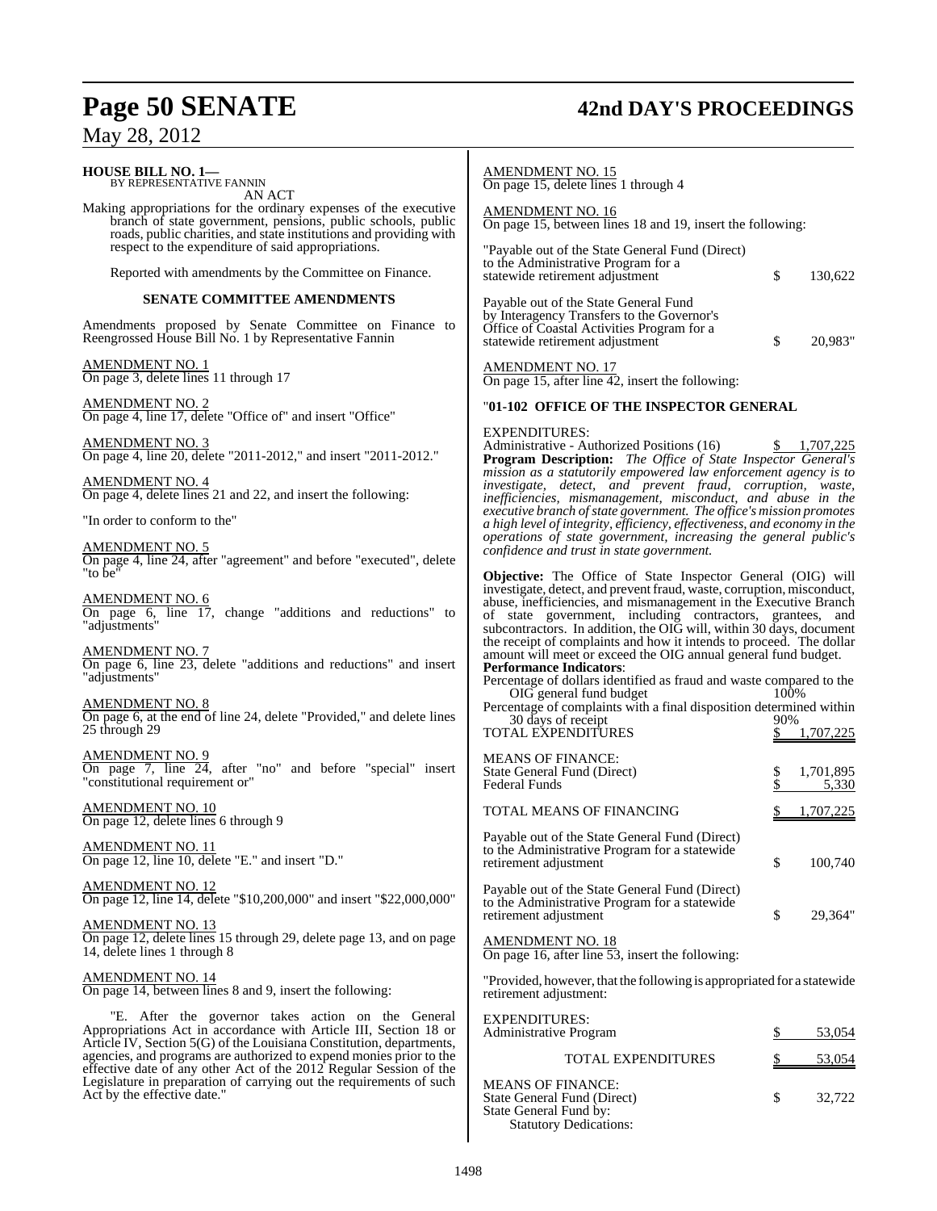**HOUSE BILL NO. 1—**
BY REPRESENTATIVE FANNIN

AN ACT

Making appropriations for the ordinary expenses of the executive branch of state government, pensions, public schools, public roads, public charities, and state institutions and providing with respect to the expenditure of said appropriations.

Reported with amendments by the Committee on Finance.

**SENATE COMMITTEE AMENDMENTS**

Amendments proposed by Senate Committee on Finance to Reengrossed House Bill No. 1 by Representative Fannin

AMENDMENT NO. 1
On page 3, delete lines 11 through 17

AMENDMENT NO. 2
On page 4, line 17, delete "Office of" and insert "Office"

AMENDMENT NO. 3
On page 4, line 20, delete "2011-2012," and insert "2011-2012."

AMENDMENT NO. 4
On page 4, delete lines 21 and 22, and insert the following:

"In order to conform to the"

AMENDMENT NO. 5
On page 4, line 24, after "agreement" and before "executed", delete "to be"

AMENDMENT NO. 6
On page 6, line 17, change "additions and reductions" to "adjustments"

AMENDMENT NO. 7
On page 6, line 23, delete "additions and reductions" and insert "adjustments"

AMENDMENT NO. 8
On page 6, at the end of line 24, delete "Provided," and delete lines 25 through 29

AMENDMENT NO. 9
On page 7, line 24, after "no" and before "special" insert "constitutional requirement or"

AMENDMENT NO. 10
On page 12, delete lines 6 through 9

AMENDMENT NO. 11
On page 12, line 10, delete "E." and insert "D."

AMENDMENT NO. 12
On page 12, line 14, delete "$10,200,000" and insert "$22,000,000"

AMENDMENT NO. 13
On page 12, delete lines 15 through 29, delete page 13, and on page 14, delete lines 1 through 8

AMENDMENT NO. 14
On page 14, between lines 8 and 9, insert the following:

"E. After the governor takes action on the General Appropriations Act in accordance with Article III, Section 18 or Article IV, Section 5(G) of the Louisiana Constitution, departments, agencies, and programs are authorized to expend monies prior to the effective date of any other Act of the 2012 Regular Session of the Legislature in preparation of carrying out the requirements of such Act by the effective date."

AMENDMENT NO. 15
On page 15, delete lines 1 through 4

AMENDMENT NO. 16
On page 15, between lines 18 and 19, insert the following:

"Payable out of the State General Fund (Direct) to the Administrative Program for a statewide retirement adjustment $ 130,622

Payable out of the State General Fund by Interagency Transfers to the Governor's Office of Coastal Activities Program for a statewide retirement adjustment $ 20,983"

AMENDMENT NO. 17
On page 15, after line 42, insert the following:

"**01-102 OFFICE OF THE INSPECTOR GENERAL**

EXPENDITURES:
Administrative - Authorized Positions (16) $ 1,707,225

**Program Description:** *The Office of State Inspector General's mission as a statutorily empowered law enforcement agency is to investigate, detect, and prevent fraud, corruption, waste, inefficiencies, mismanagement, misconduct, and abuse in the executive branch of state government. The office's mission promotes a high level of integrity, efficiency, effectiveness, and economy in the operations of state government, increasing the general public's confidence and trust in state government.*

**Objective:** The Office of State Inspector General (OIG) will investigate, detect, and prevent fraud, waste, corruption, misconduct, abuse, inefficiencies, and mismanagement in the Executive Branch of state government, including contractors, grantees, and subcontractors. In addition, the OIG will, within 30 days, document the receipt of complaints and how it intends to proceed. The dollar amount will meet or exceed the OIG annual general fund budget.

**Performance Indicators**:
Percentage of dollars identified as fraud and waste compared to the OIG general fund budget 100%
Percentage of complaints with a final disposition determined within 30 days of receipt 90%

TOTAL EXPENDITURES $ 1,707,225

MEANS OF FINANCE:
State General Fund (Direct) $ 1,701,895
Federal Funds $ 5,330

TOTAL MEANS OF FINANCING $ 1,707,225

Payable out of the State General Fund (Direct) to the Administrative Program for a statewide retirement adjustment $ 100,740

Payable out of the State General Fund (Direct) to the Administrative Program for a statewide retirement adjustment $ 29,364"

AMENDMENT NO. 18
On page 16, after line 53, insert the following:

"Provided, however, that the following is appropriated for a statewide retirement adjustment:

EXPENDITURES:
Administrative Program $ 53,054

TOTAL EXPENDITURES $ 53,054

MEANS OF FINANCE:
State General Fund (Direct) $ 32,722
State General Fund by:
Statutory Dedications: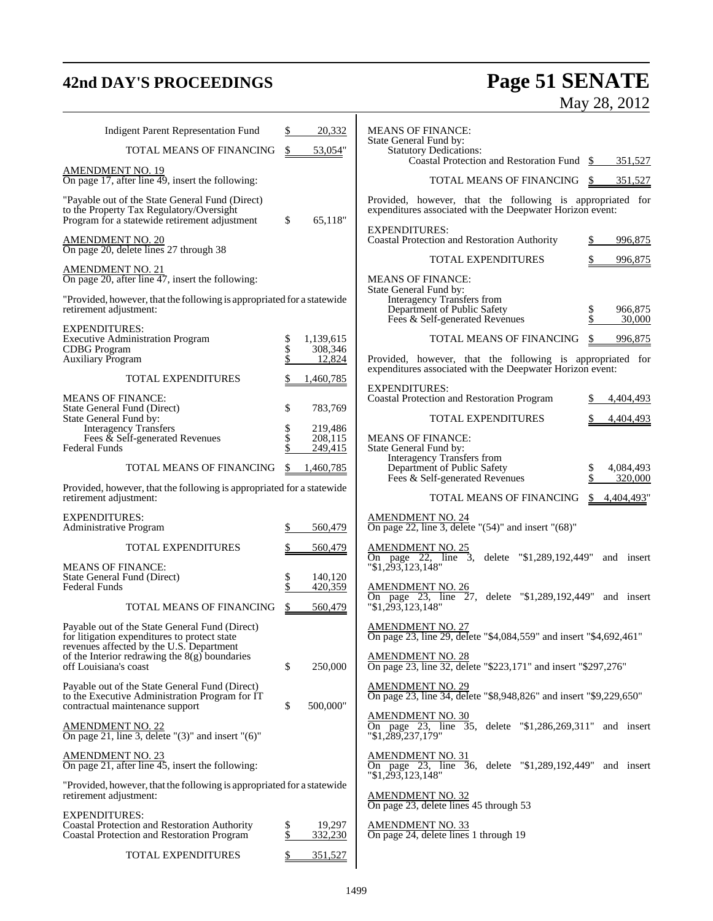| | |
|---|---|
| Indigent Parent Representation Fund | $ 20,332 |
| TOTAL MEANS OF FINANCING | $ 53,054" |

AMENDMENT NO. 19
On page 17, after line 49, insert the following:

| | |
|---|---|
| "Payable out of the State General Fund (Direct) to the Property Tax Regulatory/Oversight Program for a statewide retirement adjustment | $ 65,118" |

AMENDMENT NO. 20
On page 20, delete lines 27 through 38

AMENDMENT NO. 21
On page 20, after line 47, insert the following:

"Provided, however, that the following is appropriated for a statewide retirement adjustment:

| | |
|---|---|
| EXPENDITURES: | |
| Executive Administration Program | $ 1,139,615 |
| CDBG Program | $ 308,346 |
| Auxiliary Program | $ 12,824 |
| TOTAL EXPENDITURES | $ 1,460,785 |
| MEANS OF FINANCE: | |
| State General Fund (Direct) | $ 783,769 |
| State General Fund by: | |
| Interagency Transfers | $ 219,486 |
| Fees & Self-generated Revenues | $ 208,115 |
| Federal Funds | $ 249,415 |
| TOTAL MEANS OF FINANCING | $ 1,460,785 |

Provided, however, that the following is appropriated for a statewide retirement adjustment:

| | |
|---|---|
| EXPENDITURES: | |
| Administrative Program | $ 560,479 |
| TOTAL EXPENDITURES | $ 560,479 |
| MEANS OF FINANCE: | |
| State General Fund (Direct) | $ 140,120 |
| Federal Funds | $ 420,359 |
| TOTAL MEANS OF FINANCING | $ 560,479 |

| | |
|---|---|
| Payable out of the State General Fund (Direct) for litigation expenditures to protect state revenues affected by the U.S. Department of the Interior redrawing the 8(g) boundaries off Louisiana's coast | $ 250,000 |
| Payable out of the State General Fund (Direct) to the Executive Administration Program for IT contractual maintenance support | $ 500,000" |

AMENDMENT NO. 22
On page 21, line 3, delete "(3)" and insert "(6)"

AMENDMENT NO. 23
On page 21, after line 45, insert the following:

"Provided, however, that the following is appropriated for a statewide retirement adjustment:

| | |
|---|---|
| EXPENDITURES: | |
| Coastal Protection and Restoration Authority | $ 19,297 |
| Coastal Protection and Restoration Program | $ 332,230 |
| TOTAL EXPENDITURES | $ 351,527 |
| MEANS OF FINANCE: | |
| State General Fund by: | |
| Statutory Dedications: | |
| Coastal Protection and Restoration Fund | $ 351,527 |
| TOTAL MEANS OF FINANCING | $ 351,527 |

Provided, however, that the following is appropriated for expenditures associated with the Deepwater Horizon event:

| | |
|---|---|
| EXPENDITURES: | |
| Coastal Protection and Restoration Authority | $ 996,875 |
| TOTAL EXPENDITURES | $ 996,875 |
| MEANS OF FINANCE: | |
| State General Fund by: | |
| Interagency Transfers from Department of Public Safety | $ 966,875 |
| Fees & Self-generated Revenues | $ 30,000 |
| TOTAL MEANS OF FINANCING | $ 996,875 |

Provided, however, that the following is appropriated for expenditures associated with the Deepwater Horizon event:

| | |
|---|---|
| EXPENDITURES: | |
| Coastal Protection and Restoration Program | $ 4,404,493 |
| TOTAL EXPENDITURES | $ 4,404,493 |
| MEANS OF FINANCE: | |
| State General Fund by: | |
| Interagency Transfers from Department of Public Safety | $ 4,084,493 |
| Fees & Self-generated Revenues | $ 320,000 |
| TOTAL MEANS OF FINANCING | $ 4,404,493" |

AMENDMENT NO. 24
On page 22, line 3, delete "(54)" and insert "(68)"

AMENDMENT NO. 25
On page 22, line 3, delete "$1,289,192,449" and insert "$1,293,123,148"

AMENDMENT NO. 26
On page 23, line 27, delete "$1,289,192,449" and insert "$1,293,123,148"

AMENDMENT NO. 27
On page 23, line 29, delete "$4,084,559" and insert "$4,692,461"

AMENDMENT NO. 28
On page 23, line 32, delete "$223,171" and insert "$297,276"

AMENDMENT NO. 29
On page 23, line 34, delete "$8,948,826" and insert "$9,229,650"

AMENDMENT NO. 30
On page 23, line 35, delete "$1,286,269,311" and insert "$1,289,237,179"

AMENDMENT NO. 31
On page 23, line 36, delete "$1,289,192,449" and insert "$1,293,123,148"

AMENDMENT NO. 32
On page 23, delete lines 45 through 53

AMENDMENT NO. 33
On page 24, delete lines 1 through 19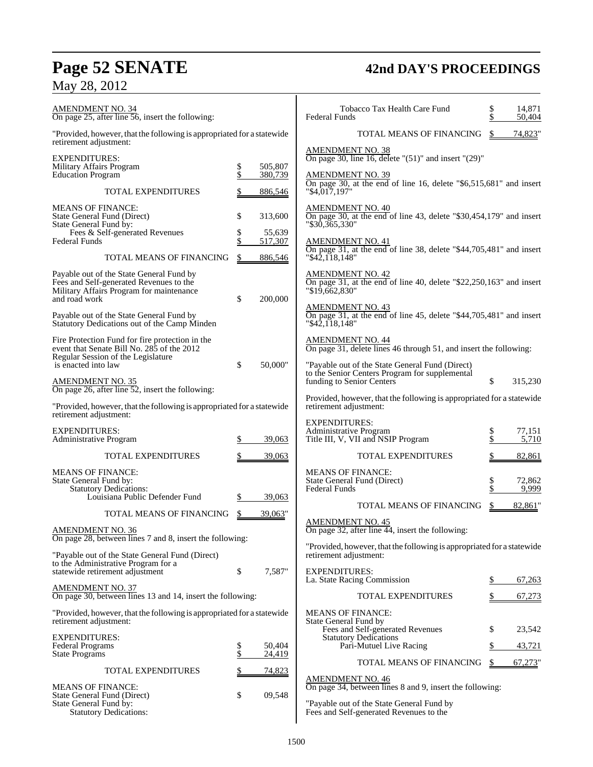AMENDMENT NO. 34
On page 25, after line 56, insert the following:

"Provided, however, that the following is appropriated for a statewide retirement adjustment:

| | |
|---|---|
| EXPENDITURES: | |
| Military Affairs Program | $ 505,807 |
| Education Program | $ 380,739 |
| TOTAL EXPENDITURES | $ 886,546 |
| MEANS OF FINANCE: | |
| State General Fund (Direct) | $ 313,600 |
| State General Fund by: | |
| Fees & Self-generated Revenues | $ 55,639 |
| Federal Funds | $ 517,307 |
| TOTAL MEANS OF FINANCING | $ 886,546 |

Payable out of the State General Fund by Fees and Self-generated Revenues to the Military Affairs Program for maintenance and road work $ 200,000

Payable out of the State General Fund by Statutory Dedications out of the Camp Minden Fire Protection Fund for fire protection in the event that Senate Bill No. 285 of the 2012 Regular Session of the Legislature is enacted into law $ 50,000"

AMENDMENT NO. 35
On page 26, after line 52, insert the following:

"Provided, however, that the following is appropriated for a statewide retirement adjustment:

| | |
|---|---|
| EXPENDITURES: | |
| Administrative Program | $ 39,063 |
| TOTAL EXPENDITURES | $ 39,063 |
| MEANS OF FINANCE: | |
| State General Fund by: | |
| Statutory Dedications: | |
| Louisiana Public Defender Fund | $ 39,063 |
| TOTAL MEANS OF FINANCING | $ 39,063" |

AMENDMENT NO. 36
On page 28, between lines 7 and 8, insert the following:

"Payable out of the State General Fund (Direct) to the Administrative Program for a statewide retirement adjustment $ 7,587"

AMENDMENT NO. 37
On page 30, between lines 13 and 14, insert the following:

"Provided, however, that the following is appropriated for a statewide retirement adjustment:

| | |
|---|---|
| EXPENDITURES: | |
| Federal Programs | $ 50,404 |
| State Programs | $ 24,419 |
| TOTAL EXPENDITURES | $ 74,823 |
| MEANS OF FINANCE: | |
| State General Fund (Direct) | $ 09,548 |
| State General Fund by: | |
| Statutory Dedications: | |
| Tobacco Tax Health Care Fund | $ 14,871 |
| Federal Funds | $ 50,404 |
| TOTAL MEANS OF FINANCING | $ 74,823" |

AMENDMENT NO. 38
On page 30, line 16, delete "(51)" and insert "(29)"

AMENDMENT NO. 39
On page 30, at the end of line 16, delete "$6,515,681" and insert "$4,017,197"

AMENDMENT NO. 40
On page 30, at the end of line 43, delete "$30,454,179" and insert "$30,365,330"

AMENDMENT NO. 41
On page 31, at the end of line 38, delete "$44,705,481" and insert "$42,118,148"

AMENDMENT NO. 42
On page 31, at the end of line 40, delete "$22,250,163" and insert "$19,662,830"

AMENDMENT NO. 43
On page 31, at the end of line 45, delete "$44,705,481" and insert "$42,118,148"

AMENDMENT NO. 44
On page 31, delete lines 46 through 51, and insert the following:

"Payable out of the State General Fund (Direct) to the Senior Centers Program for supplemental funding to Senior Centers $ 315,230

Provided, however, that the following is appropriated for a statewide retirement adjustment:

| | |
|---|---|
| EXPENDITURES: | |
| Administrative Program | $ 77,151 |
| Title III, V, VII and NSIP Program | $ 5,710 |
| TOTAL EXPENDITURES | $ 82,861 |
| MEANS OF FINANCE: | |
| State General Fund (Direct) | $ 72,862 |
| Federal Funds | $ 9,999 |
| TOTAL MEANS OF FINANCING | $ 82,861" |

AMENDMENT NO. 45
On page 32, after line 44, insert the following:

"Provided, however, that the following is appropriated for a statewide retirement adjustment:

| | |
|---|---|
| EXPENDITURES: | |
| La. State Racing Commission | $ 67,263 |
| TOTAL EXPENDITURES | $ 67,273 |
| MEANS OF FINANCE: | |
| State General Fund by | |
| Fees and Self-generated Revenues | $ 23,542 |
| Statutory Dedications | |
| Pari-Mutuel Live Racing | $ 43,721 |
| TOTAL MEANS OF FINANCING | $ 67,273" |

AMENDMENT NO. 46
On page 34, between lines 8 and 9, insert the following:

"Payable out of the State General Fund by Fees and Self-generated Revenues to the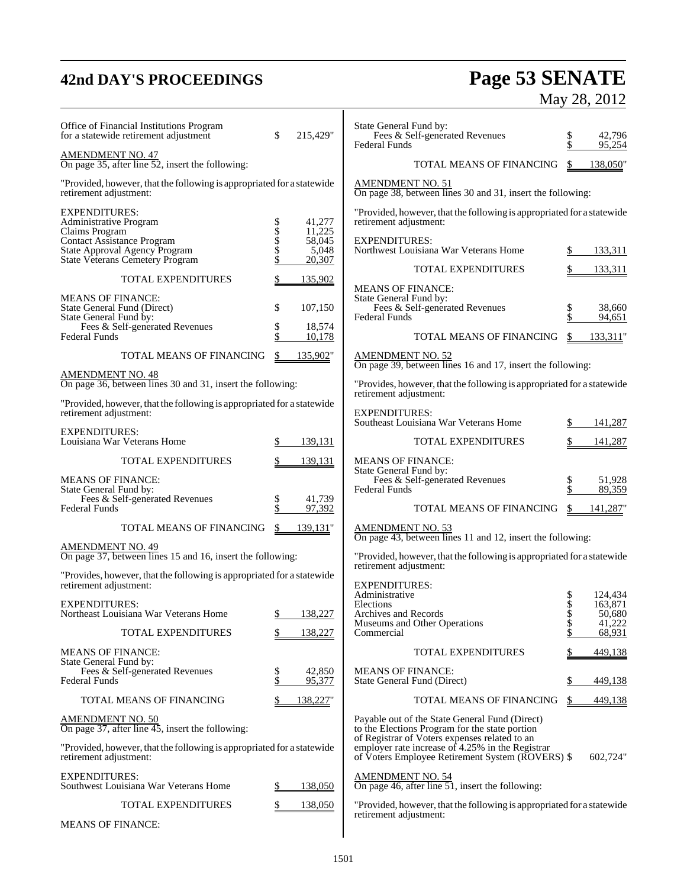| | | |
|---|---|---|
| Office of Financial Institutions Program for a statewide retirement adjustment | $ | 215,429" |

AMENDMENT NO. 47
On page 35, after line 52, insert the following:

"Provided, however, that the following is appropriated for a statewide retirement adjustment:

| | | |
|---|---|---|
| EXPENDITURES: | | |
| Administrative Program | $ | 41,277 |
| Claims Program | $ | 11,225 |
| Contact Assistance Program | $ | 58,045 |
| State Approval Agency Program | $ | 5,048 |
| State Veterans Cemetery Program | $ | 20,307 |
| TOTAL EXPENDITURES | $ | 135,902 |
| MEANS OF FINANCE: | | |
| State General Fund (Direct) | $ | 107,150 |
| State General Fund by: | | |
| Fees & Self-generated Revenues | $ | 18,574 |
| Federal Funds | $ | 10,178 |
| TOTAL MEANS OF FINANCING | $ | 135,902" |

AMENDMENT NO. 48
On page 36, between lines 30 and 31, insert the following:

"Provided, however, that the following is appropriated for a statewide retirement adjustment:

| | | |
|---|---|---|
| EXPENDITURES: | | |
| Louisiana War Veterans Home | $ | 139,131 |
| TOTAL EXPENDITURES | $ | 139,131 |
| MEANS OF FINANCE: | | |
| State General Fund by: | | |
| Fees & Self-generated Revenues | $ | 41,739 |
| Federal Funds | $ | 97,392 |
| TOTAL MEANS OF FINANCING | $ | 139,131" |

AMENDMENT NO. 49
On page 37, between lines 15 and 16, insert the following:

"Provides, however, that the following is appropriated for a statewide retirement adjustment:

| | | |
|---|---|---|
| EXPENDITURES: | | |
| Northeast Louisiana War Veterans Home | $ | 138,227 |
| TOTAL EXPENDITURES | $ | 138,227 |
| MEANS OF FINANCE: | | |
| State General Fund by: | | |
| Fees & Self-generated Revenues | $ | 42,850 |
| Federal Funds | $ | 95,377 |
| TOTAL MEANS OF FINANCING | $ | 138,227" |

AMENDMENT NO. 50
On page 37, after line 45, insert the following:

"Provided, however, that the following is appropriated for a statewide retirement adjustment:

| | | |
|---|---|---|
| EXPENDITURES: | | |
| Southwest Louisiana War Veterans Home | $ | 138,050 |
| TOTAL EXPENDITURES | $ | 138,050 |
| MEANS OF FINANCE: | | |
| State General Fund by: | | |
| Fees & Self-generated Revenues | $ | 42,796 |
| Federal Funds | $ | 95,254 |
| TOTAL MEANS OF FINANCING | $ | 138,050" |

AMENDMENT NO. 51
On page 38, between lines 30 and 31, insert the following:

"Provided, however, that the following is appropriated for a statewide retirement adjustment:

| | | |
|---|---|---|
| EXPENDITURES: | | |
| Northwest Louisiana War Veterans Home | $ | 133,311 |
| TOTAL EXPENDITURES | $ | 133,311 |
| MEANS OF FINANCE: | | |
| State General Fund by: | | |
| Fees & Self-generated Revenues | $ | 38,660 |
| Federal Funds | $ | 94,651 |
| TOTAL MEANS OF FINANCING | $ | 133,311" |

AMENDMENT NO. 52
On page 39, between lines 16 and 17, insert the following:

"Provides, however, that the following is appropriated for a statewide retirement adjustment:

| | | |
|---|---|---|
| EXPENDITURES: | | |
| Southeast Louisiana War Veterans Home | $ | 141,287 |
| TOTAL EXPENDITURES | $ | 141,287 |
| MEANS OF FINANCE: | | |
| State General Fund by: | | |
| Fees & Self-generated Revenues | $ | 51,928 |
| Federal Funds | $ | 89,359 |
| TOTAL MEANS OF FINANCING | $ | 141,287" |

AMENDMENT NO. 53
On page 43, between lines 11 and 12, insert the following:

"Provided, however, that the following is appropriated for a statewide retirement adjustment:

| | | |
|---|---|---|
| EXPENDITURES: | | |
| Administrative | $ | 124,434 |
| Elections | $ | 163,871 |
| Archives and Records | $ | 50,680 |
| Museums and Other Operations | $ | 41,222 |
| Commercial | $ | 68,931 |
| TOTAL EXPENDITURES | $ | 449,138 |
| MEANS OF FINANCE: | | |
| State General Fund (Direct) | $ | 449,138 |
| TOTAL MEANS OF FINANCING | $ | 449,138 |

| | | |
|---|---|---|
| Payable out of the State General Fund (Direct) to the Elections Program for the state portion of Registrar of Voters expenses related to an employer rate increase of 4.25% in the Registrar of Voters Employee Retirement System (ROVERS) | $ | 602,724" |

AMENDMENT NO. 54
On page 46, after line 51, insert the following:

"Provided, however, that the following is appropriated for a statewide retirement adjustment: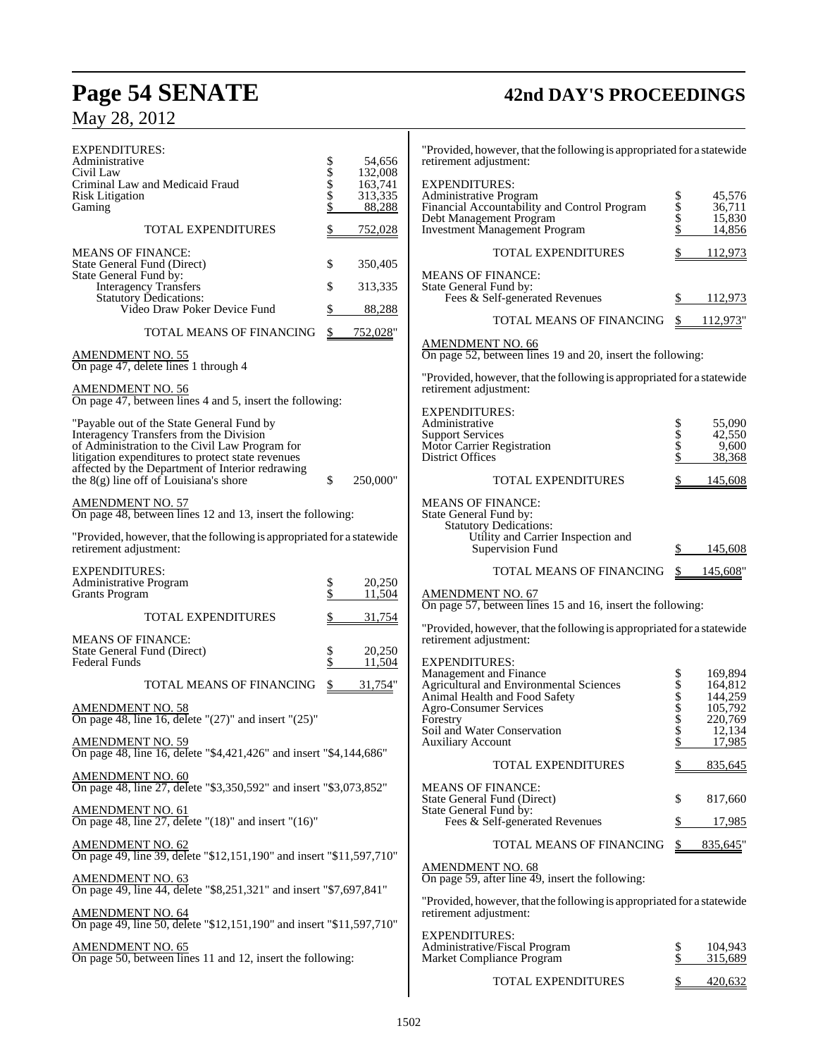EXPENDITURES:

| | | |
|---|---|---|
| Administrative | $ | 54,656 |
| Civil Law | $ | 132,008 |
| Criminal Law and Medicaid Fraud | $ | 163,741 |
| Risk Litigation | $ | 313,335 |
| Gaming | $ | 88,288 |
| TOTAL EXPENDITURES | $ | 752,028 |

MEANS OF FINANCE:

| | | |
|---|---|---|
| State General Fund (Direct) | $ | 350,405 |
| State General Fund by: | | |
| Interagency Transfers | $ | 313,335 |
| Statutory Dedications: | | |
| Video Draw Poker Device Fund | $ | 88,288 |
| TOTAL MEANS OF FINANCING | $ | 752,028" |

AMENDMENT NO. 55
On page 47, delete lines 1 through 4

AMENDMENT NO. 56
On page 47, between lines 4 and 5, insert the following:

"Payable out of the State General Fund by Interagency Transfers from the Division of Administration to the Civil Law Program for litigation expenditures to protect state revenues affected by the Department of Interior redrawing the 8(g) line off of Louisiana's shore $ 250,000"

AMENDMENT NO. 57
On page 48, between lines 12 and 13, insert the following:

"Provided, however, that the following is appropriated for a statewide retirement adjustment:

EXPENDITURES:

| | | |
|---|---|---|
| Administrative Program | $ | 20,250 |
| Grants Program | $ | 11,504 |
| TOTAL EXPENDITURES | $ | 31,754 |

MEANS OF FINANCE:

| | | |
|---|---|---|
| State General Fund (Direct) | $ | 20,250 |
| Federal Funds | $ | 11,504 |
| TOTAL MEANS OF FINANCING | $ | 31,754" |

AMENDMENT NO. 58
On page 48, line 16, delete "(27)" and insert "(25)"

AMENDMENT NO. 59
On page 48, line 16, delete "$4,421,426" and insert "$4,144,686"

AMENDMENT NO. 60
On page 48, line 27, delete "$3,350,592" and insert "$3,073,852"

AMENDMENT NO. 61
On page 48, line 27, delete "(18)" and insert "(16)"

AMENDMENT NO. 62
On page 49, line 39, delete "$12,151,190" and insert "$11,597,710"

AMENDMENT NO. 63
On page 49, line 44, delete "$8,251,321" and insert "$7,697,841"

AMENDMENT NO. 64
On page 49, line 50, delete "$12,151,190" and insert "$11,597,710"

AMENDMENT NO. 65
On page 50, between lines 11 and 12, insert the following:

"Provided, however, that the following is appropriated for a statewide retirement adjustment:

EXPENDITURES:

| | | |
|---|---|---|
| Administrative Program | $ | 45,576 |
| Financial Accountability and Control Program | $ | 36,711 |
| Debt Management Program | $ | 15,830 |
| Investment Management Program | $ | 14,856 |
| TOTAL EXPENDITURES | $ | 112,973 |

MEANS OF FINANCE:

| | | |
|---|---|---|
| State General Fund by: | | |
| Fees & Self-generated Revenues | $ | 112,973 |
| TOTAL MEANS OF FINANCING | $ | 112,973" |

AMENDMENT NO. 66
On page 52, between lines 19 and 20, insert the following:

"Provided, however, that the following is appropriated for a statewide retirement adjustment:

EXPENDITURES:

| | | |
|---|---|---|
| Administrative | $ | 55,090 |
| Support Services | $ | 42,550 |
| Motor Carrier Registration | $ | 9,600 |
| District Offices | $ | 38,368 |
| TOTAL EXPENDITURES | $ | 145,608 |

MEANS OF FINANCE:

| | | |
|---|---|---|
| State General Fund by: | | |
| Statutory Dedications: | | |
| Utility and Carrier Inspection and Supervision Fund | $ | 145,608 |
| TOTAL MEANS OF FINANCING | $ | 145,608" |

AMENDMENT NO. 67
On page 57, between lines 15 and 16, insert the following:

"Provided, however, that the following is appropriated for a statewide retirement adjustment:

EXPENDITURES:

| | | |
|---|---|---|
| Management and Finance | $ | 169,894 |
| Agricultural and Environmental Sciences | $ | 164,812 |
| Animal Health and Food Safety | $ | 144,259 |
| Agro-Consumer Services | $ | 105,792 |
| Forestry | $ | 220,769 |
| Soil and Water Conservation | $ | 12,134 |
| Auxiliary Account | $ | 17,985 |
| TOTAL EXPENDITURES | $ | 835,645 |

MEANS OF FINANCE:

| | | |
|---|---|---|
| State General Fund (Direct) | $ | 817,660 |
| State General Fund by: | | |
| Fees & Self-generated Revenues | $ | 17,985 |
| TOTAL MEANS OF FINANCING | $ | 835,645" |

AMENDMENT NO. 68
On page 59, after line 49, insert the following:

"Provided, however, that the following is appropriated for a statewide retirement adjustment:

EXPENDITURES:

| | | |
|---|---|---|
| Administrative/Fiscal Program | $ | 104,943 |
| Market Compliance Program | $ | 315,689 |
| TOTAL EXPENDITURES | $ | 420,632 |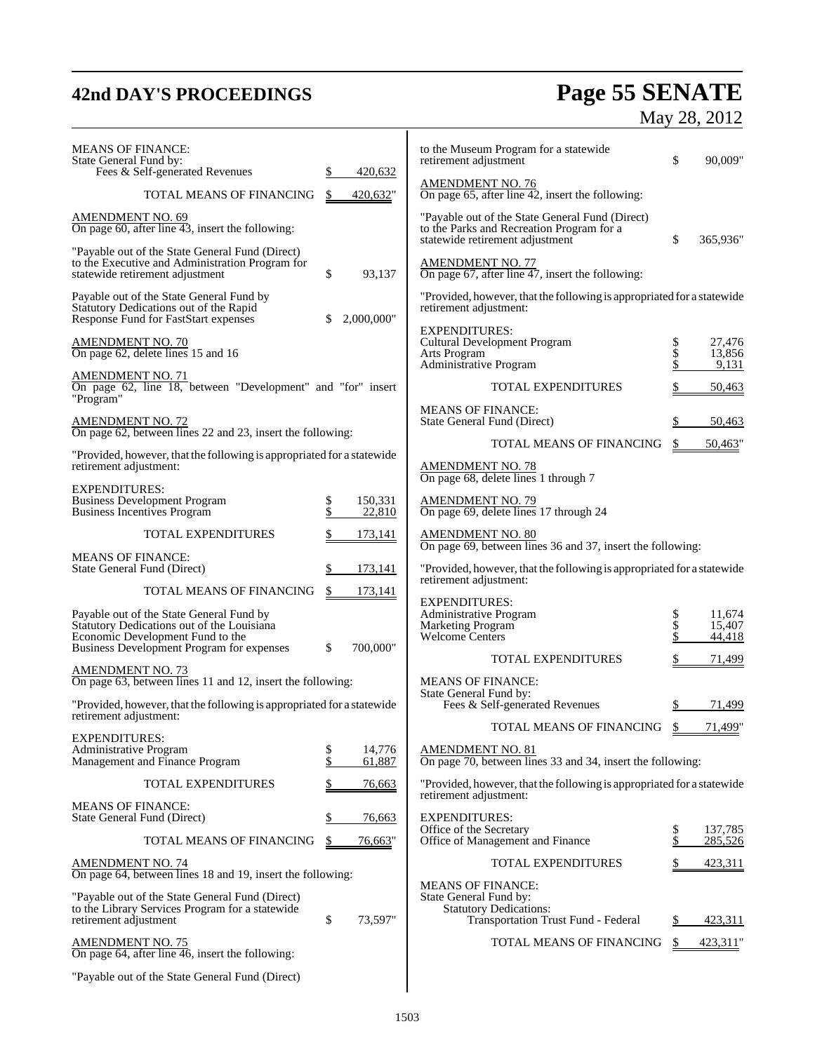MEANS OF FINANCE:
State General Fund by:
Fees & Self-generated Revenues $ 420,632

TOTAL MEANS OF FINANCING $ 420,632"

AMENDMENT NO. 69
On page 60, after line 43, insert the following:

"Payable out of the State General Fund (Direct) to the Executive and Administration Program for statewide retirement adjustment $ 93,137

Payable out of the State General Fund by Statutory Dedications out of the Rapid Response Fund for FastStart expenses $ 2,000,000"

AMENDMENT NO. 70
On page 62, delete lines 15 and 16

AMENDMENT NO. 71
On page 62, line 18, between "Development" and "for" insert "Program"

AMENDMENT NO. 72
On page 62, between lines 22 and 23, insert the following:

"Provided, however, that the following is appropriated for a statewide retirement adjustment:

| EXPENDITURES: | |
|---|---|
| Business Development Program | $ 150,331 |
| Business Incentives Program | $ 22,810 |
| TOTAL EXPENDITURES | $ 173,141 |
| MEANS OF FINANCE: | |
| State General Fund (Direct) | $ 173,141 |
| TOTAL MEANS OF FINANCING | $ 173,141 |

Payable out of the State General Fund by Statutory Dedications out of the Louisiana Economic Development Fund to the Business Development Program for expenses $ 700,000"

AMENDMENT NO. 73
On page 63, between lines 11 and 12, insert the following:

"Provided, however, that the following is appropriated for a statewide retirement adjustment:

| EXPENDITURES: | |
|---|---|
| Administrative Program | $ 14,776 |
| Management and Finance Program | $ 61,887 |
| TOTAL EXPENDITURES | $ 76,663 |
| MEANS OF FINANCE: | |
| State General Fund (Direct) | $ 76,663 |
| TOTAL MEANS OF FINANCING | $ 76,663" |

AMENDMENT NO. 74
On page 64, between lines 18 and 19, insert the following:

"Payable out of the State General Fund (Direct) to the Library Services Program for a statewide retirement adjustment $ 73,597"

AMENDMENT NO. 75
On page 64, after line 46, insert the following:

"Payable out of the State General Fund (Direct) to the Museum Program for a statewide retirement adjustment $ 90,009"

AMENDMENT NO. 76
On page 65, after line 42, insert the following:

"Payable out of the State General Fund (Direct) to the Parks and Recreation Program for a statewide retirement adjustment $ 365,936"

AMENDMENT NO. 77
On page 67, after line 47, insert the following:

"Provided, however, that the following is appropriated for a statewide retirement adjustment:

| EXPENDITURES: | |
|---|---|
| Cultural Development Program | $ 27,476 |
| Arts Program | $ 13,856 |
| Administrative Program | $ 9,131 |
| TOTAL EXPENDITURES | $ 50,463 |
| MEANS OF FINANCE: | |
| State General Fund (Direct) | $ 50,463 |
| TOTAL MEANS OF FINANCING | $ 50,463" |

AMENDMENT NO. 78
On page 68, delete lines 1 through 7

AMENDMENT NO. 79
On page 69, delete lines 17 through 24

AMENDMENT NO. 80
On page 69, between lines 36 and 37, insert the following:

"Provided, however, that the following is appropriated for a statewide retirement adjustment:

| EXPENDITURES: | |
|---|---|
| Administrative Program | $ 11,674 |
| Marketing Program | $ 15,407 |
| Welcome Centers | $ 44,418 |
| TOTAL EXPENDITURES | $ 71,499 |
| MEANS OF FINANCE: | |
| State General Fund by: | |
| Fees & Self-generated Revenues | $ 71,499 |
| TOTAL MEANS OF FINANCING | $ 71,499" |

AMENDMENT NO. 81
On page 70, between lines 33 and 34, insert the following:

"Provided, however, that the following is appropriated for a statewide retirement adjustment:

| EXPENDITURES: | |
|---|---|
| Office of the Secretary | $ 137,785 |
| Office of Management and Finance | $ 285,526 |
| TOTAL EXPENDITURES | $ 423,311 |
| MEANS OF FINANCE: | |
| State General Fund by: | |
| Statutory Dedications: | |
| Transportation Trust Fund - Federal | $ 423,311 |
| TOTAL MEANS OF FINANCING | $ 423,311" |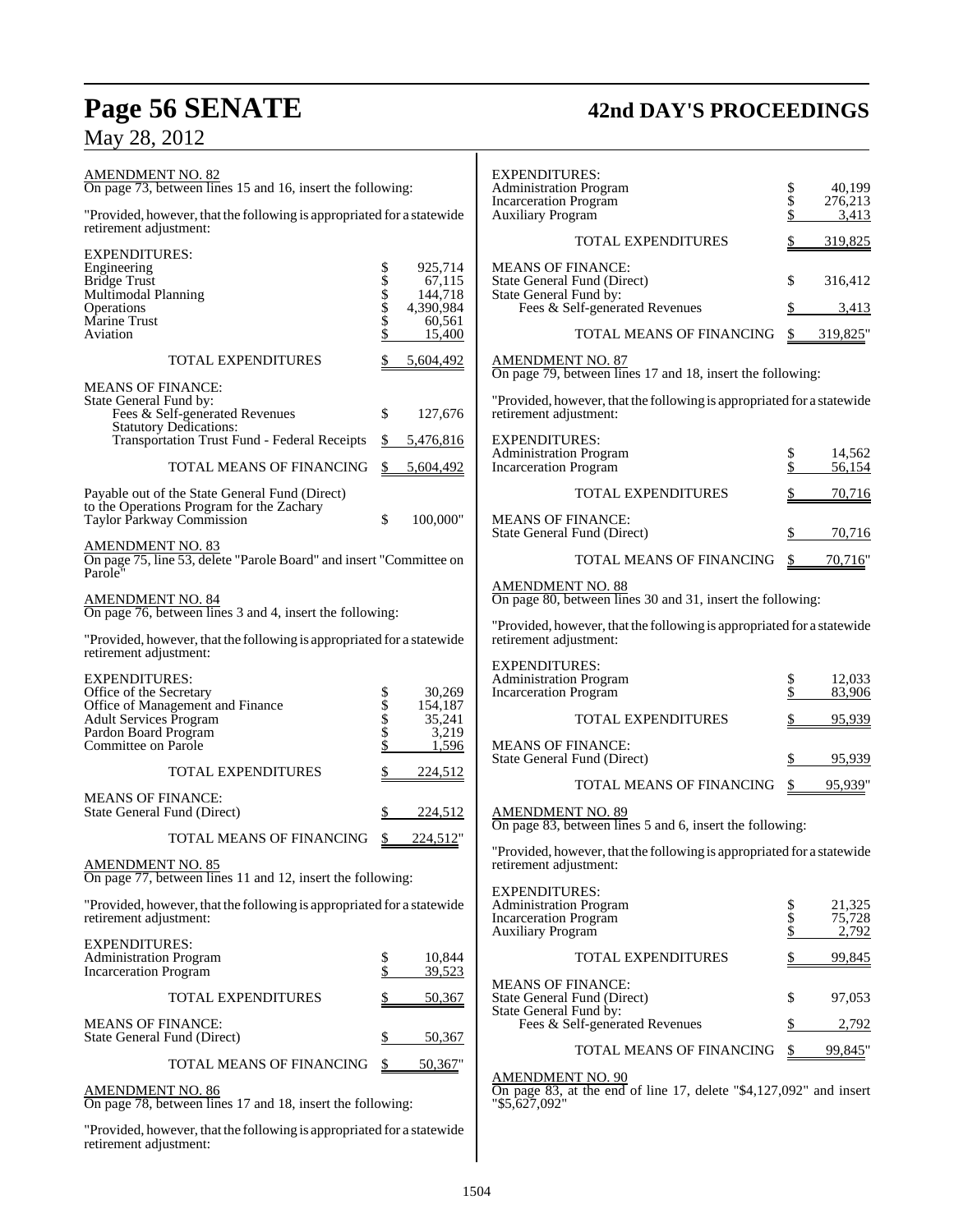AMENDMENT NO. 82
On page 73, between lines 15 and 16, insert the following:

"Provided, however, that the following is appropriated for a statewide retirement adjustment:

| EXPENDITURES: | |
|---|---|
| Engineering | $ 925,714 |
| Bridge Trust | $ 67,115 |
| Multimodal Planning | $ 144,718 |
| Operations | $ 4,390,984 |
| Marine Trust | $ 60,561 |
| Aviation | $ 15,400 |
| TOTAL EXPENDITURES | $ 5,604,492 |
| MEANS OF FINANCE: | |
| State General Fund by: | |
| Fees & Self-generated Revenues | $ 127,676 |
| Statutory Dedications: | |
| Transportation Trust Fund - Federal Receipts | $ 5,476,816 |
| TOTAL MEANS OF FINANCING | $ 5,604,492 |

Payable out of the State General Fund (Direct) to the Operations Program for the Zachary Taylor Parkway Commission $ 100,000"

AMENDMENT NO. 83
On page 75, line 53, delete "Parole Board" and insert "Committee on Parole"

AMENDMENT NO. 84
On page 76, between lines 3 and 4, insert the following:

"Provided, however, that the following is appropriated for a statewide retirement adjustment:

| EXPENDITURES: | |
|---|---|
| Office of the Secretary | $ 30,269 |
| Office of Management and Finance | $ 154,187 |
| Adult Services Program | $ 35,241 |
| Pardon Board Program | $ 3,219 |
| Committee on Parole | $ 1,596 |
| TOTAL EXPENDITURES | $ 224,512 |
| MEANS OF FINANCE: | |
| State General Fund (Direct) | $ 224,512 |
| TOTAL MEANS OF FINANCING | $ 224,512" |

AMENDMENT NO. 85
On page 77, between lines 11 and 12, insert the following:

"Provided, however, that the following is appropriated for a statewide retirement adjustment:

| EXPENDITURES: | |
|---|---|
| Administration Program | $ 10,844 |
| Incarceration Program | $ 39,523 |
| TOTAL EXPENDITURES | $ 50,367 |
| MEANS OF FINANCE: | |
| State General Fund (Direct) | $ 50,367 |
| TOTAL MEANS OF FINANCING | $ 50,367" |

AMENDMENT NO. 86
On page 78, between lines 17 and 18, insert the following:

"Provided, however, that the following is appropriated for a statewide retirement adjustment:

| EXPENDITURES: | |
|---|---|
| Administration Program | $ 40,199 |
| Incarceration Program | $ 276,213 |
| Auxiliary Program | $ 3,413 |
| TOTAL EXPENDITURES | $ 319,825 |
| MEANS OF FINANCE: | |
| State General Fund (Direct) | $ 316,412 |
| State General Fund by: | |
| Fees & Self-generated Revenues | $ 3,413 |
| TOTAL MEANS OF FINANCING | $ 319,825" |

AMENDMENT NO. 87
On page 79, between lines 17 and 18, insert the following:

"Provided, however, that the following is appropriated for a statewide retirement adjustment:

| EXPENDITURES: | |
|---|---|
| Administration Program | $ 14,562 |
| Incarceration Program | $ 56,154 |
| TOTAL EXPENDITURES | $ 70,716 |
| MEANS OF FINANCE: | |
| State General Fund (Direct) | $ 70,716 |
| TOTAL MEANS OF FINANCING | $ 70,716" |

AMENDMENT NO. 88
On page 80, between lines 30 and 31, insert the following:

"Provided, however, that the following is appropriated for a statewide retirement adjustment:

| EXPENDITURES: | |
|---|---|
| Administration Program | $ 12,033 |
| Incarceration Program | $ 83,906 |
| TOTAL EXPENDITURES | $ 95,939 |
| MEANS OF FINANCE: | |
| State General Fund (Direct) | $ 95,939 |
| TOTAL MEANS OF FINANCING | $ 95,939" |

AMENDMENT NO. 89
On page 83, between lines 5 and 6, insert the following:

"Provided, however, that the following is appropriated for a statewide retirement adjustment:

| EXPENDITURES: | |
|---|---|
| Administration Program | $ 21,325 |
| Incarceration Program | $ 75,728 |
| Auxiliary Program | $ 2,792 |
| TOTAL EXPENDITURES | $ 99,845 |
| MEANS OF FINANCE: | |
| State General Fund (Direct) | $ 97,053 |
| State General Fund by: | |
| Fees & Self-generated Revenues | $ 2,792 |
| TOTAL MEANS OF FINANCING | $ 99,845" |

AMENDMENT NO. 90
On page 83, at the end of line 17, delete "$4,127,092" and insert "$5,627,092"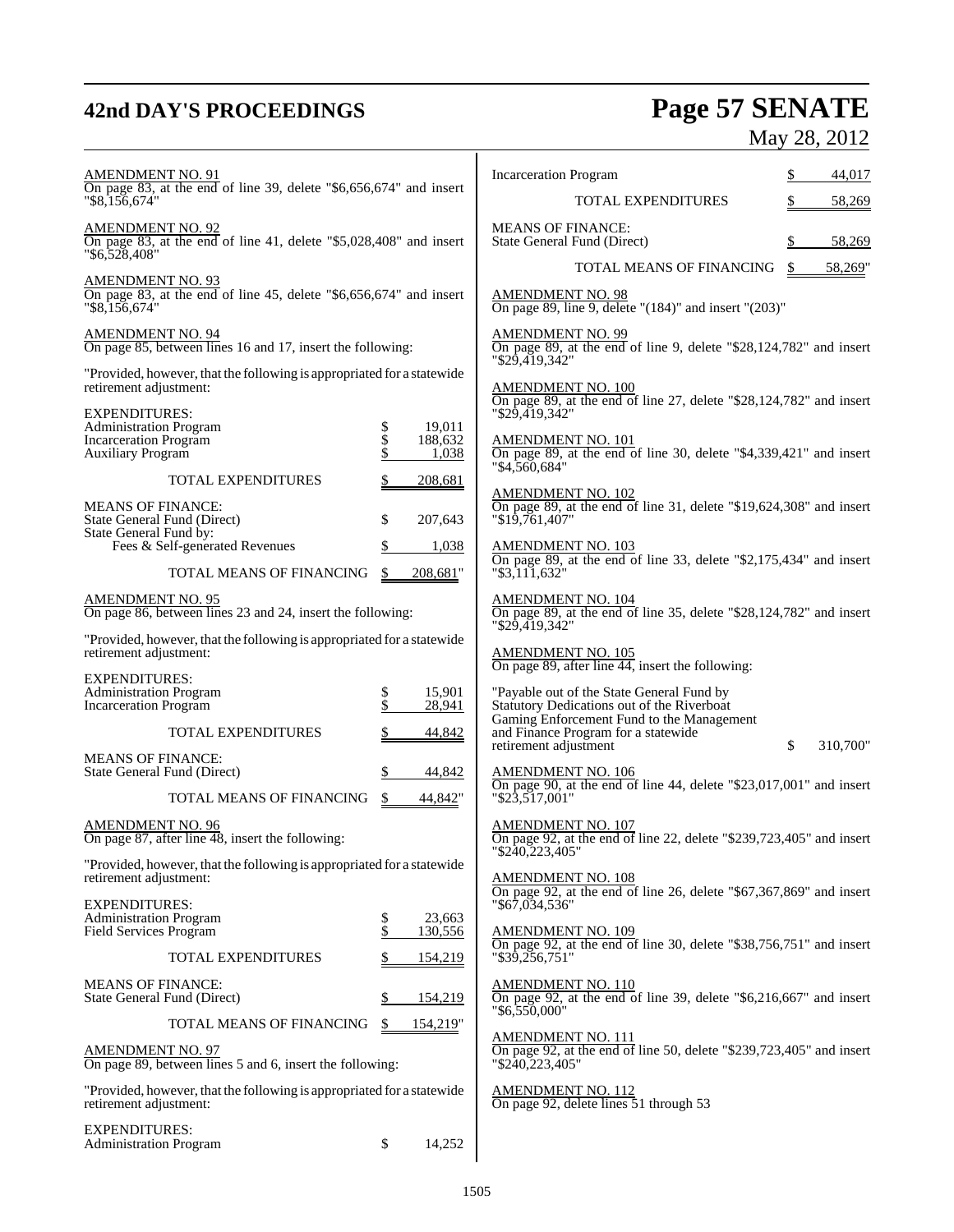AMENDMENT NO. 91
On page 83, at the end of line 39, delete "$6,656,674" and insert "$8,156,674"

AMENDMENT NO. 92
On page 83, at the end of line 41, delete "$5,028,408" and insert "$6,528,408"

AMENDMENT NO. 93
On page 83, at the end of line 45, delete "$6,656,674" and insert "$8,156,674"

AMENDMENT NO. 94
On page 85, between lines 16 and 17, insert the following:

"Provided, however, that the following is appropriated for a statewide retirement adjustment:

| | |
|---|---|
| EXPENDITURES: | |
| Administration Program | $ 19,011 |
| Incarceration Program | $ 188,632 |
| Auxiliary Program | $ 1,038 |
| TOTAL EXPENDITURES | $ 208,681 |
| MEANS OF FINANCE: | |
| State General Fund (Direct) | $ 207,643 |
| State General Fund by: | |
| Fees & Self-generated Revenues | $ 1,038 |
| TOTAL MEANS OF FINANCING | $ 208,681" |

AMENDMENT NO. 95
On page 86, between lines 23 and 24, insert the following:

"Provided, however, that the following is appropriated for a statewide retirement adjustment:

| | |
|---|---|
| EXPENDITURES: | |
| Administration Program | $ 15,901 |
| Incarceration Program | $ 28,941 |
| TOTAL EXPENDITURES | $ 44,842 |
| MEANS OF FINANCE: | |
| State General Fund (Direct) | $ 44,842 |
| TOTAL MEANS OF FINANCING | $ 44,842" |

AMENDMENT NO. 96
On page 87, after line 48, insert the following:

"Provided, however, that the following is appropriated for a statewide retirement adjustment:

| | |
|---|---|
| EXPENDITURES: | |
| Administration Program | $ 23,663 |
| Field Services Program | $ 130,556 |
| TOTAL EXPENDITURES | $ 154,219 |
| MEANS OF FINANCE: | |
| State General Fund (Direct) | $ 154,219 |
| TOTAL MEANS OF FINANCING | $ 154,219" |

AMENDMENT NO. 97
On page 89, between lines 5 and 6, insert the following:

"Provided, however, that the following is appropriated for a statewide retirement adjustment:

| | |
|---|---|
| EXPENDITURES: | |
| Administration Program | $ 14,252 |
| Incarceration Program | $ 44,017 |
| TOTAL EXPENDITURES | $ 58,269 |
| MEANS OF FINANCE: | |
| State General Fund (Direct) | $ 58,269 |
| TOTAL MEANS OF FINANCING | $ 58,269" |

AMENDMENT NO. 98
On page 89, line 9, delete "(184)" and insert "(203)"

AMENDMENT NO. 99
On page 89, at the end of line 9, delete "$28,124,782" and insert "$29,419,342"

AMENDMENT NO. 100
On page 89, at the end of line 27, delete "$28,124,782" and insert "$29,419,342"

AMENDMENT NO. 101
On page 89, at the end of line 30, delete "$4,339,421" and insert "$4,560,684"

AMENDMENT NO. 102
On page 89, at the end of line 31, delete "$19,624,308" and insert "$19,761,407"

AMENDMENT NO. 103
On page 89, at the end of line 33, delete "$2,175,434" and insert "$3,111,632"

AMENDMENT NO. 104
On page 89, at the end of line 35, delete "$28,124,782" and insert "$29,419,342"

AMENDMENT NO. 105
On page 89, after line 44, insert the following:

"Payable out of the State General Fund by Statutory Dedications out of the Riverboat Gaming Enforcement Fund to the Management and Finance Program for a statewide retirement adjustment $ 310,700"

AMENDMENT NO. 106
On page 90, at the end of line 44, delete "$23,017,001" and insert "$23,517,001"

AMENDMENT NO. 107
On page 92, at the end of line 22, delete "$239,723,405" and insert "$240,223,405"

AMENDMENT NO. 108
On page 92, at the end of line 26, delete "$67,367,869" and insert "$67,034,536"

AMENDMENT NO. 109
On page 92, at the end of line 30, delete "$38,756,751" and insert "$39,256,751"

AMENDMENT NO. 110
On page 92, at the end of line 39, delete "$6,216,667" and insert "$6,550,000"

AMENDMENT NO. 111
On page 92, at the end of line 50, delete "$239,723,405" and insert "$240,223,405"

AMENDMENT NO. 112
On page 92, delete lines 51 through 53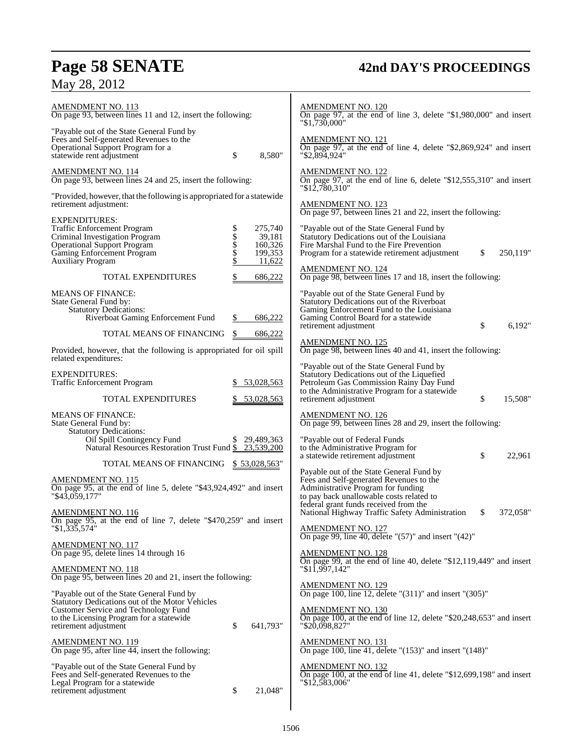AMENDMENT NO. 113
On page 93, between lines 11 and 12, insert the following:

"Payable out of the State General Fund by Fees and Self-generated Revenues to the Operational Support Program for a statewide rent adjustment $ 8,580"

AMENDMENT NO. 114
On page 93, between lines 24 and 25, insert the following:

"Provided, however, that the following is appropriated for a statewide retirement adjustment:

| | | |
|---|---|---|
| EXPENDITURES: | | |
| Traffic Enforcement Program | $ | 275,740 |
| Criminal Investigation Program | $ | 39,181 |
| Operational Support Program | $ | 160,326 |
| Gaming Enforcement Program | $ | 199,353 |
| Auxiliary Program | $ | 11,622 |
| TOTAL EXPENDITURES | $ | 686,222 |
| MEANS OF FINANCE: | | |
| State General Fund by: | | |
| Statutory Dedications: | | |
| Riverboat Gaming Enforcement Fund | $ | 686,222 |
| TOTAL MEANS OF FINANCING | $ | 686,222 |

Provided, however, that the following is appropriated for oil spill related expenditures:

| | |
|---|---|
| EXPENDITURES: | |
| Traffic Enforcement Program | $ 53,028,563 |
| TOTAL EXPENDITURES | $ 53,028,563 |
| MEANS OF FINANCE: | |
| State General Fund by: | |
| Statutory Dedications: | |
| Oil Spill Contingency Fund | $ 29,489,363 |
| Natural Resources Restoration Trust Fund | $ 23,539,200 |
| TOTAL MEANS OF FINANCING | $ 53,028,563" |

AMENDMENT NO. 115
On page 95, at the end of line 5, delete "$43,924,492" and insert "$43,059,177"

AMENDMENT NO. 116
On page 95, at the end of line 7, delete "$470,259" and insert "$1,335,574"

AMENDMENT NO. 117
On page 95, delete lines 14 through 16

AMENDMENT NO. 118
On page 95, between lines 20 and 21, insert the following:

"Payable out of the State General Fund by Statutory Dedications out of the Motor Vehicles Customer Service and Technology Fund to the Licensing Program for a statewide retirement adjustment $ 641,793"

AMENDMENT NO. 119
On page 95, after line 44, insert the following:

"Payable out of the State General Fund by Fees and Self-generated Revenues to the Legal Program for a statewide retirement adjustment $ 21,048"

AMENDMENT NO. 120
On page 97, at the end of line 3, delete "$1,980,000" and insert "$1,730,000"

AMENDMENT NO. 121
On page 97, at the end of line 4, delete "$2,869,924" and insert "$2,894,924"

AMENDMENT NO. 122
On page 97, at the end of line 6, delete "$12,555,310" and insert "$12,780,310"

AMENDMENT NO. 123
On page 97, between lines 21 and 22, insert the following:

"Payable out of the State General Fund by Statutory Dedications out of the Louisiana Fire Marshal Fund to the Fire Prevention Program for a statewide retirement adjustment $ 250,119"

AMENDMENT NO. 124
On page 98, between lines 17 and 18, insert the following:

"Payable out of the State General Fund by Statutory Dedications out of the Riverboat Gaming Enforcement Fund to the Louisiana Gaming Control Board for a statewide retirement adjustment $ 6,192"

AMENDMENT NO. 125
On page 98, between lines 40 and 41, insert the following:

"Payable out of the State General Fund by Statutory Dedications out of the Liquefied Petroleum Gas Commission Rainy Day Fund to the Administrative Program for a statewide retirement adjustment $ 15,508"

AMENDMENT NO. 126
On page 99, between lines 28 and 29, insert the following:

"Payable out of Federal Funds to the Administrative Program for a statewide retirement adjustment $ 22,961

Payable out of the State General Fund by Fees and Self-generated Revenues to the Administrative Program for funding to pay back unallowable costs related to federal grant funds received from the National Highway Traffic Safety Administration $ 372,058"

AMENDMENT NO. 127
On page 99, line 40, delete "(57)" and insert "(42)"

AMENDMENT NO. 128
On page 99, at the end of line 40, delete "$12,119,449" and insert "$11,997,142"

AMENDMENT NO. 129
On page 100, line 12, delete "(311)" and insert "(305)"

AMENDMENT NO. 130
On page 100, at the end of line 12, delete "$20,248,653" and insert "$20,098,827"

AMENDMENT NO. 131
On page 100, line 41, delete "(153)" and insert "(148)"

AMENDMENT NO. 132
On page 100, at the end of line 41, delete "$12,699,198" and insert "$12,583,006"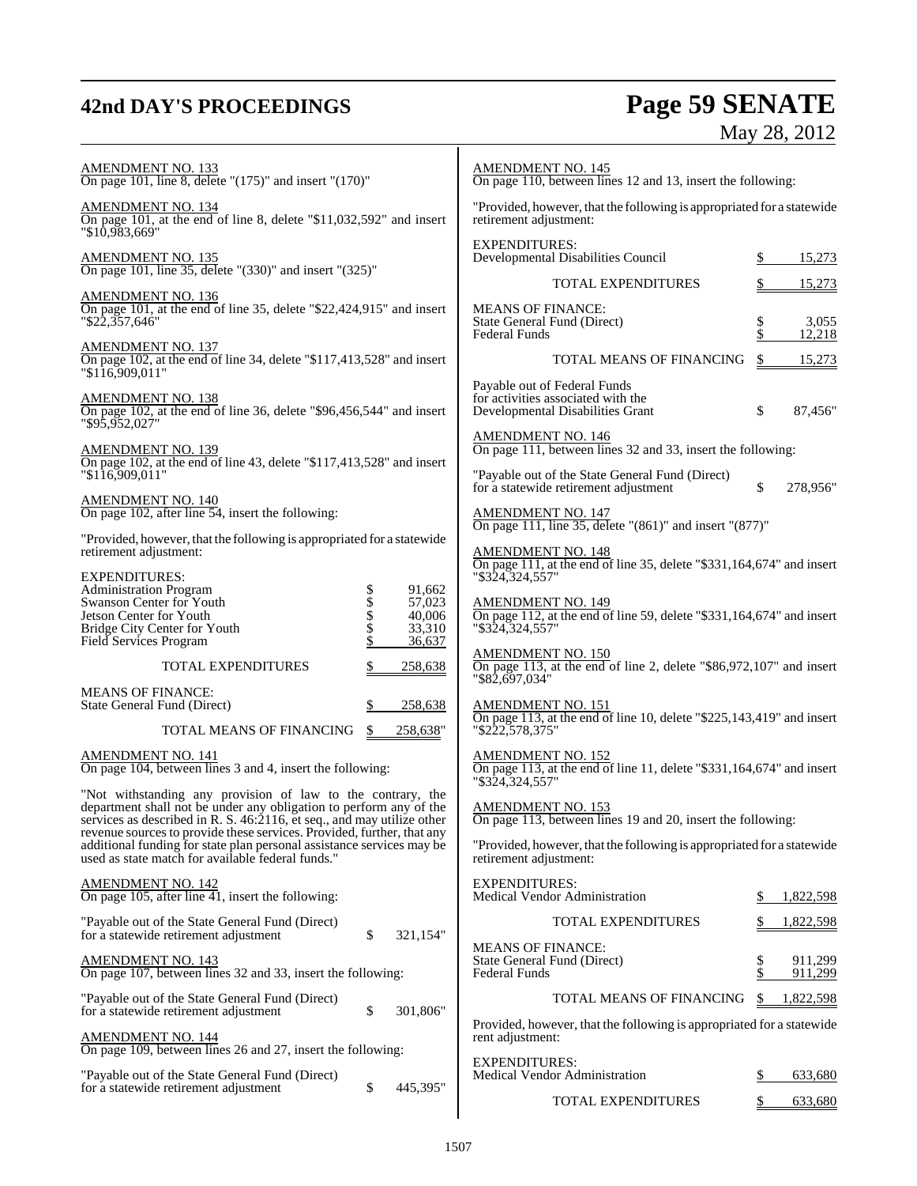AMENDMENT NO. 133
On page 101, line 8, delete "(175)" and insert "(170)"

AMENDMENT NO. 134
On page 101, at the end of line 8, delete "$11,032,592" and insert "$10,983,669"

AMENDMENT NO. 135
On page 101, line 35, delete "(330)" and insert "(325)"

AMENDMENT NO. 136
On page 101, at the end of line 35, delete "$22,424,915" and insert "$22,357,646"

AMENDMENT NO. 137
On page 102, at the end of line 34, delete "$117,413,528" and insert "$116,909,011"

AMENDMENT NO. 138
On page 102, at the end of line 36, delete "$96,456,544" and insert "$95,952,027"

AMENDMENT NO. 139
On page 102, at the end of line 43, delete "$117,413,528" and insert "$116,909,011"

AMENDMENT NO. 140
On page 102, after line 54, insert the following:

"Provided, however, that the following is appropriated for a statewide retirement adjustment:

| | |
|---|---|
| EXPENDITURES: | |
| Administration Program | $ 91,662 |
| Swanson Center for Youth | $ 57,023 |
| Jetson Center for Youth | $ 40,006 |
| Bridge City Center for Youth | $ 33,310 |
| Field Services Program | $ 36,637 |
| TOTAL EXPENDITURES | $ 258,638 |
| MEANS OF FINANCE: | |
| State General Fund (Direct) | $ 258,638 |
| TOTAL MEANS OF FINANCING | $ 258,638" |

AMENDMENT NO. 141
On page 104, between lines 3 and 4, insert the following:

"Not withstanding any provision of law to the contrary, the department shall not be under any obligation to perform any of the services as described in R. S. 46:2116, et seq., and may utilize other revenue sources to provide these services. Provided, further, that any additional funding for state plan personal assistance services may be used as state match for available federal funds."

AMENDMENT NO. 142
On page 105, after line 41, insert the following:

"Payable out of the State General Fund (Direct) for a statewide retirement adjustment $ 321,154"

AMENDMENT NO. 143
On page 107, between lines 32 and 33, insert the following:

"Payable out of the State General Fund (Direct) for a statewide retirement adjustment $ 301,806"

AMENDMENT NO. 144
On page 109, between lines 26 and 27, insert the following:

"Payable out of the State General Fund (Direct) for a statewide retirement adjustment $ 445,395"

AMENDMENT NO. 145
On page 110, between lines 12 and 13, insert the following:

"Provided, however, that the following is appropriated for a statewide retirement adjustment:

| | |
|---|---|
| EXPENDITURES: | |
| Developmental Disabilities Council | $ 15,273 |
| TOTAL EXPENDITURES | $ 15,273 |
| MEANS OF FINANCE: | |
| State General Fund (Direct) | $ 3,055 |
| Federal Funds | $ 12,218 |
| TOTAL MEANS OF FINANCING | $ 15,273 |

Payable out of Federal Funds for activities associated with the Developmental Disabilities Grant $ 87,456"

AMENDMENT NO. 146
On page 111, between lines 32 and 33, insert the following:

"Payable out of the State General Fund (Direct) for a statewide retirement adjustment $ 278,956"

AMENDMENT NO. 147
On page 111, line 35, delete "(861)" and insert "(877)"

AMENDMENT NO. 148
On page 111, at the end of line 35, delete "$331,164,674" and insert "$324,324,557"

AMENDMENT NO. 149
On page 112, at the end of line 59, delete "$331,164,674" and insert "$324,324,557"

AMENDMENT NO. 150
On page 113, at the end of line 2, delete "$86,972,107" and insert "$82,697,034"

AMENDMENT NO. 151
On page 113, at the end of line 10, delete "$225,143,419" and insert "$222,578,375"

AMENDMENT NO. 152
On page 113, at the end of line 11, delete "$331,164,674" and insert "$324,324,557"

AMENDMENT NO. 153
On page 113, between lines 19 and 20, insert the following:

"Provided, however, that the following is appropriated for a statewide retirement adjustment:

| | |
|---|---|
| EXPENDITURES: | |
| Medical Vendor Administration | $ 1,822,598 |
| TOTAL EXPENDITURES | $ 1,822,598 |
| MEANS OF FINANCE: | |
| State General Fund (Direct) | $ 911,299 |
| Federal Funds | $ 911,299 |
| TOTAL MEANS OF FINANCING | $ 1,822,598 |

Provided, however, that the following is appropriated for a statewide rent adjustment:

| | |
|---|---|
| EXPENDITURES: | |
| Medical Vendor Administration | $ 633,680 |
| TOTAL EXPENDITURES | $ 633,680 |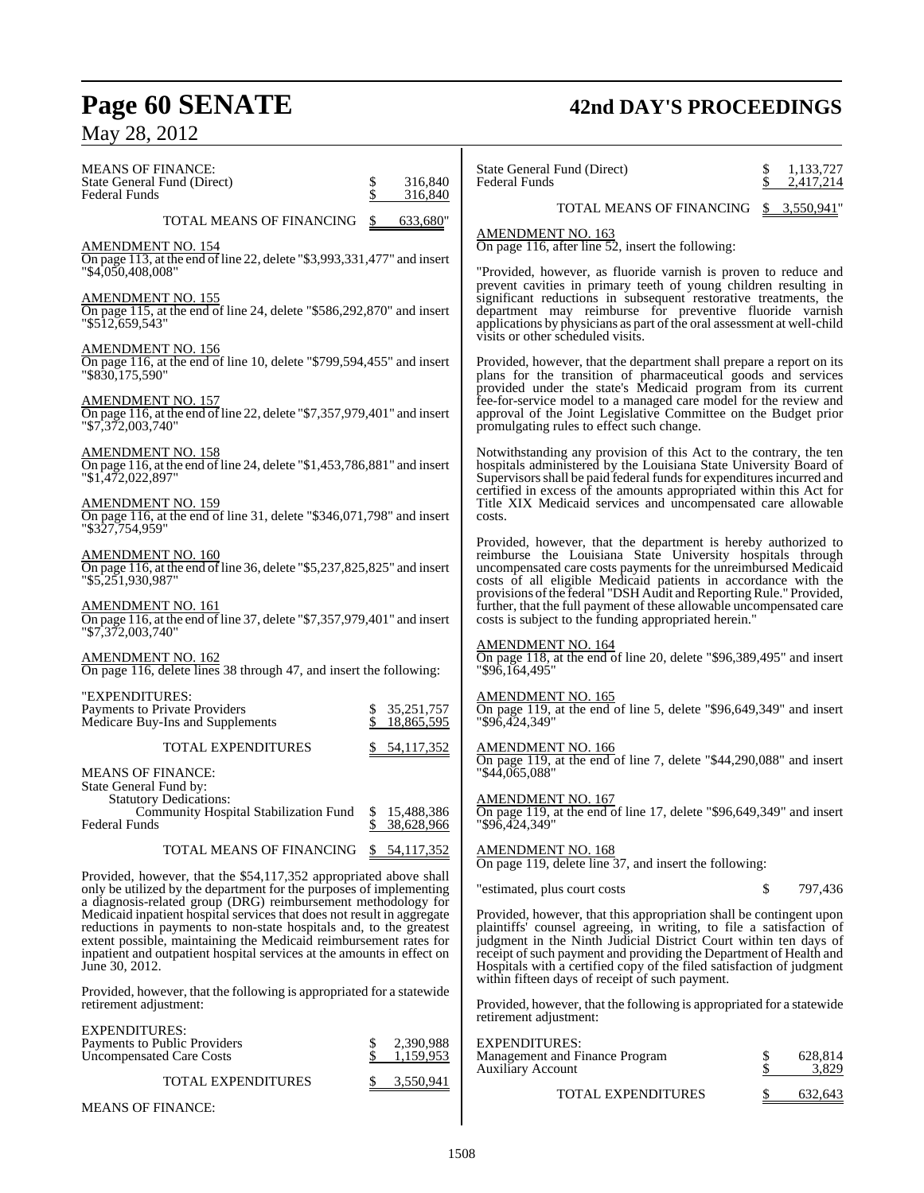| MEANS OF FINANCE: | |
|---|---|
| State General Fund (Direct) | $ 316,840 |
| Federal Funds | $ 316,840 |
| TOTAL MEANS OF FINANCING | $ 633,680" |

AMENDMENT NO. 154
On page 113, at the end of line 22, delete "$3,993,331,477" and insert "$4,050,408,008"

AMENDMENT NO. 155
On page 115, at the end of line 24, delete "$586,292,870" and insert "$512,659,543"

AMENDMENT NO. 156
On page 116, at the end of line 10, delete "$799,594,455" and insert "$830,175,590"

AMENDMENT NO. 157
On page 116, at the end of line 22, delete "$7,357,979,401" and insert "$7,372,003,740"

AMENDMENT NO. 158
On page 116, at the end of line 24, delete "$1,453,786,881" and insert "$1,472,022,897"

AMENDMENT NO. 159
On page 116, at the end of line 31, delete "$346,071,798" and insert "$327,754,959"

AMENDMENT NO. 160
On page 116, at the end of line 36, delete "$5,237,825,825" and insert "$5,251,930,987"

AMENDMENT NO. 161
On page 116, at the end of line 37, delete "$7,357,979,401" and insert "$7,372,003,740"

AMENDMENT NO. 162
On page 116, delete lines 38 through 47, and insert the following:

| "EXPENDITURES: | |
|---|---|
| Payments to Private Providers | $ 35,251,757 |
| Medicare Buy-Ins and Supplements | $ 18,865,595 |
| TOTAL EXPENDITURES | $ 54,117,352 |

| MEANS OF FINANCE: | |
|---|---|
| State General Fund by: | |
| Statutory Dedications: | |
| Community Hospital Stabilization Fund | $ 15,488,386 |
| Federal Funds | $ 38,628,966 |
| TOTAL MEANS OF FINANCING | $ 54,117,352 |

Provided, however, that the $54,117,352 appropriated above shall only be utilized by the department for the purposes of implementing a diagnosis-related group (DRG) reimbursement methodology for Medicaid inpatient hospital services that does not result in aggregate reductions in payments to non-state hospitals and, to the greatest extent possible, maintaining the Medicaid reimbursement rates for inpatient and outpatient hospital services at the amounts in effect on June 30, 2012.

Provided, however, that the following is appropriated for a statewide retirement adjustment:

| EXPENDITURES: | |
|---|---|
| Payments to Public Providers | $ 2,390,988 |
| Uncompensated Care Costs | $ 1,159,953 |
| TOTAL EXPENDITURES | $ 3,550,941 |

| MEANS OF FINANCE: | |
|---|---|
| State General Fund (Direct) | $ 1,133,727 |
| Federal Funds | $ 2,417,214 |
| TOTAL MEANS OF FINANCING | $ 3,550,941" |

AMENDMENT NO. 163
On page 116, after line 52, insert the following:

"Provided, however, as fluoride varnish is proven to reduce and prevent cavities in primary teeth of young children resulting in significant reductions in subsequent restorative treatments, the department may reimburse for preventive fluoride varnish applications by physicians as part of the oral assessment at well-child visits or other scheduled visits.

Provided, however, that the department shall prepare a report on its plans for the transition of pharmaceutical goods and services provided under the state's Medicaid program from its current fee-for-service model to a managed care model for the review and approval of the Joint Legislative Committee on the Budget prior promulgating rules to effect such change.

Notwithstanding any provision of this Act to the contrary, the ten hospitals administered by the Louisiana State University Board of Supervisors shall be paid federal funds for expenditures incurred and certified in excess of the amounts appropriated within this Act for Title XIX Medicaid services and uncompensated care allowable costs.

Provided, however, that the department is hereby authorized to reimburse the Louisiana State University hospitals through uncompensated care costs payments for the unreimbursed Medicaid costs of all eligible Medicaid patients in accordance with the provisions of the federal "DSH Audit and Reporting Rule." Provided, further, that the full payment of these allowable uncompensated care costs is subject to the funding appropriated herein."

AMENDMENT NO. 164
On page 118, at the end of line 20, delete "$96,389,495" and insert "$96,164,495"

AMENDMENT NO. 165
On page 119, at the end of line 5, delete "$96,649,349" and insert "$96,424,349"

AMENDMENT NO. 166
On page 119, at the end of line 7, delete "$44,290,088" and insert "$44,065,088"

AMENDMENT NO. 167
On page 119, at the end of line 17, delete "$96,649,349" and insert "$96,424,349"

AMENDMENT NO. 168
On page 119, delete line 37, and insert the following:

"estimated, plus court costs $ 797,436

Provided, however, that this appropriation shall be contingent upon plaintiffs' counsel agreeing, in writing, to file a satisfaction of judgment in the Ninth Judicial District Court within ten days of receipt of such payment and providing the Department of Health and Hospitals with a certified copy of the filed satisfaction of judgment within fifteen days of receipt of such payment.

Provided, however, that the following is appropriated for a statewide retirement adjustment:

| EXPENDITURES: | |
|---|---|
| Management and Finance Program | $ 628,814 |
| Auxiliary Account | $ 3,829 |
| TOTAL EXPENDITURES | $ 632,643 |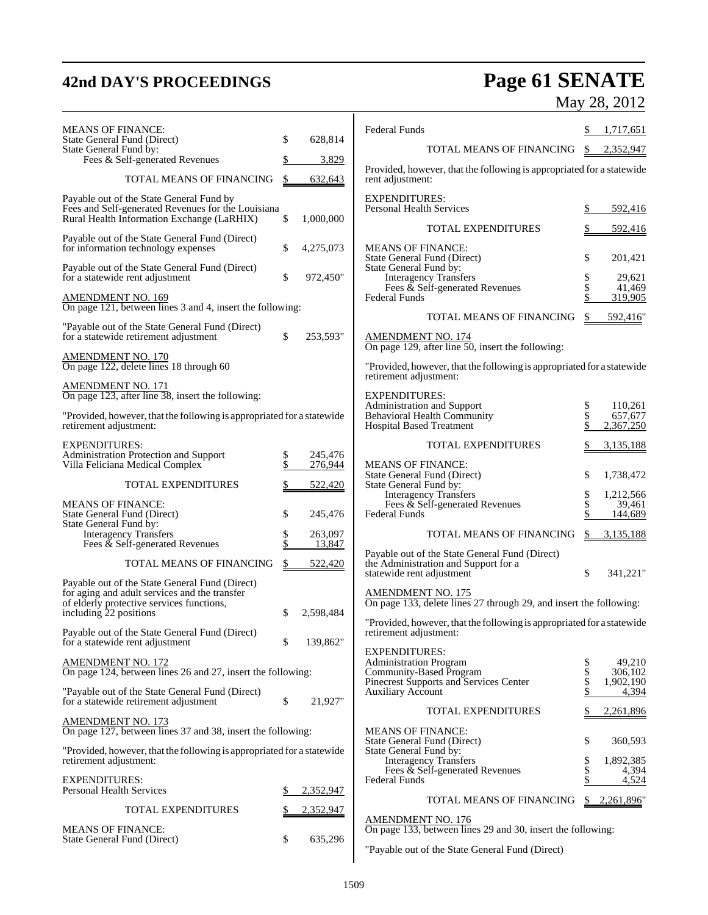MEANS OF FINANCE:

| | | |
|---|---|---|
| State General Fund (Direct) | $ | 628,814 |
| State General Fund by: | | |
| Fees & Self-generated Revenues | $ | 3,829 |
| TOTAL MEANS OF FINANCING | $ | 632,643 |

| | | |
|---|---|---|
| Payable out of the State General Fund by Fees and Self-generated Revenues for the Louisiana Rural Health Information Exchange (LaRHIX) | $ | 1,000,000 |
| Payable out of the State General Fund (Direct) for information technology expenses | $ | 4,275,073 |
| Payable out of the State General Fund (Direct) for a statewide rent adjustment | $ | 972,450" |

AMENDMENT NO. 169
On page 121, between lines 3 and 4, insert the following:

| | | |
|---|---|---|
| "Payable out of the State General Fund (Direct) for a statewide retirement adjustment | $ | 253,593" |

AMENDMENT NO. 170
On page 122, delete lines 18 through 60

AMENDMENT NO. 171
On page 123, after line 38, insert the following:

"Provided, however, that the following is appropriated for a statewide retirement adjustment:

EXPENDITURES:

| | | |
|---|---|---|
| Administration Protection and Support | $ | 245,476 |
| Villa Feliciana Medical Complex | $ | 276,944 |
| TOTAL EXPENDITURES | $ | 522,420 |

MEANS OF FINANCE:

| | | |
|---|---|---|
| State General Fund (Direct) | $ | 245,476 |
| State General Fund by: | | |
| Interagency Transfers | $ | 263,097 |
| Fees & Self-generated Revenues | $ | 13,847 |
| TOTAL MEANS OF FINANCING | $ | 522,420 |

| | | |
|---|---|---|
| Payable out of the State General Fund (Direct) for aging and adult services and the transfer of elderly protective services functions, including 22 positions | $ | 2,598,484 |
| Payable out of the State General Fund (Direct) for a statewide rent adjustment | $ | 139,862" |

AMENDMENT NO. 172
On page 124, between lines 26 and 27, insert the following:

| | | |
|---|---|---|
| "Payable out of the State General Fund (Direct) for a statewide retirement adjustment | $ | 21,927" |

AMENDMENT NO. 173
On page 127, between lines 37 and 38, insert the following:

"Provided, however, that the following is appropriated for a statewide retirement adjustment:

EXPENDITURES:

| | | |
|---|---|---|
| Personal Health Services | $ | 2,352,947 |
| TOTAL EXPENDITURES | $ | 2,352,947 |

MEANS OF FINANCE:

| | | |
|---|---|---|
| State General Fund (Direct) | $ | 635,296 |
| Federal Funds | $ | 1,717,651 |
| TOTAL MEANS OF FINANCING | $ | 2,352,947 |

Provided, however, that the following is appropriated for a statewide rent adjustment:

EXPENDITURES:

| | | |
|---|---|---|
| Personal Health Services | $ | 592,416 |
| TOTAL EXPENDITURES | $ | 592,416 |

MEANS OF FINANCE:

| | | |
|---|---|---|
| State General Fund (Direct) | $ | 201,421 |
| State General Fund by: | | |
| Interagency Transfers | $ | 29,621 |
| Fees & Self-generated Revenues | $ | 41,469 |
| Federal Funds | $ | 319,905 |
| TOTAL MEANS OF FINANCING | $ | 592,416" |

AMENDMENT NO. 174
On page 129, after line 50, insert the following:

"Provided, however, that the following is appropriated for a statewide retirement adjustment:

EXPENDITURES:

| | | |
|---|---|---|
| Administration and Support | $ | 110,261 |
| Behavioral Health Community | $ | 657,677 |
| Hospital Based Treatment | $ | 2,367,250 |
| TOTAL EXPENDITURES | $ | 3,135,188 |

MEANS OF FINANCE:

| | | |
|---|---|---|
| State General Fund (Direct) | $ | 1,738,472 |
| State General Fund by: | | |
| Interagency Transfers | $ | 1,212,566 |
| Fees & Self-generated Revenues | $ | 39,461 |
| Federal Funds | $ | 144,689 |
| TOTAL MEANS OF FINANCING | $ | 3,135,188 |

| | | |
|---|---|---|
| Payable out of the State General Fund (Direct) the Administration and Support for a statewide rent adjustment | $ | 341,221" |

AMENDMENT NO. 175
On page 133, delete lines 27 through 29, and insert the following:

"Provided, however, that the following is appropriated for a statewide retirement adjustment:

EXPENDITURES:

| | | |
|---|---|---|
| Administration Program | $ | 49,210 |
| Community-Based Program | $ | 306,102 |
| Pinecrest Supports and Services Center | $ | 1,902,190 |
| Auxiliary Account | $ | 4,394 |
| TOTAL EXPENDITURES | $ | 2,261,896 |

MEANS OF FINANCE:

| | | |
|---|---|---|
| State General Fund (Direct) | $ | 360,593 |
| State General Fund by: | | |
| Interagency Transfers | $ | 1,892,385 |
| Fees & Self-generated Revenues | $ | 4,394 |
| Federal Funds | $ | 4,524 |
| TOTAL MEANS OF FINANCING | $ | 2,261,896" |

AMENDMENT NO. 176
On page 133, between lines 29 and 30, insert the following:

"Payable out of the State General Fund (Direct)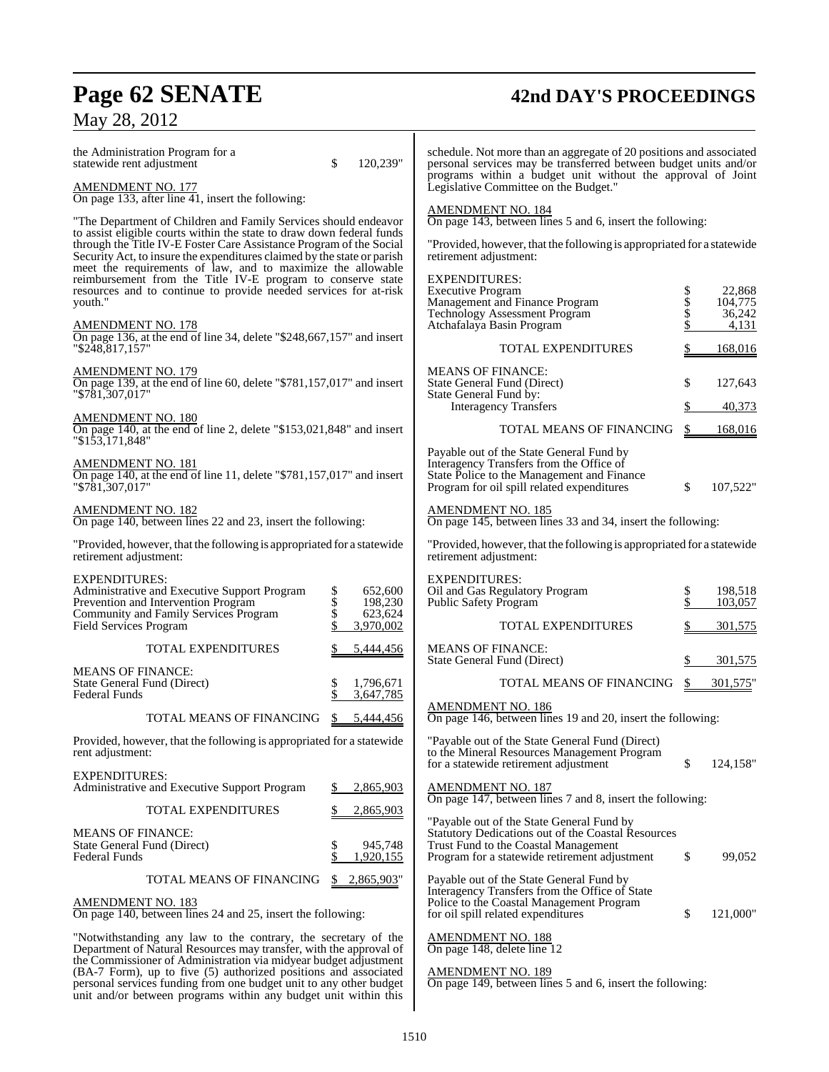the Administration Program for a statewide rent adjustment $ 120,239"

AMENDMENT NO. 177
On page 133, after line 41, insert the following:

"The Department of Children and Family Services should endeavor to assist eligible courts within the state to draw down federal funds through the Title IV-E Foster Care Assistance Program of the Social Security Act, to insure the expenditures claimed by the state or parish meet the requirements of law, and to maximize the allowable reimbursement from the Title IV-E program to conserve state resources and to continue to provide needed services for at-risk youth."

AMENDMENT NO. 178
On page 136, at the end of line 34, delete "$248,667,157" and insert "$248,817,157"

AMENDMENT NO. 179
On page 139, at the end of line 60, delete "$781,157,017" and insert "$781,307,017"

AMENDMENT NO. 180
On page 140, at the end of line 2, delete "$153,021,848" and insert "$153,171,848"

AMENDMENT NO. 181
On page 140, at the end of line 11, delete "$781,157,017" and insert "$781,307,017"

AMENDMENT NO. 182
On page 140, between lines 22 and 23, insert the following:

"Provided, however, that the following is appropriated for a statewide retirement adjustment:

| EXPENDITURES: | |
|---|---|
| Administrative and Executive Support Program | $ 652,600 |
| Prevention and Intervention Program | $ 198,230 |
| Community and Family Services Program | $ 623,624 |
| Field Services Program | $ 3,970,002 |
| TOTAL EXPENDITURES | $ 5,444,456 |
| MEANS OF FINANCE: | |
| State General Fund (Direct) | $ 1,796,671 |
| Federal Funds | $ 3,647,785 |
| TOTAL MEANS OF FINANCING | $ 5,444,456 |

Provided, however, that the following is appropriated for a statewide rent adjustment:

| EXPENDITURES: | |
|---|---|
| Administrative and Executive Support Program | $ 2,865,903 |
| TOTAL EXPENDITURES | $ 2,865,903 |
| MEANS OF FINANCE: | |
| State General Fund (Direct) | $ 945,748 |
| Federal Funds | $ 1,920,155 |
| TOTAL MEANS OF FINANCING | $ 2,865,903" |

AMENDMENT NO. 183
On page 140, between lines 24 and 25, insert the following:

"Notwithstanding any law to the contrary, the secretary of the Department of Natural Resources may transfer, with the approval of the Commissioner of Administration via midyear budget adjustment (BA-7 Form), up to five (5) authorized positions and associated personal services funding from one budget unit to any other budget unit and/or between programs within any budget unit within this schedule. Not more than an aggregate of 20 positions and associated personal services may be transferred between budget units and/or programs within a budget unit without the approval of Joint Legislative Committee on the Budget."

AMENDMENT NO. 184
On page 143, between lines 5 and 6, insert the following:

"Provided, however, that the following is appropriated for a statewide retirement adjustment:

| EXPENDITURES: | |
|---|---|
| Executive Program | $ 22,868 |
| Management and Finance Program | $ 104,775 |
| Technology Assessment Program | $ 36,242 |
| Atchafalaya Basin Program | $ 4,131 |
| TOTAL EXPENDITURES | $ 168,016 |
| MEANS OF FINANCE: | |
| State General Fund (Direct) | $ 127,643 |
| State General Fund by: | |
| Interagency Transfers | $ 40,373 |
| TOTAL MEANS OF FINANCING | $ 168,016 |

Payable out of the State General Fund by Interagency Transfers from the Office of State Police to the Management and Finance Program for oil spill related expenditures $ 107,522"

AMENDMENT NO. 185
On page 145, between lines 33 and 34, insert the following:

"Provided, however, that the following is appropriated for a statewide retirement adjustment:

| EXPENDITURES: | |
|---|---|
| Oil and Gas Regulatory Program | $ 198,518 |
| Public Safety Program | $ 103,057 |
| TOTAL EXPENDITURES | $ 301,575 |
| MEANS OF FINANCE: | |
| State General Fund (Direct) | $ 301,575 |
| TOTAL MEANS OF FINANCING | $ 301,575" |

AMENDMENT NO. 186
On page 146, between lines 19 and 20, insert the following:

"Payable out of the State General Fund (Direct) to the Mineral Resources Management Program for a statewide retirement adjustment $ 124,158"

AMENDMENT NO. 187
On page 147, between lines 7 and 8, insert the following:

"Payable out of the State General Fund by Statutory Dedications out of the Coastal Resources Trust Fund to the Coastal Management Program for a statewide retirement adjustment $ 99,052

Payable out of the State General Fund by Interagency Transfers from the Office of State Police to the Coastal Management Program for oil spill related expenditures $ 121,000"

AMENDMENT NO. 188
On page 148, delete line 12

AMENDMENT NO. 189
On page 149, between lines 5 and 6, insert the following: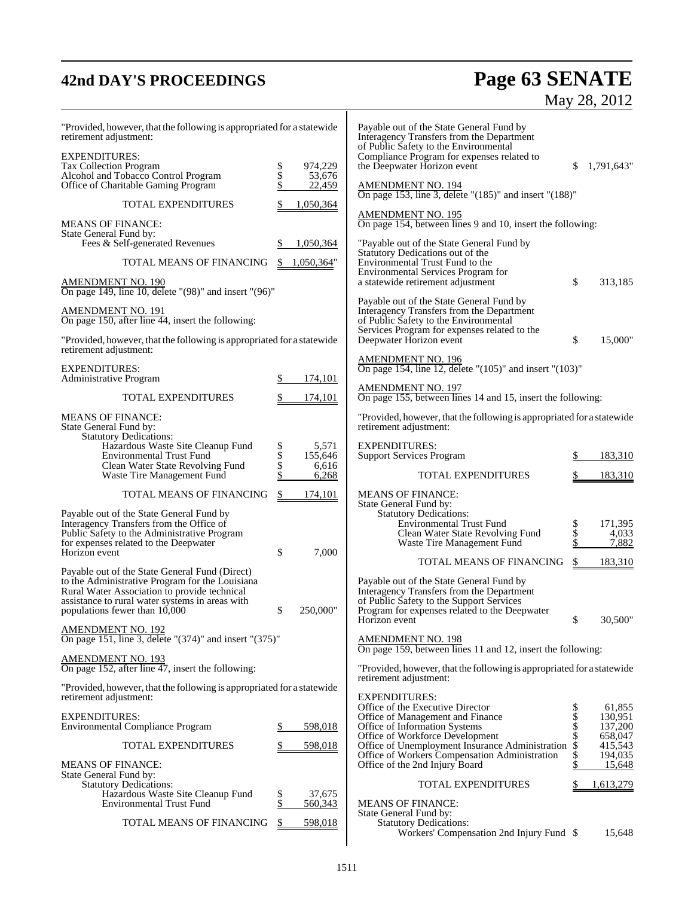"Provided, however, that the following is appropriated for a statewide retirement adjustment:

| EXPENDITURES: | |
|---|---|
| Tax Collection Program | $ 974,229 |
| Alcohol and Tobacco Control Program | $ 53,676 |
| Office of Charitable Gaming Program | $ 22,459 |
| TOTAL EXPENDITURES | $ 1,050,364 |

| MEANS OF FINANCE: | |
|---|---|
| State General Fund by: | |
| Fees & Self-generated Revenues | $ 1,050,364 |
| TOTAL MEANS OF FINANCING | $ 1,050,364" |

AMENDMENT NO. 190

On page 149, line 10, delete "(98)" and insert "(96)"

AMENDMENT NO. 191

On page 150, after line 44, insert the following:

"Provided, however, that the following is appropriated for a statewide retirement adjustment:

| EXPENDITURES: | |
|---|---|
| Administrative Program | $ 174,101 |
| TOTAL EXPENDITURES | $ 174,101 |

| MEANS OF FINANCE: | |
|---|---|
| State General Fund by: | |
| Statutory Dedications: | |
| Hazardous Waste Site Cleanup Fund | $ 5,571 |
| Environmental Trust Fund | $ 155,646 |
| Clean Water State Revolving Fund | $ 6,616 |
| Waste Tire Management Fund | $ 6,268 |
| TOTAL MEANS OF FINANCING | $ 174,101 |

| | |
|---|---|
| Payable out of the State General Fund by Interagency Transfers from the Office of Public Safety to the Administrative Program for expenses related to the Deepwater Horizon event | $ 7,000 |
| Payable out of the State General Fund (Direct) to the Administrative Program for the Louisiana Rural Water Association to provide technical assistance to rural water systems in areas with populations fewer than 10,000 | $ 250,000" |

AMENDMENT NO. 192

On page 151, line 3, delete "(374)" and insert "(375)"

AMENDMENT NO. 193

On page 152, after line 47, insert the following:

"Provided, however, that the following is appropriated for a statewide retirement adjustment:

| EXPENDITURES: | |
|---|---|
| Environmental Compliance Program | $ 598,018 |
| TOTAL EXPENDITURES | $ 598,018 |

| MEANS OF FINANCE: | |
|---|---|
| State General Fund by: | |
| Statutory Dedications: | |
| Hazardous Waste Site Cleanup Fund | $ 37,675 |
| Environmental Trust Fund | $ 560,343 |
| TOTAL MEANS OF FINANCING | $ 598,018 |

| | |
|---|---|
| Payable out of the State General Fund by Interagency Transfers from the Department of Public Safety to the Environmental Compliance Program for expenses related to the Deepwater Horizon event | $ 1,791,643" |

AMENDMENT NO. 194

On page 153, line 3, delete "(185)" and insert "(188)"

AMENDMENT NO. 195

On page 154, between lines 9 and 10, insert the following:

| | |
|---|---|
| "Payable out of the State General Fund by Statutory Dedications out of the Environmental Trust Fund to the Environmental Services Program for a statewide retirement adjustment | $ 313,185 |
| Payable out of the State General Fund by Interagency Transfers from the Department of Public Safety to the Environmental Services Program for expenses related to the Deepwater Horizon event | $ 15,000" |

AMENDMENT NO. 196

On page 154, line 12, delete "(105)" and insert "(103)"

AMENDMENT NO. 197

On page 155, between lines 14 and 15, insert the following:

"Provided, however, that the following is appropriated for a statewide retirement adjustment:

| EXPENDITURES: | |
|---|---|
| Support Services Program | $ 183,310 |
| TOTAL EXPENDITURES | $ 183,310 |

| MEANS OF FINANCE: | |
|---|---|
| State General Fund by: | |
| Statutory Dedications: | |
| Environmental Trust Fund | $ 171,395 |
| Clean Water State Revolving Fund | $ 4,033 |
| Waste Tire Management Fund | $ 7,882 |
| TOTAL MEANS OF FINANCING | $ 183,310 |

| | |
|---|---|
| Payable out of the State General Fund by Interagency Transfers from the Department of Public Safety to the Support Services Program for expenses related to the Deepwater Horizon event | $ 30,500" |

AMENDMENT NO. 198

On page 159, between lines 11 and 12, insert the following:

"Provided, however, that the following is appropriated for a statewide retirement adjustment:

| EXPENDITURES: | |
|---|---|
| Office of the Executive Director | $ 61,855 |
| Office of Management and Finance | $ 130,951 |
| Office of Information Systems | $ 137,200 |
| Office of Workforce Development | $ 658,047 |
| Office of Unemployment Insurance Administration | $ 415,543 |
| Office of Workers Compensation Administration | $ 194,035 |
| Office of the 2nd Injury Board | $ 15,648 |
| TOTAL EXPENDITURES | $ 1,613,279 |

| MEANS OF FINANCE: | |
|---|---|
| State General Fund by: | |
| Statutory Dedications: | |
| Workers' Compensation 2nd Injury Fund | $ 15,648 |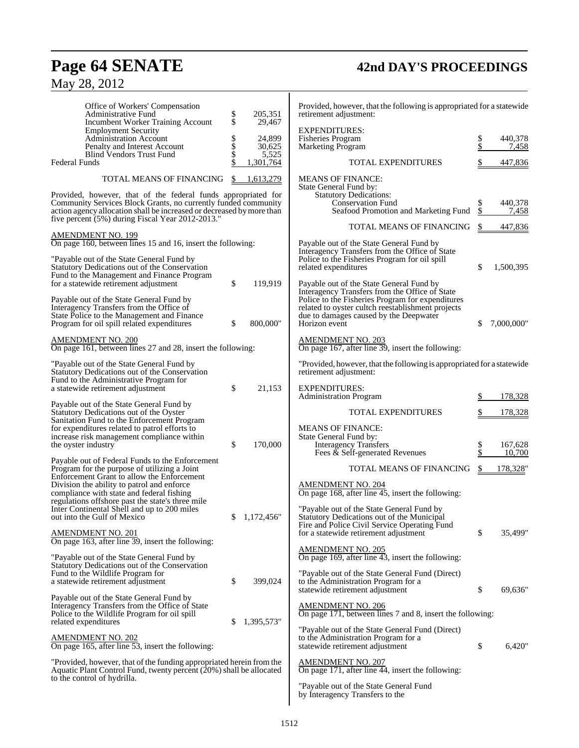| | | |
|---|---|---|
| Office of Workers' Compensation Administrative Fund | $ | 205,351 |
| Incumbent Worker Training Account | $ | 29,467 |
| Employment Security Administration Account | $ | 24,899 |
| Penalty and Interest Account | $ | 30,625 |
| Blind Vendors Trust Fund | $ | 5,525 |
| Federal Funds | $ | 1,301,764 |
| TOTAL MEANS OF FINANCING | $ | 1,613,279 |

Provided, however, that of the federal funds appropriated for Community Services Block Grants, no currently funded community action agency allocation shall be increased or decreased by more than five percent (5%) during Fiscal Year 2012-2013."

AMENDMENT NO. 199

On page 160, between lines 15 and 16, insert the following:

| | | |
|---|---|---|
| "Payable out of the State General Fund by Statutory Dedications out of the Conservation Fund to the Management and Finance Program for a statewide retirement adjustment | $ | 119,919 |
| Payable out of the State General Fund by Interagency Transfers from the Office of State Police to the Management and Finance Program for oil spill related expenditures | $ | 800,000" |

AMENDMENT NO. 200

On page 161, between lines 27 and 28, insert the following:

| | | |
|---|---|---|
| "Payable out of the State General Fund by Statutory Dedications out of the Conservation Fund to the Administrative Program for a statewide retirement adjustment | $ | 21,153 |
| Payable out of the State General Fund by Statutory Dedications out of the Oyster Sanitation Fund to the Enforcement Program for expenditures related to patrol efforts to increase risk management compliance within the oyster industry | $ | 170,000 |
| Payable out of Federal Funds to the Enforcement Program for the purpose of utilizing a Joint Enforcement Grant to allow the Enforcement Division the ability to patrol and enforce compliance with state and federal fishing regulations offshore past the state's three mile Inter Continental Shell and up to 200 miles out into the Gulf of Mexico | $ | 1,172,456" |

AMENDMENT NO. 201

On page 163, after line 39, insert the following:

| | | |
|---|---|---|
| "Payable out of the State General Fund by Statutory Dedications out of the Conservation Fund to the Wildlife Program for a statewide retirement adjustment | $ | 399,024 |
| Payable out of the State General Fund by Interagency Transfers from the Office of State Police to the Wildlife Program for oil spill related expenditures | $ | 1,395,573" |

AMENDMENT NO. 202

On page 165, after line 53, insert the following:

"Provided, however, that of the funding appropriated herein from the Aquatic Plant Control Fund, twenty percent (20%) shall be allocated to the control of hydrilla.

Provided, however, that the following is appropriated for a statewide retirement adjustment:

| | | |
|---|---|---|
| EXPENDITURES: | | |
| Fisheries Program | $ | 440,378 |
| Marketing Program | $ | 7,458 |
| TOTAL EXPENDITURES | $ | 447,836 |
| MEANS OF FINANCE: | | |
| State General Fund by: | | |
| Statutory Dedications: | | |
| Conservation Fund | $ | 440,378 |
| Seafood Promotion and Marketing Fund | $ | 7,458 |
| TOTAL MEANS OF FINANCING | $ | 447,836 |

| | | |
|---|---|---|
| Payable out of the State General Fund by Interagency Transfers from the Office of State Police to the Fisheries Program for oil spill related expenditures | $ | 1,500,395 |
| Payable out of the State General Fund by Interagency Transfers from the Office of State Police to the Fisheries Program for expenditures related to oyster cultch reestablishment projects due to damages caused by the Deepwater Horizon event | $ | 7,000,000" |

AMENDMENT NO. 203

On page 167, after line 39, insert the following:

"Provided, however, that the following is appropriated for a statewide retirement adjustment:

| | | |
|---|---|---|
| EXPENDITURES: | | |
| Administration Program | $ | 178,328 |
| TOTAL EXPENDITURES | $ | 178,328 |
| MEANS OF FINANCE: | | |
| State General Fund by: | | |
| Interagency Transfers | $ | 167,628 |
| Fees & Self-generated Revenues | $ | 10,700 |
| TOTAL MEANS OF FINANCING | $ | 178,328" |

AMENDMENT NO. 204

On page 168, after line 45, insert the following:

| | | |
|---|---|---|
| "Payable out of the State General Fund by Statutory Dedications out of the Municipal Fire and Police Civil Service Operating Fund for a statewide retirement adjustment | $ | 35,499" |

AMENDMENT NO. 205

On page 169, after line 43, insert the following:

| | | |
|---|---|---|
| "Payable out of the State General Fund (Direct) to the Administration Program for a statewide retirement adjustment | $ | 69,636" |

AMENDMENT NO. 206

On page 171, between lines 7 and 8, insert the following:

| | | |
|---|---|---|
| "Payable out of the State General Fund (Direct) to the Administration Program for a statewide retirement adjustment | $ | 6,420" |

AMENDMENT NO. 207

On page 171, after line 44, insert the following:

"Payable out of the State General Fund by Interagency Transfers to the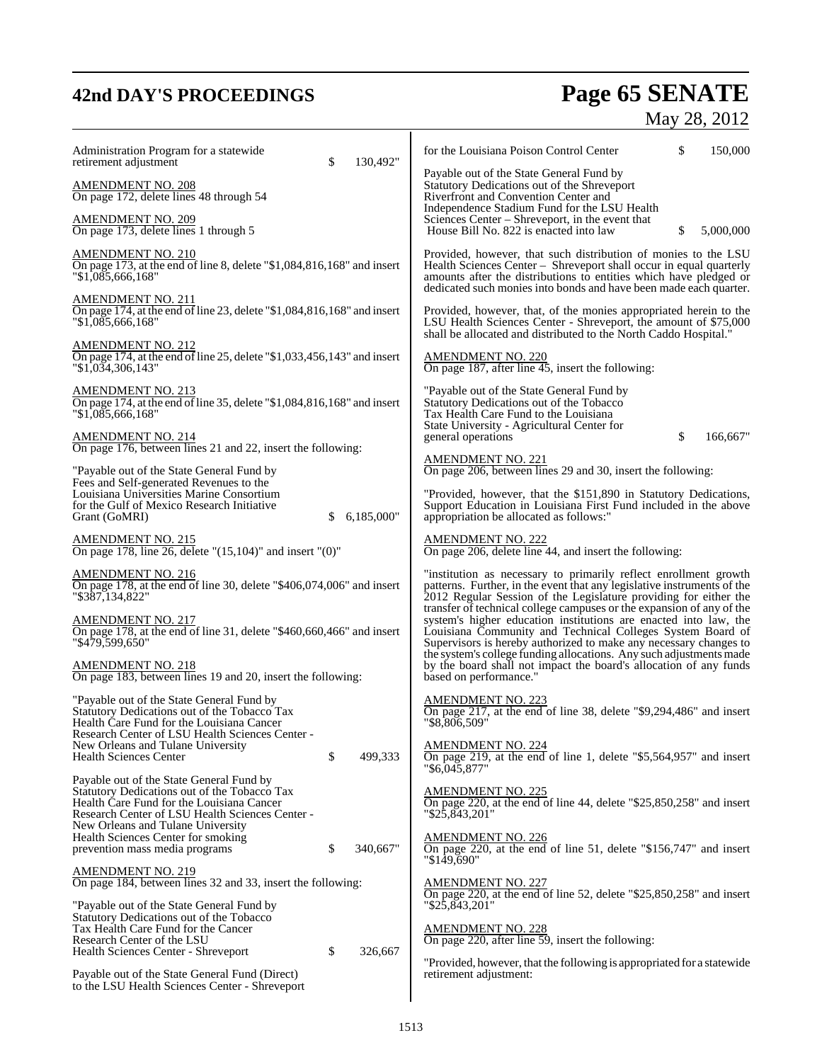Administration Program for a statewide retirement adjustment $ 130,492"

AMENDMENT NO. 208
On page 172, delete lines 48 through 54

AMENDMENT NO. 209
On page 173, delete lines 1 through 5

AMENDMENT NO. 210
On page 173, at the end of line 8, delete "$1,084,816,168" and insert "$1,085,666,168"

AMENDMENT NO. 211
On page 174, at the end of line 23, delete "$1,084,816,168" and insert "$1,085,666,168"

AMENDMENT NO. 212
On page 174, at the end of line 25, delete "$1,033,456,143" and insert "$1,034,306,143"

AMENDMENT NO. 213
On page 174, at the end of line 35, delete "$1,084,816,168" and insert "$1,085,666,168"

AMENDMENT NO. 214
On page 176, between lines 21 and 22, insert the following:

"Payable out of the State General Fund by Fees and Self-generated Revenues to the Louisiana Universities Marine Consortium for the Gulf of Mexico Research Initiative Grant (GoMRI) $ 6,185,000"

AMENDMENT NO. 215
On page 178, line 26, delete "(15,104)" and insert "(0)"

AMENDMENT NO. 216
On page 178, at the end of line 30, delete "$406,074,006" and insert "$387,134,822"

AMENDMENT NO. 217
On page 178, at the end of line 31, delete "$460,660,466" and insert "$479,599,650"

AMENDMENT NO. 218
On page 183, between lines 19 and 20, insert the following:

"Payable out of the State General Fund by Statutory Dedications out of the Tobacco Tax Health Care Fund for the Louisiana Cancer Research Center of LSU Health Sciences Center - New Orleans and Tulane University Health Sciences Center $ 499,333

Payable out of the State General Fund by Statutory Dedications out of the Tobacco Tax Health Care Fund for the Louisiana Cancer Research Center of LSU Health Sciences Center - New Orleans and Tulane University Health Sciences Center for smoking prevention mass media programs $ 340,667"

AMENDMENT NO. 219
On page 184, between lines 32 and 33, insert the following:

"Payable out of the State General Fund by Statutory Dedications out of the Tobacco Tax Health Care Fund for the Cancer Research Center of the LSU Health Sciences Center - Shreveport $ 326,667

Payable out of the State General Fund (Direct) to the LSU Health Sciences Center - Shreveport for the Louisiana Poison Control Center $ 150,000

Payable out of the State General Fund by Statutory Dedications out of the Shreveport Riverfront and Convention Center and Independence Stadium Fund for the LSU Health Sciences Center – Shreveport, in the event that House Bill No. 822 is enacted into law $ 5,000,000

Provided, however, that such distribution of monies to the LSU Health Sciences Center – Shreveport shall occur in equal quarterly amounts after the distributions to entities which have pledged or dedicated such monies into bonds and have been made each quarter.

Provided, however, that, of the monies appropriated herein to the LSU Health Sciences Center - Shreveport, the amount of $75,000 shall be allocated and distributed to the North Caddo Hospital."

AMENDMENT NO. 220
On page 187, after line 45, insert the following:

"Payable out of the State General Fund by Statutory Dedications out of the Tobacco Tax Health Care Fund to the Louisiana State University - Agricultural Center for general operations $ 166,667"

AMENDMENT NO. 221
On page 206, between lines 29 and 30, insert the following:

"Provided, however, that the $151,890 in Statutory Dedications, Support Education in Louisiana First Fund included in the above appropriation be allocated as follows:"

AMENDMENT NO. 222
On page 206, delete line 44, and insert the following:

"institution as necessary to primarily reflect enrollment growth patterns. Further, in the event that any legislative instruments of the 2012 Regular Session of the Legislature providing for either the transfer of technical college campuses or the expansion of any of the system's higher education institutions are enacted into law, the Louisiana Community and Technical Colleges System Board of Supervisors is hereby authorized to make any necessary changes to the system's college funding allocations. Any such adjustments made by the board shall not impact the board's allocation of any funds based on performance."

AMENDMENT NO. 223
On page 217, at the end of line 38, delete "$9,294,486" and insert "$8,806,509"

AMENDMENT NO. 224
On page 219, at the end of line 1, delete "$5,564,957" and insert "$6,045,877"

AMENDMENT NO. 225
On page 220, at the end of line 44, delete "$25,850,258" and insert "$25,843,201"

AMENDMENT NO. 226
On page 220, at the end of line 51, delete "$156,747" and insert "$149,690"

AMENDMENT NO. 227
On page 220, at the end of line 52, delete "$25,850,258" and insert "$25,843,201"

AMENDMENT NO. 228
On page 220, after line 59, insert the following:

"Provided, however, that the following is appropriated for a statewide retirement adjustment: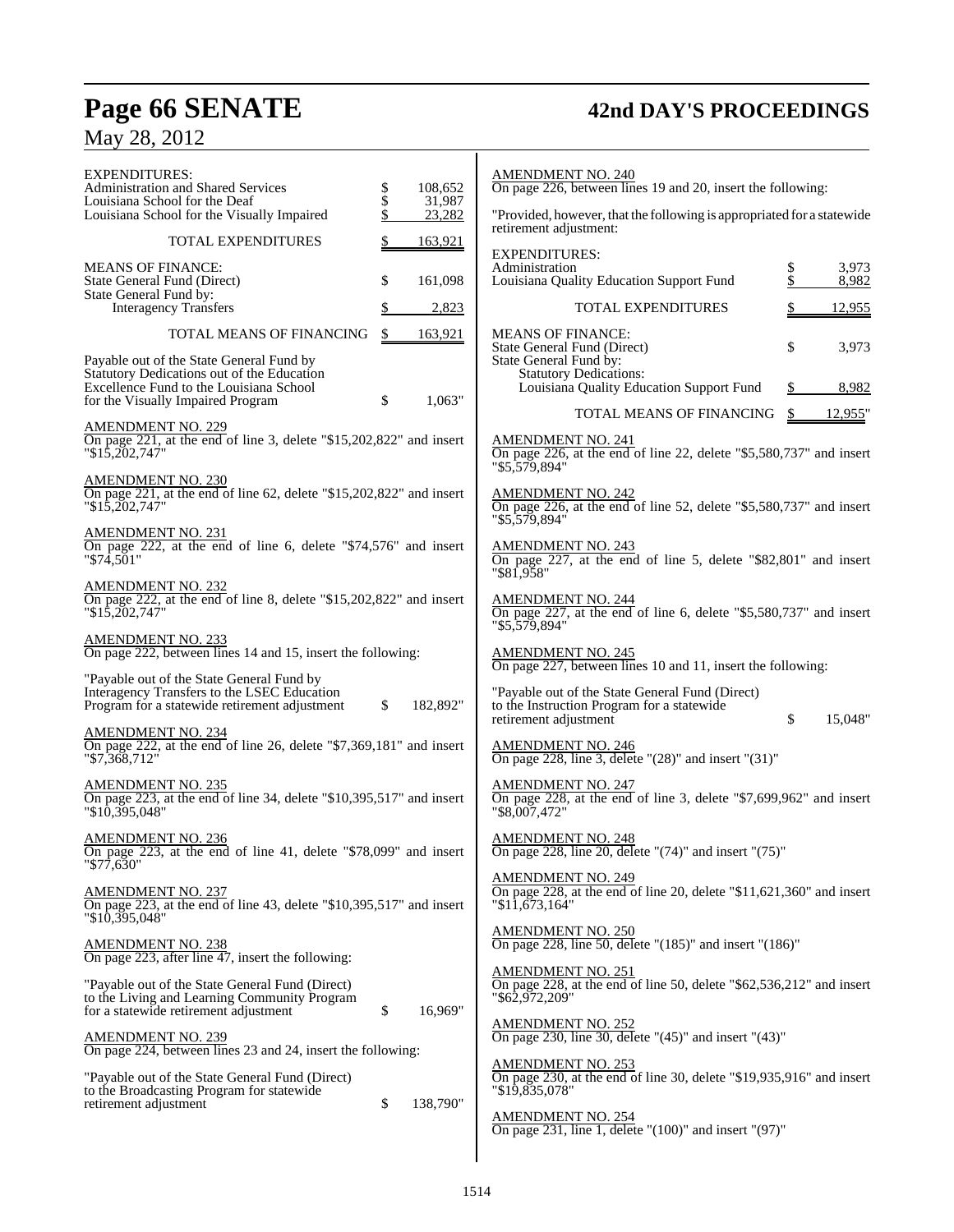| | |
|---|---|
| EXPENDITURES: | |
| Administration and Shared Services | $ 108,652 |
| Louisiana School for the Deaf | $ 31,987 |
| Louisiana School for the Visually Impaired | $ 23,282 |
| TOTAL EXPENDITURES | $ 163,921 |
| MEANS OF FINANCE: | |
| State General Fund (Direct) | $ 161,098 |
| State General Fund by: | |
| Interagency Transfers | $ 2,823 |
| TOTAL MEANS OF FINANCING | $ 163,921 |

Payable out of the State General Fund by Statutory Dedications out of the Education Excellence Fund to the Louisiana School for the Visually Impaired Program $ 1,063"

AMENDMENT NO. 229
On page 221, at the end of line 3, delete "$15,202,822" and insert "$15,202,747"

AMENDMENT NO. 230
On page 221, at the end of line 62, delete "$15,202,822" and insert "$15,202,747"

AMENDMENT NO. 231
On page 222, at the end of line 6, delete "$74,576" and insert "$74,501"

AMENDMENT NO. 232
On page 222, at the end of line 8, delete "$15,202,822" and insert "$15,202,747"

AMENDMENT NO. 233
On page 222, between lines 14 and 15, insert the following:

"Payable out of the State General Fund by Interagency Transfers to the LSEC Education Program for a statewide retirement adjustment $ 182,892"

AMENDMENT NO. 234
On page 222, at the end of line 26, delete "$7,369,181" and insert "$7,368,712"

AMENDMENT NO. 235
On page 223, at the end of line 34, delete "$10,395,517" and insert "$10,395,048"

AMENDMENT NO. 236
On page 223, at the end of line 41, delete "$78,099" and insert "$77,630"

AMENDMENT NO. 237
On page 223, at the end of line 43, delete "$10,395,517" and insert "$10,395,048"

AMENDMENT NO. 238
On page 223, after line 47, insert the following:

"Payable out of the State General Fund (Direct) to the Living and Learning Community Program for a statewide retirement adjustment $ 16,969"

AMENDMENT NO. 239
On page 224, between lines 23 and 24, insert the following:

"Payable out of the State General Fund (Direct) to the Broadcasting Program for statewide retirement adjustment $ 138,790"

AMENDMENT NO. 240
On page 226, between lines 19 and 20, insert the following:

"Provided, however, that the following is appropriated for a statewide retirement adjustment:

| | |
|---|---|
| EXPENDITURES: | |
| Administration | $ 3,973 |
| Louisiana Quality Education Support Fund | $ 8,982 |
| TOTAL EXPENDITURES | $ 12,955 |
| MEANS OF FINANCE: | |
| State General Fund (Direct) | $ 3,973 |
| State General Fund by: | |
| Statutory Dedications: | |
| Louisiana Quality Education Support Fund | $ 8,982 |
| TOTAL MEANS OF FINANCING | $ 12,955" |

AMENDMENT NO. 241
On page 226, at the end of line 22, delete "$5,580,737" and insert "$5,579,894"

AMENDMENT NO. 242
On page 226, at the end of line 52, delete "$5,580,737" and insert "$5,579,894"

AMENDMENT NO. 243
On page 227, at the end of line 5, delete "$82,801" and insert "$81,958"

AMENDMENT NO. 244
On page 227, at the end of line 6, delete "$5,580,737" and insert "$5,579,894"

AMENDMENT NO. 245
On page 227, between lines 10 and 11, insert the following:

"Payable out of the State General Fund (Direct) to the Instruction Program for a statewide retirement adjustment $ 15,048"

AMENDMENT NO. 246
On page 228, line 3, delete "(28)" and insert "(31)"

AMENDMENT NO. 247
On page 228, at the end of line 3, delete "$7,699,962" and insert "$8,007,472"

AMENDMENT NO. 248
On page 228, line 20, delete "(74)" and insert "(75)"

AMENDMENT NO. 249
On page 228, at the end of line 20, delete "$11,621,360" and insert "$11,673,164"

AMENDMENT NO. 250
On page 228, line 50, delete "(185)" and insert "(186)"

AMENDMENT NO. 251
On page 228, at the end of line 50, delete "$62,536,212" and insert "$62,972,209"

AMENDMENT NO. 252
On page 230, line 30, delete "(45)" and insert "(43)"

AMENDMENT NO. 253
On page 230, at the end of line 30, delete "$19,935,916" and insert "$19,835,078"

AMENDMENT NO. 254
On page 231, line 1, delete "(100)" and insert "(97)"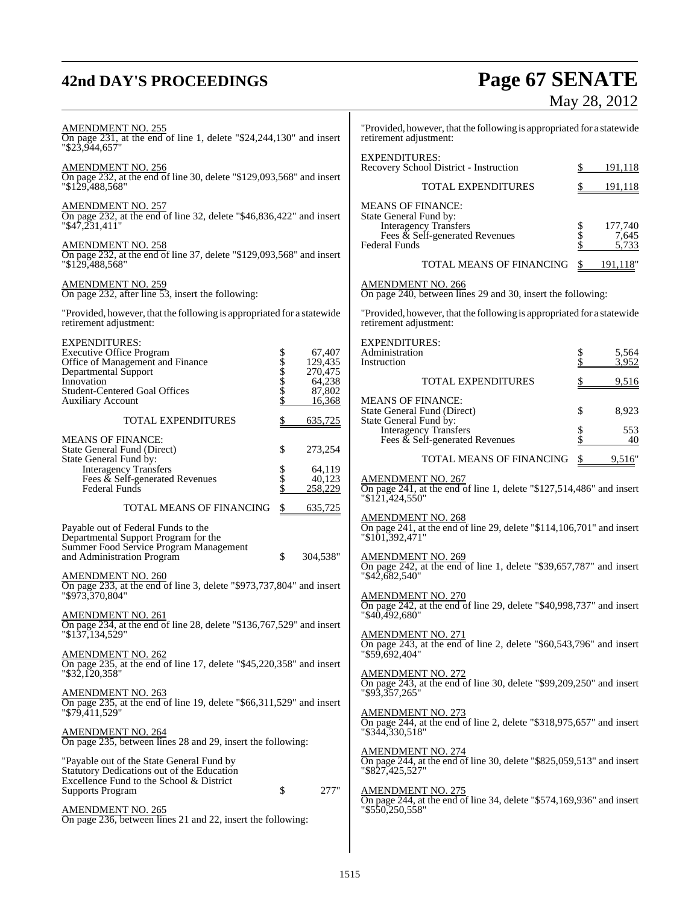AMENDMENT NO. 255
On page 231, at the end of line 1, delete "$24,244,130" and insert "$23,944,657"

AMENDMENT NO. 256
On page 232, at the end of line 30, delete "$129,093,568" and insert "$129,488,568"

AMENDMENT NO. 257
On page 232, at the end of line 32, delete "$46,836,422" and insert "$47,231,411"

AMENDMENT NO. 258
On page 232, at the end of line 37, delete "$129,093,568" and insert "$129,488,568"

AMENDMENT NO. 259
On page 232, after line 53, insert the following:

"Provided, however, that the following is appropriated for a statewide retirement adjustment:

| | | |
|---|---|---|
| EXPENDITURES: | | |
| Executive Office Program | $ | 67,407 |
| Office of Management and Finance | $ | 129,435 |
| Departmental Support | $ | 270,475 |
| Innovation | $ | 64,238 |
| Student-Centered Goal Offices | $ | 87,802 |
| Auxiliary Account | $ | 16,368 |
| TOTAL EXPENDITURES | $ | 635,725 |
| MEANS OF FINANCE: | | |
| State General Fund (Direct) | $ | 273,254 |
| State General Fund by: | | |
| Interagency Transfers | $ | 64,119 |
| Fees & Self-generated Revenues | $ | 40,123 |
| Federal Funds | $ | 258,229 |
| TOTAL MEANS OF FINANCING | $ | 635,725 |
| Payable out of Federal Funds to the Departmental Support Program for the Summer Food Service Program Management and Administration Program | $ | 304,538" |

AMENDMENT NO. 260
On page 233, at the end of line 3, delete "$973,737,804" and insert "$973,370,804"

AMENDMENT NO. 261
On page 234, at the end of line 28, delete "$136,767,529" and insert "$137,134,529"

AMENDMENT NO. 262
On page 235, at the end of line 17, delete "$45,220,358" and insert "$32,120,358"

AMENDMENT NO. 263
On page 235, at the end of line 19, delete "$66,311,529" and insert "$79,411,529"

AMENDMENT NO. 264
On page 235, between lines 28 and 29, insert the following:

| | | |
|---|---|---|
| "Payable out of the State General Fund by Statutory Dedications out of the Education Excellence Fund to the School & District Supports Program | $ | 277" |

AMENDMENT NO. 265
On page 236, between lines 21 and 22, insert the following:

"Provided, however, that the following is appropriated for a statewide retirement adjustment:

| | | |
|---|---|---|
| EXPENDITURES: | | |
| Recovery School District - Instruction | $ | 191,118 |
| TOTAL EXPENDITURES | $ | 191,118 |
| MEANS OF FINANCE: | | |
| State General Fund by: | | |
| Interagency Transfers | $ | 177,740 |
| Fees & Self-generated Revenues | $ | 7,645 |
| Federal Funds | $ | 5,733 |
| TOTAL MEANS OF FINANCING | $ | 191,118" |

AMENDMENT NO. 266
On page 240, between lines 29 and 30, insert the following:

"Provided, however, that the following is appropriated for a statewide retirement adjustment:

| | | |
|---|---|---|
| EXPENDITURES: | | |
| Administration | $ | 5,564 |
| Instruction | $ | 3,952 |
| TOTAL EXPENDITURES | $ | 9,516 |
| MEANS OF FINANCE: | | |
| State General Fund (Direct) | $ | 8,923 |
| State General Fund by: | | |
| Interagency Transfers | $ | 553 |
| Fees & Self-generated Revenues | $ | 40 |
| TOTAL MEANS OF FINANCING | $ | 9,516" |

AMENDMENT NO. 267
On page 241, at the end of line 1, delete "$127,514,486" and insert "$121,424,550"

AMENDMENT NO. 268
On page 241, at the end of line 29, delete "$114,106,701" and insert "$101,392,471"

AMENDMENT NO. 269
On page 242, at the end of line 1, delete "$39,657,787" and insert "$42,682,540"

AMENDMENT NO. 270
On page 242, at the end of line 29, delete "$40,998,737" and insert "$40,492,680"

AMENDMENT NO. 271
On page 243, at the end of line 2, delete "$60,543,796" and insert "$59,692,404"

AMENDMENT NO. 272
On page 243, at the end of line 30, delete "$99,209,250" and insert "$93,357,265"

AMENDMENT NO. 273
On page 244, at the end of line 2, delete "$318,975,657" and insert "$344,330,518"

AMENDMENT NO. 274
On page 244, at the end of line 30, delete "$825,059,513" and insert "$827,425,527"

AMENDMENT NO. 275
On page 244, at the end of line 34, delete "$574,169,936" and insert "$550,250,558"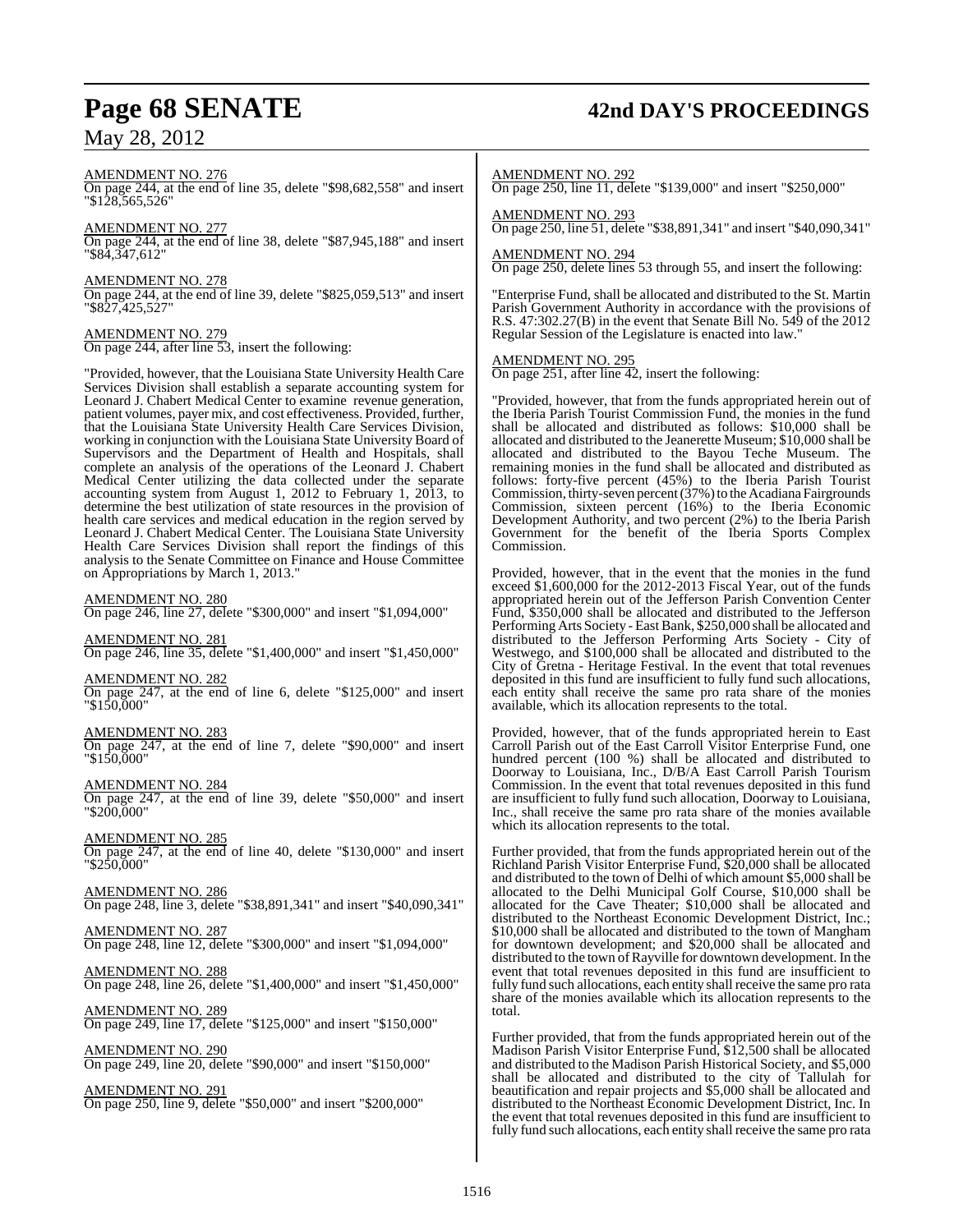AMENDMENT NO. 276
On page 244, at the end of line 35, delete "$98,682,558" and insert "$128,565,526"

AMENDMENT NO. 277
On page 244, at the end of line 38, delete "$87,945,188" and insert "$84,347,612"

AMENDMENT NO. 278
On page 244, at the end of line 39, delete "$825,059,513" and insert "$827,425,527"

AMENDMENT NO. 279
On page 244, after line 53, insert the following:

"Provided, however, that the Louisiana State University Health Care Services Division shall establish a separate accounting system for Leonard J. Chabert Medical Center to examine revenue generation, patient volumes, payer mix, and cost effectiveness. Provided, further, that the Louisiana State University Health Care Services Division, working in conjunction with the Louisiana State University Board of Supervisors and the Department of Health and Hospitals, shall complete an analysis of the operations of the Leonard J. Chabert Medical Center utilizing the data collected under the separate accounting system from August 1, 2012 to February 1, 2013, to determine the best utilization of state resources in the provision of health care services and medical education in the region served by Leonard J. Chabert Medical Center. The Louisiana State University Health Care Services Division shall report the findings of this analysis to the Senate Committee on Finance and House Committee on Appropriations by March 1, 2013."

AMENDMENT NO. 280
On page 246, line 27, delete "$300,000" and insert "$1,094,000"

AMENDMENT NO. 281
On page 246, line 35, delete "$1,400,000" and insert "$1,450,000"

AMENDMENT NO. 282
On page 247, at the end of line 6, delete "$125,000" and insert "$150,000"

AMENDMENT NO. 283
On page 247, at the end of line 7, delete "$90,000" and insert "$150,000"

AMENDMENT NO. 284
On page 247, at the end of line 39, delete "$50,000" and insert "$200,000"

AMENDMENT NO. 285
On page 247, at the end of line 40, delete "$130,000" and insert "$250,000"

AMENDMENT NO. 286
On page 248, line 3, delete "$38,891,341" and insert "$40,090,341"

AMENDMENT NO. 287
On page 248, line 12, delete "$300,000" and insert "$1,094,000"

AMENDMENT NO. 288
On page 248, line 26, delete "$1,400,000" and insert "$1,450,000"

AMENDMENT NO. 289
On page 249, line 17, delete "$125,000" and insert "$150,000"

AMENDMENT NO. 290
On page 249, line 20, delete "$90,000" and insert "$150,000"

AMENDMENT NO. 291
On page 250, line 9, delete "$50,000" and insert "$200,000"

AMENDMENT NO. 292
On page 250, line 11, delete "$139,000" and insert "$250,000"

AMENDMENT NO. 293
On page 250, line 51, delete "$38,891,341" and insert "$40,090,341"

AMENDMENT NO. 294
On page 250, delete lines 53 through 55, and insert the following:

"Enterprise Fund, shall be allocated and distributed to the St. Martin Parish Government Authority in accordance with the provisions of R.S. 47:302.27(B) in the event that Senate Bill No. 549 of the 2012 Regular Session of the Legislature is enacted into law."

AMENDMENT NO. 295
On page 251, after line 42, insert the following:

"Provided, however, that from the funds appropriated herein out of the Iberia Parish Tourist Commission Fund, the monies in the fund shall be allocated and distributed as follows: $10,000 shall be allocated and distributed to the Jeanerette Museum; $10,000 shall be allocated and distributed to the Bayou Teche Museum. The remaining monies in the fund shall be allocated and distributed as follows: forty-five percent (45%) to the Iberia Parish Tourist Commission, thirty-seven percent (37%) to the Acadiana Fairgrounds Commission, sixteen percent (16%) to the Iberia Economic Development Authority, and two percent (2%) to the Iberia Parish Government for the benefit of the Iberia Sports Complex Commission.

Provided, however, that in the event that the monies in the fund exceed $1,600,000 for the 2012-2013 Fiscal Year, out of the funds appropriated herein out of the Jefferson Parish Convention Center Fund, $350,000 shall be allocated and distributed to the Jefferson Performing Arts Society - East Bank, $250,000 shall be allocated and distributed to the Jefferson Performing Arts Society - City of Westwego, and $100,000 shall be allocated and distributed to the City of Gretna - Heritage Festival. In the event that total revenues deposited in this fund are insufficient to fully fund such allocations, each entity shall receive the same pro rata share of the monies available, which its allocation represents to the total.

Provided, however, that of the funds appropriated herein to East Carroll Parish out of the East Carroll Visitor Enterprise Fund, one hundred percent (100 %) shall be allocated and distributed to Doorway to Louisiana, Inc., D/B/A East Carroll Parish Tourism Commission. In the event that total revenues deposited in this fund are insufficient to fully fund such allocation, Doorway to Louisiana, Inc., shall receive the same pro rata share of the monies available which its allocation represents to the total.

Further provided, that from the funds appropriated herein out of the Richland Parish Visitor Enterprise Fund, $20,000 shall be allocated and distributed to the town of Delhi of which amount $5,000 shall be allocated to the Delhi Municipal Golf Course, $10,000 shall be allocated for the Cave Theater; $10,000 shall be allocated and distributed to the Northeast Economic Development District, Inc.; $10,000 shall be allocated and distributed to the town of Mangham for downtown development; and $20,000 shall be allocated and distributed to the town of Rayville for downtown development. In the event that total revenues deposited in this fund are insufficient to fully fund such allocations, each entity shall receive the same pro rata share of the monies available which its allocation represents to the total.

Further provided, that from the funds appropriated herein out of the Madison Parish Visitor Enterprise Fund, $12,500 shall be allocated and distributed to the Madison Parish Historical Society, and $5,000 shall be allocated and distributed to the city of Tallulah for beautification and repair projects and $5,000 shall be allocated and distributed to the Northeast Economic Development District, Inc. In the event that total revenues deposited in this fund are insufficient to fully fund such allocations, each entity shall receive the same pro rata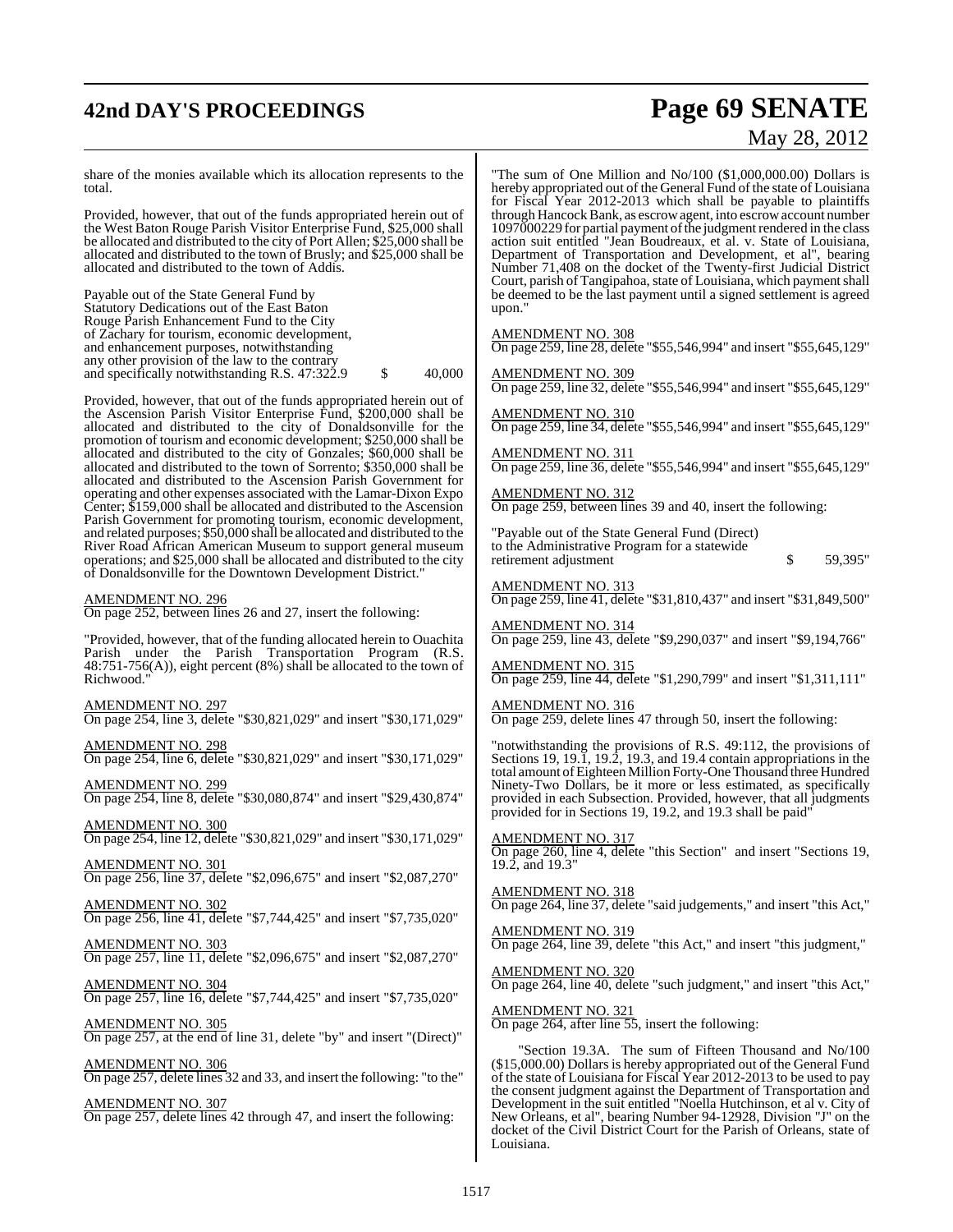share of the monies available which its allocation represents to the total.

Provided, however, that out of the funds appropriated herein out of the West Baton Rouge Parish Visitor Enterprise Fund, $25,000 shall be allocated and distributed to the city of Port Allen; $25,000 shall be allocated and distributed to the town of Brusly; and $25,000 shall be allocated and distributed to the town of Addis.

Payable out of the State General Fund by Statutory Dedications out of the East Baton Rouge Parish Enhancement Fund to the City of Zachary for tourism, economic development, and enhancement purposes, notwithstanding any other provision of the law to the contrary and specifically notwithstanding R.S. 47:322.9 $ 40,000

Provided, however, that out of the funds appropriated herein out of the Ascension Parish Visitor Enterprise Fund, $200,000 shall be allocated and distributed to the city of Donaldsonville for the promotion of tourism and economic development; $250,000 shall be allocated and distributed to the city of Gonzales; $60,000 shall be allocated and distributed to the town of Sorrento; $350,000 shall be allocated and distributed to the Ascension Parish Government for operating and other expenses associated with the Lamar-Dixon Expo Center; $159,000 shall be allocated and distributed to the Ascension Parish Government for promoting tourism, economic development, and related purposes; $50,000 shall be allocated and distributed to the River Road African American Museum to support general museum operations; and $25,000 shall be allocated and distributed to the city of Donaldsonville for the Downtown Development District."

AMENDMENT NO. 296
On page 252, between lines 26 and 27, insert the following:

"Provided, however, that of the funding allocated herein to Ouachita Parish under the Parish Transportation Program (R.S. 48:751-756(A)), eight percent (8%) shall be allocated to the town of Richwood."

AMENDMENT NO. 297
On page 254, line 3, delete "$30,821,029" and insert "$30,171,029"

AMENDMENT NO. 298
On page 254, line 6, delete "$30,821,029" and insert "$30,171,029"

AMENDMENT NO. 299
On page 254, line 8, delete "$30,080,874" and insert "$29,430,874"

AMENDMENT NO. 300
On page 254, line 12, delete "$30,821,029" and insert "$30,171,029"

AMENDMENT NO. 301
On page 256, line 37, delete "$2,096,675" and insert "$2,087,270"

AMENDMENT NO. 302
On page 256, line 41, delete "$7,744,425" and insert "$7,735,020"

AMENDMENT NO. 303
On page 257, line 11, delete "$2,096,675" and insert "$2,087,270"

AMENDMENT NO. 304
On page 257, line 16, delete "$7,744,425" and insert "$7,735,020"

AMENDMENT NO. 305
On page 257, at the end of line 31, delete "by" and insert "(Direct)"

AMENDMENT NO. 306
On page 257, delete lines 32 and 33, and insert the following: "to the"

AMENDMENT NO. 307
On page 257, delete lines 42 through 47, and insert the following:

"The sum of One Million and No/100 ($1,000,000.00) Dollars is hereby appropriated out of the General Fund of the state of Louisiana for Fiscal Year 2012-2013 which shall be payable to plaintiffs through Hancock Bank, as escrow agent, into escrow account number 1097000229 for partial payment of the judgment rendered in the class action suit entitled "Jean Boudreaux, et al. v. State of Louisiana, Department of Transportation and Development, et al", bearing Number 71,408 on the docket of the Twenty-first Judicial District Court, parish of Tangipahoa, state of Louisiana, which payment shall be deemed to be the last payment until a signed settlement is agreed upon."

AMENDMENT NO. 308
On page 259, line 28, delete "$55,546,994" and insert "$55,645,129"

AMENDMENT NO. 309
On page 259, line 32, delete "$55,546,994" and insert "$55,645,129"

AMENDMENT NO. 310
On page 259, line 34, delete "$55,546,994" and insert "$55,645,129"

AMENDMENT NO. 311
On page 259, line 36, delete "$55,546,994" and insert "$55,645,129"

AMENDMENT NO. 312
On page 259, between lines 39 and 40, insert the following:

"Payable out of the State General Fund (Direct) to the Administrative Program for a statewide retirement adjustment $ 59,395"

AMENDMENT NO. 313
On page 259, line 41, delete "$31,810,437" and insert "$31,849,500"

AMENDMENT NO. 314
On page 259, line 43, delete "$9,290,037" and insert "$9,194,766"

AMENDMENT NO. 315
On page 259, line 44, delete "$1,290,799" and insert "$1,311,111"

AMENDMENT NO. 316
On page 259, delete lines 47 through 50, insert the following:

"notwithstanding the provisions of R.S. 49:112, the provisions of Sections 19, 19.1, 19.2, 19.3, and 19.4 contain appropriations in the total amount of Eighteen Million Forty-One Thousand three Hundred Ninety-Two Dollars, be it more or less estimated, as specifically provided in each Subsection. Provided, however, that all judgments provided for in Sections 19, 19.2, and 19.3 shall be paid"

AMENDMENT NO. 317
On page 260, line 4, delete "this Section" and insert "Sections 19, 19.2, and 19.3"

AMENDMENT NO. 318
On page 264, line 37, delete "said judgements," and insert "this Act,"

AMENDMENT NO. 319
On page 264, line 39, delete "this Act," and insert "this judgment,"

AMENDMENT NO. 320
On page 264, line 40, delete "such judgment," and insert "this Act,"

AMENDMENT NO. 321
On page 264, after line 55, insert the following:

"Section 19.3A. The sum of Fifteen Thousand and No/100 ($15,000.00) Dollars is hereby appropriated out of the General Fund of the state of Louisiana for Fiscal Year 2012-2013 to be used to pay the consent judgment against the Department of Transportation and Development in the suit entitled "Noella Hutchinson, et al v. City of New Orleans, et al", bearing Number 94-12928, Division "J" on the docket of the Civil District Court for the Parish of Orleans, state of Louisiana.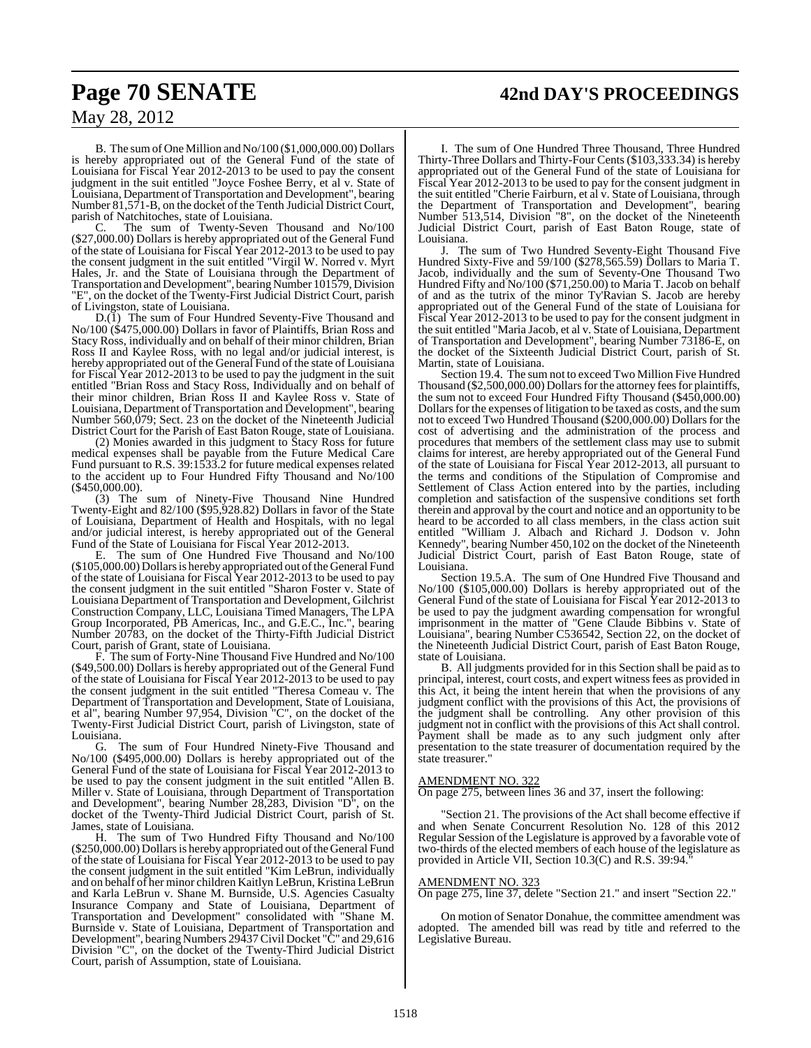B. The sum of One Million and No/100 ($1,000,000.00) Dollars is hereby appropriated out of the General Fund of the state of Louisiana for Fiscal Year 2012-2013 to be used to pay the consent judgment in the suit entitled "Joyce Foshee Berry, et al v. State of Louisiana, Department of Transportation and Development", bearing Number 81,571-B, on the docket of the Tenth Judicial District Court, parish of Natchitoches, state of Louisiana.

C. The sum of Twenty-Seven Thousand and No/100 ($27,000.00) Dollars is hereby appropriated out of the General Fund of the state of Louisiana for Fiscal Year 2012-2013 to be used to pay the consent judgment in the suit entitled "Virgil W. Norred v. Myrt Hales, Jr. and the State of Louisiana through the Department of Transportation and Development", bearing Number 101579, Division "E", on the docket of the Twenty-First Judicial District Court, parish of Livingston, state of Louisiana.

D.(1) The sum of Four Hundred Seventy-Five Thousand and No/100 ($475,000.00) Dollars in favor of Plaintiffs, Brian Ross and Stacy Ross, individually and on behalf of their minor children, Brian Ross II and Kaylee Ross, with no legal and/or judicial interest, is hereby appropriated out of the General Fund of the state of Louisiana for Fiscal Year 2012-2013 to be used to pay the judgment in the suit entitled "Brian Ross and Stacy Ross, Individually and on behalf of their minor children, Brian Ross II and Kaylee Ross v. State of Louisiana, Department of Transportation and Development", bearing Number 560,079; Sect. 23 on the docket of the Nineteenth Judicial District Court for the Parish of East Baton Rouge, state of Louisiana.

(2) Monies awarded in this judgment to Stacy Ross for future medical expenses shall be payable from the Future Medical Care Fund pursuant to R.S. 39:1533.2 for future medical expenses related to the accident up to Four Hundred Fifty Thousand and No/100 ($450,000.00).

(3) The sum of Ninety-Five Thousand Nine Hundred Twenty-Eight and 82/100 ($95,928.82) Dollars in favor of the State of Louisiana, Department of Health and Hospitals, with no legal and/or judicial interest, is hereby appropriated out of the General Fund of the State of Louisiana for Fiscal Year 2012-2013.

E. The sum of One Hundred Five Thousand and No/100 ($105,000.00) Dollars is hereby appropriated out of the General Fund of the state of Louisiana for Fiscal Year 2012-2013 to be used to pay the consent judgment in the suit entitled "Sharon Foster v. State of Louisiana Department of Transportation and Development, Gilchrist Construction Company, LLC, Louisiana Timed Managers, The LPA Group Incorporated, PB Americas, Inc., and G.E.C., Inc.", bearing Number 20783, on the docket of the Thirty-Fifth Judicial District Court, parish of Grant, state of Louisiana.

F. The sum of Forty-Nine Thousand Five Hundred and No/100 ($49,500.00) Dollars is hereby appropriated out of the General Fund of the state of Louisiana for Fiscal Year 2012-2013 to be used to pay the consent judgment in the suit entitled "Theresa Comeau v. The Department of Transportation and Development, State of Louisiana, et al", bearing Number 97,954, Division "C", on the docket of the Twenty-First Judicial District Court, parish of Livingston, state of Louisiana.

G. The sum of Four Hundred Ninety-Five Thousand and No/100 ($495,000.00) Dollars is hereby appropriated out of the General Fund of the state of Louisiana for Fiscal Year 2012-2013 to be used to pay the consent judgment in the suit entitled "Allen B. Miller v. State of Louisiana, through Department of Transportation and Development", bearing Number 28,283, Division "D", on the docket of the Twenty-Third Judicial District Court, parish of St. James, state of Louisiana.

H. The sum of Two Hundred Fifty Thousand and No/100 ($250,000.00) Dollars is hereby appropriated out of the General Fund of the state of Louisiana for Fiscal Year 2012-2013 to be used to pay the consent judgment in the suit entitled "Kim LeBrun, individually and on behalf of her minor children Kaitlyn LeBrun, Kristina LeBrun and Karla LeBrun v. Shane M. Burnside, U.S. Agencies Casualty Insurance Company and State of Louisiana, Department of Transportation and Development" consolidated with "Shane M. Burnside v. State of Louisiana, Department of Transportation and Development", bearing Numbers 29437 Civil Docket "C" and 29,616 Division "C", on the docket of the Twenty-Third Judicial District Court, parish of Assumption, state of Louisiana.

I. The sum of One Hundred Three Thousand, Three Hundred Thirty-Three Dollars and Thirty-Four Cents ($103,333.34) is hereby appropriated out of the General Fund of the state of Louisiana for Fiscal Year 2012-2013 to be used to pay for the consent judgment in the suit entitled "Cherie Fairburn, et al v. State of Louisiana, through the Department of Transportation and Development", bearing Number 513,514, Division "8", on the docket of the Nineteenth Judicial District Court, parish of East Baton Rouge, state of Louisiana.

J. The sum of Two Hundred Seventy-Eight Thousand Five Hundred Sixty-Five and 59/100 ($278,565.59) Dollars to Maria T. Jacob, individually and the sum of Seventy-One Thousand Two Hundred Fifty and No/100 ($71,250.00) to Maria T. Jacob on behalf of and as the tutrix of the minor Ty'Ravian S. Jacob are hereby appropriated out of the General Fund of the state of Louisiana for Fiscal Year 2012-2013 to be used to pay for the consent judgment in the suit entitled "Maria Jacob, et al v. State of Louisiana, Department of Transportation and Development", bearing Number 73186-E, on the docket of the Sixteenth Judicial District Court, parish of St. Martin, state of Louisiana.

Section 19.4. The sum not to exceed Two Million Five Hundred Thousand ($2,500,000.00) Dollars for the attorney fees for plaintiffs, the sum not to exceed Four Hundred Fifty Thousand ($450,000.00) Dollars for the expenses of litigation to be taxed as costs, and the sum not to exceed Two Hundred Thousand ($200,000.00) Dollars for the cost of advertising and the administration of the process and procedures that members of the settlement class may use to submit claims for interest, are hereby appropriated out of the General Fund of the state of Louisiana for Fiscal Year 2012-2013, all pursuant to the terms and conditions of the Stipulation of Compromise and Settlement of Class Action entered into by the parties, including completion and satisfaction of the suspensive conditions set forth therein and approval by the court and notice and an opportunity to be heard to be accorded to all class members, in the class action suit entitled "William J. Albach and Richard J. Dodson v. John Kennedy", bearing Number 450,102 on the docket of the Nineteenth Judicial District Court, parish of East Baton Rouge, state of Louisiana.

Section 19.5.A. The sum of One Hundred Five Thousand and No/100 ($105,000.00) Dollars is hereby appropriated out of the General Fund of the state of Louisiana for Fiscal Year 2012-2013 to be used to pay the judgment awarding compensation for wrongful imprisonment in the matter of "Gene Claude Bibbins v. State of Louisiana", bearing Number C536542, Section 22, on the docket of the Nineteenth Judicial District Court, parish of East Baton Rouge, state of Louisiana.

B. All judgments provided for in this Section shall be paid as to principal, interest, court costs, and expert witness fees as provided in this Act, it being the intent herein that when the provisions of any judgment conflict with the provisions of this Act, the provisions of the judgment shall be controlling. Any other provision of this judgment not in conflict with the provisions of this Act shall control. Payment shall be made as to any such judgment only after presentation to the state treasurer of documentation required by the state treasurer."

AMENDMENT NO. 322

On page 275, between lines 36 and 37, insert the following:

"Section 21. The provisions of the Act shall become effective if and when Senate Concurrent Resolution No. 128 of this 2012 Regular Session of the Legislature is approved by a favorable vote of two-thirds of the elected members of each house of the legislature as provided in Article VII, Section 10.3(C) and R.S. 39:94."

AMENDMENT NO. 323

On page 275, line 37, delete "Section 21." and insert "Section 22."

On motion of Senator Donahue, the committee amendment was adopted. The amended bill was read by title and referred to the Legislative Bureau.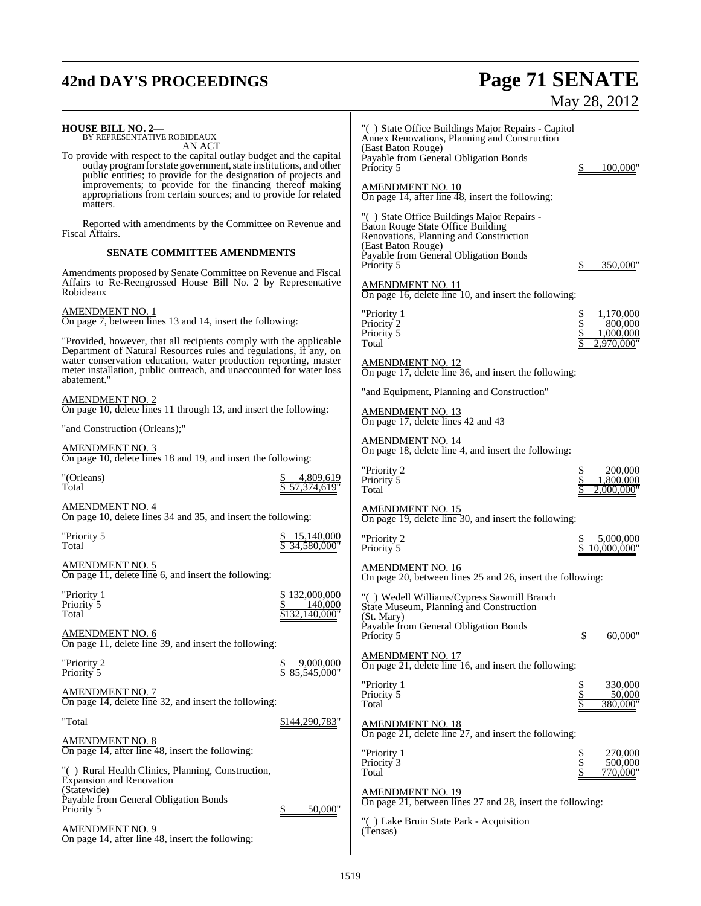**HOUSE BILL NO. 2—**
BY REPRESENTATIVE ROBIDEAUX

AN ACT

To provide with respect to the capital outlay budget and the capital outlay program for state government, state institutions, and other public entities; to provide for the designation of projects and improvements; to provide for the financing thereof making appropriations from certain sources; and to provide for related matters.

Reported with amendments by the Committee on Revenue and Fiscal Affairs.

**SENATE COMMITTEE AMENDMENTS**

Amendments proposed by Senate Committee on Revenue and Fiscal Affairs to Re-Reengrossed House Bill No. 2 by Representative Robideaux

AMENDMENT NO. 1
On page 7, between lines 13 and 14, insert the following:

"Provided, however, that all recipients comply with the applicable Department of Natural Resources rules and regulations, if any, on water conservation education, water production reporting, master meter installation, public outreach, and unaccounted for water loss abatement."

AMENDMENT NO. 2
On page 10, delete lines 11 through 13, and insert the following:

"and Construction (Orleans);"

AMENDMENT NO. 3
On page 10, delete lines 18 and 19, and insert the following:

| | |
|---|---|
| "(Orleans) | $ 4,809,619 |
| Total | $ 57,374,619" |

AMENDMENT NO. 4
On page 10, delete lines 34 and 35, and insert the following:

| | |
|---|---|
| "Priority 5 | $ 15,140,000 |
| Total | $ 34,580,000" |

AMENDMENT NO. 5
On page 11, delete line 6, and insert the following:

| | |
|---|---|
| "Priority 1 | $ 132,000,000 |
| Priority 5 | $ 140,000 |
| Total | $132,140,000" |

AMENDMENT NO. 6
On page 11, delete line 39, and insert the following:

| | |
|---|---|
| "Priority 2 | $ 9,000,000 |
| Priority 5 | $ 85,545,000" |

AMENDMENT NO. 7
On page 14, delete line 32, and insert the following:

| | |
|---|---|
| "Total | $144,290,783" |

AMENDMENT NO. 8
On page 14, after line 48, insert the following:

"( ) Rural Health Clinics, Planning, Construction, Expansion and Renovation
(Statewide)
Payable from General Obligation Bonds
Priority 5 $ 50,000"

AMENDMENT NO. 9
On page 14, after line 48, insert the following:

"( ) State Office Buildings Major Repairs - Capitol Annex Renovations, Planning and Construction
(East Baton Rouge)
Payable from General Obligation Bonds
Priority 5 $ 100,000"

AMENDMENT NO. 10
On page 14, after line 48, insert the following:

"( ) State Office Buildings Major Repairs - Baton Rouge State Office Building Renovations, Planning and Construction
(East Baton Rouge)
Payable from General Obligation Bonds
Priority 5 $ 350,000"

AMENDMENT NO. 11
On page 16, delete line 10, and insert the following:

| | |
|---|---|
| "Priority 1 | $ 1,170,000 |
| Priority 2 | $ 800,000 |
| Priority 5 | $ 1,000,000 |
| Total | $ 2,970,000" |

AMENDMENT NO. 12
On page 17, delete line 36, and insert the following:

"and Equipment, Planning and Construction"

AMENDMENT NO. 13
On page 17, delete lines 42 and 43

AMENDMENT NO. 14
On page 18, delete line 4, and insert the following:

| | |
|---|---|
| "Priority 2 | $ 200,000 |
| Priority 5 | $ 1,800,000 |
| Total | $ 2,000,000" |

AMENDMENT NO. 15
On page 19, delete line 30, and insert the following:

| | |
|---|---|
| "Priority 2 | $ 5,000,000 |
| Priority 5 | $ 10,000,000" |

AMENDMENT NO. 16
On page 20, between lines 25 and 26, insert the following:

"( ) Wedell Williams/Cypress Sawmill Branch State Museum, Planning and Construction
(St. Mary)
Payable from General Obligation Bonds
Priority 5 $ 60,000"

AMENDMENT NO. 17
On page 21, delete line 16, and insert the following:

| | |
|---|---|
| "Priority 1 | $ 330,000 |
| Priority 5 | $ 50,000 |
| Total | $ 380,000" |

AMENDMENT NO. 18
On page 21, delete line 27, and insert the following:

| | |
|---|---|
| "Priority 1 | $ 270,000 |
| Priority 3 | $ 500,000 |
| Total | $ 770,000" |

AMENDMENT NO. 19
On page 21, between lines 27 and 28, insert the following:

"( ) Lake Bruin State Park - Acquisition
(Tensas)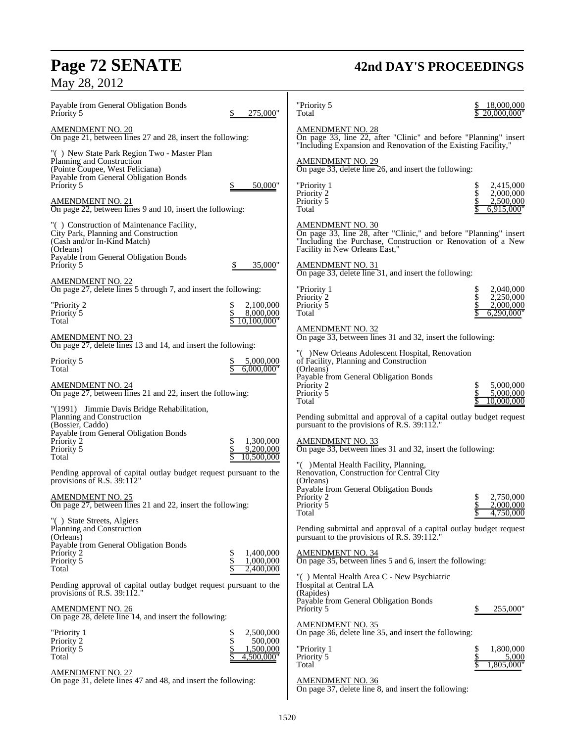Payable from General Obligation Bonds
Priority 5 $ 275,000"

AMENDMENT NO. 20
On page 21, between lines 27 and 28, insert the following:

"( ) New State Park Region Two - Master Plan
Planning and Construction
(Pointe Coupee, West Feliciana)
Payable from General Obligation Bonds
Priority 5 $ 50,000"

AMENDMENT NO. 21
On page 22, between lines 9 and 10, insert the following:

"( ) Construction of Maintenance Facility,
City Park, Planning and Construction
(Cash and/or In-Kind Match)
(Orleans)
Payable from General Obligation Bonds
Priority 5 $ 35,000"

AMENDMENT NO. 22
On page 27, delete lines 5 through 7, and insert the following:

| | |
|---|---|
| "Priority 2 | $ 2,100,000 |
| Priority 5 | $ 8,000,000 |
| Total | $ 10,100,000" |

AMENDMENT NO. 23
On page 27, delete lines 13 and 14, and insert the following:

| | |
|---|---|
| Priority 5 | $ 5,000,000 |
| Total | $ 6,000,000" |

AMENDMENT NO. 24
On page 27, between lines 21 and 22, insert the following:

"(1991) Jimmie Davis Bridge Rehabilitation,
Planning and Construction
(Bossier, Caddo)
Payable from General Obligation Bonds

| | |
|---|---|
| Priority 2 | $ 1,300,000 |
| Priority 5 | $ 9,200,000 |
| Total | $ 10,500,000 |

Pending approval of capital outlay budget request pursuant to the provisions of R.S. 39:112"

AMENDMENT NO. 25
On page 27, between lines 21 and 22, insert the following:

"( ) State Streets, Algiers
Planning and Construction
(Orleans)
Payable from General Obligation Bonds

| | |
|---|---|
| Priority 2 | $ 1,400,000 |
| Priority 5 | $ 1,000,000 |
| Total | $ 2,400,000 |

Pending approval of capital outlay budget request pursuant to the provisions of R.S. 39:112."

AMENDMENT NO. 26
On page 28, delete line 14, and insert the following:

| | |
|---|---|
| "Priority 1 | $ 2,500,000 |
| Priority 2 | $ 500,000 |
| Priority 5 | $ 1,500,000 |
| Total | $ 4,500,000" |

AMENDMENT NO. 27
On page 31, delete lines 47 and 48, and insert the following:

| | |
|---|---|
| "Priority 5 | $ 18,000,000 |
| Total | $ 20,000,000" |

AMENDMENT NO. 28
On page 33, line 22, after "Clinic" and before "Planning" insert "Including Expansion and Renovation of the Existing Facility,"

AMENDMENT NO. 29
On page 33, delete line 26, and insert the following:

| | |
|---|---|
| "Priority 1 | $ 2,415,000 |
| Priority 2 | $ 2,000,000 |
| Priority 5 | $ 2,500,000 |
| Total | $ 6,915,000" |

AMENDMENT NO. 30
On page 33, line 28, after "Clinic," and before "Planning" insert "Including the Purchase, Construction or Renovation of a New Facility in New Orleans East,"

AMENDMENT NO. 31
On page 33, delete line 31, and insert the following:

| | |
|---|---|
| "Priority 1 | $ 2,040,000 |
| Priority 2 | $ 2,250,000 |
| Priority 5 | $ 2,000,000 |
| Total | $ 6,290,000" |

AMENDMENT NO. 32
On page 33, between lines 31 and 32, insert the following:

"( )New Orleans Adolescent Hospital, Renovation
of Facility, Planning and Construction
(Orleans)
Payable from General Obligation Bonds

| | |
|---|---|
| Priority 2 | $ 5,000,000 |
| Priority 5 | $ 5,000,000 |
| Total | $ 10,000,000 |

Pending submittal and approval of a capital outlay budget request pursuant to the provisions of R.S. 39:112."

AMENDMENT NO. 33
On page 33, between lines 31 and 32, insert the following:

"( )Mental Health Facility, Planning,
Renovation, Construction for Central City
(Orleans)
Payable from General Obligation Bonds

| | |
|---|---|
| Priority 2 | $ 2,750,000 |
| Priority 5 | $ 2,000,000 |
| Total | $ 4,750,000 |

Pending submittal and approval of a capital outlay budget request pursuant to the provisions of R.S. 39:112."

AMENDMENT NO. 34
On page 35, between lines 5 and 6, insert the following:

"( ) Mental Health Area C - New Psychiatric
Hospital at Central LA
(Rapides)
Payable from General Obligation Bonds
Priority 5 $ 255,000"

AMENDMENT NO. 35
On page 36, delete line 35, and insert the following:

| | |
|---|---|
| "Priority 1 | $ 1,800,000 |
| Priority 5 | $ 5,000 |
| Total | $ 1,805,000" |

AMENDMENT NO. 36
On page 37, delete line 8, and insert the following: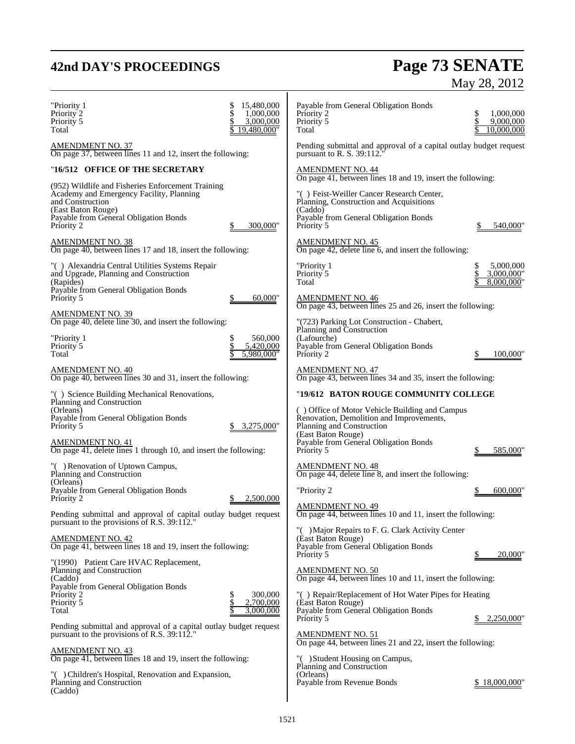"Priority 1 $ 15,480,000
Priority 2 $ 1,000,000
Priority 5 $ 3,000,000
Total $ 19,480,000"

AMENDMENT NO. 37
On page 37, between lines 11 and 12, insert the following:

"**16/512 OFFICE OF THE SECRETARY**

(952) Wildlife and Fisheries Enforcement Training Academy and Emergency Facility, Planning and Construction
(East Baton Rouge)
Payable from General Obligation Bonds
Priority 2 $ 300,000"

AMENDMENT NO. 38
On page 40, between lines 17 and 18, insert the following:

"( ) Alexandria Central Utilities Systems Repair and Upgrade, Planning and Construction
(Rapides)
Payable from General Obligation Bonds
Priority 5 $ 60,000"

AMENDMENT NO. 39
On page 40, delete line 30, and insert the following:

"Priority 1 $ 560,000
Priority 5 $ 5,420,000
Total $ 5,980,000"

AMENDMENT NO. 40
On page 40, between lines 30 and 31, insert the following:

"( ) Science Building Mechanical Renovations, Planning and Construction
(Orleans)
Payable from General Obligation Bonds
Priority 5 $ 3,275,000"

AMENDMENT NO. 41
On page 41, delete lines 1 through 10, and insert the following:

"( ) Renovation of Uptown Campus, Planning and Construction
(Orleans)
Payable from General Obligation Bonds
Priority 2 $ 2,500,000

Pending submittal and approval of capital outlay budget request pursuant to the provisions of R.S. 39:112."

AMENDMENT NO. 42
On page 41, between lines 18 and 19, insert the following:

"(1990) Patient Care HVAC Replacement, Planning and Construction
(Caddo)
Payable from General Obligation Bonds
Priority 2 $ 300,000
Priority 5 $ 2,700,000
Total $ 3,000,000

Pending submittal and approval of a capital outlay budget request pursuant to the provisions of R.S. 39:112."

AMENDMENT NO. 43
On page 41, between lines 18 and 19, insert the following:

"( ) Children's Hospital, Renovation and Expansion, Planning and Construction
(Caddo)
Payable from General Obligation Bonds
Priority 2 $ 1,000,000
Priority 5 $ 9,000,000
Total $ 10,000,000

Pending submittal and approval of a capital outlay budget request pursuant to R. S. 39:112."

AMENDMENT NO. 44
On page 41, between lines 18 and 19, insert the following:

"( ) Feist-Weiller Cancer Research Center, Planning, Construction and Acquisitions
(Caddo)
Payable from General Obligation Bonds
Priority 5 $ 540,000"

AMENDMENT NO. 45
On page 42, delete line 6, and insert the following:

"Priority 1 $ 5,000,000
Priority 5 $ 3,000,000"
Total $ 8,000,000"

AMENDMENT NO. 46
On page 43, between lines 25 and 26, insert the following:

"(723) Parking Lot Construction - Chabert, Planning and Construction
(Lafourche)
Payable from General Obligation Bonds
Priority 2 $ 100,000"

AMENDMENT NO. 47
On page 43, between lines 34 and 35, insert the following:

"**19/612 BATON ROUGE COMMUNITY COLLEGE**

( ) Office of Motor Vehicle Building and Campus Renovation, Demolition and Improvements, Planning and Construction
(East Baton Rouge)
Payable from General Obligation Bonds
Priority 5 $ 585,000"

AMENDMENT NO. 48
On page 44, delete line 8, and insert the following:

"Priority 2 $ 600,000"

AMENDMENT NO. 49
On page 44, between lines 10 and 11, insert the following:

"( ) Major Repairs to F. G. Clark Activity Center
(East Baton Rouge)
Payable from General Obligation Bonds
Priority 5 $ 20,000"

AMENDMENT NO. 50
On page 44, between lines 10 and 11, insert the following:

"( ) Repair/Replacement of Hot Water Pipes for Heating
(East Baton Rouge)
Payable from General Obligation Bonds
Priority 5 $ 2,250,000"

AMENDMENT NO. 51
On page 44, between lines 21 and 22, insert the following:

"( ) Student Housing on Campus, Planning and Construction
(Orleans)
Payable from Revenue Bonds $ 18,000,000"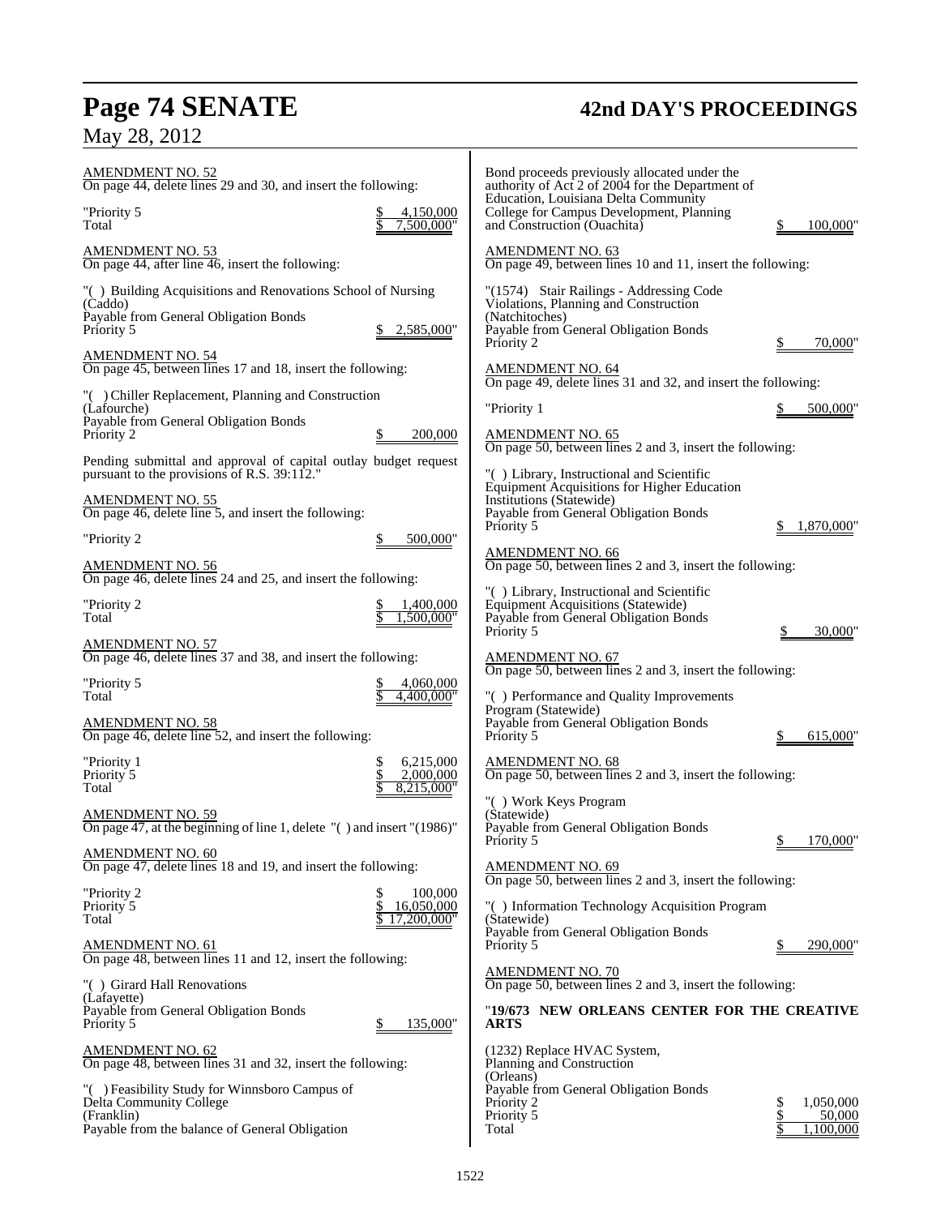AMENDMENT NO. 52
On page 44, delete lines 29 and 30, and insert the following:

"Priority 5 $ 4,150,000
Total $ 7,500,000"

AMENDMENT NO. 53
On page 44, after line 46, insert the following:

"( ) Building Acquisitions and Renovations School of Nursing
(Caddo)
Payable from General Obligation Bonds
Priority 5 $ 2,585,000"

AMENDMENT NO. 54
On page 45, between lines 17 and 18, insert the following:

"( ) Chiller Replacement, Planning and Construction
(Lafourche)
Payable from General Obligation Bonds
Priority 2 $ 200,000

Pending submittal and approval of capital outlay budget request pursuant to the provisions of R.S. 39:112."

AMENDMENT NO. 55
On page 46, delete line 5, and insert the following:

"Priority 2 $ 500,000"

AMENDMENT NO. 56
On page 46, delete lines 24 and 25, and insert the following:

"Priority 2 $ 1,400,000
Total $ 1,500,000"

AMENDMENT NO. 57
On page 46, delete lines 37 and 38, and insert the following:

"Priority 5 $ 4,060,000
Total $ 4,400,000"

AMENDMENT NO. 58
On page 46, delete line 52, and insert the following:

"Priority 1 $ 6,215,000
Priority 5 $ 2,000,000
Total $ 8,215,000"

AMENDMENT NO. 59
On page 47, at the beginning of line 1, delete "( ) and insert "(1986)"

AMENDMENT NO. 60
On page 47, delete lines 18 and 19, and insert the following:

"Priority 2 $ 100,000
Priority 5 $ 16,050,000
Total $ 17,200,000"

AMENDMENT NO. 61
On page 48, between lines 11 and 12, insert the following:

"( ) Girard Hall Renovations
(Lafayette)
Payable from General Obligation Bonds
Priority 5 $ 135,000"

AMENDMENT NO. 62
On page 48, between lines 31 and 32, insert the following:

"( ) Feasibility Study for Winnsboro Campus of Delta Community College
(Franklin)
Payable from the balance of General Obligation Bond proceeds previously allocated under the authority of Act 2 of 2004 for the Department of Education, Louisiana Delta Community College for Campus Development, Planning and Construction (Ouachita) $ 100,000"

AMENDMENT NO. 63
On page 49, between lines 10 and 11, insert the following:

"(1574) Stair Railings - Addressing Code Violations, Planning and Construction
(Natchitoches)
Payable from General Obligation Bonds
Priority 2 $ 70,000"

AMENDMENT NO. 64
On page 49, delete lines 31 and 32, and insert the following:

"Priority 1 $ 500,000"

AMENDMENT NO. 65
On page 50, between lines 2 and 3, insert the following:

"( ) Library, Instructional and Scientific Equipment Acquisitions for Higher Education Institutions (Statewide)
Payable from General Obligation Bonds
Priority 5 $ 1,870,000"

AMENDMENT NO. 66
On page 50, between lines 2 and 3, insert the following:

"( ) Library, Instructional and Scientific Equipment Acquisitions (Statewide)
Payable from General Obligation Bonds
Priority 5 $ 30,000"

AMENDMENT NO. 67
On page 50, between lines 2 and 3, insert the following:

"( ) Performance and Quality Improvements Program (Statewide)
Payable from General Obligation Bonds
Priority 5 $ 615,000"

AMENDMENT NO. 68
On page 50, between lines 2 and 3, insert the following:

"( ) Work Keys Program
(Statewide)
Payable from General Obligation Bonds
Priority 5 $ 170,000"

AMENDMENT NO. 69
On page 50, between lines 2 and 3, insert the following:

"( ) Information Technology Acquisition Program
(Statewide)
Payable from General Obligation Bonds
Priority 5 $ 290,000"

AMENDMENT NO. 70
On page 50, between lines 2 and 3, insert the following:

"**19/673 NEW ORLEANS CENTER FOR THE CREATIVE ARTS**

(1232) Replace HVAC System, Planning and Construction
(Orleans)
Payable from General Obligation Bonds
Priority 2 $ 1,050,000
Priority 5 $ 50,000
Total $ 1,100,000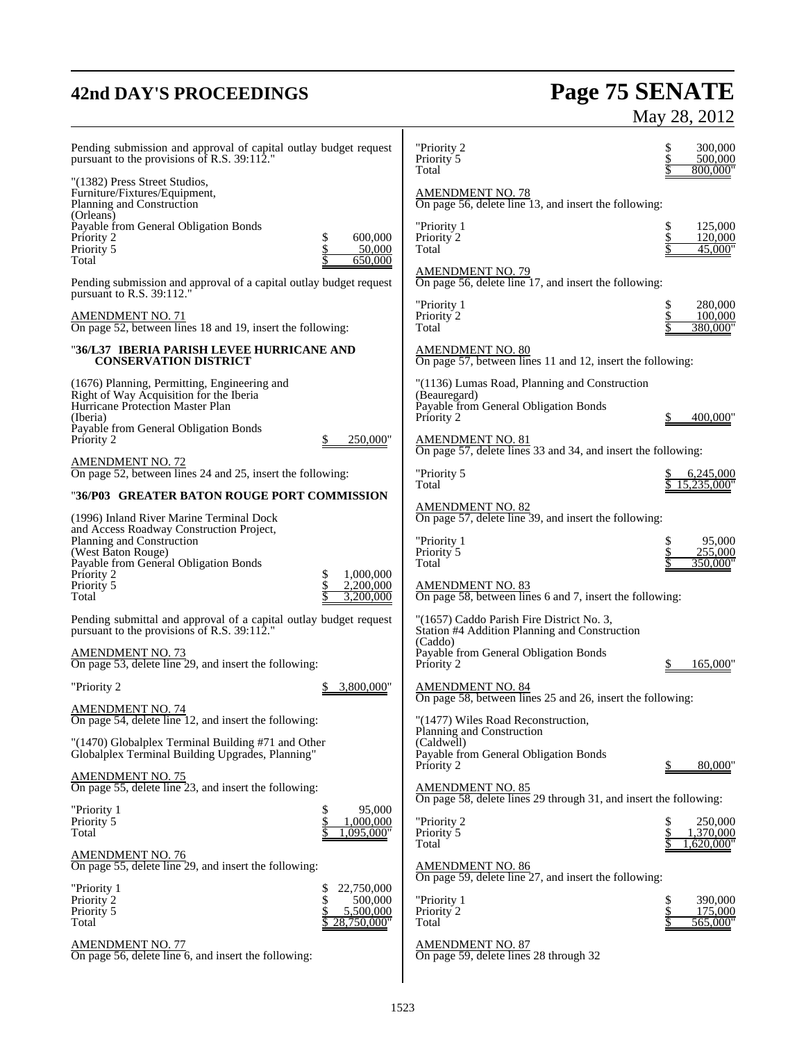Pending submission and approval of capital outlay budget request pursuant to the provisions of R.S. 39:112."

"(1382) Press Street Studios,
Furniture/Fixtures/Equipment,
Planning and Construction
(Orleans)
Payable from General Obligation Bonds

| | |
|---|---|
| Priority 2 | $ 600,000 |
| Priority 5 | $ 50,000 |
| Total | $ 650,000 |

Pending submission and approval of a capital outlay budget request pursuant to R.S. 39:112."

AMENDMENT NO. 71

On page 52, between lines 18 and 19, insert the following:

"**36/L37 IBERIA PARISH LEVEE HURRICANE AND CONSERVATION DISTRICT**

(1676) Planning, Permitting, Engineering and
Right of Way Acquisition for the Iberia
Hurricane Protection Master Plan
(Iberia)
Payable from General Obligation Bonds

| | |
|---|---|
| Priority 2 | $ 250,000" |

AMENDMENT NO. 72

On page 52, between lines 24 and 25, insert the following:

"**36/P03 GREATER BATON ROUGE PORT COMMISSION**

(1996) Inland River Marine Terminal Dock
and Access Roadway Construction Project,
Planning and Construction
(West Baton Rouge)
Payable from General Obligation Bonds

| | |
|---|---|
| Priority 2 | $ 1,000,000 |
| Priority 5 | $ 2,200,000 |
| Total | $ 3,200,000 |

Pending submittal and approval of a capital outlay budget request pursuant to the provisions of R.S. 39:112."

AMENDMENT NO. 73

On page 53, delete line 29, and insert the following:

| | |
|---|---|
| "Priority 2 | $ 3,800,000" |

AMENDMENT NO. 74

On page 54, delete line 12, and insert the following:

"(1470) Globalplex Terminal Building #71 and Other
Globalplex Terminal Building Upgrades, Planning"

AMENDMENT NO. 75

On page 55, delete line 23, and insert the following:

| | |
|---|---|
| "Priority 1 | $ 95,000 |
| Priority 5 | $ 1,000,000 |
| Total | $ 1,095,000" |

AMENDMENT NO. 76

On page 55, delete line 29, and insert the following:

| | |
|---|---|
| "Priority 1 | $ 22,750,000 |
| Priority 2 | $ 500,000 |
| Priority 5 | $ 5,500,000 |
| Total | $ 28,750,000" |

AMENDMENT NO. 77

On page 56, delete line 6, and insert the following:

| | |
|---|---|
| "Priority 2 | $ 300,000 |
| Priority 5 | $ 500,000 |
| Total | $ 800,000" |

AMENDMENT NO. 78

On page 56, delete line 13, and insert the following:

| | |
|---|---|
| "Priority 1 | $ 125,000 |
| Priority 2 | $ 120,000 |
| Total | $ 45,000" |

AMENDMENT NO. 79

On page 56, delete line 17, and insert the following:

| | |
|---|---|
| "Priority 1 | $ 280,000 |
| Priority 2 | $ 100,000 |
| Total | $ 380,000" |

AMENDMENT NO. 80

On page 57, between lines 11 and 12, insert the following:

"(1136) Lumas Road, Planning and Construction
(Beauregard)
Payable from General Obligation Bonds

| | |
|---|---|
| Priority 2 | $ 400,000" |

AMENDMENT NO. 81

On page 57, delete lines 33 and 34, and insert the following:

| | |
|---|---|
| "Priority 5 | $ 6,245,000 |
| Total | $ 15,235,000" |

AMENDMENT NO. 82

On page 57, delete line 39, and insert the following:

| | |
|---|---|
| "Priority 1 | $ 95,000 |
| Priority 5 | $ 255,000 |
| Total | $ 350,000" |

AMENDMENT NO. 83

On page 58, between lines 6 and 7, insert the following:

"(1657) Caddo Parish Fire District No. 3,
Station #4 Addition Planning and Construction
(Caddo)
Payable from General Obligation Bonds

| | |
|---|---|
| Priority 2 | $ 165,000" |

AMENDMENT NO. 84

On page 58, between lines 25 and 26, insert the following:

"(1477) Wiles Road Reconstruction,
Planning and Construction
(Caldwell)
Payable from General Obligation Bonds

| | |
|---|---|
| Priority 2 | $ 80,000" |

AMENDMENT NO. 85

On page 58, delete lines 29 through 31, and insert the following:

| | |
|---|---|
| "Priority 2 | $ 250,000 |
| Priority 5 | $ 1,370,000 |
| Total | $ 1,620,000" |

AMENDMENT NO. 86

On page 59, delete line 27, and insert the following:

| | |
|---|---|
| "Priority 1 | $ 390,000 |
| Priority 2 | $ 175,000 |
| Total | $ 565,000" |

AMENDMENT NO. 87

On page 59, delete lines 28 through 32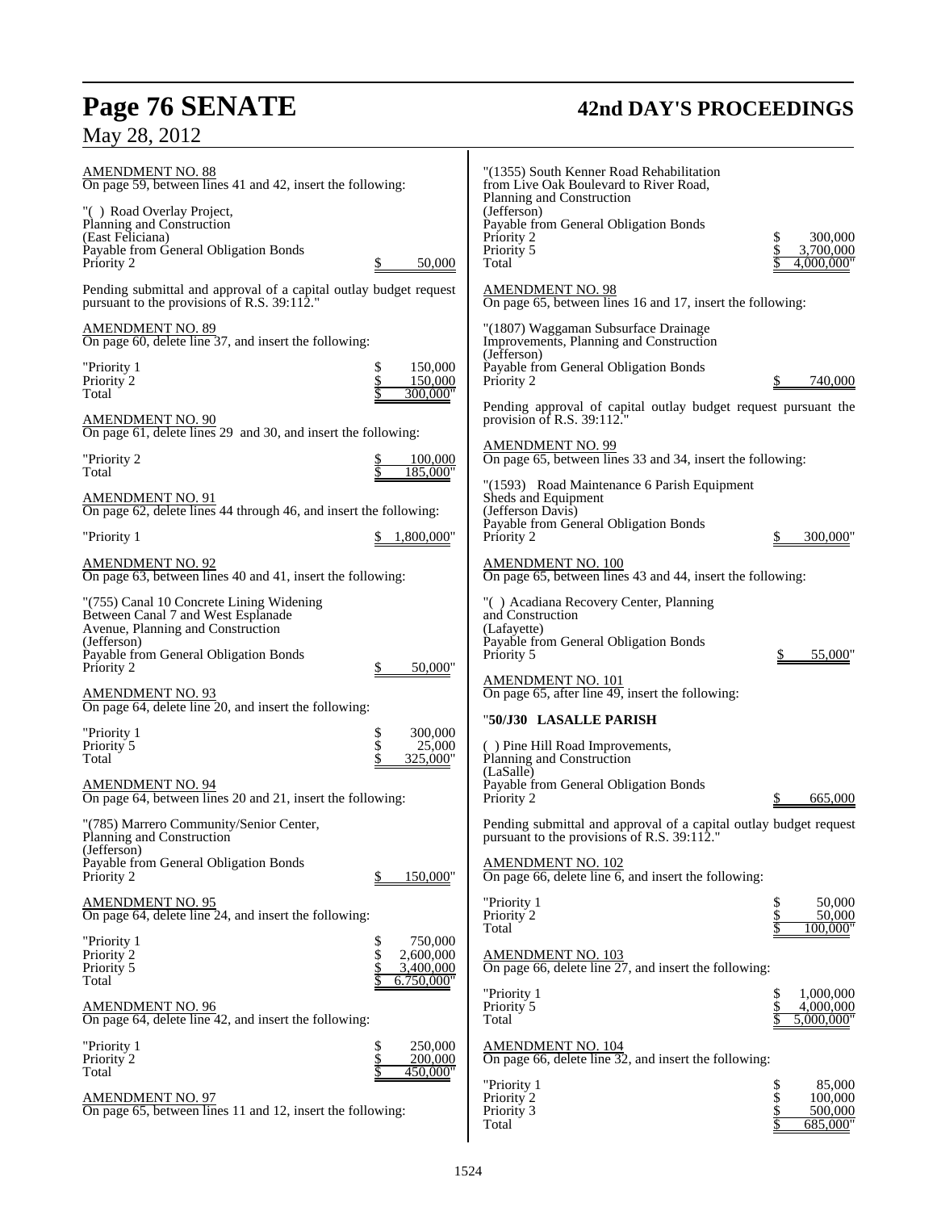AMENDMENT NO. 88
On page 59, between lines 41 and 42, insert the following:

"( ) Road Overlay Project,
Planning and Construction
(East Feliciana)
Payable from General Obligation Bonds
Priority 2 $ 50,000

Pending submittal and approval of a capital outlay budget request pursuant to the provisions of R.S. 39:112."

AMENDMENT NO. 89
On page 60, delete line 37, and insert the following:

| | |
|---|---|
| "Priority 1 | $ 150,000 |
| Priority 2 | $ 150,000 |
| Total | $ 300,000" |

AMENDMENT NO. 90
On page 61, delete lines 29 and 30, and insert the following:

| | |
|---|---|
| "Priority 2 | $ 100,000 |
| Total | $ 185,000" |

AMENDMENT NO. 91
On page 62, delete lines 44 through 46, and insert the following:

"Priority 1 $ 1,800,000"

AMENDMENT NO. 92
On page 63, between lines 40 and 41, insert the following:

"(755) Canal 10 Concrete Lining Widening
Between Canal 7 and West Esplanade
Avenue, Planning and Construction
(Jefferson)
Payable from General Obligation Bonds
Priority 2 $ 50,000"

AMENDMENT NO. 93
On page 64, delete line 20, and insert the following:

| | |
|---|---|
| "Priority 1 | $ 300,000 |
| Priority 5 | $ 25,000 |
| Total | $ 325,000" |

AMENDMENT NO. 94
On page 64, between lines 20 and 21, insert the following:

"(785) Marrero Community/Senior Center,
Planning and Construction
(Jefferson)
Payable from General Obligation Bonds
Priority 2 $ 150,000"

AMENDMENT NO. 95
On page 64, delete line 24, and insert the following:

| | |
|---|---|
| "Priority 1 | $ 750,000 |
| Priority 2 | $ 2,600,000 |
| Priority 5 | $ 3,400,000 |
| Total | $ 6,750,000" |

AMENDMENT NO. 96
On page 64, delete line 42, and insert the following:

| | |
|---|---|
| "Priority 1 | $ 250,000 |
| Priority 2 | $ 200,000 |
| Total | $ 450,000" |

AMENDMENT NO. 97
On page 65, between lines 11 and 12, insert the following:

"(1355) South Kenner Road Rehabilitation
from Live Oak Boulevard to River Road,
Planning and Construction
(Jefferson)
Payable from General Obligation Bonds

| | |
|---|---|
| Priority 2 | $ 300,000 |
| Priority 5 | $ 3,700,000 |
| Total | $ 4,000,000" |

AMENDMENT NO. 98
On page 65, between lines 16 and 17, insert the following:

"(1807) Waggaman Subsurface Drainage
Improvements, Planning and Construction
(Jefferson)
Payable from General Obligation Bonds
Priority 2 $ 740,000

Pending approval of capital outlay budget request pursuant the provision of R.S. 39:112."

AMENDMENT NO. 99
On page 65, between lines 33 and 34, insert the following:

"(1593) Road Maintenance 6 Parish Equipment
Sheds and Equipment
(Jefferson Davis)
Payable from General Obligation Bonds
Priority 2 $ 300,000"

AMENDMENT NO. 100
On page 65, between lines 43 and 44, insert the following:

"( ) Acadiana Recovery Center, Planning
and Construction
(Lafayette)
Payable from General Obligation Bonds
Priority 5 $ 55,000"

AMENDMENT NO. 101
On page 65, after line 49, insert the following:

"**50/J30 LASALLE PARISH**

( ) Pine Hill Road Improvements,
Planning and Construction
(LaSalle)
Payable from General Obligation Bonds
Priority 2 $ 665,000

Pending submittal and approval of a capital outlay budget request pursuant to the provisions of R.S. 39:112."

AMENDMENT NO. 102
On page 66, delete line 6, and insert the following:

| | |
|---|---|
| "Priority 1 | $ 50,000 |
| Priority 2 | $ 50,000 |
| Total | $ 100,000" |

AMENDMENT NO. 103
On page 66, delete line 27, and insert the following:

| | |
|---|---|
| "Priority 1 | $ 1,000,000 |
| Priority 5 | $ 4,000,000 |
| Total | $ 5,000,000" |

AMENDMENT NO. 104
On page 66, delete line 32, and insert the following:

| | |
|---|---|
| "Priority 1 | $ 85,000 |
| Priority 2 | $ 100,000 |
| Priority 3 | $ 500,000 |
| Total | $ 685,000" |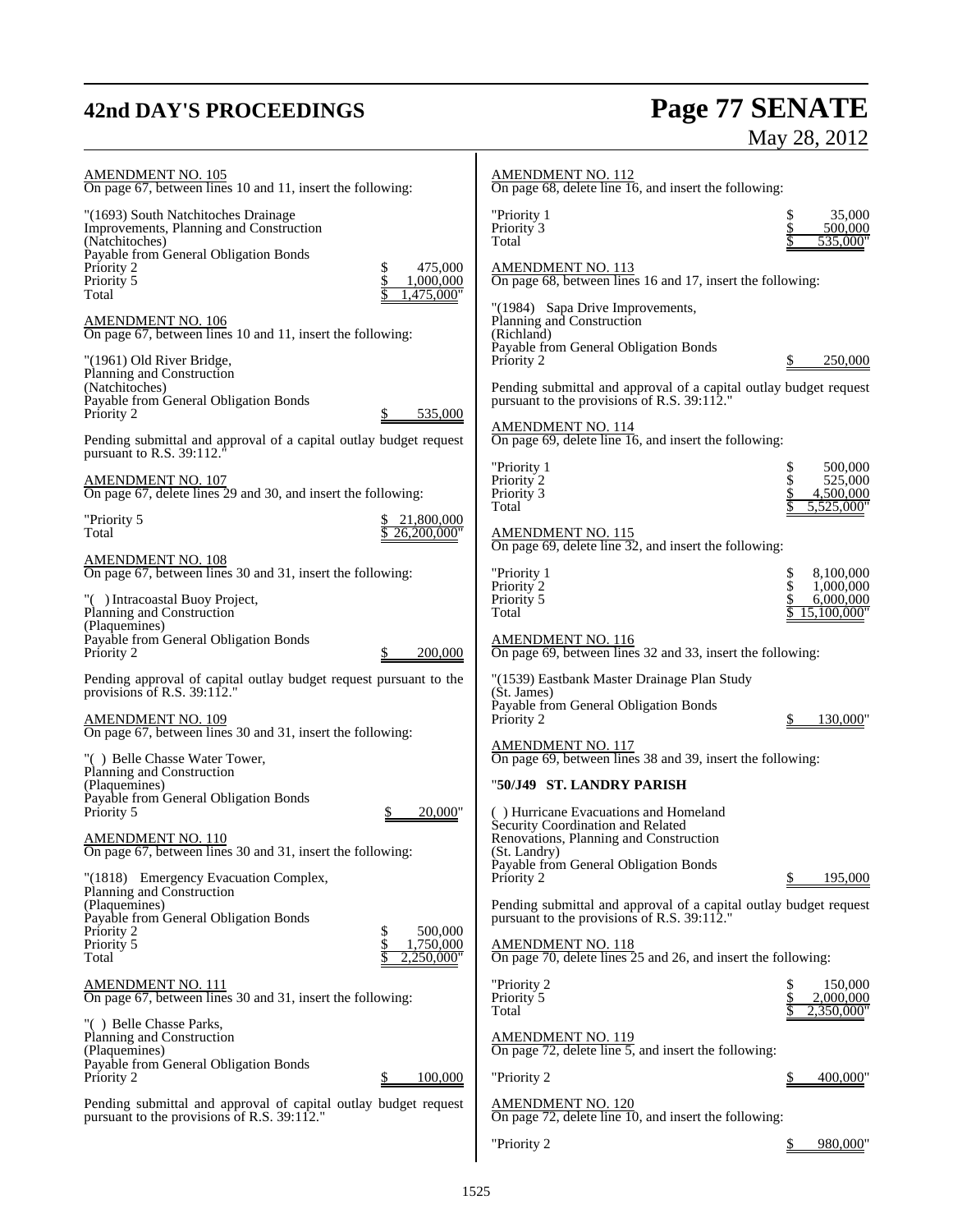AMENDMENT NO. 105
On page 67, between lines 10 and 11, insert the following:

"(1693) South Natchitoches Drainage
Improvements, Planning and Construction
(Natchitoches)
Payable from General Obligation Bonds
Priority 2 $ 475,000
Priority 5 $ 1,000,000
Total $ 1,475,000"

AMENDMENT NO. 106
On page 67, between lines 10 and 11, insert the following:

"(1961) Old River Bridge,
Planning and Construction
(Natchitoches)
Payable from General Obligation Bonds
Priority 2 $ 535,000

Pending submittal and approval of a capital outlay budget request pursuant to R.S. 39:112."

AMENDMENT NO. 107
On page 67, delete lines 29 and 30, and insert the following:

"Priority 5 $ 21,800,000
Total $ 26,200,000"

AMENDMENT NO. 108
On page 67, between lines 30 and 31, insert the following:

"( ) Intracoastal Buoy Project,
Planning and Construction
(Plaquemines)
Payable from General Obligation Bonds
Priority 2 $ 200,000

Pending approval of capital outlay budget request pursuant to the provisions of R.S. 39:112."

AMENDMENT NO. 109
On page 67, between lines 30 and 31, insert the following:

"( ) Belle Chasse Water Tower,
Planning and Construction
(Plaquemines)
Payable from General Obligation Bonds
Priority 5 $ 20,000"

AMENDMENT NO. 110
On page 67, between lines 30 and 31, insert the following:

"(1818) Emergency Evacuation Complex,
Planning and Construction
(Plaquemines)
Payable from General Obligation Bonds
Priority 2 $ 500,000
Priority 5 $ 1,750,000
Total $ 2,250,000"

AMENDMENT NO. 111
On page 67, between lines 30 and 31, insert the following:

"( ) Belle Chasse Parks,
Planning and Construction
(Plaquemines)
Payable from General Obligation Bonds
Priority 2 $ 100,000

Pending submittal and approval of capital outlay budget request pursuant to the provisions of R.S. 39:112."

AMENDMENT NO. 112
On page 68, delete line 16, and insert the following:

"Priority 1 $ 35,000
Priority 3 $ 500,000
Total $ 535,000"

AMENDMENT NO. 113
On page 68, between lines 16 and 17, insert the following:

"(1984) Sapa Drive Improvements,
Planning and Construction
(Richland)
Payable from General Obligation Bonds
Priority 2 $ 250,000

Pending submittal and approval of a capital outlay budget request pursuant to the provisions of R.S. 39:112."

AMENDMENT NO. 114
On page 69, delete line 16, and insert the following:

"Priority 1 $ 500,000
Priority 2 $ 525,000
Priority 3 $ 4,500,000
Total $ 5,525,000"

AMENDMENT NO. 115
On page 69, delete line 32, and insert the following:

"Priority 1 $ 8,100,000
Priority 2 $ 1,000,000
Priority 5 $ 6,000,000
Total $ 15,100,000"

AMENDMENT NO. 116
On page 69, between lines 32 and 33, insert the following:

"(1539) Eastbank Master Drainage Plan Study
(St. James)
Payable from General Obligation Bonds
Priority 2 $ 130,000"

AMENDMENT NO. 117
On page 69, between lines 38 and 39, insert the following:

"**50/J49 ST. LANDRY PARISH**

( ) Hurricane Evacuations and Homeland
Security Coordination and Related
Renovations, Planning and Construction
(St. Landry)
Payable from General Obligation Bonds
Priority 2 $ 195,000

Pending submittal and approval of a capital outlay budget request pursuant to the provisions of R.S. 39:112."

AMENDMENT NO. 118
On page 70, delete lines 25 and 26, and insert the following:

"Priority 2 $ 150,000
Priority 5 $ 2,000,000
Total $ 2,350,000"

AMENDMENT NO. 119
On page 72, delete line 5, and insert the following:

"Priority 2 $ 400,000"

AMENDMENT NO. 120
On page 72, delete line 10, and insert the following:

"Priority 2 $ 980,000"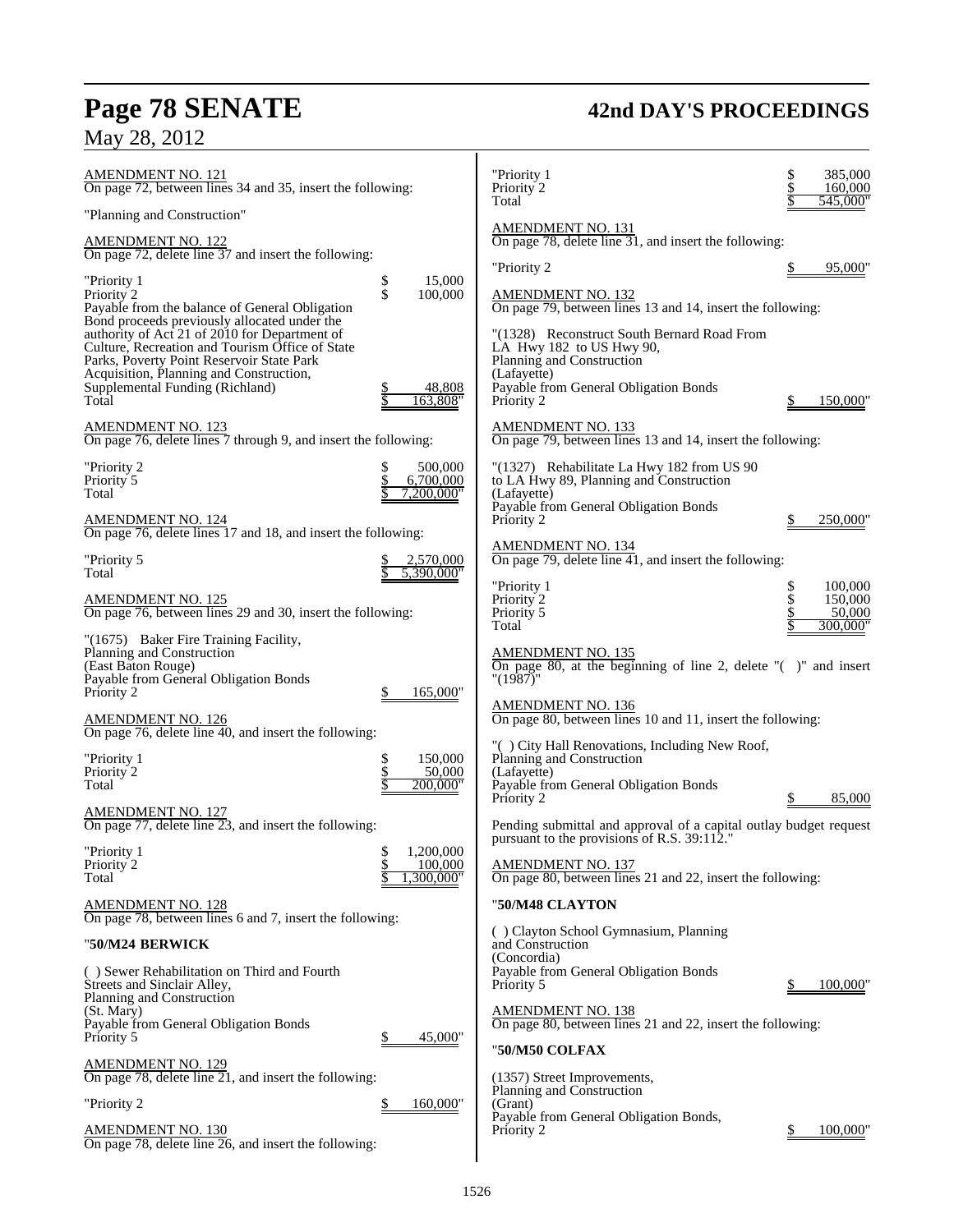AMENDMENT NO. 121
On page 72, between lines 34 and 35, insert the following:

"Planning and Construction"

AMENDMENT NO. 122
On page 72, delete line 37 and insert the following:

| | |
|---|---|
| "Priority 1 | $ 15,000 |
| Priority 2 | $ 100,000 |
| Payable from the balance of General Obligation Bond proceeds previously allocated under the authority of Act 21 of 2010 for Department of Culture, Recreation and Tourism Office of State Parks, Poverty Point Reservoir State Park Acquisition, Planning and Construction, Supplemental Funding (Richland) | $ 48,808 |
| Total | $ 163,808" |

AMENDMENT NO. 123
On page 76, delete lines 7 through 9, and insert the following:

| | |
|---|---|
| "Priority 2 | $ 500,000 |
| Priority 5 | $ 6,700,000 |
| Total | $ 7,200,000" |

AMENDMENT NO. 124
On page 76, delete lines 17 and 18, and insert the following:

| | |
|---|---|
| "Priority 5 | $ 2,570,000 |
| Total | $ 5,390,000" |

AMENDMENT NO. 125
On page 76, between lines 29 and 30, insert the following:

"(1675) Baker Fire Training Facility,
Planning and Construction
(East Baton Rouge)
Payable from General Obligation Bonds
Priority 2 $ 165,000"

AMENDMENT NO. 126
On page 76, delete line 40, and insert the following:

| | |
|---|---|
| "Priority 1 | $ 150,000 |
| Priority 2 | $ 50,000 |
| Total | $ 200,000" |

AMENDMENT NO. 127
On page 77, delete line 23, and insert the following:

| | |
|---|---|
| "Priority 1 | $ 1,200,000 |
| Priority 2 | $ 100,000 |
| Total | $ 1,300,000" |

AMENDMENT NO. 128
On page 78, between lines 6 and 7, insert the following:

"**50/M24 BERWICK**

( ) Sewer Rehabilitation on Third and Fourth
Streets and Sinclair Alley,
Planning and Construction
(St. Mary)
Payable from General Obligation Bonds
Priority 5 $ 45,000"

AMENDMENT NO. 129
On page 78, delete line 21, and insert the following:

"Priority 2 $ 160,000"

AMENDMENT NO. 130
On page 78, delete line 26, and insert the following:

| | |
|---|---|
| "Priority 1 | $ 385,000 |
| Priority 2 | $ 160,000 |
| Total | $ 545,000" |

AMENDMENT NO. 131
On page 78, delete line 31, and insert the following:

"Priority 2 $ 95,000"

AMENDMENT NO. 132
On page 79, between lines 13 and 14, insert the following:

"(1328) Reconstruct South Bernard Road From
LA Hwy 182 to US Hwy 90,
Planning and Construction
(Lafayette)
Payable from General Obligation Bonds
Priority 2 $ 150,000"

AMENDMENT NO. 133
On page 79, between lines 13 and 14, insert the following:

"(1327) Rehabilitate La Hwy 182 from US 90
to LA Hwy 89, Planning and Construction
(Lafayette)
Payable from General Obligation Bonds
Priority 2 $ 250,000"

AMENDMENT NO. 134
On page 79, delete line 41, and insert the following:

| | |
|---|---|
| "Priority 1 | $ 100,000 |
| Priority 2 | $ 150,000 |
| Priority 5 | $ 50,000 |
| Total | $ 300,000" |

AMENDMENT NO. 135
On page 80, at the beginning of line 2, delete "( )" and insert "(1987)"

AMENDMENT NO. 136
On page 80, between lines 10 and 11, insert the following:

"( ) City Hall Renovations, Including New Roof,
Planning and Construction
(Lafayette)
Payable from General Obligation Bonds
Priority 2 $ 85,000

Pending submittal and approval of a capital outlay budget request pursuant to the provisions of R.S. 39:112."

AMENDMENT NO. 137
On page 80, between lines 21 and 22, insert the following:

"**50/M48 CLAYTON**

( ) Clayton School Gymnasium, Planning
and Construction
(Concordia)
Payable from General Obligation Bonds
Priority 5 $ 100,000"

AMENDMENT NO. 138
On page 80, between lines 21 and 22, insert the following:

"**50/M50 COLFAX**

(1357) Street Improvements,
Planning and Construction
(Grant)
Payable from General Obligation Bonds,
Priority 2 $ 100,000"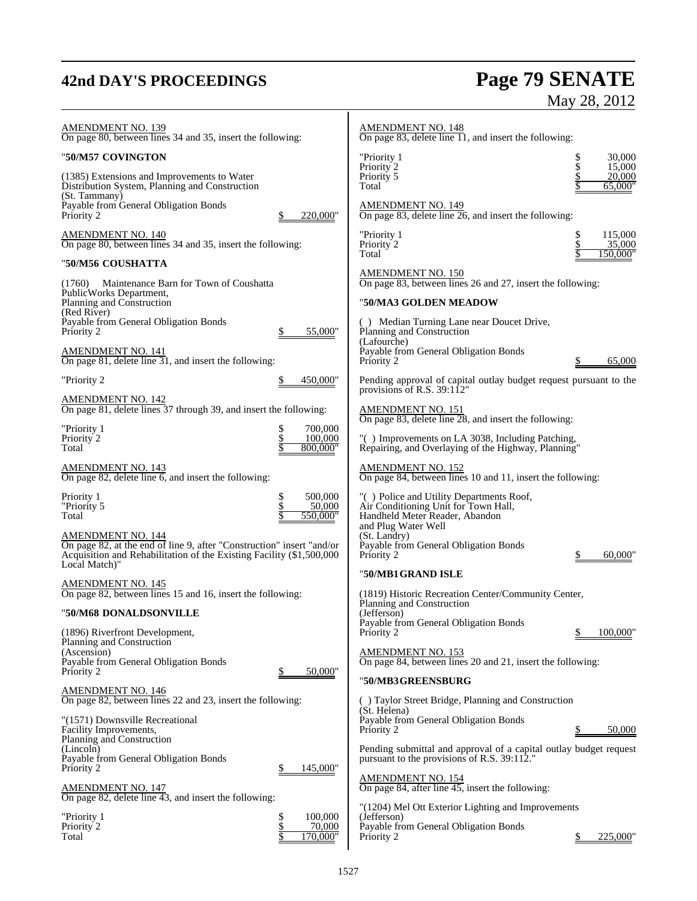AMENDMENT NO. 139
On page 80, between lines 34 and 35, insert the following:

"**50/M57 COVINGTON**

(1385) Extensions and Improvements to Water Distribution System, Planning and Construction
(St. Tammany)
Payable from General Obligation Bonds
Priority 2 $ 220,000"

AMENDMENT NO. 140
On page 80, between lines 34 and 35, insert the following:

"**50/M56 COUSHATTA**

(1760) Maintenance Barn for Town of Coushatta PublicWorks Department,
Planning and Construction
(Red River)
Payable from General Obligation Bonds
Priority 2 $ 55,000"

AMENDMENT NO. 141
On page 81, delete line 31, and insert the following:

"Priority 2 $ 450,000"

AMENDMENT NO. 142
On page 81, delete lines 37 through 39, and insert the following:

| | |
|---|---|
| "Priority 1 | $ 700,000 |
| Priority 2 | $ 100,000 |
| Total | $ 800,000" |

AMENDMENT NO. 143
On page 82, delete line 6, and insert the following:

| | |
|---|---|
| Priority 1 | $ 500,000 |
| "Priority 5 | $ 50,000 |
| Total | $ 550,000" |

AMENDMENT NO. 144
On page 82, at the end of line 9, after "Construction" insert "and/or Acquisition and Rehabilitation of the Existing Facility ($1,500,000 Local Match)"

AMENDMENT NO. 145
On page 82, between lines 15 and 16, insert the following:

"**50/M68 DONALDSONVILLE**

(1896) Riverfront Development,
Planning and Construction
(Ascension)
Payable from General Obligation Bonds
Priority 2 $ 50,000"

AMENDMENT NO. 146
On page 82, between lines 22 and 23, insert the following:

"(1571) Downsville Recreational Facility Improvements,
Planning and Construction
(Lincoln)
Payable from General Obligation Bonds
Priority 2 $ 145,000"

AMENDMENT NO. 147
On page 82, delete line 43, and insert the following:

| | |
|---|---|
| "Priority 1 | $ 100,000 |
| Priority 2 | $ 70,000 |
| Total | $ 170,000" |

AMENDMENT NO. 148
On page 83, delete line 11, and insert the following:

| | |
|---|---|
| "Priority 1 | $ 30,000 |
| Priority 2 | $ 15,000 |
| Priority 5 | $ 20,000 |
| Total | $ 65,000" |

AMENDMENT NO. 149
On page 83, delete line 26, and insert the following:

| | |
|---|---|
| "Priority 1 | $ 115,000 |
| Priority 2 | $ 35,000 |
| Total | $ 150,000" |

AMENDMENT NO. 150
On page 83, between lines 26 and 27, insert the following:

"**50/MA3 GOLDEN MEADOW**

( ) Median Turning Lane near Doucet Drive,
Planning and Construction
(Lafourche)
Payable from General Obligation Bonds
Priority 2 $ 65,000

Pending approval of capital outlay budget request pursuant to the provisions of R.S. 39:112"

AMENDMENT NO. 151
On page 83, delete line 28, and insert the following:

"( ) Improvements on LA 3038, Including Patching, Repairing, and Overlaying of the Highway, Planning"

AMENDMENT NO. 152
On page 84, between lines 10 and 11, insert the following:

"( ) Police and Utility Departments Roof, Air Conditioning Unit for Town Hall, Handheld Meter Reader, Abandon and Plug Water Well
(St. Landry)
Payable from General Obligation Bonds
Priority 2 $ 60,000"

"**50/MB1 GRAND ISLE**

(1819) Historic Recreation Center/Community Center, Planning and Construction
(Jefferson)
Payable from General Obligation Bonds
Priority 2 $ 100,000"

AMENDMENT NO. 153
On page 84, between lines 20 and 21, insert the following:

"**50/MB3 GREENSBURG**

( ) Taylor Street Bridge, Planning and Construction
(St. Helena)
Payable from General Obligation Bonds
Priority 2 $ 50,000

Pending submittal and approval of a capital outlay budget request pursuant to the provisions of R.S. 39:112."

AMENDMENT NO. 154
On page 84, after line 45, insert the following:

"(1204) Mel Ott Exterior Lighting and Improvements
(Jefferson)
Payable from General Obligation Bonds
Priority 2 $ 225,000"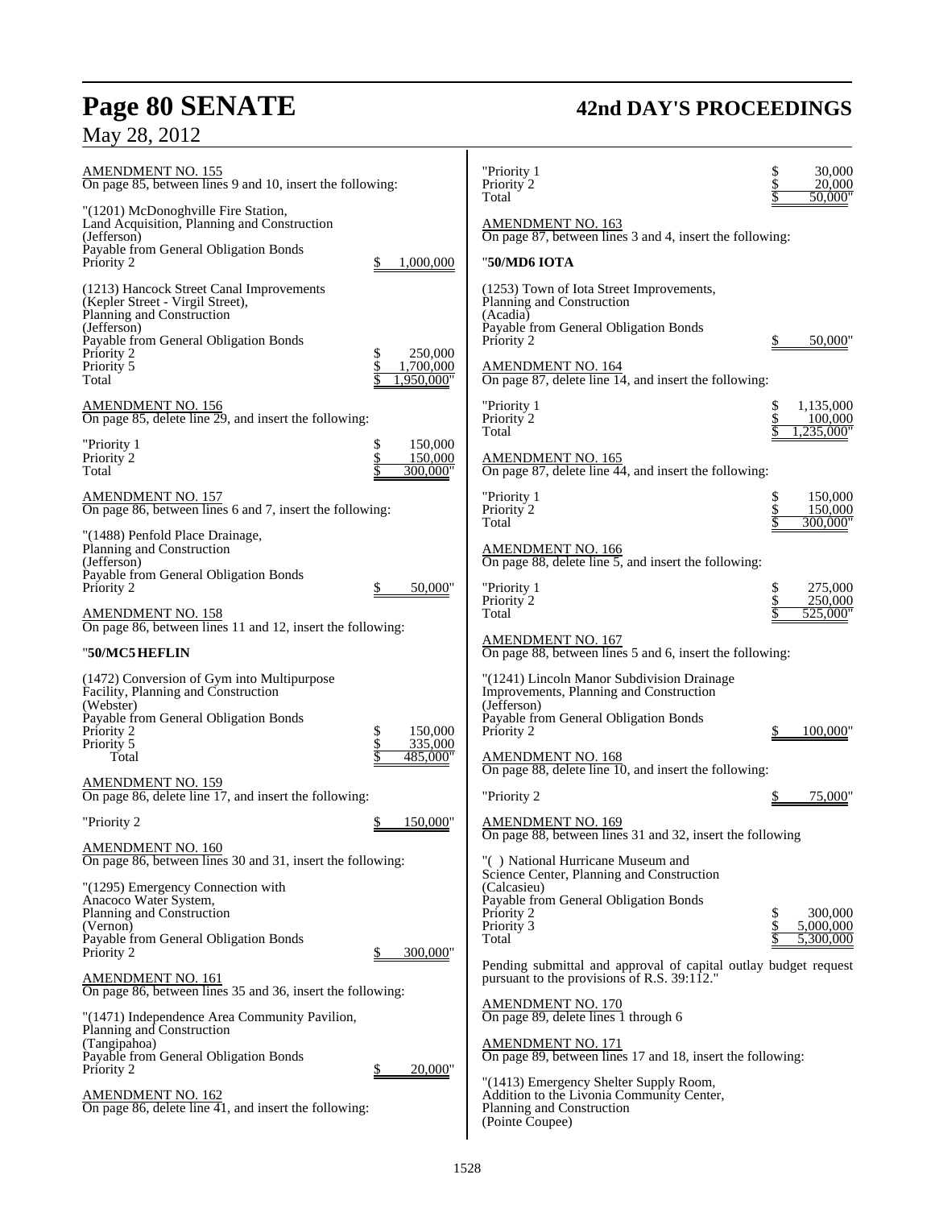AMENDMENT NO. 155
On page 85, between lines 9 and 10, insert the following:

"(1201) McDonoghville Fire Station,
Land Acquisition, Planning and Construction
(Jefferson)
Payable from General Obligation Bonds
Priority 2 $ 1,000,000

(1213) Hancock Street Canal Improvements
(Kepler Street - Virgil Street),
Planning and Construction
(Jefferson)
Payable from General Obligation Bonds

| | |
|---|---|
| Priority 2 | $ 250,000 |
| Priority 5 | $ 1,700,000 |
| Total | $ 1,950,000" |

AMENDMENT NO. 156
On page 85, delete line 29, and insert the following:

| | |
|---|---|
| "Priority 1 | $ 150,000 |
| Priority 2 | $ 150,000 |
| Total | $ 300,000" |

AMENDMENT NO. 157
On page 86, between lines 6 and 7, insert the following:

"(1488) Penfold Place Drainage,
Planning and Construction
(Jefferson)
Payable from General Obligation Bonds
Priority 2 $ 50,000"

AMENDMENT NO. 158
On page 86, between lines 11 and 12, insert the following:

"**50/MC5 HEFLIN**

(1472) Conversion of Gym into Multipurpose
Facility, Planning and Construction
(Webster)
Payable from General Obligation Bonds

| | |
|---|---|
| Priority 2 | $ 150,000 |
| Priority 5 | $ 335,000 |
| Total | $ 485,000" |

AMENDMENT NO. 159
On page 86, delete line 17, and insert the following:

"Priority 2 $ 150,000"

AMENDMENT NO. 160
On page 86, between lines 30 and 31, insert the following:

"(1295) Emergency Connection with
Anacoco Water System,
Planning and Construction
(Vernon)
Payable from General Obligation Bonds
Priority 2 $ 300,000"

AMENDMENT NO. 161
On page 86, between lines 35 and 36, insert the following:

"(1471) Independence Area Community Pavilion,
Planning and Construction
(Tangipahoa)
Payable from General Obligation Bonds
Priority 2 $ 20,000"

AMENDMENT NO. 162
On page 86, delete line 41, and insert the following:

| | |
|---|---|
| "Priority 1 | $ 30,000 |
| Priority 2 | $ 20,000 |
| Total | $ 50,000" |

AMENDMENT NO. 163
On page 87, between lines 3 and 4, insert the following:

"**50/MD6 IOTA**

(1253) Town of Iota Street Improvements,
Planning and Construction
(Acadia)
Payable from General Obligation Bonds
Priority 2 $ 50,000"

AMENDMENT NO. 164
On page 87, delete line 14, and insert the following:

| | |
|---|---|
| "Priority 1 | $ 1,135,000 |
| Priority 2 | $ 100,000 |
| Total | $ 1,235,000" |

AMENDMENT NO. 165
On page 87, delete line 44, and insert the following:

| | |
|---|---|
| "Priority 1 | $ 150,000 |
| Priority 2 | $ 150,000 |
| Total | $ 300,000" |

AMENDMENT NO. 166
On page 88, delete line 5, and insert the following:

| | |
|---|---|
| "Priority 1 | $ 275,000 |
| Priority 2 | $ 250,000 |
| Total | $ 525,000" |

AMENDMENT NO. 167
On page 88, between lines 5 and 6, insert the following:

"(1241) Lincoln Manor Subdivision Drainage
Improvements, Planning and Construction
(Jefferson)
Payable from General Obligation Bonds
Priority 2 $ 100,000"

AMENDMENT NO. 168
On page 88, delete line 10, and insert the following:

"Priority 2 $ 75,000"

AMENDMENT NO. 169
On page 88, between lines 31 and 32, insert the following

"( ) National Hurricane Museum and
Science Center, Planning and Construction
(Calcasieu)
Payable from General Obligation Bonds

| | |
|---|---|
| Priority 2 | $ 300,000 |
| Priority 3 | $ 5,000,000 |
| Total | $ 5,300,000 |

Pending submittal and approval of capital outlay budget request pursuant to the provisions of R.S. 39:112."

AMENDMENT NO. 170
On page 89, delete lines 1 through 6

AMENDMENT NO. 171
On page 89, between lines 17 and 18, insert the following:

"(1413) Emergency Shelter Supply Room,
Addition to the Livonia Community Center,
Planning and Construction
(Pointe Coupee)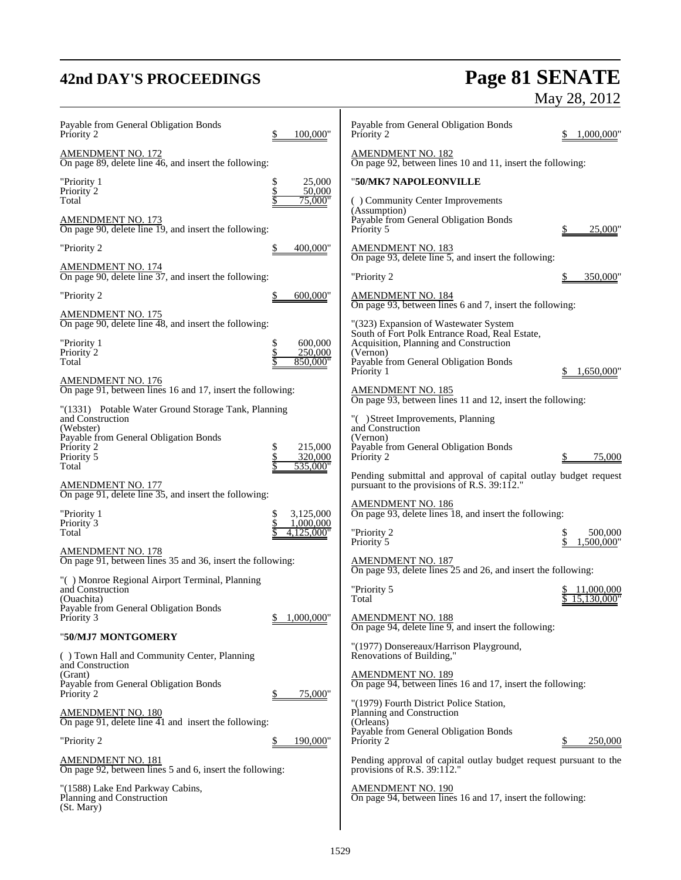Payable from General Obligation Bonds
Priority 2 $ 100,000"

AMENDMENT NO. 172
On page 89, delete line 46, and insert the following:

"Priority 1 $ 25,000
Priority 2 $ 50,000
Total $ 75,000"

AMENDMENT NO. 173
On page 90, delete line 19, and insert the following:

"Priority 2 $ 400,000"

AMENDMENT NO. 174
On page 90, delete line 37, and insert the following:

"Priority 2 $ 600,000"

AMENDMENT NO. 175
On page 90, delete line 48, and insert the following:

"Priority 1 $ 600,000
Priority 2 $ 250,000
Total $ 850,000"

AMENDMENT NO. 176
On page 91, between lines 16 and 17, insert the following:

"(1331) Potable Water Ground Storage Tank, Planning and Construction
(Webster)
Payable from General Obligation Bonds
Priority 2 $ 215,000
Priority 5 $ 320,000
Total $ 535,000"

AMENDMENT NO. 177
On page 91, delete line 35, and insert the following:

"Priority 1 $ 3,125,000
Priority 3 $ 1,000,000
Total $ 4,125,000"

AMENDMENT NO. 178
On page 91, between lines 35 and 36, insert the following:

"( ) Monroe Regional Airport Terminal, Planning and Construction
(Ouachita)
Payable from General Obligation Bonds
Priority 3 $ 1,000,000"

"**50/MJ7 MONTGOMERY**

( ) Town Hall and Community Center, Planning and Construction
(Grant)
Payable from General Obligation Bonds
Priority 2 $ 75,000"

AMENDMENT NO. 180
On page 91, delete line 41 and insert the following:

"Priority 2 $ 190,000"

AMENDMENT NO. 181
On page 92, between lines 5 and 6, insert the following:

"(1588) Lake End Parkway Cabins, Planning and Construction
(St. Mary)
Payable from General Obligation Bonds
Priority 2 $ 1,000,000"

AMENDMENT NO. 182
On page 92, between lines 10 and 11, insert the following:

"**50/MK7 NAPOLEONVILLE**

( ) Community Center Improvements
(Assumption)
Payable from General Obligation Bonds
Priority 5 $ 25,000"

AMENDMENT NO. 183
On page 93, delete line 5, and insert the following:

"Priority 2 $ 350,000"

AMENDMENT NO. 184
On page 93, between lines 6 and 7, insert the following:

"(323) Expansion of Wastewater System South of Fort Polk Entrance Road, Real Estate, Acquisition, Planning and Construction
(Vernon)
Payable from General Obligation Bonds
Priority 1 $ 1,650,000"

AMENDMENT NO. 185
On page 93, between lines 11 and 12, insert the following:

"( )Street Improvements, Planning and Construction
(Vernon)
Payable from General Obligation Bonds
Priority 2 $ 75,000

Pending submittal and approval of capital outlay budget request pursuant to the provisions of R.S. 39:112."

AMENDMENT NO. 186
On page 93, delete lines 18, and insert the following:

"Priority 2 $ 500,000
Priority 5 $ 1,500,000"

AMENDMENT NO. 187
On page 93, delete lines 25 and 26, and insert the following:

"Priority 5 $ 11,000,000
Total $ 15,130,000"

AMENDMENT NO. 188
On page 94, delete line 9, and insert the following:

"(1977) Donsereaux/Harrison Playground, Renovations of Building,"

AMENDMENT NO. 189
On page 94, between lines 16 and 17, insert the following:

"(1979) Fourth District Police Station, Planning and Construction
(Orleans)
Payable from General Obligation Bonds
Priority 2 $ 250,000

Pending approval of capital outlay budget request pursuant to the provisions of R.S. 39:112."

AMENDMENT NO. 190
On page 94, between lines 16 and 17, insert the following: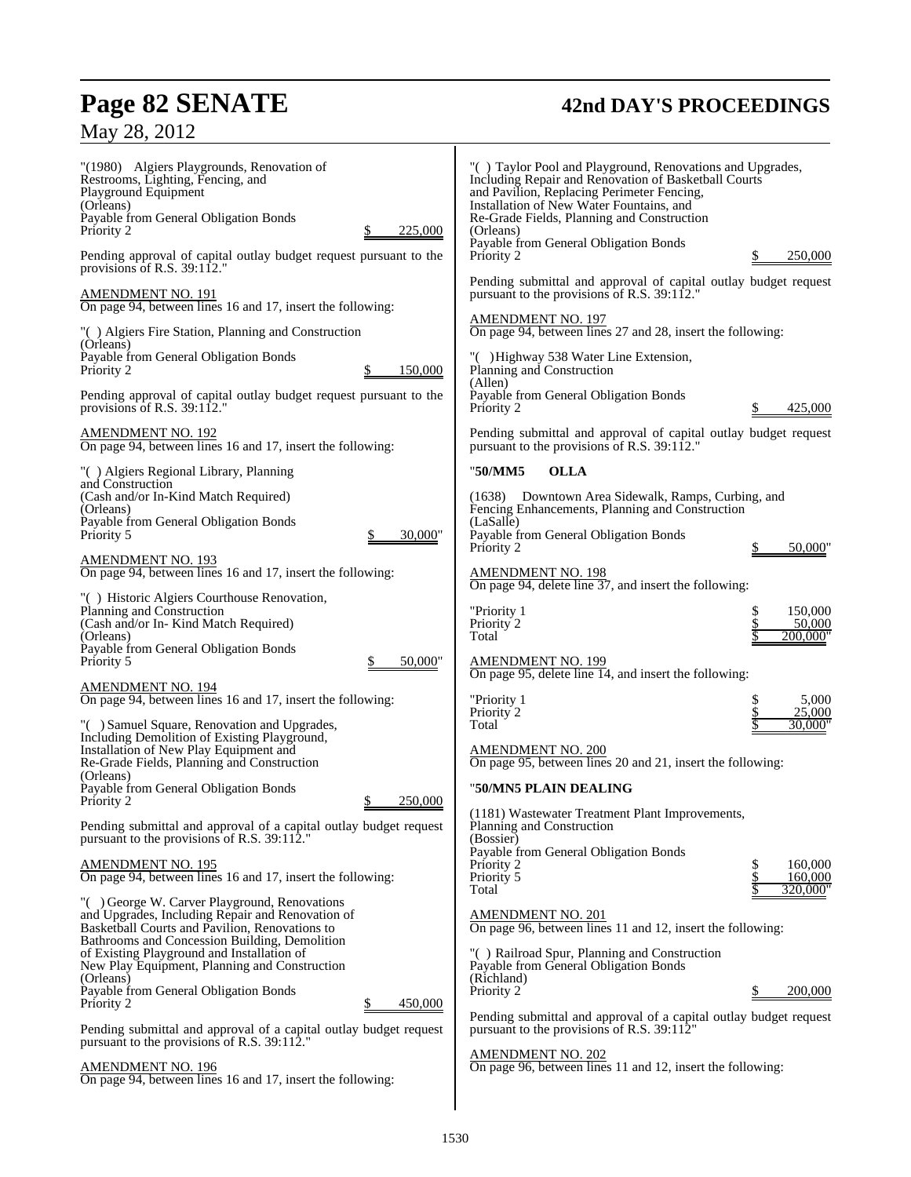"(1980) Algiers Playgrounds, Renovation of Restrooms, Lighting, Fencing, and Playground Equipment
(Orleans)
Payable from General Obligation Bonds
Priority 2 $ 225,000

Pending approval of capital outlay budget request pursuant to the provisions of R.S. 39:112."

AMENDMENT NO. 191
On page 94, between lines 16 and 17, insert the following:

"( ) Algiers Fire Station, Planning and Construction
(Orleans)
Payable from General Obligation Bonds
Priority 2 $ 150,000

Pending approval of capital outlay budget request pursuant to the provisions of R.S. 39:112."

AMENDMENT NO. 192
On page 94, between lines 16 and 17, insert the following:

"( ) Algiers Regional Library, Planning and Construction
(Cash and/or In-Kind Match Required)
(Orleans)
Payable from General Obligation Bonds
Priority 5 $ 30,000"

AMENDMENT NO. 193
On page 94, between lines 16 and 17, insert the following:

"( ) Historic Algiers Courthouse Renovation, Planning and Construction
(Cash and/or In- Kind Match Required)
(Orleans)
Payable from General Obligation Bonds
Priority 5 $ 50,000"

AMENDMENT NO. 194
On page 94, between lines 16 and 17, insert the following:

"( ) Samuel Square, Renovation and Upgrades, Including Demolition of Existing Playground, Installation of New Play Equipment and Re-Grade Fields, Planning and Construction
(Orleans)
Payable from General Obligation Bonds
Priority 2 $ 250,000

Pending submittal and approval of a capital outlay budget request pursuant to the provisions of R.S. 39:112."

AMENDMENT NO. 195
On page 94, between lines 16 and 17, insert the following:

"( ) George W. Carver Playground, Renovations and Upgrades, Including Repair and Renovation of Basketball Courts and Pavilion, Renovations to Bathrooms and Concession Building, Demolition of Existing Playground and Installation of New Play Equipment, Planning and Construction
(Orleans)
Payable from General Obligation Bonds
Priority 2 $ 450,000

Pending submittal and approval of a capital outlay budget request pursuant to the provisions of R.S. 39:112."

AMENDMENT NO. 196
On page 94, between lines 16 and 17, insert the following:

"( ) Taylor Pool and Playground, Renovations and Upgrades, Including Repair and Renovation of Basketball Courts and Pavilion, Replacing Perimeter Fencing, Installation of New Water Fountains, and Re-Grade Fields, Planning and Construction
(Orleans)
Payable from General Obligation Bonds
Priority 2 $ 250,000

Pending submittal and approval of capital outlay budget request pursuant to the provisions of R.S. 39:112."

AMENDMENT NO. 197
On page 94, between lines 27 and 28, insert the following:

"( ) Highway 538 Water Line Extension, Planning and Construction
(Allen)
Payable from General Obligation Bonds
Priority 2 $ 425,000

Pending submittal and approval of capital outlay budget request pursuant to the provisions of R.S. 39:112."

"**50/MM5 OLLA**

(1638) Downtown Area Sidewalk, Ramps, Curbing, and Fencing Enhancements, Planning and Construction
(LaSalle)
Payable from General Obligation Bonds
Priority 2 $ 50,000"

AMENDMENT NO. 198
On page 94, delete line 37, and insert the following:

| | |
|---|---|
| "Priority 1 | $ 150,000 |
| Priority 2 | $ 50,000 |
| Total | $ 200,000" |

AMENDMENT NO. 199
On page 95, delete line 14, and insert the following:

| | |
|---|---|
| "Priority 1 | $ 5,000 |
| Priority 2 | $ 25,000 |
| Total | $ 30,000" |

AMENDMENT NO. 200
On page 95, between lines 20 and 21, insert the following:

"**50/MN5 PLAIN DEALING**

(1181) Wastewater Treatment Plant Improvements, Planning and Construction
(Bossier)
Payable from General Obligation Bonds

| | |
|---|---|
| Priority 2 | $ 160,000 |
| Priority 5 | $ 160,000 |
| Total | $ 320,000" |

AMENDMENT NO. 201
On page 96, between lines 11 and 12, insert the following:

"( ) Railroad Spur, Planning and Construction
Payable from General Obligation Bonds
(Richland)
Priority 2 $ 200,000

Pending submittal and approval of a capital outlay budget request pursuant to the provisions of R.S. 39:112"

AMENDMENT NO. 202
On page 96, between lines 11 and 12, insert the following: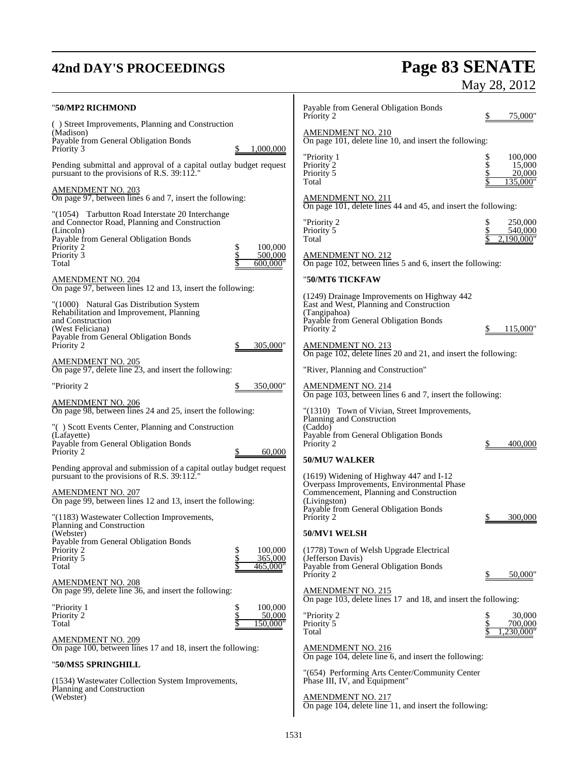"**50/MP2 RICHMOND**

( ) Street Improvements, Planning and Construction
(Madison)
Payable from General Obligation Bonds
Priority 3 $ 1,000,000

Pending submittal and approval of a capital outlay budget request pursuant to the provisions of R.S. 39:112."

AMENDMENT NO. 203
On page 97, between lines 6 and 7, insert the following:

"(1054) Tarbutton Road Interstate 20 Interchange and Connector Road, Planning and Construction
(Lincoln)
Payable from General Obligation Bonds

| | |
|---|---|
| Priority 2 | $ 100,000 |
| Priority 3 | $ 500,000 |
| Total | $ 600,000" |

AMENDMENT NO. 204
On page 97, between lines 12 and 13, insert the following:

"(1000) Natural Gas Distribution System Rehabilitation and Improvement, Planning and Construction
(West Feliciana)
Payable from General Obligation Bonds
Priority 2 $ 305,000"

AMENDMENT NO. 205
On page 97, delete line 23, and insert the following:

"Priority 2 $ 350,000"

AMENDMENT NO. 206
On page 98, between lines 24 and 25, insert the following:

"( ) Scott Events Center, Planning and Construction
(Lafayette)
Payable from General Obligation Bonds
Priority 2 $ 60,000

Pending approval and submission of a capital outlay budget request pursuant to the provisions of R.S. 39:112."

AMENDMENT NO. 207
On page 99, between lines 12 and 13, insert the following:

"(1183) Wastewater Collection Improvements, Planning and Construction
(Webster)
Payable from General Obligation Bonds

| | |
|---|---|
| Priority 2 | $ 100,000 |
| Priority 5 | $ 365,000 |
| Total | $ 465,000" |

AMENDMENT NO. 208
On page 99, delete line 36, and insert the following:

| | |
|---|---|
| "Priority 1 | $ 100,000 |
| Priority 2 | $ 50,000 |
| Total | $ 150,000" |

AMENDMENT NO. 209
On page 100, between lines 17 and 18, insert the following:

"**50/MS5 SPRINGHILL**

(1534) Wastewater Collection System Improvements, Planning and Construction
(Webster)
Payable from General Obligation Bonds
Priority 2 $ 75,000"

AMENDMENT NO. 210
On page 101, delete line 10, and insert the following:

| | |
|---|---|
| "Priority 1 | $ 100,000 |
| Priority 2 | $ 15,000 |
| Priority 5 | $ 20,000 |
| Total | $ 135,000" |

AMENDMENT NO. 211
On page 101, delete lines 44 and 45, and insert the following:

| | |
|---|---|
| "Priority 2 | $ 250,000 |
| Priority 5 | $ 540,000 |
| Total | $ 2,190,000" |

AMENDMENT NO. 212
On page 102, between lines 5 and 6, insert the following:

"**50/MT6 TICKFAW**

(1249) Drainage Improvements on Highway 442 East and West, Planning and Construction
(Tangipahoa)
Payable from General Obligation Bonds
Priority 2 $ 115,000"

AMENDMENT NO. 213
On page 102, delete lines 20 and 21, and insert the following:

"River, Planning and Construction"

AMENDMENT NO. 214
On page 103, between lines 6 and 7, insert the following:

"(1310) Town of Vivian, Street Improvements, Planning and Construction
(Caddo)
Payable from General Obligation Bonds
Priority 2 $ 400,000

**50/MU7 WALKER**

(1619) Widening of Highway 447 and I-12 Overpass Improvements, Environmental Phase Commencement, Planning and Construction
(Livingston)
Payable from General Obligation Bonds
Priority 2 $ 300,000

**50/MV1 WELSH**

(1778) Town of Welsh Upgrade Electrical
(Jefferson Davis)
Payable from General Obligation Bonds
Priority 2 $ 50,000"

AMENDMENT NO. 215
On page 103, delete lines 17 and 18, and insert the following:

| | |
|---|---|
| "Priority 2 | $ 30,000 |
| Priority 5 | $ 700,000 |
| Total | $ 1,230,000" |

AMENDMENT NO. 216
On page 104, delete line 6, and insert the following:

"(654) Performing Arts Center/Community Center Phase III, IV, and Equipment"

AMENDMENT NO. 217
On page 104, delete line 11, and insert the following: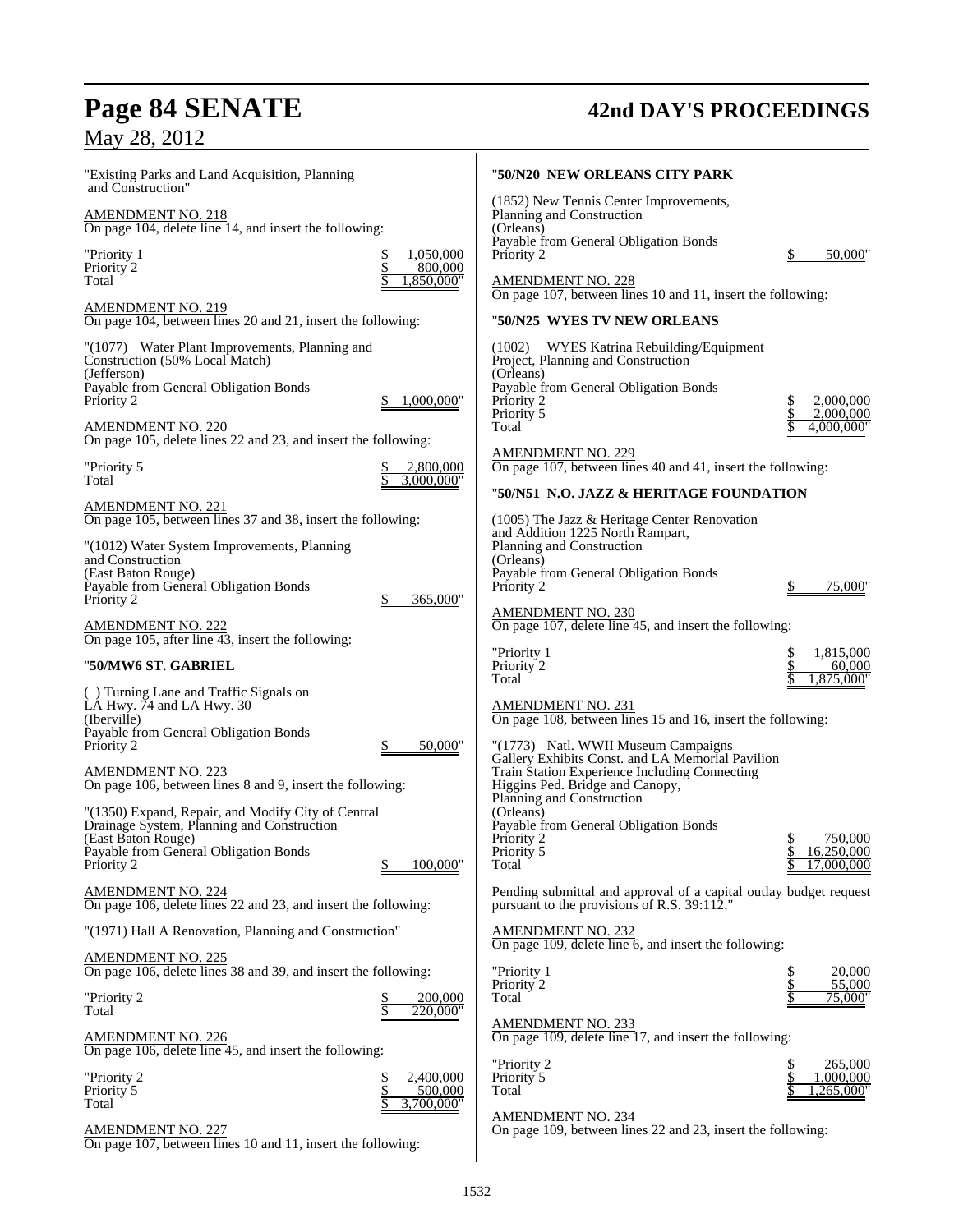"Existing Parks and Land Acquisition, Planning and Construction"

AMENDMENT NO. 218
On page 104, delete line 14, and insert the following:

| | |
|---|---|
| "Priority 1 | $ 1,050,000 |
| Priority 2 | $ 800,000 |
| Total | $ 1,850,000" |

AMENDMENT NO. 219
On page 104, between lines 20 and 21, insert the following:

"(1077) Water Plant Improvements, Planning and Construction (50% Local Match)
(Jefferson)
Payable from General Obligation Bonds
Priority 2 $ 1,000,000"

AMENDMENT NO. 220
On page 105, delete lines 22 and 23, and insert the following:

| | |
|---|---|
| "Priority 5 | $ 2,800,000 |
| Total | $ 3,000,000" |

AMENDMENT NO. 221
On page 105, between lines 37 and 38, insert the following:

"(1012) Water System Improvements, Planning and Construction
(East Baton Rouge)
Payable from General Obligation Bonds
Priority 2 $ 365,000"

AMENDMENT NO. 222
On page 105, after line 43, insert the following:

"**50/MW6 ST. GABRIEL**

( ) Turning Lane and Traffic Signals on LA Hwy. 74 and LA Hwy. 30
(Iberville)
Payable from General Obligation Bonds
Priority 2 $ 50,000"

AMENDMENT NO. 223
On page 106, between lines 8 and 9, insert the following:

"(1350) Expand, Repair, and Modify City of Central Drainage System, Planning and Construction
(East Baton Rouge)
Payable from General Obligation Bonds
Priority 2 $ 100,000"

AMENDMENT NO. 224
On page 106, delete lines 22 and 23, and insert the following:

"(1971) Hall A Renovation, Planning and Construction"

AMENDMENT NO. 225
On page 106, delete lines 38 and 39, and insert the following:

| | |
|---|---|
| "Priority 2 | $ 200,000 |
| Total | $ 220,000" |

AMENDMENT NO. 226
On page 106, delete line 45, and insert the following:

| | |
|---|---|
| "Priority 2 | $ 2,400,000 |
| Priority 5 | $ 500,000 |
| Total | $ 3,700,000" |

AMENDMENT NO. 227
On page 107, between lines 10 and 11, insert the following:

"**50/N20 NEW ORLEANS CITY PARK**

(1852) New Tennis Center Improvements, Planning and Construction
(Orleans)
Payable from General Obligation Bonds
Priority 2 $ 50,000"

AMENDMENT NO. 228
On page 107, between lines 10 and 11, insert the following:

"**50/N25 WYES TV NEW ORLEANS**

(1002) WYES Katrina Rebuilding/Equipment Project, Planning and Construction
(Orleans)
Payable from General Obligation Bonds

| | |
|---|---|
| Priority 2 | $ 2,000,000 |
| Priority 5 | $ 2,000,000 |
| Total | $ 4,000,000" |

AMENDMENT NO. 229
On page 107, between lines 40 and 41, insert the following:

"**50/N51 N.O. JAZZ & HERITAGE FOUNDATION**

(1005) The Jazz & Heritage Center Renovation and Addition 1225 North Rampart, Planning and Construction
(Orleans)
Payable from General Obligation Bonds
Priority 2 $ 75,000"

AMENDMENT NO. 230
On page 107, delete line 45, and insert the following:

| | |
|---|---|
| "Priority 1 | $ 1,815,000 |
| Priority 2 | $ 60,000 |
| Total | $ 1,875,000" |

AMENDMENT NO. 231
On page 108, between lines 15 and 16, insert the following:

"(1773) Natl. WWII Museum Campaigns Gallery Exhibits Const. and LA Memorial Pavilion Train Station Experience Including Connecting Higgins Ped. Bridge and Canopy, Planning and Construction
(Orleans)
Payable from General Obligation Bonds

| | |
|---|---|
| Priority 2 | $ 750,000 |
| Priority 5 | $ 16,250,000 |
| Total | $ 17,000,000 |

Pending submittal and approval of a capital outlay budget request pursuant to the provisions of R.S. 39:112."

AMENDMENT NO. 232
On page 109, delete line 6, and insert the following:

| | |
|---|---|
| "Priority 1 | $ 20,000 |
| Priority 2 | $ 55,000 |
| Total | $ 75,000" |

AMENDMENT NO. 233
On page 109, delete line 17, and insert the following:

| | |
|---|---|
| "Priority 2 | $ 265,000 |
| Priority 5 | $ 1,000,000 |
| Total | $ 1,265,000" |

AMENDMENT NO. 234
On page 109, between lines 22 and 23, insert the following: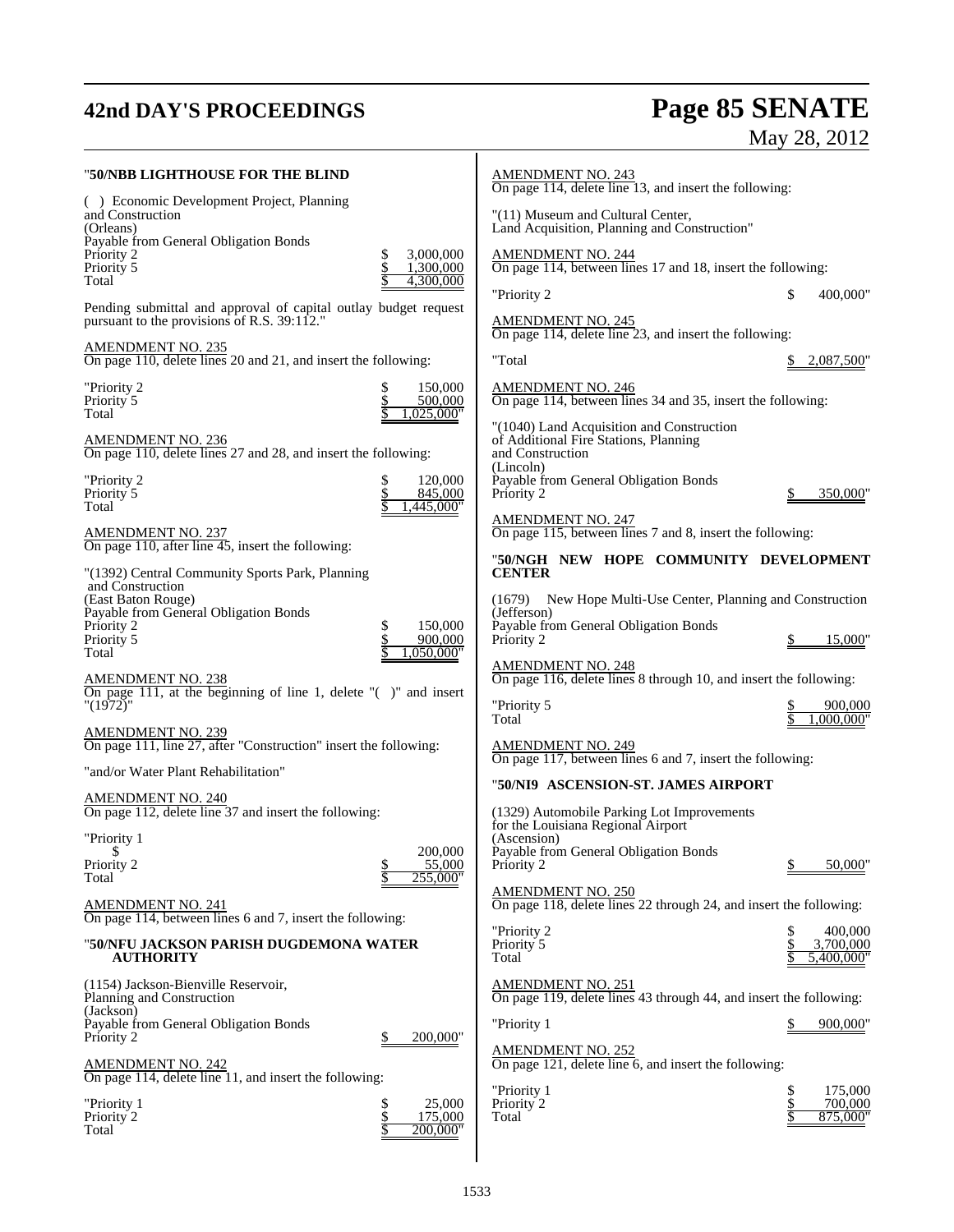"**50/NBB LIGHTHOUSE FOR THE BLIND**

( ) Economic Development Project, Planning and Construction
(Orleans)
Payable from General Obligation Bonds

| | |
|---|---|
| Priority 2 | $ 3,000,000 |
| Priority 5 | $ 1,300,000 |
| Total | $ 4,300,000 |

Pending submittal and approval of capital outlay budget request pursuant to the provisions of R.S. 39:112."

AMENDMENT NO. 235
On page 110, delete lines 20 and 21, and insert the following:

| | |
|---|---|
| "Priority 2 | $ 150,000 |
| Priority 5 | $ 500,000 |
| Total | $ 1,025,000" |

AMENDMENT NO. 236
On page 110, delete lines 27 and 28, and insert the following:

| | |
|---|---|
| "Priority 2 | $ 120,000 |
| Priority 5 | $ 845,000 |
| Total | $ 1,445,000" |

AMENDMENT NO. 237
On page 110, after line 45, insert the following:

"(1392) Central Community Sports Park, Planning and Construction
(East Baton Rouge)
Payable from General Obligation Bonds

| | |
|---|---|
| Priority 2 | $ 150,000 |
| Priority 5 | $ 900,000 |
| Total | $ 1,050,000" |

AMENDMENT NO. 238
On page 111, at the beginning of line 1, delete "( )" and insert "(1972)"

AMENDMENT NO. 239
On page 111, line 27, after "Construction" insert the following:

"and/or Water Plant Rehabilitation"

AMENDMENT NO. 240
On page 112, delete line 37 and insert the following:

| | |
|---|---|
| "Priority 1 | $ 200,000 |
| Priority 2 | $ 55,000 |
| Total | $ 255,000" |

AMENDMENT NO. 241
On page 114, between lines 6 and 7, insert the following:

"**50/NFU JACKSON PARISH DUGDEMONA WATER AUTHORITY**

(1154) Jackson-Bienville Reservoir, Planning and Construction
(Jackson)
Payable from General Obligation Bonds

| | |
|---|---|
| Priority 2 | $ 200,000" |

AMENDMENT NO. 242
On page 114, delete line 11, and insert the following:

| | |
|---|---|
| "Priority 1 | $ 25,000 |
| Priority 2 | $ 175,000 |
| Total | $ 200,000" |

AMENDMENT NO. 243
On page 114, delete line 13, and insert the following:

"(11) Museum and Cultural Center, Land Acquisition, Planning and Construction"

AMENDMENT NO. 244
On page 114, between lines 17 and 18, insert the following:

| | |
|---|---|
| "Priority 2 | $ 400,000" |

AMENDMENT NO. 245
On page 114, delete line 23, and insert the following:

| | |
|---|---|
| "Total | $ 2,087,500" |

AMENDMENT NO. 246
On page 114, between lines 34 and 35, insert the following:

"(1040) Land Acquisition and Construction of Additional Fire Stations, Planning and Construction
(Lincoln)
Payable from General Obligation Bonds

| | |
|---|---|
| Priority 2 | $ 350,000" |

AMENDMENT NO. 247
On page 115, between lines 7 and 8, insert the following:

"**50/NGH NEW HOPE COMMUNITY DEVELOPMENT CENTER**

(1679) New Hope Multi-Use Center, Planning and Construction
(Jefferson)
Payable from General Obligation Bonds

| | |
|---|---|
| Priority 2 | $ 15,000" |

AMENDMENT NO. 248
On page 116, delete lines 8 through 10, and insert the following:

| | |
|---|---|
| "Priority 5 | $ 900,000 |
| Total | $ 1,000,000" |

AMENDMENT NO. 249
On page 117, between lines 6 and 7, insert the following:

"**50/NI9 ASCENSION-ST. JAMES AIRPORT**

(1329) Automobile Parking Lot Improvements for the Louisiana Regional Airport
(Ascension)
Payable from General Obligation Bonds

| | |
|---|---|
| Priority 2 | $ 50,000" |

AMENDMENT NO. 250
On page 118, delete lines 22 through 24, and insert the following:

| | |
|---|---|
| "Priority 2 | $ 400,000 |
| Priority 5 | $ 3,700,000 |
| Total | $ 5,400,000" |

AMENDMENT NO. 251
On page 119, delete lines 43 through 44, and insert the following:

| | |
|---|---|
| "Priority 1 | $ 900,000" |

AMENDMENT NO. 252
On page 121, delete line 6, and insert the following:

| | |
|---|---|
| "Priority 1 | $ 175,000 |
| Priority 2 | $ 700,000 |
| Total | $ 875,000" |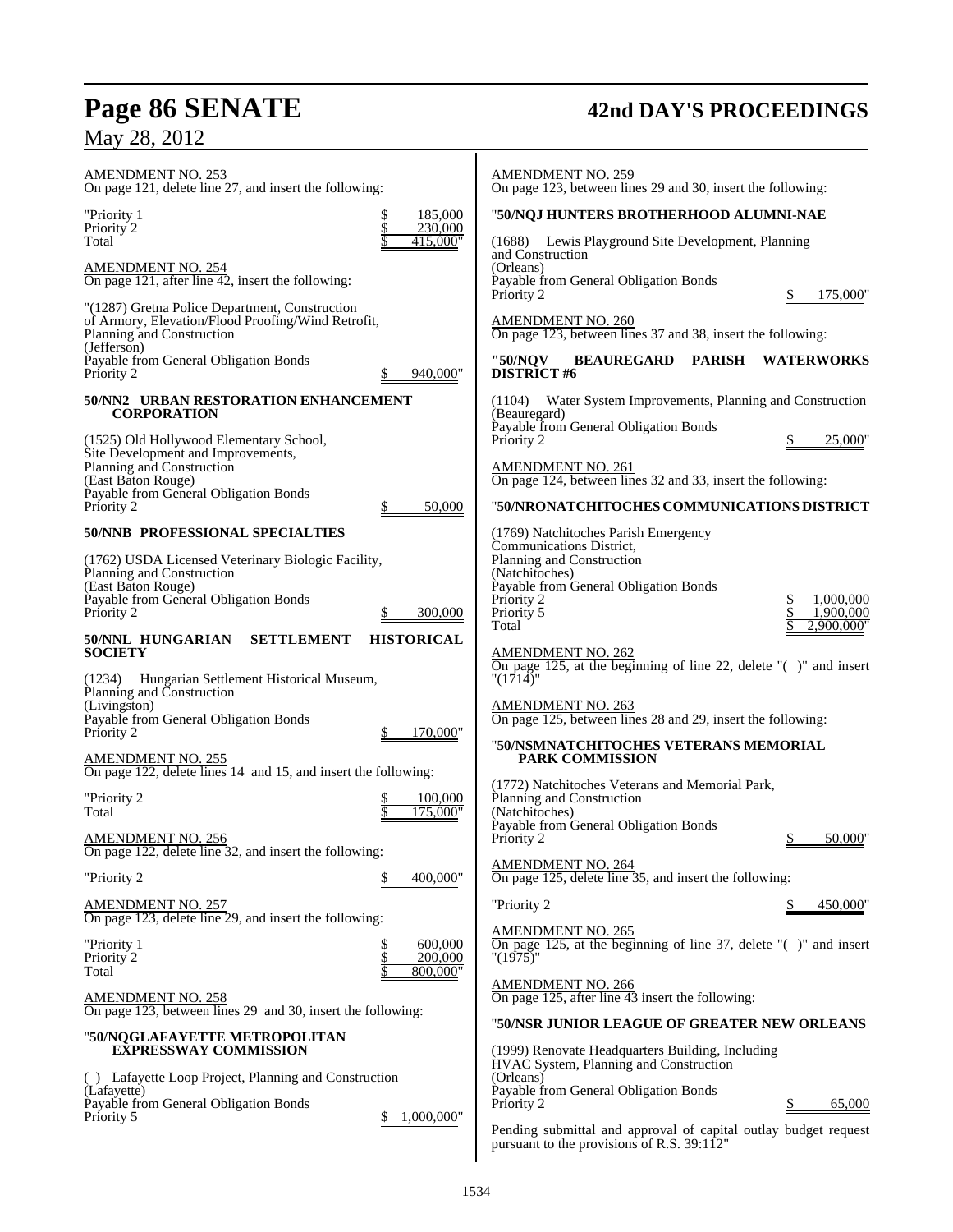AMENDMENT NO. 253
On page 121, delete line 27, and insert the following:

"Priority 1 $ 185,000
Priority 2 $ 230,000
Total $ 415,000"

AMENDMENT NO. 254
On page 121, after line 42, insert the following:

"(1287) Gretna Police Department, Construction of Armory, Elevation/Flood Proofing/Wind Retrofit, Planning and Construction
(Jefferson)
Payable from General Obligation Bonds
Priority 2 $ 940,000"

**50/NN2 URBAN RESTORATION ENHANCEMENT CORPORATION**

(1525) Old Hollywood Elementary School, Site Development and Improvements, Planning and Construction
(East Baton Rouge)
Payable from General Obligation Bonds
Priority 2 $ 50,000

**50/NNB PROFESSIONAL SPECIALTIES**

(1762) USDA Licensed Veterinary Biologic Facility, Planning and Construction
(East Baton Rouge)
Payable from General Obligation Bonds
Priority 2 $ 300,000

**50/NNL HUNGARIAN SETTLEMENT HISTORICAL SOCIETY**

(1234) Hungarian Settlement Historical Museum, Planning and Construction
(Livingston)
Payable from General Obligation Bonds
Priority 2 $ 170,000"

AMENDMENT NO. 255
On page 122, delete lines 14 and 15, and insert the following:

"Priority 2 $ 100,000
Total $ 175,000"

AMENDMENT NO. 256
On page 122, delete line 32, and insert the following:

"Priority 2 $ 400,000"

AMENDMENT NO. 257
On page 123, delete line 29, and insert the following:

"Priority 1 $ 600,000
Priority 2 $ 200,000
Total $ 800,000"

AMENDMENT NO. 258
On page 123, between lines 29 and 30, insert the following:

"**50/NQGLAFAYETTE METROPOLITAN EXPRESSWAY COMMISSION**

( ) Lafayette Loop Project, Planning and Construction
(Lafayette)
Payable from General Obligation Bonds
Priority 5 $ 1,000,000"

AMENDMENT NO. 259
On page 123, between lines 29 and 30, insert the following:

"**50/NQJ HUNTERS BROTHERHOOD ALUMNI-NAE**

(1688) Lewis Playground Site Development, Planning and Construction
(Orleans)
Payable from General Obligation Bonds
Priority 2 $ 175,000"

AMENDMENT NO. 260
On page 123, between lines 37 and 38, insert the following:

"**50/NQV BEAUREGARD PARISH WATERWORKS DISTRICT #6**

(1104) Water System Improvements, Planning and Construction
(Beauregard)
Payable from General Obligation Bonds
Priority 2 $ 25,000"

AMENDMENT NO. 261
On page 124, between lines 32 and 33, insert the following:

"**50/NRONATCHITOCHES COMMUNICATIONS DISTRICT**

(1769) Natchitoches Parish Emergency Communications District, Planning and Construction
(Natchitoches)
Payable from General Obligation Bonds
Priority 2 $ 1,000,000
Priority 5 $ 1,900,000
Total $ 2,900,000"

AMENDMENT NO. 262
On page 125, at the beginning of line 22, delete "( )" and insert "(1714)"

AMENDMENT NO. 263
On page 125, between lines 28 and 29, insert the following:

"**50/NSMNATCHITOCHES VETERANS MEMORIAL PARK COMMISSION**

(1772) Natchitoches Veterans and Memorial Park, Planning and Construction
(Natchitoches)
Payable from General Obligation Bonds
Priority 2 $ 50,000"

AMENDMENT NO. 264
On page 125, delete line 35, and insert the following:

"Priority 2 $ 450,000"

AMENDMENT NO. 265
On page 125, at the beginning of line 37, delete "( )" and insert "(1975)"

AMENDMENT NO. 266
On page 125, after line 43 insert the following:

"**50/NSR JUNIOR LEAGUE OF GREATER NEW ORLEANS**

(1999) Renovate Headquarters Building, Including HVAC System, Planning and Construction
(Orleans)
Payable from General Obligation Bonds
Priority 2 $ 65,000

Pending submittal and approval of capital outlay budget request pursuant to the provisions of R.S. 39:112"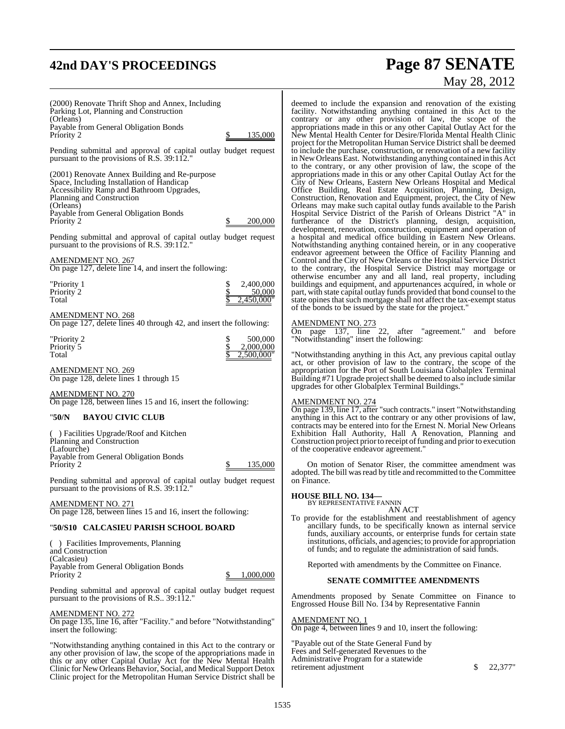(2000) Renovate Thrift Shop and Annex, Including Parking Lot, Planning and Construction
(Orleans)
Payable from General Obligation Bonds
Priority 2 $ 135,000

Pending submittal and approval of capital outlay budget request pursuant to the provisions of R.S. 39:112."

(2001) Renovate Annex Building and Re-purpose Space, Including Installation of Handicap Accessibility Ramp and Bathroom Upgrades, Planning and Construction
(Orleans)
Payable from General Obligation Bonds
Priority 2 $ 200,000

Pending submittal and approval of capital outlay budget request pursuant to the provisions of R.S. 39:112."

AMENDMENT NO. 267
On page 127, delete line 14, and insert the following:

| | |
|---|---|
| "Priority 1 | $ 2,400,000 |
| Priority 2 | $ 50,000 |
| Total | $ 2,450,000" |

AMENDMENT NO. 268
On page 127, delete lines 40 through 42, and insert the following:

| | |
|---|---|
| "Priority 2 | $ 500,000 |
| Priority 5 | $ 2,000,000 |
| Total | $ 2,500,000" |

AMENDMENT NO. 269
On page 128, delete lines 1 through 15

AMENDMENT NO. 270
On page 128, between lines 15 and 16, insert the following:

"**50/N BAYOU CIVIC CLUB**

( ) Facilities Upgrade/Roof and Kitchen Planning and Construction
(Lafourche)
Payable from General Obligation Bonds
Priority 2 $ 135,000

Pending submittal and approval of capital outlay budget request pursuant to the provisions of R.S. 39:112."

AMENDMENT NO. 271
On page 128, between lines 15 and 16, insert the following:

"**50/S10 CALCASIEU PARISH SCHOOL BOARD**

( ) Facilities Improvements, Planning and Construction
(Calcasieu)
Payable from General Obligation Bonds
Priority 2 $ 1,000,000

Pending submittal and approval of capital outlay budget request pursuant to the provisions of R.S.. 39:112."

AMENDMENT NO. 272
On page 135, line 16, after "Facility." and before "Notwithstanding" insert the following:

"Notwithstanding anything contained in this Act to the contrary or any other provision of law, the scope of the appropriations made in this or any other Capital Outlay Act for the New Mental Health Clinic for New Orleans Behavior, Social, and Medical Support Detox Clinic project for the Metropolitan Human Service District shall be deemed to include the expansion and renovation of the existing facility. Notwithstanding anything contained in this Act to the contrary or any other provision of law, the scope of the appropriations made in this or any other Capital Outlay Act for the New Mental Health Center for Desire/Florida Mental Health Clinic project for the Metropolitan Human Service District shall be deemed to include the purchase, construction, or renovation of a new facility in New Orleans East. Notwithstanding anything contained in this Act to the contrary, or any other provision of law, the scope of the appropriations made in this or any other Capital Outlay Act for the City of New Orleans, Eastern New Orleans Hospital and Medical Office Building, Real Estate Acquisition, Planning, Design, Construction, Renovation and Equipment, project, the City of New Orleans may make such capital outlay funds available to the Parish Hospital Service District of the Parish of Orleans District "A" in furtherance of the District's planning, design, acquisition, development, renovation, construction, equipment and operation of a hospital and medical office building in Eastern New Orleans. Notwithstanding anything contained herein, or in any cooperative endeavor agreement between the Office of Facility Planning and Control and the City of New Orleans or the Hospital Service District to the contrary, the Hospital Service District may mortgage or otherwise encumber any and all land, real property, including buildings and equipment, and appurtenances acquired, in whole or part, with state capital outlay funds provided that bond counsel to the state opines that such mortgage shall not affect the tax-exempt status of the bonds to be issued by the state for the project."

AMENDMENT NO. 273
On page 137, line 22, after "agreement." and before "Notwithstanding" insert the following:

"Notwithstanding anything in this Act, any previous capital outlay act, or other provision of law to the contrary, the scope of the appropriation for the Port of South Louisiana Globalplex Terminal Building #71 Upgrade project shall be deemed to also include similar upgrades for other Globalplex Terminal Buildings."

AMENDMENT NO. 274
On page 139, line 17, after "such contracts." insert "Notwithstanding anything in this Act to the contrary or any other provisions of law, contracts may be entered into for the Ernest N. Morial New Orleans Exhibition Hall Authority, Hall A Renovation, Planning and Construction project prior to receipt of funding and prior to execution of the cooperative endeavor agreement."

On motion of Senator Riser, the committee amendment was adopted. The bill was read by title and recommitted to the Committee on Finance.

**HOUSE BILL NO. 134—**
BY REPRESENTATIVE FANNIN
AN ACT
To provide for the establishment and reestablishment of agency ancillary funds, to be specifically known as internal service funds, auxiliary accounts, or enterprise funds for certain state institutions, officials, and agencies; to provide for appropriation of funds; and to regulate the administration of said funds.

Reported with amendments by the Committee on Finance.

**SENATE COMMITTEE AMENDMENTS**

Amendments proposed by Senate Committee on Finance to Engrossed House Bill No. 134 by Representative Fannin

AMENDMENT NO. 1
On page 4, between lines 9 and 10, insert the following:

"Payable out of the State General Fund by Fees and Self-generated Revenues to the Administrative Program for a statewide retirement adjustment $ 22,377"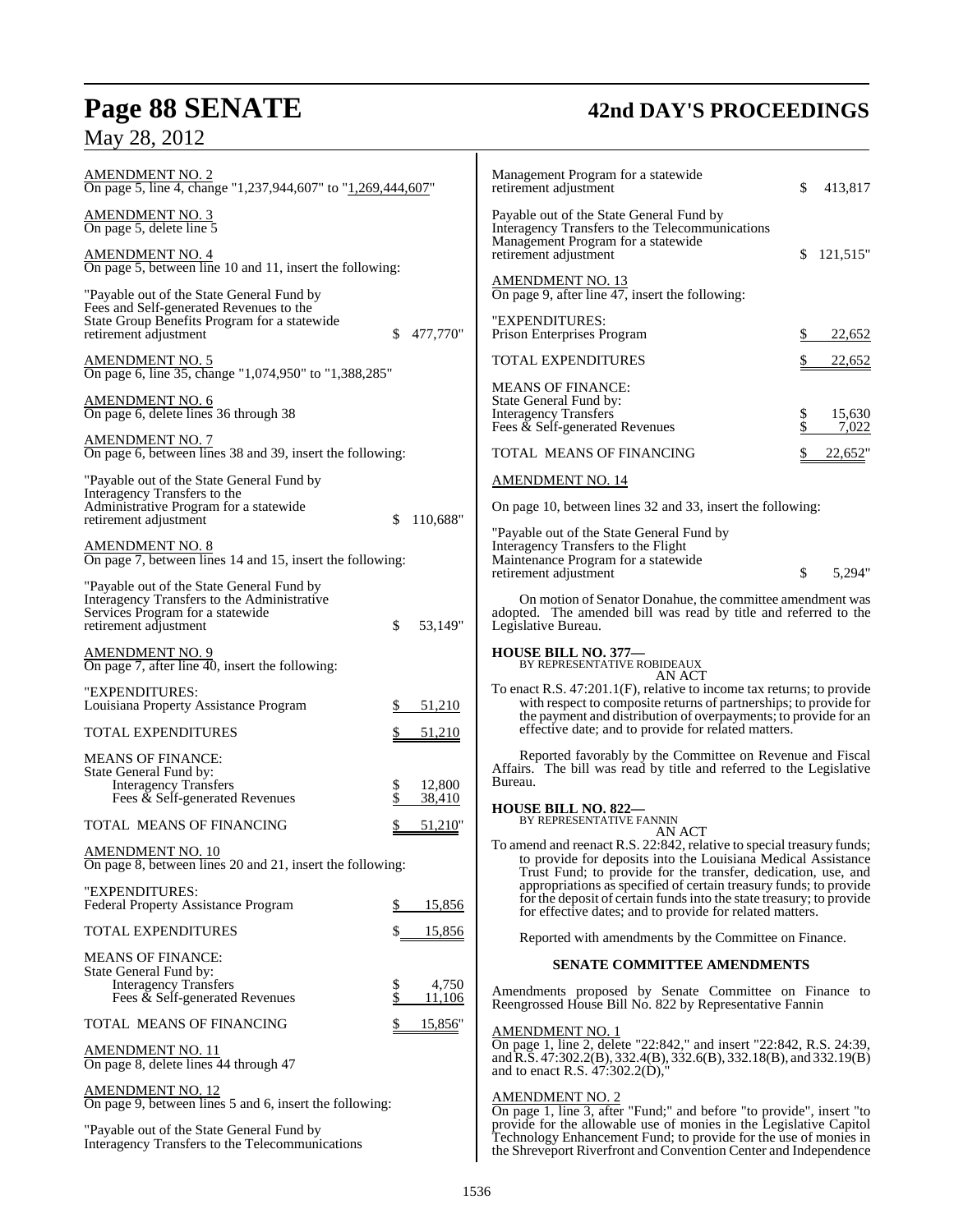AMENDMENT NO. 2
On page 5, line 4, change "1,237,944,607" to "1,269,444,607"

AMENDMENT NO. 3
On page 5, delete line 5

AMENDMENT NO. 4
On page 5, between line 10 and 11, insert the following:

"Payable out of the State General Fund by Fees and Self-generated Revenues to the State Group Benefits Program for a statewide retirement adjustment $ 477,770"

AMENDMENT NO. 5
On page 6, line 35, change "1,074,950" to "1,388,285"

AMENDMENT NO. 6
On page 6, delete lines 36 through 38

AMENDMENT NO. 7
On page 6, between lines 38 and 39, insert the following:

"Payable out of the State General Fund by Interagency Transfers to the Administrative Program for a statewide retirement adjustment $ 110,688"

AMENDMENT NO. 8
On page 7, between lines 14 and 15, insert the following:

"Payable out of the State General Fund by Interagency Transfers to the Administrative Services Program for a statewide retirement adjustment $ 53,149"

AMENDMENT NO. 9
On page 7, after line 40, insert the following:

| | |
|---|---|
| "EXPENDITURES: | |
| Louisiana Property Assistance Program | $ 51,210 |
| TOTAL EXPENDITURES | $ 51,210 |
| MEANS OF FINANCE: | |
| State General Fund by: | |
| Interagency Transfers | $ 12,800 |
| Fees & Self-generated Revenues | $ 38,410 |
| TOTAL MEANS OF FINANCING | $ 51,210" |

AMENDMENT NO. 10
On page 8, between lines 20 and 21, insert the following:

| | |
|---|---|
| "EXPENDITURES: | |
| Federal Property Assistance Program | $ 15,856 |
| TOTAL EXPENDITURES | $ 15,856 |
| MEANS OF FINANCE: | |
| State General Fund by: | |
| Interagency Transfers | $ 4,750 |
| Fees & Self-generated Revenues | $ 11,106 |
| TOTAL MEANS OF FINANCING | $ 15,856" |

AMENDMENT NO. 11
On page 8, delete lines 44 through 47

AMENDMENT NO. 12
On page 9, between lines 5 and 6, insert the following:

"Payable out of the State General Fund by Interagency Transfers to the Telecommunications Management Program for a statewide retirement adjustment $ 413,817

Payable out of the State General Fund by Interagency Transfers to the Telecommunications Management Program for a statewide retirement adjustment $ 121,515"

AMENDMENT NO. 13
On page 9, after line 47, insert the following:

| | |
|---|---|
| "EXPENDITURES: | |
| Prison Enterprises Program | $ 22,652 |
| TOTAL EXPENDITURES | $ 22,652 |
| MEANS OF FINANCE: | |
| State General Fund by: | |
| Interagency Transfers | $ 15,630 |
| Fees & Self-generated Revenues | $ 7,022 |
| TOTAL MEANS OF FINANCING | $ 22,652" |

AMENDMENT NO. 14

On page 10, between lines 32 and 33, insert the following:

"Payable out of the State General Fund by Interagency Transfers to the Flight Maintenance Program for a statewide retirement adjustment $ 5,294"

On motion of Senator Donahue, the committee amendment was adopted. The amended bill was read by title and referred to the Legislative Bureau.

**HOUSE BILL NO. 377—**
BY REPRESENTATIVE ROBIDEAUX
AN ACT
To enact R.S. 47:201.1(F), relative to income tax returns; to provide with respect to composite returns of partnerships; to provide for the payment and distribution of overpayments; to provide for an effective date; and to provide for related matters.

Reported favorably by the Committee on Revenue and Fiscal Affairs. The bill was read by title and referred to the Legislative Bureau.

**HOUSE BILL NO. 822—**
BY REPRESENTATIVE FANNIN
AN ACT
To amend and reenact R.S. 22:842, relative to special treasury funds; to provide for deposits into the Louisiana Medical Assistance Trust Fund; to provide for the transfer, dedication, use, and appropriations as specified of certain treasury funds; to provide for the deposit of certain funds into the state treasury; to provide for effective dates; and to provide for related matters.

Reported with amendments by the Committee on Finance.

**SENATE COMMITTEE AMENDMENTS**

Amendments proposed by Senate Committee on Finance to Reengrossed House Bill No. 822 by Representative Fannin

AMENDMENT NO. 1
On page 1, line 2, delete "22:842," and insert "22:842, R.S. 24:39, and R.S. 47:302.2(B), 332.4(B), 332.6(B), 332.18(B), and 332.19(B) and to enact R.S. 47:302.2(D),"

AMENDMENT NO. 2
On page 1, line 3, after "Fund;" and before "to provide", insert "to provide for the allowable use of monies in the Legislative Capitol Technology Enhancement Fund; to provide for the use of monies in the Shreveport Riverfront and Convention Center and Independence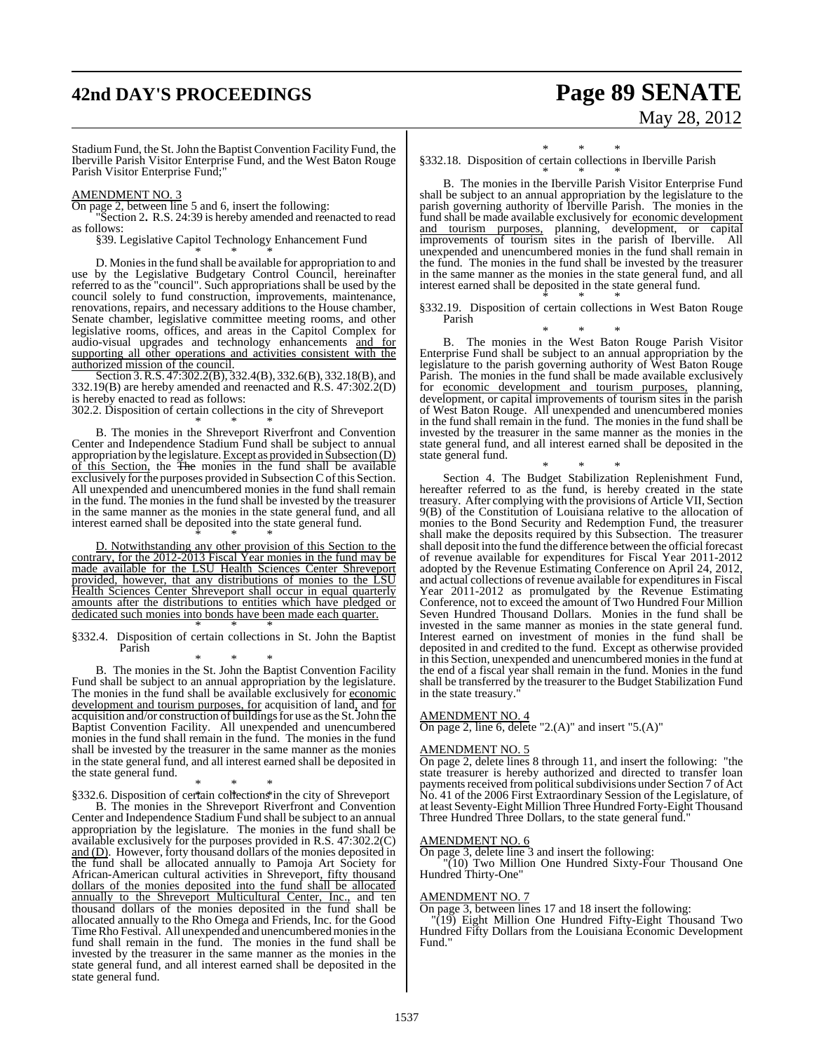Stadium Fund, the St. John the Baptist Convention Facility Fund, the Iberville Parish Visitor Enterprise Fund, and the West Baton Rouge Parish Visitor Enterprise Fund;"

AMENDMENT NO. 3

On page 2, between line 5 and 6, insert the following:

"Section 2. R.S. 24:39 is hereby amended and reenacted to read as follows:

§39. Legislative Capitol Technology Enhancement Fund

\* \* \*

D. Monies in the fund shall be available for appropriation to and use by the Legislative Budgetary Control Council, hereinafter referred to as the "council". Such appropriations shall be used by the council solely to fund construction, improvements, maintenance, renovations, repairs, and necessary additions to the House chamber, Senate chamber, legislative committee meeting rooms, and other legislative rooms, offices, and areas in the Capitol Complex for audio-visual upgrades and technology enhancements and for supporting all other operations and activities consistent with the authorized mission of the council.

Section 3. R.S. 47:302.2(B), 332.4(B), 332.6(B), 332.18(B), and 332.19(B) are hereby amended and reenacted and R.S. 47:302.2(D) is hereby enacted to read as follows:

302.2. Disposition of certain collections in the city of Shreveport

\* \* \*

B. The monies in the Shreveport Riverfront and Convention Center and Independence Stadium Fund shall be subject to annual appropriation by the legislature. Except as provided in Subsection (D) of this Section, the The monies in the fund shall be available exclusively for the purposes provided in Subsection C of this Section. All unexpended and unencumbered monies in the fund shall remain in the fund. The monies in the fund shall be invested by the treasurer in the same manner as the monies in the state general fund, and all interest earned shall be deposited into the state general fund.

\* \* \*

D. Notwithstanding any other provision of this Section to the contrary, for the 2012-2013 Fiscal Year monies in the fund may be made available for the LSU Health Sciences Center Shreveport provided, however, that any distributions of monies to the LSU Health Sciences Center Shreveport shall occur in equal quarterly amounts after the distributions to entities which have pledged or dedicated such monies into bonds have been made each quarter.

\* \* \*

§332.4. Disposition of certain collections in St. John the Baptist Parish

\* \* \*

B. The monies in the St. John the Baptist Convention Facility Fund shall be subject to an annual appropriation by the legislature. The monies in the fund shall be available exclusively for economic development and tourism purposes, for acquisition of land, and for acquisition and/or construction of buildings for use as the St. John the Baptist Convention Facility. All unexpended and unencumbered monies in the fund shall remain in the fund. The monies in the fund shall be invested by the treasurer in the same manner as the monies in the state general fund, and all interest earned shall be deposited in the state general fund.

\* \* \*

§332.6. Disposition of certain collections in the city of Shreveport

\* \* \*

B. The monies in the Shreveport Riverfront and Convention Center and Independence Stadium Fund shall be subject to an annual appropriation by the legislature. The monies in the fund shall be available exclusively for the purposes provided in R.S. 47:302.2(C) and (D). However, forty thousand dollars of the monies deposited in the fund shall be allocated annually to Pamoja Art Society for African-American cultural activities in Shreveport, fifty thousand dollars of the monies deposited into the fund shall be allocated annually to the Shreveport Multicultural Center, Inc., and ten thousand dollars of the monies deposited in the fund shall be allocated annually to the Rho Omega and Friends, Inc. for the Good Time Rho Festival. All unexpended and unencumbered monies in the fund shall remain in the fund. The monies in the fund shall be invested by the treasurer in the same manner as the monies in the state general fund, and all interest earned shall be deposited in the state general fund.

\* \* \*

§332.18. Disposition of certain collections in Iberville Parish

\* \* \*

B. The monies in the Iberville Parish Visitor Enterprise Fund shall be subject to an annual appropriation by the legislature to the parish governing authority of Iberville Parish. The monies in the fund shall be made available exclusively for economic development and tourism purposes, planning, development, or capital improvements of tourism sites in the parish of Iberville. All unexpended and unencumbered monies in the fund shall remain in the fund. The monies in the fund shall be invested by the treasurer in the same manner as the monies in the state general fund, and all interest earned shall be deposited in the state general fund.

\* \* \*

§332.19. Disposition of certain collections in West Baton Rouge Parish

\* \* \*

B. The monies in the West Baton Rouge Parish Visitor Enterprise Fund shall be subject to an annual appropriation by the legislature to the parish governing authority of West Baton Rouge Parish. The monies in the fund shall be made available exclusively for economic development and tourism purposes, planning, development, or capital improvements of tourism sites in the parish of West Baton Rouge. All unexpended and unencumbered monies in the fund shall remain in the fund. The monies in the fund shall be invested by the treasurer in the same manner as the monies in the state general fund, and all interest earned shall be deposited in the state general fund.

\* \* \*

Section 4. The Budget Stabilization Replenishment Fund, hereafter referred to as the fund, is hereby created in the state treasury. After complying with the provisions of Article VII, Section 9(B) of the Constitution of Louisiana relative to the allocation of monies to the Bond Security and Redemption Fund, the treasurer shall make the deposits required by this Subsection. The treasurer shall deposit into the fund the difference between the official forecast of revenue available for expenditures for Fiscal Year 2011-2012 adopted by the Revenue Estimating Conference on April 24, 2012, and actual collections of revenue available for expenditures in Fiscal Year 2011-2012 as promulgated by the Revenue Estimating Conference, not to exceed the amount of Two Hundred Four Million Seven Hundred Thousand Dollars. Monies in the fund shall be invested in the same manner as monies in the state general fund. Interest earned on investment of monies in the fund shall be deposited in and credited to the fund. Except as otherwise provided in this Section, unexpended and unencumbered monies in the fund at the end of a fiscal year shall remain in the fund. Monies in the fund shall be transferred by the treasurer to the Budget Stabilization Fund in the state treasury."

AMENDMENT NO. 4

On page 2, line 6, delete "2.(A)" and insert "5.(A)"

AMENDMENT NO. 5

On page 2, delete lines 8 through 11, and insert the following: "the state treasurer is hereby authorized and directed to transfer loan payments received from political subdivisions under Section 7 of Act No. 41 of the 2006 First Extraordinary Session of the Legislature, of at least Seventy-Eight Million Three Hundred Forty-Eight Thousand Three Hundred Three Dollars, to the state general fund."

AMENDMENT NO. 6

On page 3, delete line 3 and insert the following:

"(10) Two Million One Hundred Sixty-Four Thousand One Hundred Thirty-One"

AMENDMENT NO. 7

On page 3, between lines 17 and 18 insert the following:

"(19) Eight Million One Hundred Fifty-Eight Thousand Two Hundred Fifty Dollars from the Louisiana Economic Development Fund."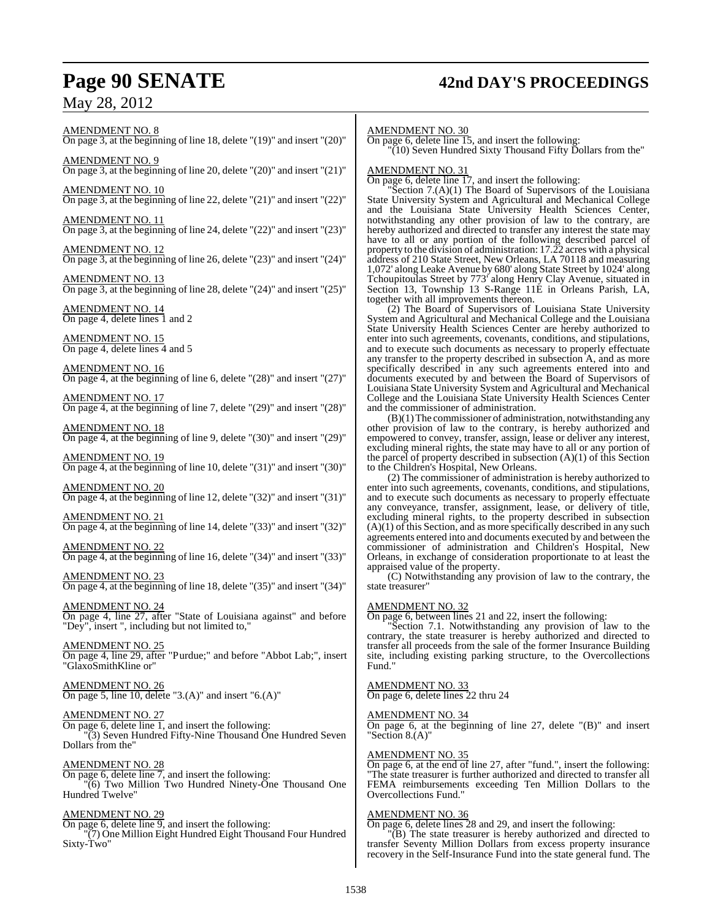AMENDMENT NO. 8
On page 3, at the beginning of line 18, delete "(19)" and insert "(20)"

AMENDMENT NO. 9
On page 3, at the beginning of line 20, delete "(20)" and insert "(21)"

AMENDMENT NO. 10
On page 3, at the beginning of line 22, delete "(21)" and insert "(22)"

AMENDMENT NO. 11
On page 3, at the beginning of line 24, delete "(22)" and insert "(23)"

AMENDMENT NO. 12
On page 3, at the beginning of line 26, delete "(23)" and insert "(24)"

AMENDMENT NO. 13
On page 3, at the beginning of line 28, delete "(24)" and insert "(25)"

AMENDMENT NO. 14
On page 4, delete lines 1 and 2

AMENDMENT NO. 15
On page 4, delete lines 4 and 5

AMENDMENT NO. 16
On page 4, at the beginning of line 6, delete "(28)" and insert "(27)"

AMENDMENT NO. 17
On page 4, at the beginning of line 7, delete "(29)" and insert "(28)"

AMENDMENT NO. 18
On page 4, at the beginning of line 9, delete "(30)" and insert "(29)"

AMENDMENT NO. 19
On page 4, at the beginning of line 10, delete "(31)" and insert "(30)"

AMENDMENT NO. 20
On page 4, at the beginning of line 12, delete "(32)" and insert "(31)"

AMENDMENT NO. 21
On page 4, at the beginning of line 14, delete "(33)" and insert "(32)"

AMENDMENT NO. 22
On page 4, at the beginning of line 16, delete "(34)" and insert "(33)"

AMENDMENT NO. 23
On page 4, at the beginning of line 18, delete "(35)" and insert "(34)"

AMENDMENT NO. 24
On page 4, line 27, after "State of Louisiana against" and before "Dey", insert ", including but not limited to,"

AMENDMENT NO. 25
On page 4, line 29, after "Purdue;" and before "Abbot Lab;", insert "GlaxoSmithKline or"

AMENDMENT NO. 26
On page 5, line 10, delete "3.(A)" and insert "6.(A)"

AMENDMENT NO. 27
On page 6, delete line 1, and insert the following:
"(3) Seven Hundred Fifty-Nine Thousand One Hundred Seven Dollars from the"

AMENDMENT NO. 28
On page 6, delete line 7, and insert the following:
"(6) Two Million Two Hundred Ninety-One Thousand One Hundred Twelve"

AMENDMENT NO. 29
On page 6, delete line 9, and insert the following:
"(7) One Million Eight Hundred Eight Thousand Four Hundred Sixty-Two"

AMENDMENT NO. 30
On page 6, delete line 15, and insert the following:
"(10) Seven Hundred Sixty Thousand Fifty Dollars from the"

AMENDMENT NO. 31
On page 6, delete line 17, and insert the following:
"Section 7.(A)(1) The Board of Supervisors of the Louisiana State University System and Agricultural and Mechanical College and the Louisiana State University Health Sciences Center, notwithstanding any other provision of law to the contrary, are hereby authorized and directed to transfer any interest the state may have to all or any portion of the following described parcel of property to the division of administration: 17.22 acres with a physical address of 210 State Street, New Orleans, LA 70118 and measuring 1,072' along Leake Avenue by 680' along State Street by 1024' along Tchoupitoulas Street by 773' along Henry Clay Avenue, situated in Section 13, Township 13 S-Range 11E in Orleans Parish, LA, together with all improvements thereon.

(2) The Board of Supervisors of Louisiana State University System and Agricultural and Mechanical College and the Louisiana State University Health Sciences Center are hereby authorized to enter into such agreements, covenants, conditions, and stipulations, and to execute such documents as necessary to properly effectuate any transfer to the property described in subsection A, and as more specifically described in any such agreements entered into and documents executed by and between the Board of Supervisors of Louisiana State University System and Agricultural and Mechanical College and the Louisiana State University Health Sciences Center and the commissioner of administration.

(B)(1) The commissioner of administration, notwithstanding any other provision of law to the contrary, is hereby authorized and empowered to convey, transfer, assign, lease or deliver any interest, excluding mineral rights, the state may have to all or any portion of the parcel of property described in subsection (A)(1) of this Section to the Children's Hospital, New Orleans.

(2) The commissioner of administration is hereby authorized to enter into such agreements, covenants, conditions, and stipulations, and to execute such documents as necessary to properly effectuate any conveyance, transfer, assignment, lease, or delivery of title, excluding mineral rights, to the property described in subsection (A)(1) of this Section, and as more specifically described in any such agreements entered into and documents executed by and between the commissioner of administration and Children's Hospital, New Orleans, in exchange of consideration proportionate to at least the appraised value of the property.

(C) Notwithstanding any provision of law to the contrary, the state treasurer"

AMENDMENT NO. 32
On page 6, between lines 21 and 22, insert the following:
"Section 7.1. Notwithstanding any provision of law to the contrary, the state treasurer is hereby authorized and directed to transfer all proceeds from the sale of the former Insurance Building site, including existing parking structure, to the Overcollections Fund."

AMENDMENT NO. 33
On page 6, delete lines 22 thru 24

AMENDMENT NO. 34
On page 6, at the beginning of line 27, delete "(B)" and insert "Section 8.(A)"

AMENDMENT NO. 35
On page 6, at the end of line 27, after "fund.", insert the following:
"The state treasurer is further authorized and directed to transfer all FEMA reimbursements exceeding Ten Million Dollars to the Overcollections Fund."

AMENDMENT NO. 36
On page 6, delete lines 28 and 29, and insert the following:
"(B) The state treasurer is hereby authorized and directed to transfer Seventy Million Dollars from excess property insurance recovery in the Self-Insurance Fund into the state general fund. The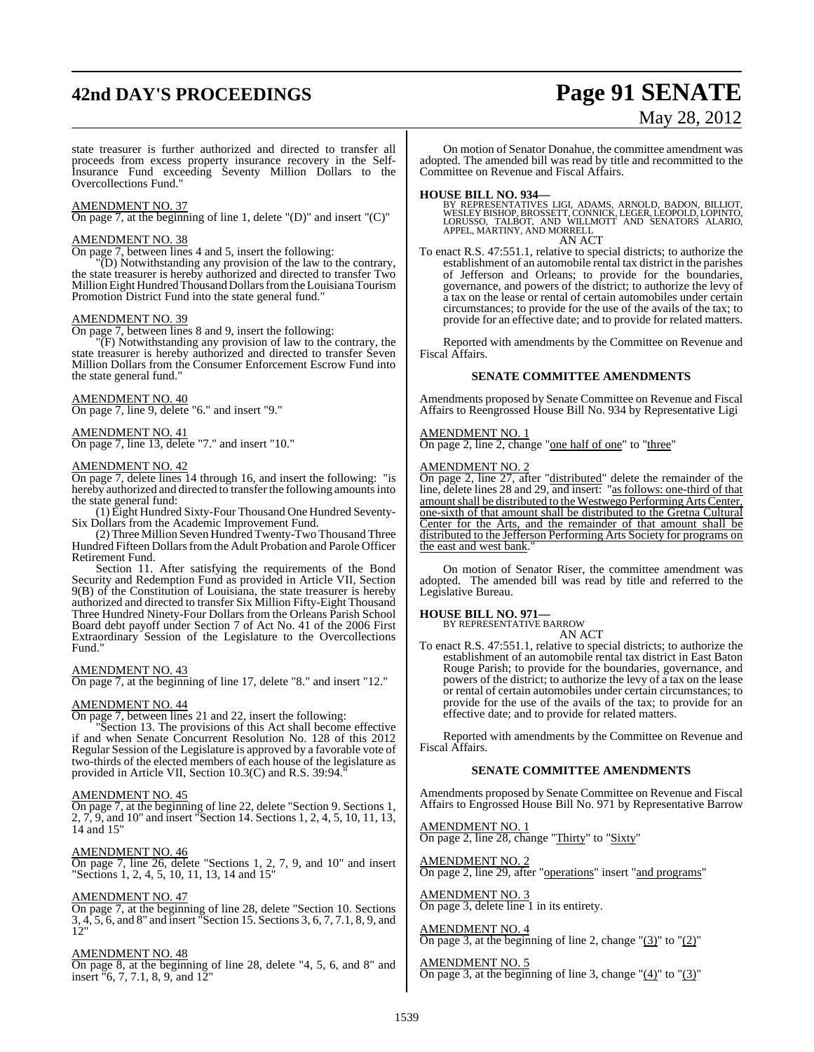state treasurer is further authorized and directed to transfer all proceeds from excess property insurance recovery in the Self-Insurance Fund exceeding Seventy Million Dollars to the Overcollections Fund."

AMENDMENT NO. 37

On page 7, at the beginning of line 1, delete "(D)" and insert "(C)"

AMENDMENT NO. 38

On page 7, between lines 4 and 5, insert the following:

"(D) Notwithstanding any provision of the law to the contrary, the state treasurer is hereby authorized and directed to transfer Two Million Eight Hundred Thousand Dollars from the Louisiana Tourism Promotion District Fund into the state general fund."

AMENDMENT NO. 39

On page 7, between lines 8 and 9, insert the following:

"(F) Notwithstanding any provision of law to the contrary, the state treasurer is hereby authorized and directed to transfer Seven Million Dollars from the Consumer Enforcement Escrow Fund into the state general fund."

AMENDMENT NO. 40

On page 7, line 9, delete "6." and insert "9."

AMENDMENT NO. 41

On page 7, line 13, delete "7." and insert "10."

AMENDMENT NO. 42

On page 7, delete lines 14 through 16, and insert the following: "is hereby authorized and directed to transfer the following amounts into the state general fund:

(1) Eight Hundred Sixty-Four Thousand One Hundred Seventy-Six Dollars from the Academic Improvement Fund.

(2) Three Million Seven Hundred Twenty-Two Thousand Three Hundred Fifteen Dollars from the Adult Probation and Parole Officer Retirement Fund.

Section 11. After satisfying the requirements of the Bond Security and Redemption Fund as provided in Article VII, Section 9(B) of the Constitution of Louisiana, the state treasurer is hereby authorized and directed to transfer Six Million Fifty-Eight Thousand Three Hundred Ninety-Four Dollars from the Orleans Parish School Board debt payoff under Section 7 of Act No. 41 of the 2006 First Extraordinary Session of the Legislature to the Overcollections Fund."

AMENDMENT NO. 43

On page 7, at the beginning of line 17, delete "8." and insert "12."

AMENDMENT NO. 44

On page 7, between lines 21 and 22, insert the following:

"Section 13. The provisions of this Act shall become effective if and when Senate Concurrent Resolution No. 128 of this 2012 Regular Session of the Legislature is approved by a favorable vote of two-thirds of the elected members of each house of the legislature as provided in Article VII, Section 10.3(C) and R.S. 39:94."

AMENDMENT NO. 45

On page 7, at the beginning of line 22, delete "Section 9. Sections 1, 2, 7, 9, and 10" and insert "Section 14. Sections 1, 2, 4, 5, 10, 11, 13, 14 and 15"

AMENDMENT NO. 46

On page 7, line 26, delete "Sections 1, 2, 7, 9, and 10" and insert "Sections 1, 2, 4, 5, 10, 11, 13, 14 and 15"

AMENDMENT NO. 47

On page 7, at the beginning of line 28, delete "Section 10. Sections 3, 4, 5, 6, and 8" and insert "Section 15. Sections 3, 6, 7, 7.1, 8, 9, and 12"

AMENDMENT NO. 48

On page 8, at the beginning of line 28, delete "4, 5, 6, and 8" and insert "6, 7, 7.1, 8, 9, and 12"

On motion of Senator Donahue, the committee amendment was adopted. The amended bill was read by title and recommitted to the Committee on Revenue and Fiscal Affairs.

**HOUSE BILL NO. 934—**
BY REPRESENTATIVES LIGI, ADAMS, ARNOLD, BADON, BILLIOT, WESLEY BISHOP, BROSSETT, CONNICK, LEGER, LEOPOLD, LOPINTO, LORUSSO, TALBOT, AND WILLMOTT AND SENATORS ALARIO, APPEL, MARTINY, AND MORRELL

AN ACT

To enact R.S. 47:551.1, relative to special districts; to authorize the establishment of an automobile rental tax district in the parishes of Jefferson and Orleans; to provide for the boundaries, governance, and powers of the district; to authorize the levy of a tax on the lease or rental of certain automobiles under certain circumstances; to provide for the use of the avails of the tax; to provide for an effective date; and to provide for related matters.

Reported with amendments by the Committee on Revenue and Fiscal Affairs.

### SENATE COMMITTEE AMENDMENTS

Amendments proposed by Senate Committee on Revenue and Fiscal Affairs to Reengrossed House Bill No. 934 by Representative Ligi

AMENDMENT NO. 1

On page 2, line 2, change "one half of one" to "three"

AMENDMENT NO. 2

On page 2, line 27, after "distributed" delete the remainder of the line, delete lines 28 and 29, and insert: "as follows: one-third of that amount shall be distributed to the Westwego Performing Arts Center, one-sixth of that amount shall be distributed to the Gretna Cultural Center for the Arts, and the remainder of that amount shall be distributed to the Jefferson Performing Arts Society for programs on the east and west bank."

On motion of Senator Riser, the committee amendment was adopted. The amended bill was read by title and referred to the Legislative Bureau.

**HOUSE BILL NO. 971—**
BY REPRESENTATIVE BARROW

AN ACT

To enact R.S. 47:551.1, relative to special districts; to authorize the establishment of an automobile rental tax district in East Baton Rouge Parish; to provide for the boundaries, governance, and powers of the district; to authorize the levy of a tax on the lease or rental of certain automobiles under certain circumstances; to provide for the use of the avails of the tax; to provide for an effective date; and to provide for related matters.

Reported with amendments by the Committee on Revenue and Fiscal Affairs.

### SENATE COMMITTEE AMENDMENTS

Amendments proposed by Senate Committee on Revenue and Fiscal Affairs to Engrossed House Bill No. 971 by Representative Barrow

AMENDMENT NO. 1

On page 2, line 28, change "Thirty" to "Sixty"

AMENDMENT NO. 2

On page 2, line 29, after "operations" insert "and programs"

AMENDMENT NO. 3

On page 3, delete line 1 in its entirety.

AMENDMENT NO. 4

On page 3, at the beginning of line 2, change "(3)" to "(2)"

AMENDMENT NO. 5

On page 3, at the beginning of line 3, change "(4)" to "(3)"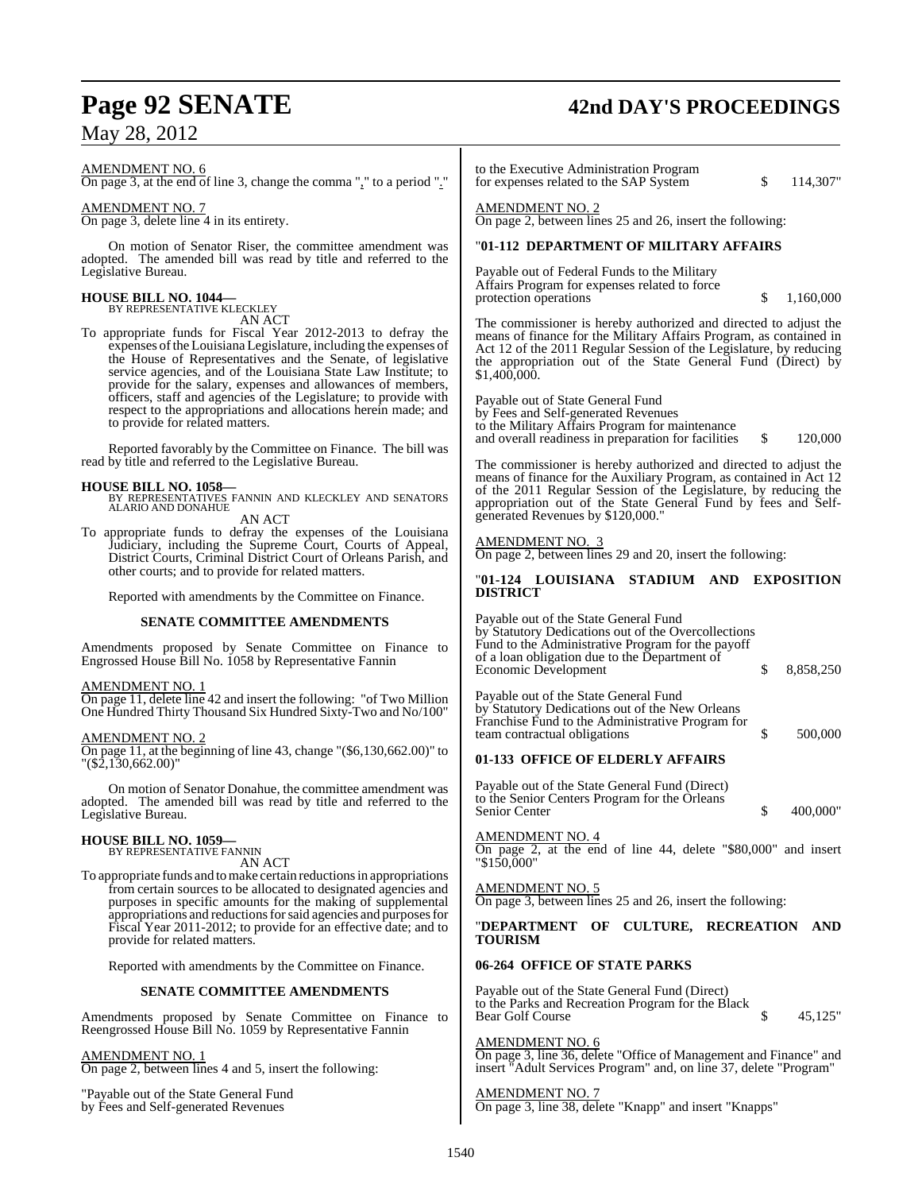AMENDMENT NO. 6
On page 3, at the end of line 3, change the comma "," to a period "."

AMENDMENT NO. 7
On page 3, delete line 4 in its entirety.

On motion of Senator Riser, the committee amendment was adopted. The amended bill was read by title and referred to the Legislative Bureau.

**HOUSE BILL NO. 1044—**
BY REPRESENTATIVE KLECKLEY
AN ACT

To appropriate funds for Fiscal Year 2012-2013 to defray the expenses of the Louisiana Legislature, including the expenses of the House of Representatives and the Senate, of legislative service agencies, and of the Louisiana State Law Institute; to provide for the salary, expenses and allowances of members, officers, staff and agencies of the Legislature; to provide with respect to the appropriations and allocations herein made; and to provide for related matters.

Reported favorably by the Committee on Finance. The bill was read by title and referred to the Legislative Bureau.

**HOUSE BILL NO. 1058—**
BY REPRESENTATIVES FANNIN AND KLECKLEY AND SENATORS ALARIO AND DONAHUE
AN ACT

To appropriate funds to defray the expenses of the Louisiana Judiciary, including the Supreme Court, Courts of Appeal, District Courts, Criminal District Court of Orleans Parish, and other courts; and to provide for related matters.

Reported with amendments by the Committee on Finance.

**SENATE COMMITTEE AMENDMENTS**

Amendments proposed by Senate Committee on Finance to Engrossed House Bill No. 1058 by Representative Fannin

AMENDMENT NO. 1
On page 11, delete line 42 and insert the following: "of Two Million One Hundred Thirty Thousand Six Hundred Sixty-Two and No/100"

AMENDMENT NO. 2
On page 11, at the beginning of line 43, change "($6,130,662.00)" to "($2,130,662.00)"

On motion of Senator Donahue, the committee amendment was adopted. The amended bill was read by title and referred to the Legislative Bureau.

**HOUSE BILL NO. 1059—**
BY REPRESENTATIVE FANNIN
AN ACT

To appropriate funds and to make certain reductions in appropriations from certain sources to be allocated to designated agencies and purposes in specific amounts for the making of supplemental appropriations and reductions for said agencies and purposes for Fiscal Year 2011-2012; to provide for an effective date; and to provide for related matters.

Reported with amendments by the Committee on Finance.

**SENATE COMMITTEE AMENDMENTS**

Amendments proposed by Senate Committee on Finance to Reengrossed House Bill No. 1059 by Representative Fannin

AMENDMENT NO. 1
On page 2, between lines 4 and 5, insert the following:

"Payable out of the State General Fund
by Fees and Self-generated Revenues
to the Executive Administration Program
for expenses related to the SAP System $ 114,307"

AMENDMENT NO. 2
On page 2, between lines 25 and 26, insert the following:

"**01-112 DEPARTMENT OF MILITARY AFFAIRS**

Payable out of Federal Funds to the Military
Affairs Program for expenses related to force
protection operations $ 1,160,000

The commissioner is hereby authorized and directed to adjust the means of finance for the Military Affairs Program, as contained in Act 12 of the 2011 Regular Session of the Legislature, by reducing the appropriation out of the State General Fund (Direct) by $1,400,000.

Payable out of State General Fund
by Fees and Self-generated Revenues
to the Military Affairs Program for maintenance
and overall readiness in preparation for facilities $ 120,000

The commissioner is hereby authorized and directed to adjust the means of finance for the Auxiliary Program, as contained in Act 12 of the 2011 Regular Session of the Legislature, by reducing the appropriation out of the State General Fund by fees and Self-generated Revenues by $120,000."

AMENDMENT NO. 3
On page 2, between lines 29 and 20, insert the following:

"**01-124 LOUISIANA STADIUM AND EXPOSITION DISTRICT**

Payable out of the State General Fund
by Statutory Dedications out of the Overcollections
Fund to the Administrative Program for the payoff
of a loan obligation due to the Department of
Economic Development $ 8,858,250

Payable out of the State General Fund
by Statutory Dedications out of the New Orleans
Franchise Fund to the Administrative Program for
team contractual obligations $ 500,000

**01-133 OFFICE OF ELDERLY AFFAIRS**

Payable out of the State General Fund (Direct)
to the Senior Centers Program for the Orleans
Senior Center $ 400,000"

AMENDMENT NO. 4
On page 2, at the end of line 44, delete "$80,000" and insert "$150,000"

AMENDMENT NO. 5
On page 3, between lines 25 and 26, insert the following:

"**DEPARTMENT OF CULTURE, RECREATION AND TOURISM**

**06-264 OFFICE OF STATE PARKS**

Payable out of the State General Fund (Direct)
to the Parks and Recreation Program for the Black
Bear Golf Course $ 45,125"

AMENDMENT NO. 6
On page 3, line 36, delete "Office of Management and Finance" and insert "Adult Services Program" and, on line 37, delete "Program"

AMENDMENT NO. 7
On page 3, line 38, delete "Knapp" and insert "Knapps"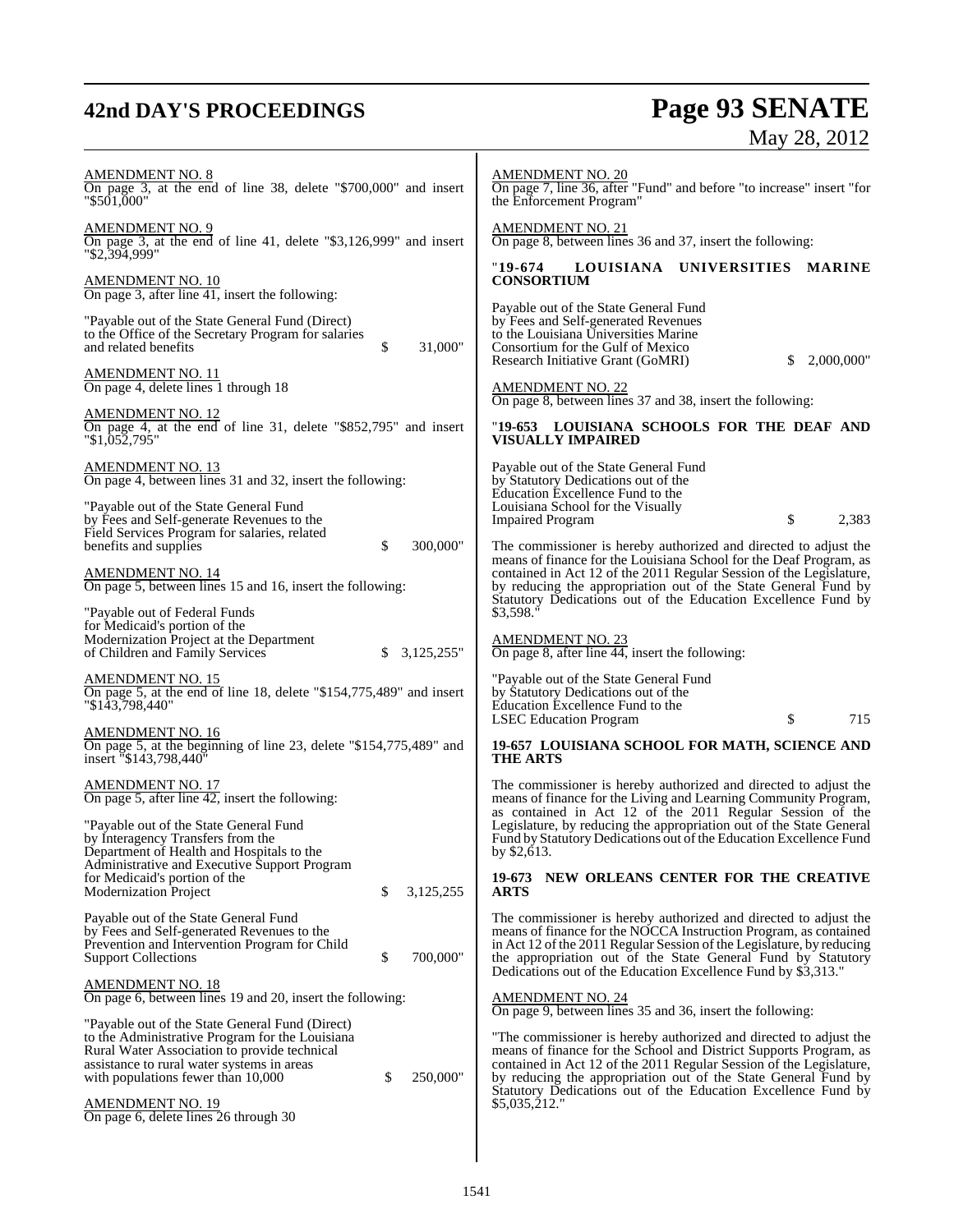AMENDMENT NO. 8
On page 3, at the end of line 38, delete "$700,000" and insert "$501,000"

AMENDMENT NO. 9
On page 3, at the end of line 41, delete "$3,126,999" and insert "$2,394,999"

AMENDMENT NO. 10
On page 3, after line 41, insert the following:

"Payable out of the State General Fund (Direct) to the Office of the Secretary Program for salaries and related benefits $ 31,000"

AMENDMENT NO. 11
On page 4, delete lines 1 through 18

AMENDMENT NO. 12
On page 4, at the end of line 31, delete "$852,795" and insert "$1,052,795"

AMENDMENT NO. 13
On page 4, between lines 31 and 32, insert the following:

"Payable out of the State General Fund by Fees and Self-generate Revenues to the Field Services Program for salaries, related benefits and supplies $ 300,000"

AMENDMENT NO. 14
On page 5, between lines 15 and 16, insert the following:

"Payable out of Federal Funds for Medicaid's portion of the Modernization Project at the Department of Children and Family Services $ 3,125,255"

AMENDMENT NO. 15
On page 5, at the end of line 18, delete "$154,775,489" and insert "$143,798,440"

AMENDMENT NO. 16
On page 5, at the beginning of line 23, delete "$154,775,489" and insert "$143,798,440"

AMENDMENT NO. 17
On page 5, after line 42, insert the following:

"Payable out of the State General Fund by Interagency Transfers from the Department of Health and Hospitals to the Administrative and Executive Support Program for Medicaid's portion of the Modernization Project $ 3,125,255

Payable out of the State General Fund by Fees and Self-generated Revenues to the Prevention and Intervention Program for Child Support Collections $ 700,000"

AMENDMENT NO. 18
On page 6, between lines 19 and 20, insert the following:

"Payable out of the State General Fund (Direct) to the Administrative Program for the Louisiana Rural Water Association to provide technical assistance to rural water systems in areas with populations fewer than 10,000 $ 250,000"

AMENDMENT NO. 19
On page 6, delete lines 26 through 30

AMENDMENT NO. 20
On page 7, line 36, after "Fund" and before "to increase" insert "for the Enforcement Program"

AMENDMENT NO. 21
On page 8, between lines 36 and 37, insert the following:

"**19-674 LOUISIANA UNIVERSITIES MARINE CONSORTIUM**

Payable out of the State General Fund by Fees and Self-generated Revenues to the Louisiana Universities Marine Consortium for the Gulf of Mexico Research Initiative Grant (GoMRI) $ 2,000,000"

AMENDMENT NO. 22
On page 8, between lines 37 and 38, insert the following:

"**19-653 LOUISIANA SCHOOLS FOR THE DEAF AND VISUALLY IMPAIRED**

Payable out of the State General Fund by Statutory Dedications out of the Education Excellence Fund to the Louisiana School for the Visually Impaired Program $ 2,383

The commissioner is hereby authorized and directed to adjust the means of finance for the Louisiana School for the Deaf Program, as contained in Act 12 of the 2011 Regular Session of the Legislature, by reducing the appropriation out of the State General Fund by Statutory Dedications out of the Education Excellence Fund by $3,598."

AMENDMENT NO. 23
On page 8, after line 44, insert the following:

"Payable out of the State General Fund by Statutory Dedications out of the Education Excellence Fund to the LSEC Education Program $ 715

**19-657 LOUISIANA SCHOOL FOR MATH, SCIENCE AND THE ARTS**

The commissioner is hereby authorized and directed to adjust the means of finance for the Living and Learning Community Program, as contained in Act 12 of the 2011 Regular Session of the Legislature, by reducing the appropriation out of the State General Fund by Statutory Dedications out of the Education Excellence Fund by $2,613.

**19-673 NEW ORLEANS CENTER FOR THE CREATIVE ARTS**

The commissioner is hereby authorized and directed to adjust the means of finance for the NOCCA Instruction Program, as contained in Act 12 of the 2011 Regular Session of the Legislature, by reducing the appropriation out of the State General Fund by Statutory Dedications out of the Education Excellence Fund by $3,313."

AMENDMENT NO. 24
On page 9, between lines 35 and 36, insert the following:

"The commissioner is hereby authorized and directed to adjust the means of finance for the School and District Supports Program, as contained in Act 12 of the 2011 Regular Session of the Legislature, by reducing the appropriation out of the State General Fund by Statutory Dedications out of the Education Excellence Fund by $5,035,212."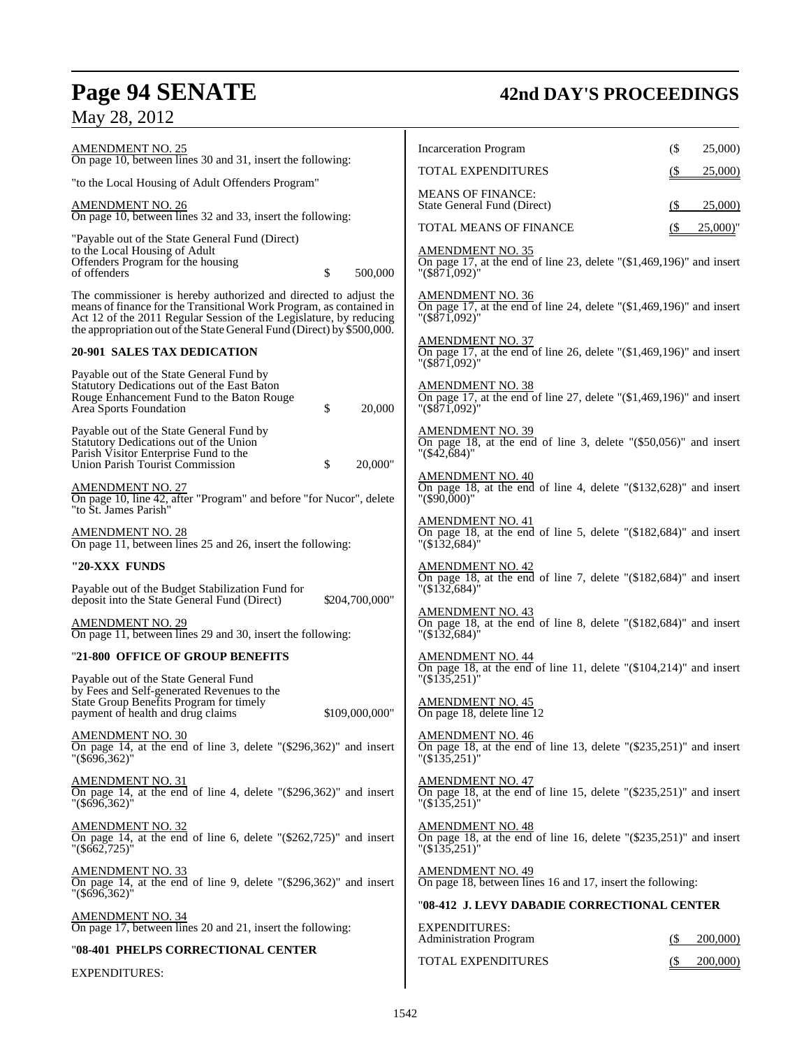AMENDMENT NO. 25
On page 10, between lines 30 and 31, insert the following:

"to the Local Housing of Adult Offenders Program"

AMENDMENT NO. 26
On page 10, between lines 32 and 33, insert the following:

"Payable out of the State General Fund (Direct) to the Local Housing of Adult Offenders Program for the housing of offenders $ 500,000

The commissioner is hereby authorized and directed to adjust the means of finance for the Transitional Work Program, as contained in Act 12 of the 2011 Regular Session of the Legislature, by reducing the appropriation out of the State General Fund (Direct) by $500,000.

**20-901 SALES TAX DEDICATION**

Payable out of the State General Fund by Statutory Dedications out of the East Baton Rouge Enhancement Fund to the Baton Rouge Area Sports Foundation $ 20,000

Payable out of the State General Fund by Statutory Dedications out of the Union Parish Visitor Enterprise Fund to the Union Parish Tourist Commission $ 20,000"

AMENDMENT NO. 27
On page 10, line 42, after "Program" and before "for Nucor", delete "to St. James Parish"

AMENDMENT NO. 28
On page 11, between lines 25 and 26, insert the following:

**"20-XXX FUNDS**

Payable out of the Budget Stabilization Fund for deposit into the State General Fund (Direct) $204,700,000"

AMENDMENT NO. 29
On page 11, between lines 29 and 30, insert the following:

"**21-800 OFFICE OF GROUP BENEFITS**

Payable out of the State General Fund by Fees and Self-generated Revenues to the State Group Benefits Program for timely payment of health and drug claims $109,000,000"

AMENDMENT NO. 30
On page 14, at the end of line 3, delete "($296,362)" and insert "($696,362)"

AMENDMENT NO. 31
On page 14, at the end of line 4, delete "($296,362)" and insert "($696,362)"

AMENDMENT NO. 32
On page 14, at the end of line 6, delete "($262,725)" and insert "($662,725)"

AMENDMENT NO. 33
On page 14, at the end of line 9, delete "($296,362)" and insert "($696,362)"

AMENDMENT NO. 34
On page 17, between lines 20 and 21, insert the following:

"**08-401 PHELPS CORRECTIONAL CENTER**

| | | |
|---|---|---|
| EXPENDITURES: | | |
| Incarceration Program | ($ | 25,000) |
| TOTAL EXPENDITURES | ($ | 25,000) |
| MEANS OF FINANCE: | | |
| State General Fund (Direct) | ($ | 25,000) |
| TOTAL MEANS OF FINANCE | ($ | 25,000)" |

AMENDMENT NO. 35
On page 17, at the end of line 23, delete "($1,469,196)" and insert "($871,092)"

AMENDMENT NO. 36
On page 17, at the end of line 24, delete "($1,469,196)" and insert "($871,092)"

AMENDMENT NO. 37
On page 17, at the end of line 26, delete "($1,469,196)" and insert "($871,092)"

AMENDMENT NO. 38
On page 17, at the end of line 27, delete "($1,469,196)" and insert "($871,092)"

AMENDMENT NO. 39
On page 18, at the end of line 3, delete "($50,056)" and insert "($42,684)"

AMENDMENT NO. 40
On page 18, at the end of line 4, delete "($132,628)" and insert "($90,000)"

AMENDMENT NO. 41
On page 18, at the end of line 5, delete "($182,684)" and insert "($132,684)"

AMENDMENT NO. 42
On page 18, at the end of line 7, delete "($182,684)" and insert "($132,684)"

AMENDMENT NO. 43
On page 18, at the end of line 8, delete "($182,684)" and insert "($132,684)"

AMENDMENT NO. 44
On page 18, at the end of line 11, delete "($104,214)" and insert "($135,251)"

AMENDMENT NO. 45
On page 18, delete line 12

AMENDMENT NO. 46
On page 18, at the end of line 13, delete "($235,251)" and insert "($135,251)"

AMENDMENT NO. 47
On page 18, at the end of line 15, delete "($235,251)" and insert "($135,251)"

AMENDMENT NO. 48
On page 18, at the end of line 16, delete "($235,251)" and insert "($135,251)"

AMENDMENT NO. 49
On page 18, between lines 16 and 17, insert the following:

"**08-412 J. LEVY DABADIE CORRECTIONAL CENTER**

| | | |
|---|---|---|
| EXPENDITURES: | | |
| Administration Program | ($ | 200,000) |
| TOTAL EXPENDITURES | ($ | 200,000) |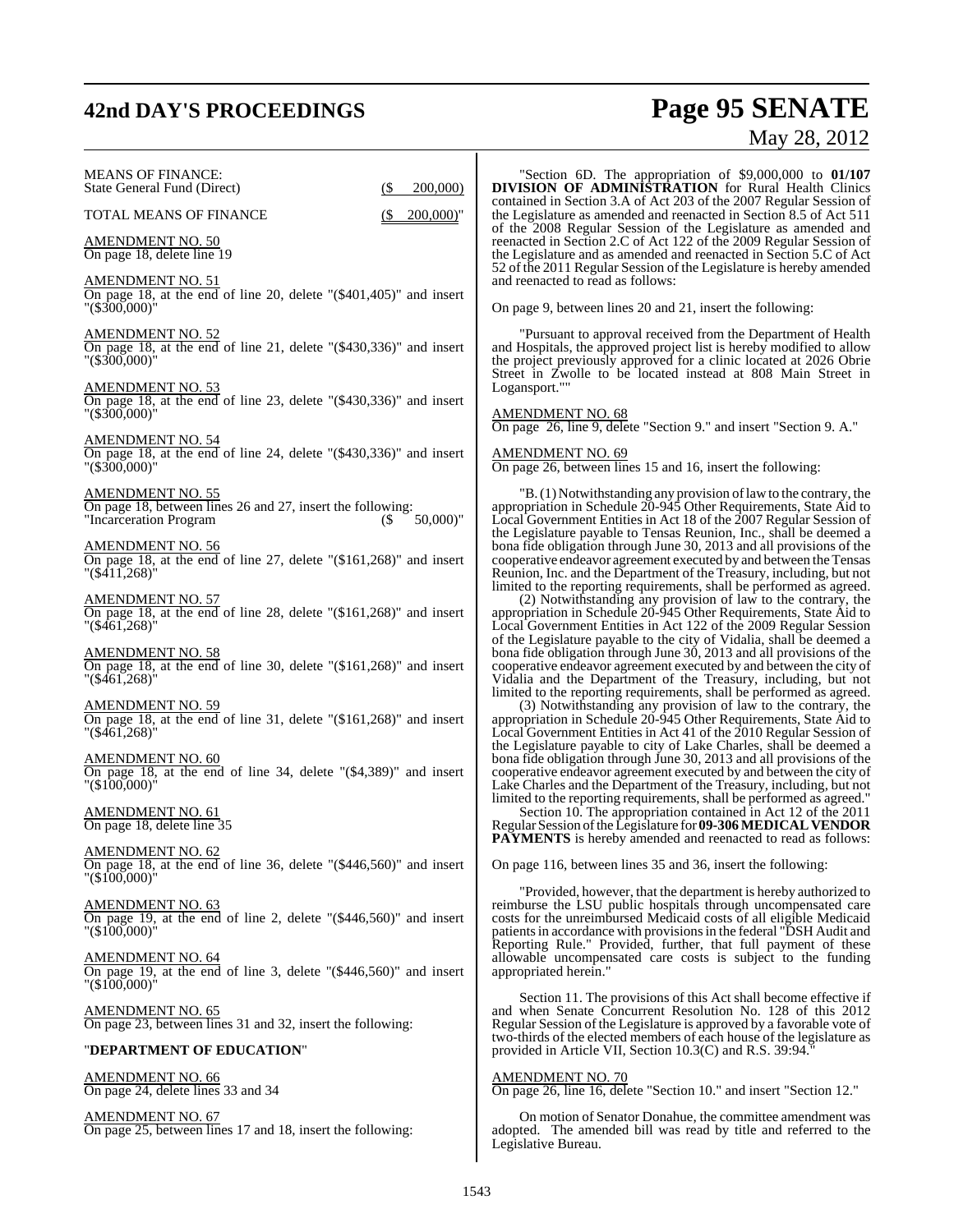MEANS OF FINANCE:
State General Fund (Direct) ($ 200,000)

TOTAL MEANS OF FINANCE ($ 200,000)"

AMENDMENT NO. 50
On page 18, delete line 19

AMENDMENT NO. 51
On page 18, at the end of line 20, delete "($401,405)" and insert "($300,000)"

AMENDMENT NO. 52
On page 18, at the end of line 21, delete "($430,336)" and insert "($300,000)"

AMENDMENT NO. 53
On page 18, at the end of line 23, delete "($430,336)" and insert "($300,000)"

AMENDMENT NO. 54
On page 18, at the end of line 24, delete "($430,336)" and insert "($300,000)"

AMENDMENT NO. 55
On page 18, between lines 26 and 27, insert the following:
"Incarceration Program ($ 50,000)"

AMENDMENT NO. 56
On page 18, at the end of line 27, delete "($161,268)" and insert "($411,268)"

AMENDMENT NO. 57
On page 18, at the end of line 28, delete "($161,268)" and insert "($461,268)"

AMENDMENT NO. 58
On page 18, at the end of line 30, delete "($161,268)" and insert "($461,268)"

AMENDMENT NO. 59
On page 18, at the end of line 31, delete "($161,268)" and insert "($461,268)"

AMENDMENT NO. 60
On page 18, at the end of line 34, delete "($4,389)" and insert "($100,000)"

AMENDMENT NO. 61
On page 18, delete line 35

AMENDMENT NO. 62
On page 18, at the end of line 36, delete "($446,560)" and insert "($100,000)"

AMENDMENT NO. 63
On page 19, at the end of line 2, delete "($446,560)" and insert "($100,000)"

AMENDMENT NO. 64
On page 19, at the end of line 3, delete "($446,560)" and insert "($100,000)"

AMENDMENT NO. 65
On page 23, between lines 31 and 32, insert the following:

"**DEPARTMENT OF EDUCATION**"

AMENDMENT NO. 66
On page 24, delete lines 33 and 34

AMENDMENT NO. 67
On page 25, between lines 17 and 18, insert the following:

"Section 6D. The appropriation of $9,000,000 to **01/107 DIVISION OF ADMINISTRATION** for Rural Health Clinics contained in Section 3.A of Act 203 of the 2007 Regular Session of the Legislature as amended and reenacted in Section 8.5 of Act 511 of the 2008 Regular Session of the Legislature as amended and reenacted in Section 2.C of Act 122 of the 2009 Regular Session of the Legislature and as amended and reenacted in Section 5.C of Act 52 of the 2011 Regular Session of the Legislature is hereby amended and reenacted to read as follows:

On page 9, between lines 20 and 21, insert the following:

"Pursuant to approval received from the Department of Health and Hospitals, the approved project list is hereby modified to allow the project previously approved for a clinic located at 2026 Obrie Street in Zwolle to be located instead at 808 Main Street in Logansport.""

AMENDMENT NO. 68
On page 26, line 9, delete "Section 9." and insert "Section 9. A."

AMENDMENT NO. 69
On page 26, between lines 15 and 16, insert the following:

"B. (1) Notwithstanding any provision of law to the contrary, the appropriation in Schedule 20-945 Other Requirements, State Aid to Local Government Entities in Act 18 of the 2007 Regular Session of the Legislature payable to Tensas Reunion, Inc., shall be deemed a bona fide obligation through June 30, 2013 and all provisions of the cooperative endeavor agreement executed by and between the Tensas Reunion, Inc. and the Department of the Treasury, including, but not limited to the reporting requirements, shall be performed as agreed.

(2) Notwithstanding any provision of law to the contrary, the appropriation in Schedule 20-945 Other Requirements, State Aid to Local Government Entities in Act 122 of the 2009 Regular Session of the Legislature payable to the city of Vidalia, shall be deemed a bona fide obligation through June 30, 2013 and all provisions of the cooperative endeavor agreement executed by and between the city of Vidalia and the Department of the Treasury, including, but not limited to the reporting requirements, shall be performed as agreed.

(3) Notwithstanding any provision of law to the contrary, the appropriation in Schedule 20-945 Other Requirements, State Aid to Local Government Entities in Act 41 of the 2010 Regular Session of the Legislature payable to city of Lake Charles, shall be deemed a bona fide obligation through June 30, 2013 and all provisions of the cooperative endeavor agreement executed by and between the city of Lake Charles and the Department of the Treasury, including, but not limited to the reporting requirements, shall be performed as agreed."

Section 10. The appropriation contained in Act 12 of the 2011 Regular Session of the Legislature for **09-306 MEDICAL VENDOR PAYMENTS** is hereby amended and reenacted to read as follows:

On page 116, between lines 35 and 36, insert the following:

"Provided, however, that the department is hereby authorized to reimburse the LSU public hospitals through uncompensated care costs for the unreimbursed Medicaid costs of all eligible Medicaid patients in accordance with provisions in the federal "DSH Audit and Reporting Rule." Provided, further, that full payment of these allowable uncompensated care costs is subject to the funding appropriated herein."

Section 11. The provisions of this Act shall become effective if and when Senate Concurrent Resolution No. 128 of this 2012 Regular Session of the Legislature is approved by a favorable vote of two-thirds of the elected members of each house of the legislature as provided in Article VII, Section 10.3(C) and R.S. 39:94."

AMENDMENT NO. 70
On page 26, line 16, delete "Section 10." and insert "Section 12."

On motion of Senator Donahue, the committee amendment was adopted. The amended bill was read by title and referred to the Legislative Bureau.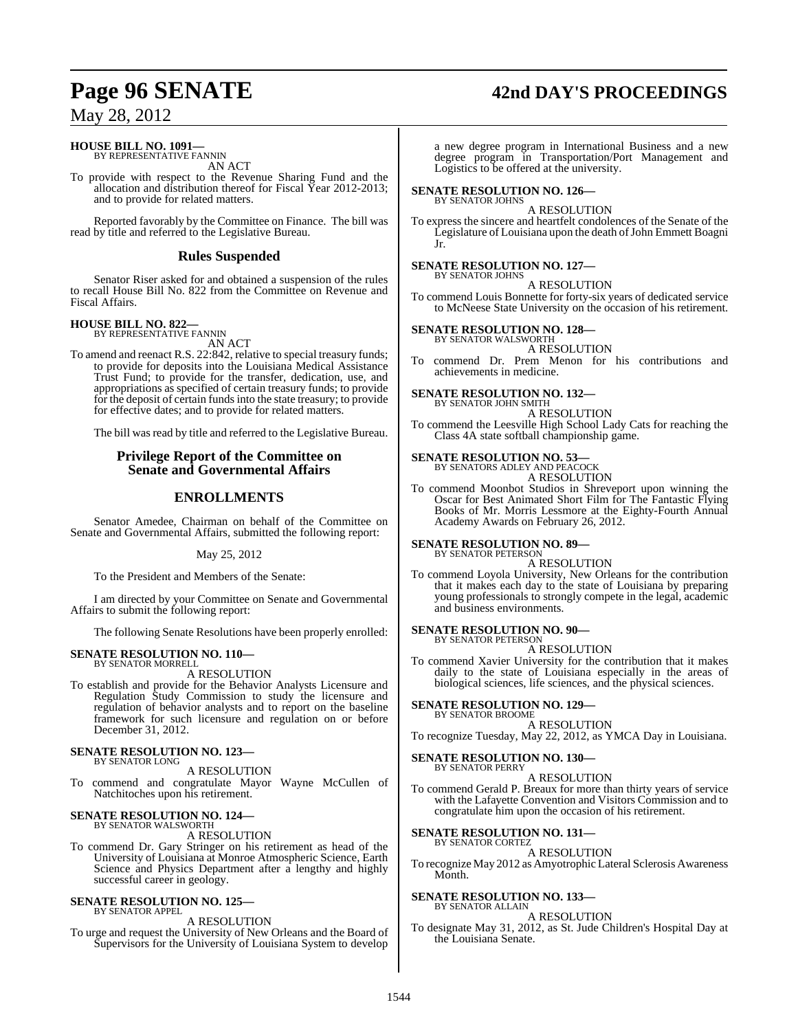**HOUSE BILL NO. 1091—**
BY REPRESENTATIVE FANNIN

AN ACT

To provide with respect to the Revenue Sharing Fund and the allocation and distribution thereof for Fiscal Year 2012-2013; and to provide for related matters.

Reported favorably by the Committee on Finance. The bill was read by title and referred to the Legislative Bureau.

## Rules Suspended

Senator Riser asked for and obtained a suspension of the rules to recall House Bill No. 822 from the Committee on Revenue and Fiscal Affairs.

**HOUSE BILL NO. 822—**
BY REPRESENTATIVE FANNIN

AN ACT

To amend and reenact R.S. 22:842, relative to special treasury funds; to provide for deposits into the Louisiana Medical Assistance Trust Fund; to provide for the transfer, dedication, use, and appropriations as specified of certain treasury funds; to provide for the deposit of certain funds into the state treasury; to provide for effective dates; and to provide for related matters.

The bill was read by title and referred to the Legislative Bureau.

## Privilege Report of the Committee on Senate and Governmental Affairs

## ENROLLMENTS

Senator Amedee, Chairman on behalf of the Committee on Senate and Governmental Affairs, submitted the following report:

May 25, 2012

To the President and Members of the Senate:

I am directed by your Committee on Senate and Governmental Affairs to submit the following report:

The following Senate Resolutions have been properly enrolled:

**SENATE RESOLUTION NO. 110—**
BY SENATOR MORRELL

A RESOLUTION

To establish and provide for the Behavior Analysts Licensure and Regulation Study Commission to study the licensure and regulation of behavior analysts and to report on the baseline framework for such licensure and regulation on or before December 31, 2012.

**SENATE RESOLUTION NO. 123—**
BY SENATOR LONG

A RESOLUTION

To commend and congratulate Mayor Wayne McCullen of Natchitoches upon his retirement.

**SENATE RESOLUTION NO. 124—**
BY SENATOR WALSWORTH

A RESOLUTION

To commend Dr. Gary Stringer on his retirement as head of the University of Louisiana at Monroe Atmospheric Science, Earth Science and Physics Department after a lengthy and highly successful career in geology.

**SENATE RESOLUTION NO. 125—**
BY SENATOR APPEL

A RESOLUTION

To urge and request the University of New Orleans and the Board of Supervisors for the University of Louisiana System to develop a new degree program in International Business and a new degree program in Transportation/Port Management and Logistics to be offered at the university.

**SENATE RESOLUTION NO. 126—**
BY SENATOR JOHNS

A RESOLUTION

To express the sincere and heartfelt condolences of the Senate of the Legislature of Louisiana upon the death of John Emmett Boagni Jr.

**SENATE RESOLUTION NO. 127—**
BY SENATOR JOHNS

A RESOLUTION

To commend Louis Bonnette for forty-six years of dedicated service to McNeese State University on the occasion of his retirement.

**SENATE RESOLUTION NO. 128—**
BY SENATOR WALSWORTH

A RESOLUTION

To commend Dr. Prem Menon for his contributions and achievements in medicine.

**SENATE RESOLUTION NO. 132—**
BY SENATOR JOHN SMITH

A RESOLUTION

To commend the Leesville High School Lady Cats for reaching the Class 4A state softball championship game.

**SENATE RESOLUTION NO. 53—**
BY SENATORS ADLEY AND PEACOCK

A RESOLUTION

To commend Moonbot Studios in Shreveport upon winning the Oscar for Best Animated Short Film for The Fantastic Flying Books of Mr. Morris Lessmore at the Eighty-Fourth Annual Academy Awards on February 26, 2012.

**SENATE RESOLUTION NO. 89—**
BY SENATOR PETERSON

A RESOLUTION

To commend Loyola University, New Orleans for the contribution that it makes each day to the state of Louisiana by preparing young professionals to strongly compete in the legal, academic and business environments.

**SENATE RESOLUTION NO. 90—**
BY SENATOR PETERSON

A RESOLUTION

To commend Xavier University for the contribution that it makes daily to the state of Louisiana especially in the areas of biological sciences, life sciences, and the physical sciences.

**SENATE RESOLUTION NO. 129—**
BY SENATOR BROOME

A RESOLUTION

To recognize Tuesday, May 22, 2012, as YMCA Day in Louisiana.

**SENATE RESOLUTION NO. 130—**
BY SENATOR PERRY

A RESOLUTION

To commend Gerald P. Breaux for more than thirty years of service with the Lafayette Convention and Visitors Commission and to congratulate him upon the occasion of his retirement.

**SENATE RESOLUTION NO. 131—**
BY SENATOR CORTEZ

A RESOLUTION

To recognize May 2012 as Amyotrophic Lateral Sclerosis Awareness Month.

**SENATE RESOLUTION NO. 133—**
BY SENATOR ALLAIN

A RESOLUTION

To designate May 31, 2012, as St. Jude Children's Hospital Day at the Louisiana Senate.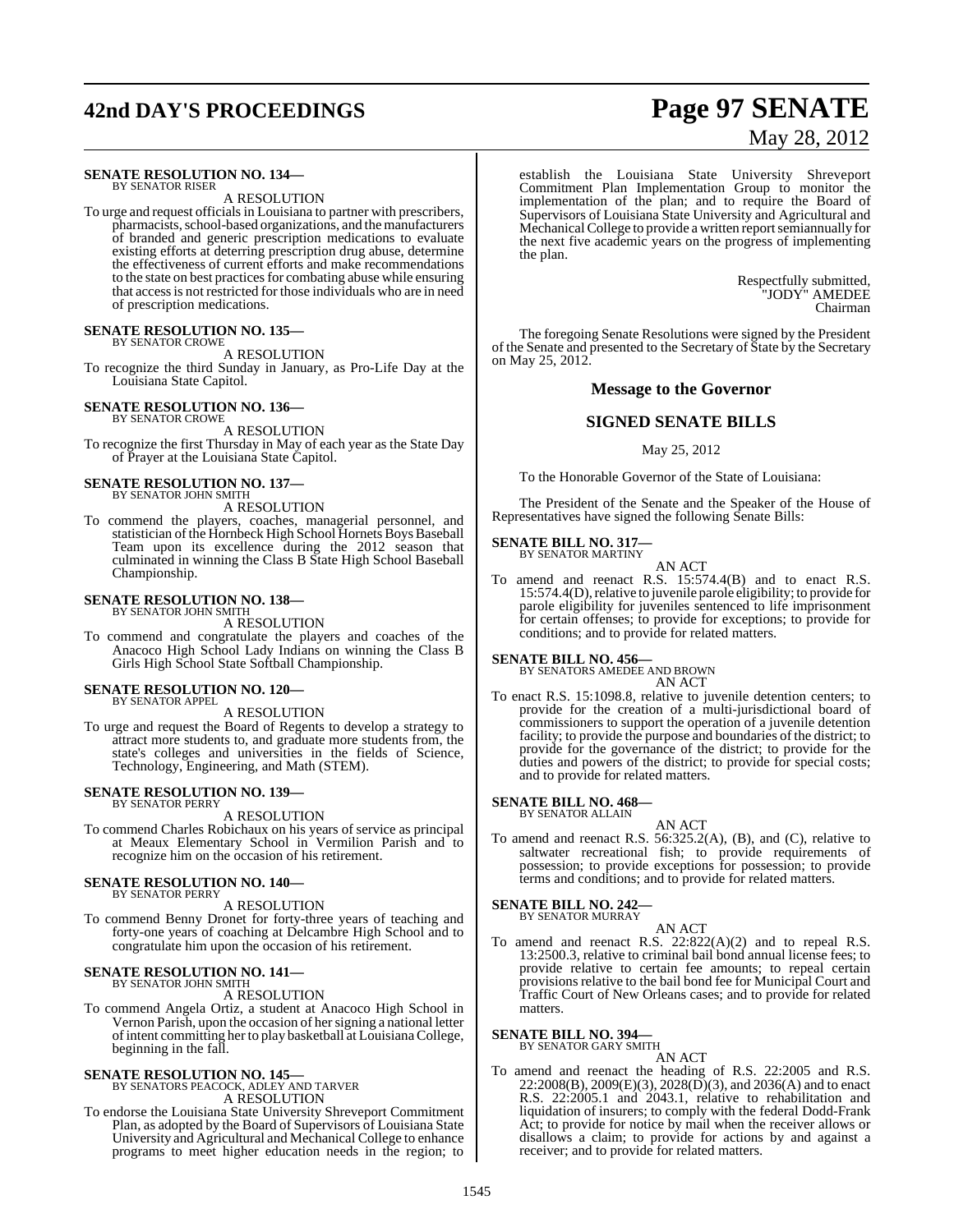**SENATE RESOLUTION NO. 134—**
BY SENATOR RISER

A RESOLUTION

To urge and request officials in Louisiana to partner with prescribers, pharmacists, school-based organizations, and the manufacturers of branded and generic prescription medications to evaluate existing efforts at deterring prescription drug abuse, determine the effectiveness of current efforts and make recommendations to the state on best practices for combating abuse while ensuring that access is not restricted for those individuals who are in need of prescription medications.

**SENATE RESOLUTION NO. 135—**
BY SENATOR CROWE

A RESOLUTION

To recognize the third Sunday in January, as Pro-Life Day at the Louisiana State Capitol.

**SENATE RESOLUTION NO. 136—**
BY SENATOR CROWE

A RESOLUTION

To recognize the first Thursday in May of each year as the State Day of Prayer at the Louisiana State Capitol.

**SENATE RESOLUTION NO. 137—**
BY SENATOR JOHN SMITH

A RESOLUTION

To commend the players, coaches, managerial personnel, and statistician of the Hornbeck High School Hornets Boys Baseball Team upon its excellence during the 2012 season that culminated in winning the Class B State High School Baseball Championship.

**SENATE RESOLUTION NO. 138—**
BY SENATOR JOHN SMITH

A RESOLUTION

To commend and congratulate the players and coaches of the Anacoco High School Lady Indians on winning the Class B Girls High School State Softball Championship.

**SENATE RESOLUTION NO. 120—**
BY SENATOR APPEL

A RESOLUTION

To urge and request the Board of Regents to develop a strategy to attract more students to, and graduate more students from, the state's colleges and universities in the fields of Science, Technology, Engineering, and Math (STEM).

**SENATE RESOLUTION NO. 139—**
BY SENATOR PERRY

A RESOLUTION

To commend Charles Robichaux on his years of service as principal at Meaux Elementary School in Vermilion Parish and to recognize him on the occasion of his retirement.

**SENATE RESOLUTION NO. 140—**
BY SENATOR PERRY

A RESOLUTION

To commend Benny Dronet for forty-three years of teaching and forty-one years of coaching at Delcambre High School and to congratulate him upon the occasion of his retirement.

**SENATE RESOLUTION NO. 141—**
BY SENATOR JOHN SMITH

A RESOLUTION

To commend Angela Ortiz, a student at Anacoco High School in Vernon Parish, upon the occasion of her signing a national letter of intent committing her to play basketball at Louisiana College, beginning in the fall.

**SENATE RESOLUTION NO. 145—**
BY SENATORS PEACOCK, ADLEY AND TARVER

A RESOLUTION

To endorse the Louisiana State University Shreveport Commitment Plan, as adopted by the Board of Supervisors of Louisiana State University and Agricultural and Mechanical College to enhance programs to meet higher education needs in the region; to establish the Louisiana State University Shreveport Commitment Plan Implementation Group to monitor the implementation of the plan; and to require the Board of Supervisors of Louisiana State University and Agricultural and Mechanical College to provide a written report semiannually for the next five academic years on the progress of implementing the plan.

Respectfully submitted,
"JODY" AMEDEE
Chairman

The foregoing Senate Resolutions were signed by the President of the Senate and presented to the Secretary of State by the Secretary on May 25, 2012.

## Message to the Governor

## SIGNED SENATE BILLS

May 25, 2012

To the Honorable Governor of the State of Louisiana:

The President of the Senate and the Speaker of the House of Representatives have signed the following Senate Bills:

**SENATE BILL NO. 317—**
BY SENATOR MARTINY

AN ACT

To amend and reenact R.S. 15:574.4(B) and to enact R.S. 15:574.4(D), relative to juvenile parole eligibility; to provide for parole eligibility for juveniles sentenced to life imprisonment for certain offenses; to provide for exceptions; to provide for conditions; and to provide for related matters.

**SENATE BILL NO. 456—**
BY SENATORS AMEDEE AND BROWN

AN ACT

To enact R.S. 15:1098.8, relative to juvenile detention centers; to provide for the creation of a multi-jurisdictional board of commissioners to support the operation of a juvenile detention facility; to provide the purpose and boundaries of the district; to provide for the governance of the district; to provide for the duties and powers of the district; to provide for special costs; and to provide for related matters.

**SENATE BILL NO. 468—**
BY SENATOR ALLAIN

AN ACT

To amend and reenact R.S. 56:325.2(A), (B), and (C), relative to saltwater recreational fish; to provide requirements of possession; to provide exceptions for possession; to provide terms and conditions; and to provide for related matters.

**SENATE BILL NO. 242—**
BY SENATOR MURRAY

AN ACT

To amend and reenact R.S. 22:822(A)(2) and to repeal R.S. 13:2500.3, relative to criminal bail bond annual license fees; to provide relative to certain fee amounts; to repeal certain provisions relative to the bail bond fee for Municipal Court and Traffic Court of New Orleans cases; and to provide for related matters.

**SENATE BILL NO. 394—**
BY SENATOR GARY SMITH

AN ACT

To amend and reenact the heading of R.S. 22:2005 and R.S. 22:2008(B), 2009(E)(3), 2028(D)(3), and 2036(A) and to enact R.S. 22:2005.1 and 2043.1, relative to rehabilitation and liquidation of insurers; to comply with the federal Dodd-Frank Act; to provide for notice by mail when the receiver allows or disallows a claim; to provide for actions by and against a receiver; and to provide for related matters.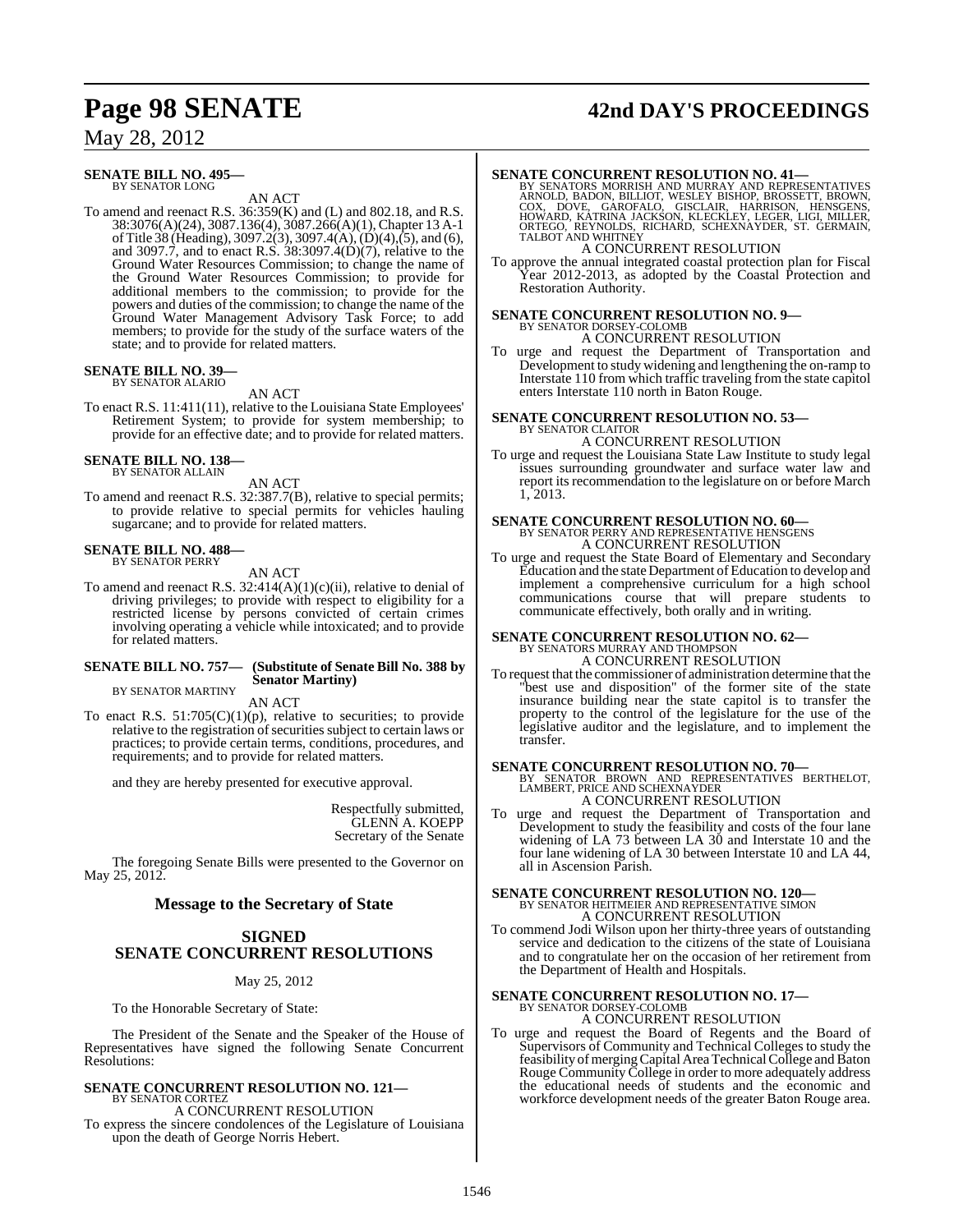**SENATE BILL NO. 495—**
BY SENATOR LONG

AN ACT

To amend and reenact R.S. 36:359(K) and (L) and 802.18, and R.S. 38:3076(A)(24), 3087.136(4), 3087.266(A)(1), Chapter 13 A-1 of Title 38 (Heading), 3097.2(3), 3097.4(A), (D)(4),(5), and (6), and 3097.7, and to enact R.S. 38:3097.4(D)(7), relative to the Ground Water Resources Commission; to change the name of the Ground Water Resources Commission; to provide for additional members to the commission; to provide for the powers and duties of the commission; to change the name of the Ground Water Management Advisory Task Force; to add members; to provide for the study of the surface waters of the state; and to provide for related matters.

**SENATE BILL NO. 39—**
BY SENATOR ALARIO

AN ACT

To enact R.S. 11:411(11), relative to the Louisiana State Employees' Retirement System; to provide for system membership; to provide for an effective date; and to provide for related matters.

**SENATE BILL NO. 138—**
BY SENATOR ALLAIN

AN ACT

To amend and reenact R.S. 32:387.7(B), relative to special permits; to provide relative to special permits for vehicles hauling sugarcane; and to provide for related matters.

**SENATE BILL NO. 488—**
BY SENATOR PERRY

AN ACT

To amend and reenact R.S. 32:414(A)(1)(c)(ii), relative to denial of driving privileges; to provide with respect to eligibility for a restricted license by persons convicted of certain crimes involving operating a vehicle while intoxicated; and to provide for related matters.

**SENATE BILL NO. 757— (Substitute of Senate Bill No. 388 by Senator Martiny)**
BY SENATOR MARTINY

AN ACT

To enact R.S. 51:705(C)(1)(p), relative to securities; to provide relative to the registration of securities subject to certain laws or practices; to provide certain terms, conditions, procedures, and requirements; and to provide for related matters.

and they are hereby presented for executive approval.

Respectfully submitted,
GLENN A. KOEPP
Secretary of the Senate

The foregoing Senate Bills were presented to the Governor on May 25, 2012.

## Message to the Secretary of State

## SIGNED SENATE CONCURRENT RESOLUTIONS

May 25, 2012

To the Honorable Secretary of State:

The President of the Senate and the Speaker of the House of Representatives have signed the following Senate Concurrent Resolutions:

**SENATE CONCURRENT RESOLUTION NO. 121—**
BY SENATOR CORTEZ

A CONCURRENT RESOLUTION

To express the sincere condolences of the Legislature of Louisiana upon the death of George Norris Hebert.

**SENATE CONCURRENT RESOLUTION NO. 41—**
BY SENATORS MORRISH AND MURRAY AND REPRESENTATIVES ARNOLD, BADON, BILLIOT, WESLEY BISHOP, BROSSETT, BROWN, COX, DOVE, GAROFALO, GISCLAIR, HARRISON, HENSGENS, HOWARD, KATRINA JACKSON, KLECKLEY, LEGER, LIGI, MILLER, ORTEGO, REYNOLDS, RICHARD, SCHEXNAYDER, ST. GERMAIN, TALBOT AND WHITNEY

A CONCURRENT RESOLUTION

To approve the annual integrated coastal protection plan for Fiscal Year 2012-2013, as adopted by the Coastal Protection and Restoration Authority.

**SENATE CONCURRENT RESOLUTION NO. 9—**
BY SENATOR DORSEY-COLOMB

A CONCURRENT RESOLUTION

To urge and request the Department of Transportation and Development to study widening and lengthening the on-ramp to Interstate 110 from which traffic traveling from the state capitol enters Interstate 110 north in Baton Rouge.

**SENATE CONCURRENT RESOLUTION NO. 53—**
BY SENATOR CLAITOR

A CONCURRENT RESOLUTION

To urge and request the Louisiana State Law Institute to study legal issues surrounding groundwater and surface water law and report its recommendation to the legislature on or before March 1, 2013.

**SENATE CONCURRENT RESOLUTION NO. 60—**
BY SENATOR PERRY AND REPRESENTATIVE HENSGENS

A CONCURRENT RESOLUTION

To urge and request the State Board of Elementary and Secondary Education and the state Department of Education to develop and implement a comprehensive curriculum for a high school communications course that will prepare students to communicate effectively, both orally and in writing.

**SENATE CONCURRENT RESOLUTION NO. 62—**
BY SENATORS MURRAY AND THOMPSON

A CONCURRENT RESOLUTION

To request that the commissioner of administration determine that the "best use and disposition" of the former site of the state insurance building near the state capitol is to transfer the property to the control of the legislature for the use of the legislative auditor and the legislature, and to implement the transfer.

**SENATE CONCURRENT RESOLUTION NO. 70—**
BY SENATOR BROWN AND REPRESENTATIVES BERTHELOT, LAMBERT, PRICE AND SCHEXNAYDER

A CONCURRENT RESOLUTION

To urge and request the Department of Transportation and Development to study the feasibility and costs of the four lane widening of LA 73 between LA 30 and Interstate 10 and the four lane widening of LA 30 between Interstate 10 and LA 44, all in Ascension Parish.

**SENATE CONCURRENT RESOLUTION NO. 120—**
BY SENATOR HEITMEIER AND REPRESENTATIVE SIMON

A CONCURRENT RESOLUTION

To commend Jodi Wilson upon her thirty-three years of outstanding service and dedication to the citizens of the state of Louisiana and to congratulate her on the occasion of her retirement from the Department of Health and Hospitals.

**SENATE CONCURRENT RESOLUTION NO. 17—**
BY SENATOR DORSEY-COLOMB

A CONCURRENT RESOLUTION

To urge and request the Board of Regents and the Board of Supervisors of Community and Technical Colleges to study the feasibility of merging Capital Area Technical College and Baton Rouge Community College in order to more adequately address the educational needs of students and the economic and workforce development needs of the greater Baton Rouge area.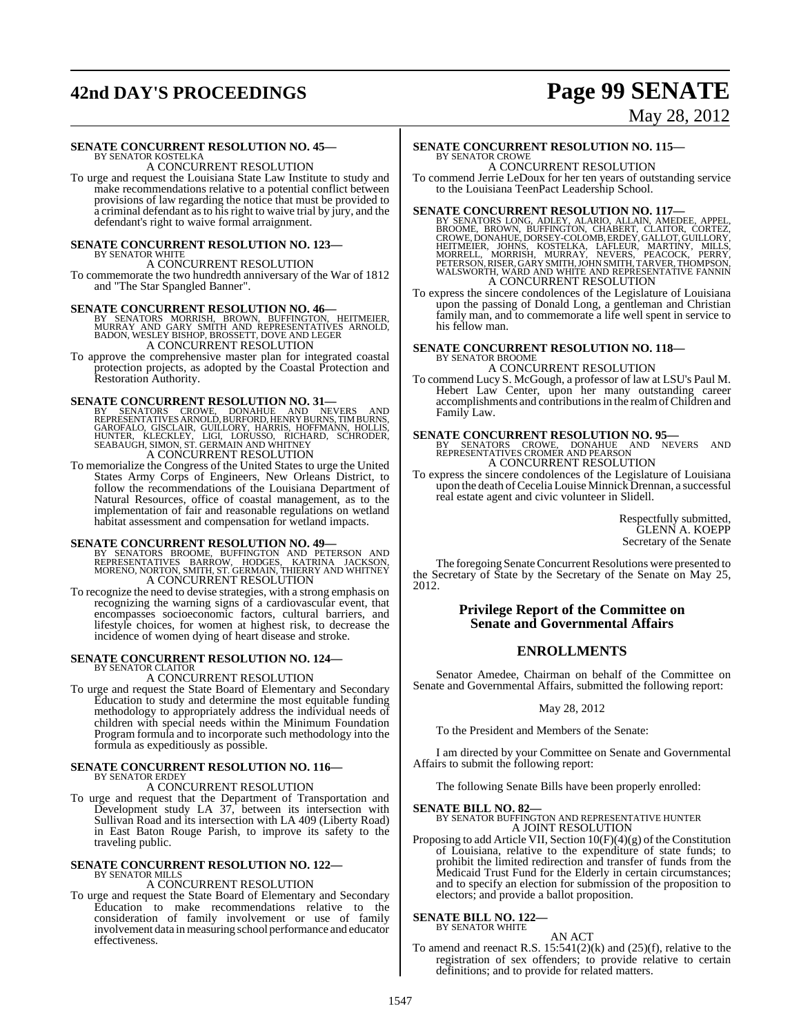**SENATE CONCURRENT RESOLUTION NO. 45—**
BY SENATOR KOSTELKA

A CONCURRENT RESOLUTION

To urge and request the Louisiana State Law Institute to study and make recommendations relative to a potential conflict between provisions of law regarding the notice that must be provided to a criminal defendant as to his right to waive trial by jury, and the defendant's right to waive formal arraignment.

**SENATE CONCURRENT RESOLUTION NO. 123—**
BY SENATOR WHITE

A CONCURRENT RESOLUTION

To commemorate the two hundredth anniversary of the War of 1812 and "The Star Spangled Banner".

**SENATE CONCURRENT RESOLUTION NO. 46—**
BY SENATORS MORRISH, BROWN, BUFFINGTON, HEITMEIER, MURRAY AND GARY SMITH AND REPRESENTATIVES ARNOLD, BADON, WESLEY BISHOP, BROSSETT, DOVE AND LEGER

A CONCURRENT RESOLUTION

To approve the comprehensive master plan for integrated coastal protection projects, as adopted by the Coastal Protection and Restoration Authority.

**SENATE CONCURRENT RESOLUTION NO. 31—**
BY SENATORS CROWE, DONAHUE AND NEVERS AND REPRESENTATIVES ARNOLD, BURFORD, HENRY BURNS, TIM BURNS, GAROFALO, GISCLAIR, GUILLORY, HARRIS, HOFFMANN, HOLLIS, HUNTER, KLECKLEY, LIGI, LORUSSO, RICHARD, SCHRODER, SEABAUGH, SIMON, ST. GERMAIN AND WHITNEY

A CONCURRENT RESOLUTION

To memorialize the Congress of the United States to urge the United States Army Corps of Engineers, New Orleans District, to follow the recommendations of the Louisiana Department of Natural Resources, office of coastal management, as to the implementation of fair and reasonable regulations on wetland habitat assessment and compensation for wetland impacts.

**SENATE CONCURRENT RESOLUTION NO. 49—**
BY SENATORS BROOME, BUFFINGTON AND PETERSON AND REPRESENTATIVES BARROW, HODGES, KATRINA JACKSON, MORENO, NORTON, SMITH, ST. GERMAIN, THIERRY AND WHITNEY

A CONCURRENT RESOLUTION

To recognize the need to devise strategies, with a strong emphasis on recognizing the warning signs of a cardiovascular event, that encompasses socioeconomic factors, cultural barriers, and lifestyle choices, for women at highest risk, to decrease the incidence of women dying of heart disease and stroke.

**SENATE CONCURRENT RESOLUTION NO. 124—**
BY SENATOR CLAITOR

A CONCURRENT RESOLUTION

To urge and request the State Board of Elementary and Secondary Education to study and determine the most equitable funding methodology to appropriately address the individual needs of children with special needs within the Minimum Foundation Program formula and to incorporate such methodology into the formula as expeditiously as possible.

**SENATE CONCURRENT RESOLUTION NO. 116—**
BY SENATOR ERDEY

A CONCURRENT RESOLUTION

To urge and request that the Department of Transportation and Development study LA 37, between its intersection with Sullivan Road and its intersection with LA 409 (Liberty Road) in East Baton Rouge Parish, to improve its safety to the traveling public.

**SENATE CONCURRENT RESOLUTION NO. 122—**
BY SENATOR MILLS

A CONCURRENT RESOLUTION

To urge and request the State Board of Elementary and Secondary Education to make recommendations relative to the consideration of family involvement or use of family involvement data in measuring school performance and educator effectiveness.

**SENATE CONCURRENT RESOLUTION NO. 115—**
BY SENATOR CROWE

A CONCURRENT RESOLUTION

To commend Jerrie LeDoux for her ten years of outstanding service to the Louisiana TeenPact Leadership School.

**SENATE CONCURRENT RESOLUTION NO. 117—**
BY SENATORS LONG, ADLEY, ALARIO, ALLAIN, AMEDEE, APPEL, BROOME, BROWN, BUFFINGTON, CHABERT, CLAITOR, CORTEZ, CROWE, DONAHUE, DORSEY-COLOMB, ERDEY, GALLOT, GUILLORY, HEITMEIER, JOHNS, KOSTELKA, LAFLEUR, MARTINY, MILLS, MORRELL, MORRISH, MURRAY, NEVERS, PEACOCK, PERRY, PETERSON, RISER, GARY SMITH, JOHN SMITH, TARVER, THOMPSON, WALSWORTH, WARD AND WHITE AND REPRESENTATIVE FANNIN

A CONCURRENT RESOLUTION

To express the sincere condolences of the Legislature of Louisiana upon the passing of Donald Long, a gentleman and Christian family man, and to commemorate a life well spent in service to his fellow man.

**SENATE CONCURRENT RESOLUTION NO. 118—**
BY SENATOR BROOME

A CONCURRENT RESOLUTION

To commend Lucy S. McGough, a professor of law at LSU's Paul M. Hebert Law Center, upon her many outstanding career accomplishments and contributions in the realm of Children and Family Law.

**SENATE CONCURRENT RESOLUTION NO. 95—**
BY SENATORS CROWE, DONAHUE AND NEVERS AND REPRESENTATIVES CROMER AND PEARSON

A CONCURRENT RESOLUTION

To express the sincere condolences of the Legislature of Louisiana upon the death of Cecelia Louise Minnick Drennan, a successful real estate agent and civic volunteer in Slidell.

Respectfully submitted,
GLENN A. KOEPP
Secretary of the Senate

The foregoing Senate Concurrent Resolutions were presented to the Secretary of State by the Secretary of the Senate on May 25, 2012.

## Privilege Report of the Committee on Senate and Governmental Affairs

## ENROLLMENTS

Senator Amedee, Chairman on behalf of the Committee on Senate and Governmental Affairs, submitted the following report:

May 28, 2012

To the President and Members of the Senate:

I am directed by your Committee on Senate and Governmental Affairs to submit the following report:

The following Senate Bills have been properly enrolled:

**SENATE BILL NO. 82—**
BY SENATOR BUFFINGTON AND REPRESENTATIVE HUNTER

A JOINT RESOLUTION

Proposing to add Article VII, Section 10(F)(4)(g) of the Constitution of Louisiana, relative to the expenditure of state funds; to prohibit the limited redirection and transfer of funds from the Medicaid Trust Fund for the Elderly in certain circumstances; and to specify an election for submission of the proposition to electors; and provide a ballot proposition.

**SENATE BILL NO. 122—**
BY SENATOR WHITE

AN ACT

To amend and reenact R.S. 15:541(2)(k) and (25)(f), relative to the registration of sex offenders; to provide relative to certain definitions; and to provide for related matters.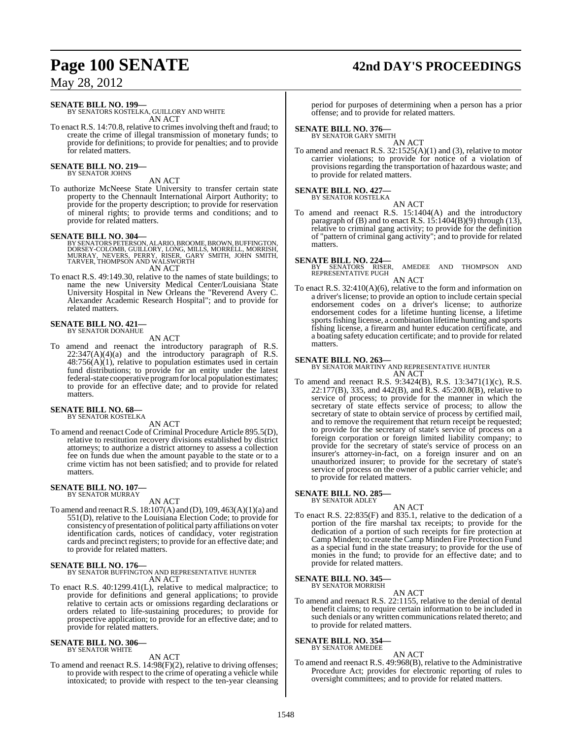**SENATE BILL NO. 199—**
BY SENATORS KOSTELKA, GUILLORY AND WHITE
AN ACT

To enact R.S. 14:70.8, relative to crimes involving theft and fraud; to create the crime of illegal transmission of monetary funds; to provide for definitions; to provide for penalties; and to provide for related matters.

**SENATE BILL NO. 219—**
BY SENATOR JOHNS
AN ACT

To authorize McNeese State University to transfer certain state property to the Chennault International Airport Authority; to provide for the property description; to provide for reservation of mineral rights; to provide terms and conditions; and to provide for related matters.

**SENATE BILL NO. 304—**
BY SENATORS PETERSON, ALARIO, BROOME, BROWN, BUFFINGTON, DORSEY-COLOMB, GUILLORY, LONG, MILLS, MORRELL, MORRISH, MURRAY, NEVERS, PERRY, RISER, GARY SMITH, JOHN SMITH, TARVER, THOMPSON AND WALSWORTH
AN ACT

To enact R.S. 49:149.30, relative to the names of state buildings; to name the new University Medical Center/Louisiana State University Hospital in New Orleans the "Reverend Avery C. Alexander Academic Research Hospital"; and to provide for related matters.

**SENATE BILL NO. 421—**
BY SENATOR DONAHUE
AN ACT

To amend and reenact the introductory paragraph of R.S. 22:347(A)(4)(a) and the introductory paragraph of R.S. 48:756(A)(1), relative to population estimates used in certain fund distributions; to provide for an entity under the latest federal-state cooperative program for local population estimates; to provide for an effective date; and to provide for related matters.

**SENATE BILL NO. 68—**
BY SENATOR KOSTELKA
AN ACT

To amend and reenact Code of Criminal Procedure Article 895.5(D), relative to restitution recovery divisions established by district attorneys; to authorize a district attorney to assess a collection fee on funds due when the amount payable to the state or to a crime victim has not been satisfied; and to provide for related matters.

**SENATE BILL NO. 107—**
BY SENATOR MURRAY
AN ACT

To amend and reenact R.S. 18:107(A) and (D), 109, 463(A)(1)(a) and 551(D), relative to the Louisiana Election Code; to provide for consistency of presentation of political party affiliations on voter identification cards, notices of candidacy, voter registration cards and precinct registers; to provide for an effective date; and to provide for related matters.

**SENATE BILL NO. 176—**
BY SENATOR BUFFINGTON AND REPRESENTATIVE HUNTER
AN ACT

To enact R.S. 40:1299.41(L), relative to medical malpractice; to provide for definitions and general applications; to provide relative to certain acts or omissions regarding declarations or orders related to life-sustaining procedures; to provide for prospective application; to provide for an effective date; and to provide for related matters.

**SENATE BILL NO. 306—**
BY SENATOR WHITE
AN ACT

To amend and reenact R.S. 14:98(F)(2), relative to driving offenses; to provide with respect to the crime of operating a vehicle while intoxicated; to provide with respect to the ten-year cleansing period for purposes of determining when a person has a prior offense; and to provide for related matters.

**SENATE BILL NO. 376—**
BY SENATOR GARY SMITH
AN ACT

To amend and reenact R.S. 32:1525(A)(1) and (3), relative to motor carrier violations; to provide for notice of a violation of provisions regarding the transportation of hazardous waste; and to provide for related matters.

**SENATE BILL NO. 427—**
BY SENATOR KOSTELKA
AN ACT

To amend and reenact R.S. 15:1404(A) and the introductory paragraph of (B) and to enact R.S. 15:1404(B)(9) through (13), relative to criminal gang activity; to provide for the definition of "pattern of criminal gang activity"; and to provide for related matters.

**SENATE BILL NO. 224—**
BY SENATORS RISER, AMEDEE AND THOMPSON AND REPRESENTATIVE PUGH
AN ACT

To enact R.S. 32:410(A)(6), relative to the form and information on a driver's license; to provide an option to include certain special endorsement codes on a driver's license; to authorize endorsement codes for a lifetime hunting license, a lifetime sports fishing license, a combination lifetime hunting and sports fishing license, a firearm and hunter education certificate, and a boating safety education certificate; and to provide for related matters.

**SENATE BILL NO. 263—**
BY SENATOR MARTINY AND REPRESENTATIVE HUNTER
AN ACT

To amend and reenact R.S. 9:3424(B), R.S. 13:3471(1)(c), R.S. 22:177(B), 335, and 442(B), and R.S. 45:200.8(B), relative to service of process; to provide for the manner in which the secretary of state effects service of process; to allow the secretary of state to obtain service of process by certified mail, and to remove the requirement that return receipt be requested; to provide for the secretary of state's service of process on a foreign corporation or foreign limited liability company; to provide for the secretary of state's service of process on an insurer's attorney-in-fact, on a foreign insurer and on an unauthorized insurer; to provide for the secretary of state's service of process on the owner of a public carrier vehicle; and to provide for related matters.

**SENATE BILL NO. 285—**
BY SENATOR ADLEY
AN ACT

To enact R.S. 22:835(F) and 835.1, relative to the dedication of a portion of the fire marshal tax receipts; to provide for the dedication of a portion of such receipts for fire protection at Camp Minden; to create the Camp Minden Fire Protection Fund as a special fund in the state treasury; to provide for the use of monies in the fund; to provide for an effective date; and to provide for related matters.

**SENATE BILL NO. 345—**
BY SENATOR MORRISH
AN ACT

To amend and reenact R.S. 22:1155, relative to the denial of dental benefit claims; to require certain information to be included in such denials or any written communications related thereto; and to provide for related matters.

**SENATE BILL NO. 354—**
BY SENATOR AMEDEE
AN ACT

To amend and reenact R.S. 49:968(B), relative to the Administrative Procedure Act; provides for electronic reporting of rules to oversight committees; and to provide for related matters.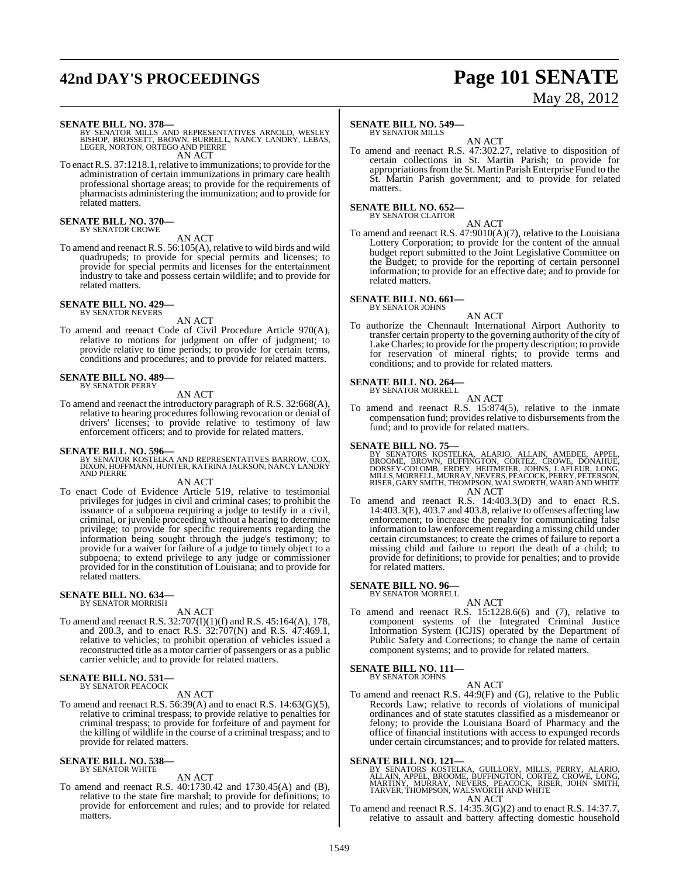**SENATE BILL NO. 378—**
BY SENATOR MILLS AND REPRESENTATIVES ARNOLD, WESLEY BISHOP, BROSSETT, BROWN, BURRELL, NANCY LANDRY, LEBAS, LEGER, NORTON, ORTEGO AND PIERRE

AN ACT

To enact R.S. 37:1218.1, relative to immunizations; to provide for the administration of certain immunizations in primary care health professional shortage areas; to provide for the requirements of pharmacists administering the immunization; and to provide for related matters.

**SENATE BILL NO. 370—**
BY SENATOR CROWE

AN ACT

To amend and reenact R.S. 56:105(A), relative to wild birds and wild quadrupeds; to provide for special permits and licenses; to provide for special permits and licenses for the entertainment industry to take and possess certain wildlife; and to provide for related matters.

**SENATE BILL NO. 429—**
BY SENATOR NEVERS

AN ACT

To amend and reenact Code of Civil Procedure Article 970(A), relative to motions for judgment on offer of judgment; to provide relative to time periods; to provide for certain terms, conditions and procedures; and to provide for related matters.

**SENATE BILL NO. 489—**
BY SENATOR PERRY

AN ACT

To amend and reenact the introductory paragraph of R.S. 32:668(A), relative to hearing procedures following revocation or denial of drivers' licenses; to provide relative to testimony of law enforcement officers; and to provide for related matters.

**SENATE BILL NO. 596—**
BY SENATOR KOSTELKA AND REPRESENTATIVES BARROW, COX, DIXON, HOFFMANN, HUNTER, KATRINA JACKSON, NANCY LANDRY AND PIERRE

AN ACT

To enact Code of Evidence Article 519, relative to testimonial privileges for judges in civil and criminal cases; to prohibit the issuance of a subpoena requiring a judge to testify in a civil, criminal, or juvenile proceeding without a hearing to determine privilege; to provide for specific requirements regarding the information being sought through the judge's testimony; to provide for a waiver for failure of a judge to timely object to a subpoena; to extend privilege to any judge or commissioner provided for in the constitution of Louisiana; and to provide for related matters.

**SENATE BILL NO. 634—**
BY SENATOR MORRISH

AN ACT

To amend and reenact R.S. 32:707(I)(1)(f) and R.S. 45:164(A), 178, and 200.3, and to enact R.S. 32:707(N) and R.S. 47:469.1, relative to vehicles; to prohibit operation of vehicles issued a reconstructed title as a motor carrier of passengers or as a public carrier vehicle; and to provide for related matters.

**SENATE BILL NO. 531—**
BY SENATOR PEACOCK

AN ACT

To amend and reenact R.S. 56:39(A) and to enact R.S. 14:63(G)(5), relative to criminal trespass; to provide relative to penalties for criminal trespass; to provide for forfeiture of and payment for the killing of wildlife in the course of a criminal trespass; and to provide for related matters.

**SENATE BILL NO. 538—**
BY SENATOR WHITE

AN ACT

To amend and reenact R.S. 40:1730.42 and 1730.45(A) and (B), relative to the state fire marshal; to provide for definitions; to provide for enforcement and rules; and to provide for related matters.

**SENATE BILL NO. 549—**
BY SENATOR MILLS

AN ACT

To amend and reenact R.S. 47:302.27, relative to disposition of certain collections in St. Martin Parish; to provide for appropriations from the St. Martin Parish Enterprise Fund to the St. Martin Parish government; and to provide for related matters.

**SENATE BILL NO. 652—**
BY SENATOR CLAITOR

AN ACT

To amend and reenact R.S. 47:9010(A)(7), relative to the Louisiana Lottery Corporation; to provide for the content of the annual budget report submitted to the Joint Legislative Committee on the Budget; to provide for the reporting of certain personnel information; to provide for an effective date; and to provide for related matters.

**SENATE BILL NO. 661—**
BY SENATOR JOHNS

AN ACT

To authorize the Chennault International Airport Authority to transfer certain property to the governing authority of the city of Lake Charles; to provide for the property description; to provide for reservation of mineral rights; to provide terms and conditions; and to provide for related matters.

**SENATE BILL NO. 264—**
BY SENATOR MORRELL

AN ACT

To amend and reenact R.S. 15:874(5), relative to the inmate compensation fund; provides relative to disbursements from the fund; and to provide for related matters.

**SENATE BILL NO. 75—**
BY SENATORS KOSTELKA, ALARIO, ALLAIN, AMEDEE, APPEL, BROOME, BROWN, BUFFINGTON, CORTEZ, CROWE, DONAHUE, DORSEY-COLOMB, ERDEY, HEITMEIER, JOHNS, LAFLEUR, LONG, MILLS, MORRELL, MURRAY, NEVERS, PEACOCK, PERRY, PETERSON, RISER, GARY SMITH, THOMPSON, WALSWORTH, WARD AND WHITE

AN ACT

To amend and reenact R.S. 14:403.3(D) and to enact R.S. 14:403.3(E), 403.7 and 403.8, relative to offenses affecting law enforcement; to increase the penalty for communicating false information to law enforcement regarding a missing child under certain circumstances; to create the crimes of failure to report a missing child and failure to report the death of a child; to provide for definitions; to provide for penalties; and to provide for related matters.

**SENATE BILL NO. 96—**
BY SENATOR MORRELL

AN ACT

To amend and reenact R.S. 15:1228.6(6) and (7), relative to component systems of the Integrated Criminal Justice Information System (ICJIS) operated by the Department of Public Safety and Corrections; to change the name of certain component systems; and to provide for related matters.

**SENATE BILL NO. 111—**
BY SENATOR JOHNS

AN ACT

To amend and reenact R.S. 44:9(F) and (G), relative to the Public Records Law; relative to records of violations of municipal ordinances and of state statutes classified as a misdemeanor or felony; to provide the Louisiana Board of Pharmacy and the office of financial institutions with access to expunged records under certain circumstances; and to provide for related matters.

**SENATE BILL NO. 121—**
BY SENATORS KOSTELKA, GUILLORY, MILLS, PERRY, ALARIO, ALLAIN, APPEL, BROOME, BUFFINGTON, CORTEZ, CROWE, LONG, MARTINY, MURRAY, NEVERS, PEACOCK, RISER, JOHN SMITH, TARVER, THOMPSON, WALSWORTH AND WHITE

AN ACT

To amend and reenact R.S. 14:35.3(G)(2) and to enact R.S. 14:37.7, relative to assault and battery affecting domestic household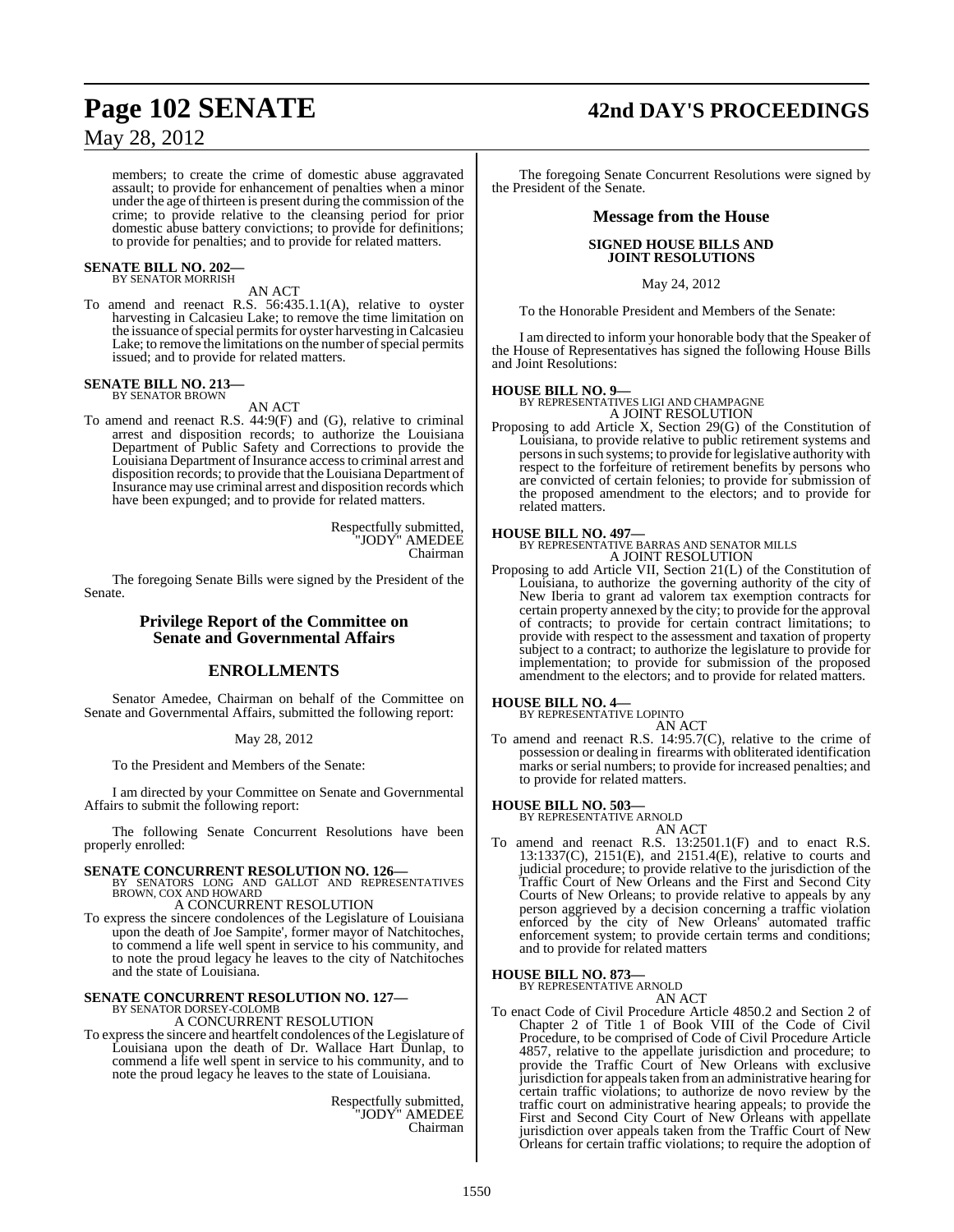members; to create the crime of domestic abuse aggravated assault; to provide for enhancement of penalties when a minor under the age of thirteen is present during the commission of the crime; to provide relative to the cleansing period for prior domestic abuse battery convictions; to provide for definitions; to provide for penalties; and to provide for related matters.

**SENATE BILL NO. 202—**
BY SENATOR MORRISH

AN ACT

To amend and reenact R.S. 56:435.1.1(A), relative to oyster harvesting in Calcasieu Lake; to remove the time limitation on the issuance of special permits for oyster harvesting in Calcasieu Lake; to remove the limitations on the number of special permits issued; and to provide for related matters.

**SENATE BILL NO. 213—**
BY SENATOR BROWN

AN ACT

To amend and reenact R.S. 44:9(F) and (G), relative to criminal arrest and disposition records; to authorize the Louisiana Department of Public Safety and Corrections to provide the Louisiana Department of Insurance access to criminal arrest and disposition records; to provide that the Louisiana Department of Insurance may use criminal arrest and disposition records which have been expunged; and to provide for related matters.

Respectfully submitted,
"JODY" AMEDEE
Chairman

The foregoing Senate Bills were signed by the President of the Senate.

## Privilege Report of the Committee on Senate and Governmental Affairs

## ENROLLMENTS

Senator Amedee, Chairman on behalf of the Committee on Senate and Governmental Affairs, submitted the following report:

May 28, 2012

To the President and Members of the Senate:

I am directed by your Committee on Senate and Governmental Affairs to submit the following report:

The following Senate Concurrent Resolutions have been properly enrolled:

**SENATE CONCURRENT RESOLUTION NO. 126—**
BY SENATORS LONG AND GALLOT AND REPRESENTATIVES BROWN, COX AND HOWARD

A CONCURRENT RESOLUTION

To express the sincere condolences of the Legislature of Louisiana upon the death of Joe Sampite', former mayor of Natchitoches, to commend a life well spent in service to his community, and to note the proud legacy he leaves to the city of Natchitoches and the state of Louisiana.

**SENATE CONCURRENT RESOLUTION NO. 127—**
BY SENATOR DORSEY-COLOMB

A CONCURRENT RESOLUTION

To express the sincere and heartfelt condolences of the Legislature of Louisiana upon the death of Dr. Wallace Hart Dunlap, to commend a life well spent in service to his community, and to note the proud legacy he leaves to the state of Louisiana.

Respectfully submitted,
"JODY" AMEDEE
Chairman

The foregoing Senate Concurrent Resolutions were signed by the President of the Senate.

## Message from the House

### SIGNED HOUSE BILLS AND JOINT RESOLUTIONS

May 24, 2012

To the Honorable President and Members of the Senate:

I am directed to inform your honorable body that the Speaker of the House of Representatives has signed the following House Bills and Joint Resolutions:

**HOUSE BILL NO. 9—**
BY REPRESENTATIVES LIGI AND CHAMPAGNE

A JOINT RESOLUTION

Proposing to add Article X, Section 29(G) of the Constitution of Louisiana, to provide relative to public retirement systems and persons in such systems; to provide for legislative authority with respect to the forfeiture of retirement benefits by persons who are convicted of certain felonies; to provide for submission of the proposed amendment to the electors; and to provide for related matters.

**HOUSE BILL NO. 497—**
BY REPRESENTATIVE BARRAS AND SENATOR MILLS

A JOINT RESOLUTION

Proposing to add Article VII, Section 21(L) of the Constitution of Louisiana, to authorize the governing authority of the city of New Iberia to grant ad valorem tax exemption contracts for certain property annexed by the city; to provide for the approval of contracts; to provide for certain contract limitations; to provide with respect to the assessment and taxation of property subject to a contract; to authorize the legislature to provide for implementation; to provide for submission of the proposed amendment to the electors; and to provide for related matters.

**HOUSE BILL NO. 4—**
BY REPRESENTATIVE LOPINTO

AN ACT

To amend and reenact R.S. 14:95.7(C), relative to the crime of possession or dealing in firearms with obliterated identification marks or serial numbers; to provide for increased penalties; and to provide for related matters.

**HOUSE BILL NO. 503—**
BY REPRESENTATIVE ARNOLD

AN ACT

To amend and reenact R.S. 13:2501.1(F) and to enact R.S. 13:1337(C), 2151(E), and 2151.4(E), relative to courts and judicial procedure; to provide relative to the jurisdiction of the Traffic Court of New Orleans and the First and Second City Courts of New Orleans; to provide relative to appeals by any person aggrieved by a decision concerning a traffic violation enforced by the city of New Orleans' automated traffic enforcement system; to provide certain terms and conditions; and to provide for related matters

**HOUSE BILL NO. 873—**
BY REPRESENTATIVE ARNOLD

AN ACT

To enact Code of Civil Procedure Article 4850.2 and Section 2 of Chapter 2 of Title 1 of Book VIII of the Code of Civil Procedure, to be comprised of Code of Civil Procedure Article 4857, relative to the appellate jurisdiction and procedure; to provide the Traffic Court of New Orleans with exclusive jurisdiction for appeals taken from an administrative hearing for certain traffic violations; to authorize de novo review by the traffic court on administrative hearing appeals; to provide the First and Second City Court of New Orleans with appellate jurisdiction over appeals taken from the Traffic Court of New Orleans for certain traffic violations; to require the adoption of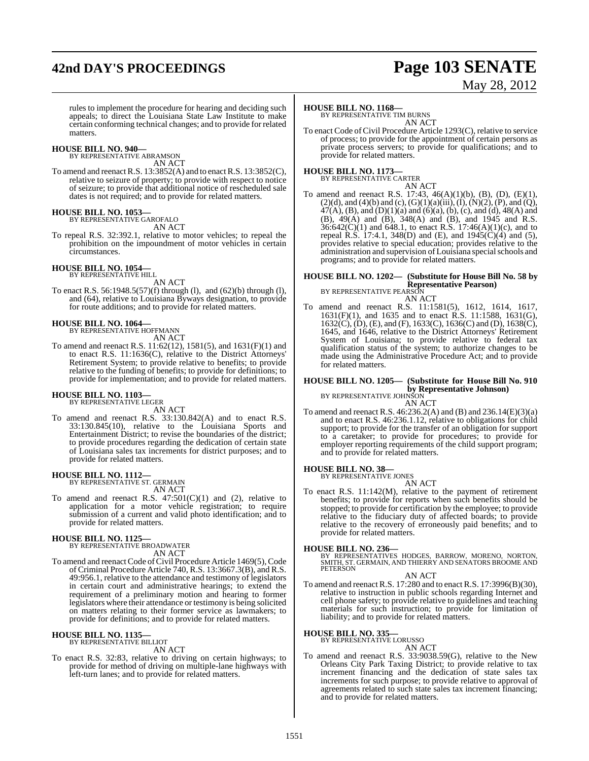rules to implement the procedure for hearing and deciding such appeals; to direct the Louisiana State Law Institute to make certain conforming technical changes; and to provide for related matters.

**HOUSE BILL NO. 940—**
BY REPRESENTATIVE ABRAMSON
AN ACT

To amend and reenact R.S. 13:3852(A) and to enact R.S. 13:3852(C), relative to seizure of property; to provide with respect to notice of seizure; to provide that additional notice of rescheduled sale dates is not required; and to provide for related matters.

**HOUSE BILL NO. 1053—**
BY REPRESENTATIVE GAROFALO
AN ACT

To repeal R.S. 32:392.1, relative to motor vehicles; to repeal the prohibition on the impoundment of motor vehicles in certain circumstances.

**HOUSE BILL NO. 1054—**
BY REPRESENTATIVE HILL
AN ACT

To enact R.S. 56:1948.5(57)(f) through (l), and (62)(b) through (l), and (64), relative to Louisiana Byways designation, to provide for route additions; and to provide for related matters.

**HOUSE BILL NO. 1064—**
BY REPRESENTATIVE HOFFMANN
AN ACT

To amend and reenact R.S. 11:62(12), 1581(5), and 1631(F)(1) and to enact R.S. 11:1636(C), relative to the District Attorneys' Retirement System; to provide relative to benefits; to provide relative to the funding of benefits; to provide for definitions; to provide for implementation; and to provide for related matters.

**HOUSE BILL NO. 1103—**
BY REPRESENTATIVE LEGER
AN ACT

To amend and reenact R.S. 33:130.842(A) and to enact R.S. 33:130.845(10), relative to the Louisiana Sports and Entertainment District; to revise the boundaries of the district; to provide procedures regarding the dedication of certain state of Louisiana sales tax increments for district purposes; and to provide for related matters.

**HOUSE BILL NO. 1112—**
BY REPRESENTATIVE ST. GERMAIN
AN ACT

To amend and reenact R.S. 47:501(C)(1) and (2), relative to application for a motor vehicle registration; to require submission of a current and valid photo identification; and to provide for related matters.

**HOUSE BILL NO. 1125—**
BY REPRESENTATIVE BROADWATER
AN ACT

To amend and reenact Code of Civil Procedure Article 1469(5), Code of Criminal Procedure Article 740, R.S. 13:3667.3(B), and R.S. 49:956.1, relative to the attendance and testimony of legislators in certain court and administrative hearings; to extend the requirement of a preliminary motion and hearing to former legislators where their attendance or testimony is being solicited on matters relating to their former service as lawmakers; to provide for definitions; and to provide for related matters.

**HOUSE BILL NO. 1135—**
BY REPRESENTATIVE BILLIOT
AN ACT

To enact R.S. 32:83, relative to driving on certain highways; to provide for method of driving on multiple-lane highways with left-turn lanes; and to provide for related matters.

**HOUSE BILL NO. 1168—**
BY REPRESENTATIVE TIM BURNS
AN ACT

To enact Code of Civil Procedure Article 1293(C), relative to service of process; to provide for the appointment of certain persons as private process servers; to provide for qualifications; and to provide for related matters.

**HOUSE BILL NO. 1173—**
BY REPRESENTATIVE CARTER
AN ACT

To amend and reenact R.S. 17:43, 46(A)(1)(b), (B), (D), (E)(1), (2)(d), and (4)(b) and (c), (G)(1)(a)(iii), (I), (N)(2), (P), and (Q), 47(A), (B), and (D)(1)(a) and (6)(a), (b), (c), and (d), 48(A) and (B), 49(A) and (B), 348(A) and (B), and 1945 and R.S. 36:642(C)(1) and 648.1, to enact R.S. 17:46(A)(1)(c), and to repeal R.S. 17:4.1, 348(D) and (E), and 1945(C)(4) and (5), provides relative to special education; provides relative to the administration and supervision of Louisiana special schools and programs; and to provide for related matters.

**HOUSE BILL NO. 1202— (Substitute for House Bill No. 58 by Representative Pearson)**
BY REPRESENTATIVE PEARSON
AN ACT

To amend and reenact R.S. 11:1581(5), 1612, 1614, 1617, 1631(F)(1), and 1635 and to enact R.S. 11:1588, 1631(G), 1632(C), (D), (E), and (F), 1633(C), 1636(C) and (D), 1638(C), 1645, and 1646, relative to the District Attorneys' Retirement System of Louisiana; to provide relative to federal tax qualification status of the system; to authorize changes to be made using the Administrative Procedure Act; and to provide for related matters.

**HOUSE BILL NO. 1205— (Substitute for House Bill No. 910 by Representative Johnson)**
BY REPRESENTATIVE JOHNSON
AN ACT

To amend and reenact R.S. 46:236.2(A) and (B) and 236.14(E)(3)(a) and to enact R.S. 46:236.1.12, relative to obligations for child support; to provide for the transfer of an obligation for support to a caretaker; to provide for procedures; to provide for employer reporting requirements of the child support program; and to provide for related matters.

**HOUSE BILL NO. 38—**
BY REPRESENTATIVE JONES
AN ACT

To enact R.S. 11:142(M), relative to the payment of retirement benefits; to provide for reports when such benefits should be stopped; to provide for certification by the employee; to provide relative to the fiduciary duty of affected boards; to provide relative to the recovery of erroneously paid benefits; and to provide for related matters.

**HOUSE BILL NO. 236—**
BY REPRESENTATIVES HODGES, BARROW, MORENO, NORTON, SMITH, ST. GERMAIN, AND THIERRY AND SENATORS BROOME AND PETERSON
AN ACT

To amend and reenact R.S. 17:280 and to enact R.S. 17:3996(B)(30), relative to instruction in public schools regarding Internet and cell phone safety; to provide relative to guidelines and teaching materials for such instruction; to provide for limitation of liability; and to provide for related matters.

**HOUSE BILL NO. 335—**
BY REPRESENTATIVE LORUSSO
AN ACT

To amend and reenact R.S. 33:9038.59(G), relative to the New Orleans City Park Taxing District; to provide relative to tax increment financing and the dedication of state sales tax increments for such purpose; to provide relative to approval of agreements related to such state sales tax increment financing; and to provide for related matters.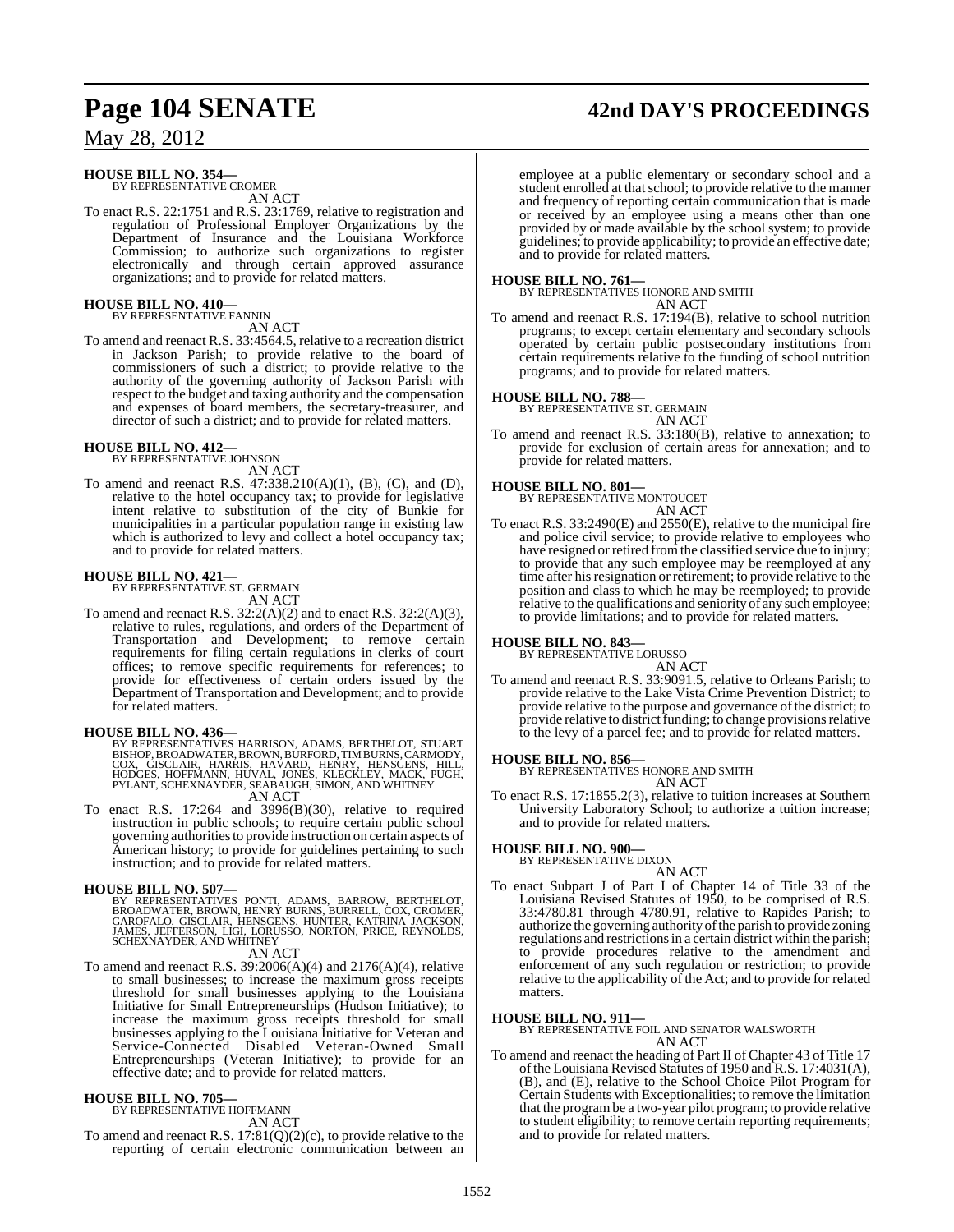**HOUSE BILL NO. 354—**
BY REPRESENTATIVE CROMER

AN ACT

To enact R.S. 22:1751 and R.S. 23:1769, relative to registration and regulation of Professional Employer Organizations by the Department of Insurance and the Louisiana Workforce Commission; to authorize such organizations to register electronically and through certain approved assurance organizations; and to provide for related matters.

**HOUSE BILL NO. 410—**
BY REPRESENTATIVE FANNIN

AN ACT

To amend and reenact R.S. 33:4564.5, relative to a recreation district in Jackson Parish; to provide relative to the board of commissioners of such a district; to provide relative to the authority of the governing authority of Jackson Parish with respect to the budget and taxing authority and the compensation and expenses of board members, the secretary-treasurer, and director of such a district; and to provide for related matters.

**HOUSE BILL NO. 412—**
BY REPRESENTATIVE JOHNSON

AN ACT

To amend and reenact R.S. 47:338.210(A)(1), (B), (C), and (D), relative to the hotel occupancy tax; to provide for legislative intent relative to substitution of the city of Bunkie for municipalities in a particular population range in existing law which is authorized to levy and collect a hotel occupancy tax; and to provide for related matters.

**HOUSE BILL NO. 421—**
BY REPRESENTATIVE ST. GERMAIN

AN ACT

To amend and reenact R.S. 32:2(A)(2) and to enact R.S. 32:2(A)(3), relative to rules, regulations, and orders of the Department of Transportation and Development; to remove certain requirements for filing certain regulations in clerks of court offices; to remove specific requirements for references; to provide for effectiveness of certain orders issued by the Department of Transportation and Development; and to provide for related matters.

**HOUSE BILL NO. 436—**
BY REPRESENTATIVES HARRISON, ADAMS, BERTHELOT, STUART BISHOP, BROADWATER, BROWN, BURFORD, TIM BURNS, CARMODY, COX, GISCLAIR, HARRIS, HAVARD, HENRY, HENSGENS, HILL, HODGES, HOFFMANN, HUVAL, JONES, KLECKLEY, MACK, PUGH, PYLANT, SCHEXNAYDER, SEABAUGH, SIMON, AND WHITNEY

AN ACT

To enact R.S. 17:264 and 3996(B)(30), relative to required instruction in public schools; to require certain public school governing authorities to provide instruction on certain aspects of American history; to provide for guidelines pertaining to such instruction; and to provide for related matters.

**HOUSE BILL NO. 507—**
BY REPRESENTATIVES PONTI, ADAMS, BARROW, BERTHELOT, BROADWATER, BROWN, HENRY BURNS, BURRELL, COX, CROMER, GAROFALO, GISCLAIR, HENSGENS, HUNTER, KATRINA JACKSON, JAMES, JEFFERSON, LIGI, LORUSSO, NORTON, PRICE, REYNOLDS, SCHEXNAYDER, AND WHITNEY

AN ACT

To amend and reenact R.S. 39:2006(A)(4) and 2176(A)(4), relative to small businesses; to increase the maximum gross receipts threshold for small businesses applying to the Louisiana Initiative for Small Entrepreneurships (Hudson Initiative); to increase the maximum gross receipts threshold for small businesses applying to the Louisiana Initiative for Veteran and Service-Connected Disabled Veteran-Owned Small Entrepreneurships (Veteran Initiative); to provide for an effective date; and to provide for related matters.

**HOUSE BILL NO. 705—**
BY REPRESENTATIVE HOFFMANN

AN ACT

To amend and reenact R.S. 17:81(Q)(2)(c), to provide relative to the reporting of certain electronic communication between an employee at a public elementary or secondary school and a student enrolled at that school; to provide relative to the manner and frequency of reporting certain communication that is made or received by an employee using a means other than one provided by or made available by the school system; to provide guidelines; to provide applicability; to provide an effective date; and to provide for related matters.

**HOUSE BILL NO. 761—**
BY REPRESENTATIVES HONORE AND SMITH

AN ACT

To amend and reenact R.S. 17:194(B), relative to school nutrition programs; to except certain elementary and secondary schools operated by certain public postsecondary institutions from certain requirements relative to the funding of school nutrition programs; and to provide for related matters.

**HOUSE BILL NO. 788—**
BY REPRESENTATIVE ST. GERMAIN

AN ACT

To amend and reenact R.S. 33:180(B), relative to annexation; to provide for exclusion of certain areas for annexation; and to provide for related matters.

**HOUSE BILL NO. 801—**
BY REPRESENTATIVE MONTOUCET

AN ACT

To enact R.S. 33:2490(E) and 2550(E), relative to the municipal fire and police civil service; to provide relative to employees who have resigned or retired from the classified service due to injury; to provide that any such employee may be reemployed at any time after his resignation or retirement; to provide relative to the position and class to which he may be reemployed; to provide relative to the qualifications and seniority of any such employee; to provide limitations; and to provide for related matters.

**HOUSE BILL NO. 843—**
BY REPRESENTATIVE LORUSSO

AN ACT

To amend and reenact R.S. 33:9091.5, relative to Orleans Parish; to provide relative to the Lake Vista Crime Prevention District; to provide relative to the purpose and governance of the district; to provide relative to district funding; to change provisions relative to the levy of a parcel fee; and to provide for related matters.

**HOUSE BILL NO. 856—**
BY REPRESENTATIVES HONORE AND SMITH

AN ACT

To enact R.S. 17:1855.2(3), relative to tuition increases at Southern University Laboratory School; to authorize a tuition increase; and to provide for related matters.

**HOUSE BILL NO. 900—**
BY REPRESENTATIVE DIXON

AN ACT

To enact Subpart J of Part I of Chapter 14 of Title 33 of the Louisiana Revised Statutes of 1950, to be comprised of R.S. 33:4780.81 through 4780.91, relative to Rapides Parish; to authorize the governing authority of the parish to provide zoning regulations and restrictions in a certain district within the parish; to provide procedures relative to the amendment and enforcement of any such regulation or restriction; to provide relative to the applicability of the Act; and to provide for related matters.

**HOUSE BILL NO. 911—**
BY REPRESENTATIVE FOIL AND SENATOR WALSWORTH

AN ACT

To amend and reenact the heading of Part II of Chapter 43 of Title 17 of the Louisiana Revised Statutes of 1950 and R.S. 17:4031(A), (B), and (E), relative to the School Choice Pilot Program for Certain Students with Exceptionalities; to remove the limitation that the program be a two-year pilot program; to provide relative to student eligibility; to remove certain reporting requirements; and to provide for related matters.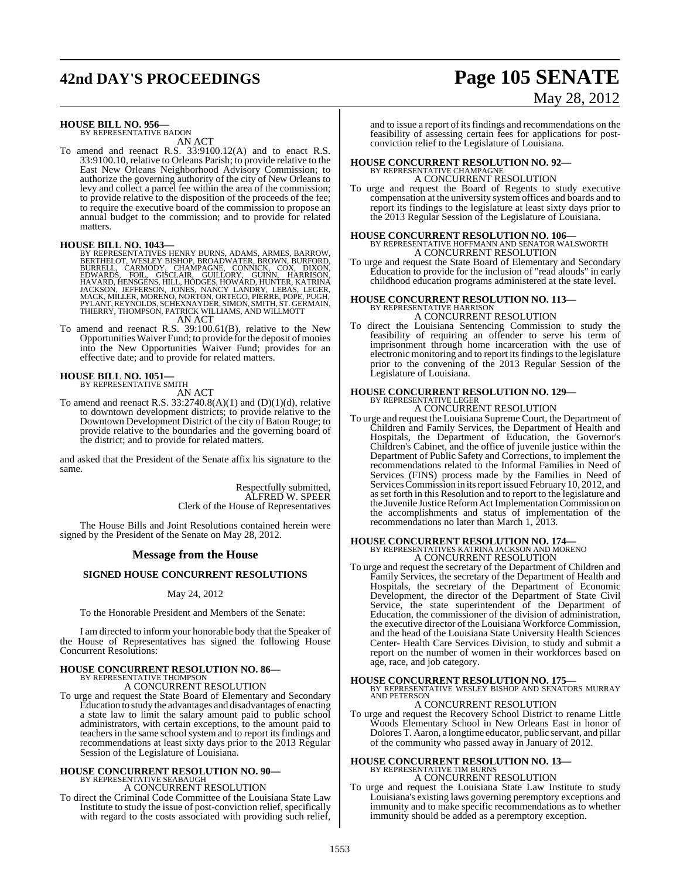**HOUSE BILL NO. 956—**
BY REPRESENTATIVE BADON

AN ACT

To amend and reenact R.S. 33:9100.12(A) and to enact R.S. 33:9100.10, relative to Orleans Parish; to provide relative to the East New Orleans Neighborhood Advisory Commission; to authorize the governing authority of the city of New Orleans to levy and collect a parcel fee within the area of the commission; to provide relative to the disposition of the proceeds of the fee; to require the executive board of the commission to propose an annual budget to the commission; and to provide for related matters.

**HOUSE BILL NO. 1043—**
BY REPRESENTATIVES HENRY BURNS, ADAMS, ARMES, BARROW, BERTHELOT, WESLEY BISHOP, BROADWATER, BROWN, BURFORD, BURRELL, CARMODY, CHAMPAGNE, CONNICK, COX, DIXON, EDWARDS, FOIL, GISCLAIR, GUILLORY, GUINN, HARRISON, HAVARD, HENSGENS, HILL, HODGES, HOWARD, HUNTER, KATRINA JACKSON, JEFFERSON, JONES, NANCY LANDRY, LEBAS, LEGER, MACK, MILLER, MORENO, NORTON, ORTEGO, PIERRE, POPE, PUGH, PYLANT, REYNOLDS, SCHEXNAYDER, SIMON, SMITH, ST. GERMAIN, THIERRY, THOMPSON, PATRICK WILLIAMS, AND WILLMOTT

AN ACT

To amend and reenact R.S. 39:100.61(B), relative to the New Opportunities Waiver Fund; to provide for the deposit of monies into the New Opportunities Waiver Fund; provides for an effective date; and to provide for related matters.

**HOUSE BILL NO. 1051—**
BY REPRESENTATIVE SMITH

AN ACT

To amend and reenact R.S. 33:2740.8(A)(1) and (D)(1)(d), relative to downtown development districts; to provide relative to the Downtown Development District of the city of Baton Rouge; to provide relative to the boundaries and the governing board of the district; and to provide for related matters.

and asked that the President of the Senate affix his signature to the same.

Respectfully submitted,
ALFRED W. SPEER
Clerk of the House of Representatives

The House Bills and Joint Resolutions contained herein were signed by the President of the Senate on May 28, 2012.

## Message from the House

### SIGNED HOUSE CONCURRENT RESOLUTIONS

May 24, 2012

To the Honorable President and Members of the Senate:

I am directed to inform your honorable body that the Speaker of the House of Representatives has signed the following House Concurrent Resolutions:

**HOUSE CONCURRENT RESOLUTION NO. 86—**
BY REPRESENTATIVE THOMPSON

A CONCURRENT RESOLUTION

To urge and request the State Board of Elementary and Secondary Education to study the advantages and disadvantages of enacting a state law to limit the salary amount paid to public school administrators, with certain exceptions, to the amount paid to teachers in the same school system and to report its findings and recommendations at least sixty days prior to the 2013 Regular Session of the Legislature of Louisiana.

**HOUSE CONCURRENT RESOLUTION NO. 90—**
BY REPRESENTATIVE SEABAUGH

A CONCURRENT RESOLUTION

To direct the Criminal Code Committee of the Louisiana State Law Institute to study the issue of post-conviction relief, specifically with regard to the costs associated with providing such relief, and to issue a report of its findings and recommendations on the feasibility of assessing certain fees for applications for post-conviction relief to the Legislature of Louisiana.

**HOUSE CONCURRENT RESOLUTION NO. 92—**
BY REPRESENTATIVE CHAMPAGNE

A CONCURRENT RESOLUTION

To urge and request the Board of Regents to study executive compensation at the university system offices and boards and to report its findings to the legislature at least sixty days prior to the 2013 Regular Session of the Legislature of Louisiana.

**HOUSE CONCURRENT RESOLUTION NO. 106—**
BY REPRESENTATIVE HOFFMANN AND SENATOR WALSWORTH

A CONCURRENT RESOLUTION

To urge and request the State Board of Elementary and Secondary Education to provide for the inclusion of "read alouds" in early childhood education programs administered at the state level.

**HOUSE CONCURRENT RESOLUTION NO. 113—**
BY REPRESENTATIVE HARRISON

A CONCURRENT RESOLUTION

To direct the Louisiana Sentencing Commission to study the feasibility of requiring an offender to serve his term of imprisonment through home incarceration with the use of electronic monitoring and to report its findings to the legislature prior to the convening of the 2013 Regular Session of the Legislature of Louisiana.

**HOUSE CONCURRENT RESOLUTION NO. 129—**
BY REPRESENTATIVE LEGER

A CONCURRENT RESOLUTION

To urge and request the Louisiana Supreme Court, the Department of Children and Family Services, the Department of Health and Hospitals, the Department of Education, the Governor's Children's Cabinet, and the office of juvenile justice within the Department of Public Safety and Corrections, to implement the recommendations related to the Informal Families in Need of Services (FINS) process made by the Families in Need of Services Commission in its report issued February 10, 2012, and as set forth in this Resolution and to report to the legislature and the Juvenile Justice Reform Act Implementation Commission on the accomplishments and status of implementation of the recommendations no later than March 1, 2013.

**HOUSE CONCURRENT RESOLUTION NO. 174—**
BY REPRESENTATIVES KATRINA JACKSON AND MORENO

A CONCURRENT RESOLUTION

To urge and request the secretary of the Department of Children and Family Services, the secretary of the Department of Health and Hospitals, the secretary of the Department of Economic Development, the director of the Department of State Civil Service, the state superintendent of the Department of Education, the commissioner of the division of administration, the executive director of the Louisiana Workforce Commission, and the head of the Louisiana State University Health Sciences Center- Health Care Services Division, to study and submit a report on the number of women in their workforces based on age, race, and job category.

**HOUSE CONCURRENT RESOLUTION NO. 175—**
BY REPRESENTATIVE WESLEY BISHOP AND SENATORS MURRAY AND PETERSON

A CONCURRENT RESOLUTION

To urge and request the Recovery School District to rename Little Woods Elementary School in New Orleans East in honor of Dolores T. Aaron, a longtime educator, public servant, and pillar of the community who passed away in January of 2012.

**HOUSE CONCURRENT RESOLUTION NO. 13—**
BY REPRESENTATIVE TIM BURNS

A CONCURRENT RESOLUTION

To urge and request the Louisiana State Law Institute to study Louisiana's existing laws governing peremptory exceptions and immunity and to make specific recommendations as to whether immunity should be added as a peremptory exception.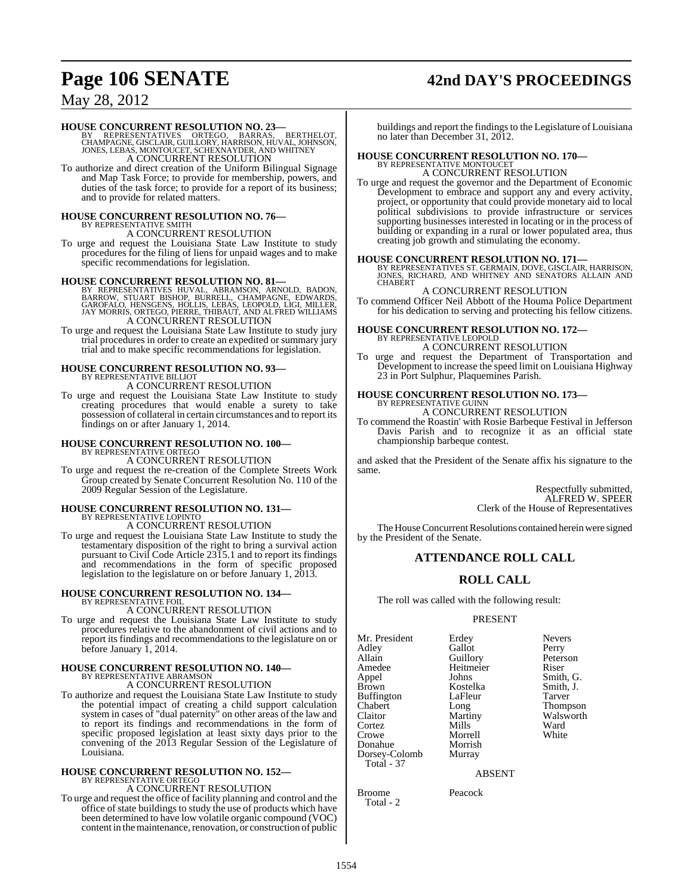**HOUSE CONCURRENT RESOLUTION NO. 23—**
BY REPRESENTATIVES ORTEGO, BARRAS, BERTHELOT, CHAMPAGNE, GISCLAIR, GUILLORY, HARRISON, HUVAL, JOHNSON, JONES, LEBAS, MONTOUCET, SCHEXNAYDER, AND WHITNEY
A CONCURRENT RESOLUTION

To authorize and direct creation of the Uniform Bilingual Signage and Map Task Force; to provide for membership, powers, and duties of the task force; to provide for a report of its business; and to provide for related matters.

**HOUSE CONCURRENT RESOLUTION NO. 76—**
BY REPRESENTATIVE SMITH
A CONCURRENT RESOLUTION

To urge and request the Louisiana State Law Institute to study procedures for the filing of liens for unpaid wages and to make specific recommendations for legislation.

**HOUSE CONCURRENT RESOLUTION NO. 81—**
BY REPRESENTATIVES HUVAL, ABRAMSON, ARNOLD, BADON, BARROW, STUART BISHOP, BURRELL, CHAMPAGNE, EDWARDS, GAROFALO, HENSGENS, HOLLIS, LEBAS, LEOPOLD, LIGI, MILLER, JAY MORRIS, ORTEGO, PIERRE, THIBAUT, AND ALFRED WILLIAMS
A CONCURRENT RESOLUTION

To urge and request the Louisiana State Law Institute to study jury trial procedures in order to create an expedited or summary jury trial and to make specific recommendations for legislation.

**HOUSE CONCURRENT RESOLUTION NO. 93—**
BY REPRESENTATIVE BILLIOT
A CONCURRENT RESOLUTION

To urge and request the Louisiana State Law Institute to study creating procedures that would enable a surety to take possession of collateral in certain circumstances and to report its findings on or after January 1, 2014.

**HOUSE CONCURRENT RESOLUTION NO. 100—**
BY REPRESENTATIVE ORTEGO
A CONCURRENT RESOLUTION

To urge and request the re-creation of the Complete Streets Work Group created by Senate Concurrent Resolution No. 110 of the 2009 Regular Session of the Legislature.

**HOUSE CONCURRENT RESOLUTION NO. 131—**
BY REPRESENTATIVE LOPINTO
A CONCURRENT RESOLUTION

To urge and request the Louisiana State Law Institute to study the testamentary disposition of the right to bring a survival action pursuant to Civil Code Article 2315.1 and to report its findings and recommendations in the form of specific proposed legislation to the legislature on or before January 1, 2013.

**HOUSE CONCURRENT RESOLUTION NO. 134—**
BY REPRESENTATIVE FOIL
A CONCURRENT RESOLUTION

To urge and request the Louisiana State Law Institute to study procedures relative to the abandonment of civil actions and to report its findings and recommendations to the legislature on or before January 1, 2014.

**HOUSE CONCURRENT RESOLUTION NO. 140—**
BY REPRESENTATIVE ABRAMSON
A CONCURRENT RESOLUTION

To authorize and request the Louisiana State Law Institute to study the potential impact of creating a child support calculation system in cases of "dual paternity" on other areas of the law and to report its findings and recommendations in the form of specific proposed legislation at least sixty days prior to the convening of the 2013 Regular Session of the Legislature of Louisiana.

**HOUSE CONCURRENT RESOLUTION NO. 152—**
BY REPRESENTATIVE ORTEGO
A CONCURRENT RESOLUTION

To urge and request the office of facility planning and control and the office of state buildings to study the use of products which have been determined to have low volatile organic compound (VOC) content in the maintenance, renovation, or construction of public buildings and report the findings to the Legislature of Louisiana no later than December 31, 2012.

**HOUSE CONCURRENT RESOLUTION NO. 170—**
BY REPRESENTATIVE MONTOUCET
A CONCURRENT RESOLUTION

To urge and request the governor and the Department of Economic Development to embrace and support any and every activity, project, or opportunity that could provide monetary aid to local political subdivisions to provide infrastructure or services supporting businesses interested in locating or in the process of building or expanding in a rural or lower populated area, thus creating job growth and stimulating the economy.

**HOUSE CONCURRENT RESOLUTION NO. 171—**
BY REPRESENTATIVES ST. GERMAIN, DOVE, GISCLAIR, HARRISON, JONES, RICHARD, AND WHITNEY AND SENATORS ALLAIN AND CHABERT
A CONCURRENT RESOLUTION

To commend Officer Neil Abbott of the Houma Police Department for his dedication to serving and protecting his fellow citizens.

**HOUSE CONCURRENT RESOLUTION NO. 172—**
BY REPRESENTATIVE LEOPOLD
A CONCURRENT RESOLUTION

To urge and request the Department of Transportation and Development to increase the speed limit on Louisiana Highway 23 in Port Sulphur, Plaquemines Parish.

**HOUSE CONCURRENT RESOLUTION NO. 173—**
BY REPRESENTATIVE GUINN
A CONCURRENT RESOLUTION

To commend the Roastin' with Rosie Barbeque Festival in Jefferson Davis Parish and to recognize it as an official state championship barbeque contest.

and asked that the President of the Senate affix his signature to the same.

Respectfully submitted,
ALFRED W. SPEER
Clerk of the House of Representatives

The House Concurrent Resolutions contained herein were signed by the President of the Senate.

## ATTENDANCE ROLL CALL

## ROLL CALL

The roll was called with the following result:

PRESENT

| | | |
|---|---|---|
| Mr. President | Erdey | Nevers |
| Adley | Gallot | Perry |
| Allain | Guillory | Peterson |
| Amedee | Heitmeier | Riser |
| Appel | Johns | Smith, G. |
| Brown | Kostelka | Smith, J. |
| Buffington | LaFleur | Tarver |
| Chabert | Long | Thompson |
| Claitor | Martiny | Walsworth |
| Cortez | Mills | Ward |
| Crowe | Morrell | White |
| Donahue | Morrish | |
| Dorsey-Colomb | Murray | |

Total - 37

ABSENT

| | |
|---|---|
| Broome | Peacock |

Total - 2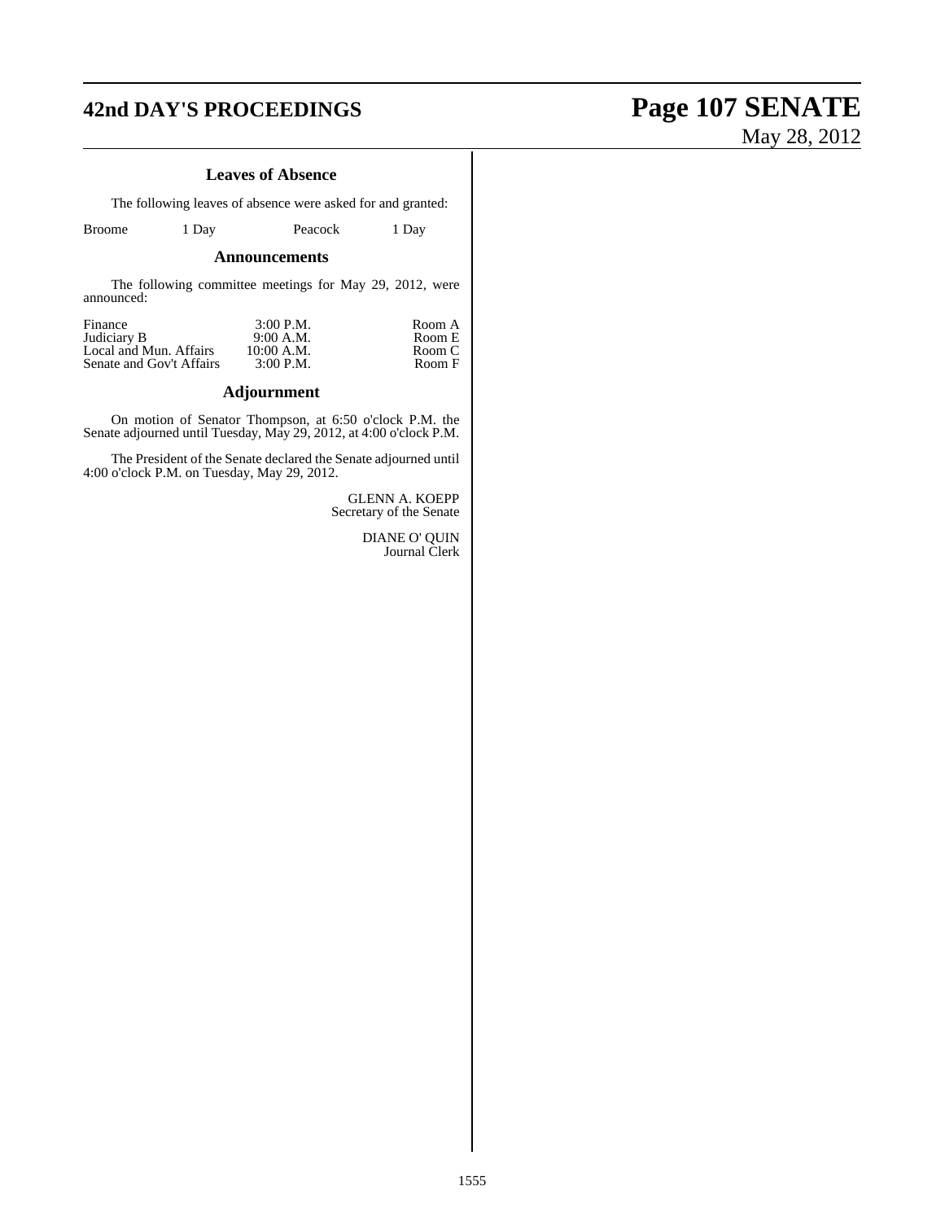### Leaves of Absence

The following leaves of absence were asked for and granted:

| | | | |
|---|---|---|---|
| Broome | 1 Day | Peacock | 1 Day |

### Announcements

The following committee meetings for May 29, 2012, were announced:

| | | |
|---|---|---|
| Finance | 3:00 P.M. | Room A |
| Judiciary B | 9:00 A.M. | Room E |
| Local and Mun. Affairs | 10:00 A.M. | Room C |
| Senate and Gov't Affairs | 3:00 P.M. | Room F |

### Adjournment

On motion of Senator Thompson, at 6:50 o'clock P.M. the Senate adjourned until Tuesday, May 29, 2012, at 4:00 o'clock P.M.

The President of the Senate declared the Senate adjourned until 4:00 o'clock P.M. on Tuesday, May 29, 2012.

GLENN A. KOEPP
Secretary of the Senate

DIANE O' QUIN
Journal Clerk